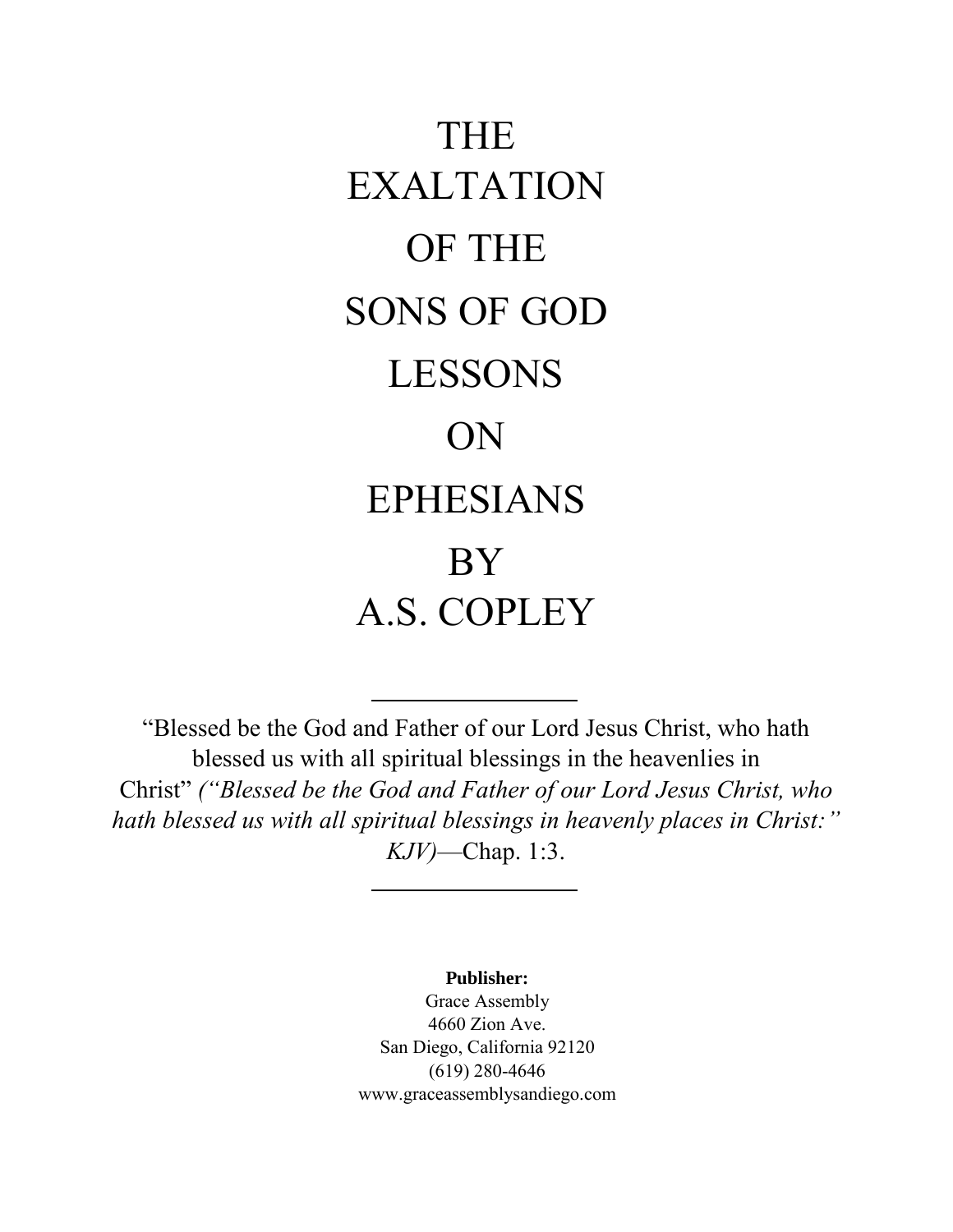# THE EXALTATION OF THE SONS OF GOD

## LESSONS ON EPHESIANS

## BY A.S. COPLEY

---

"Blessed be the God and Father of our Lord Jesus Christ, who hath blessed us with all spiritual blessings in the heavenlies in Christ" *("Blessed be the God and Father of our Lord Jesus Christ, who hath blessed us with all spiritual blessings in heavenly places in Christ:" KJV)*—Chap. 1:3.

---

**Publisher:**
Grace Assembly
4660 Zion Ave.
San Diego, California 92120
(619) 280-4646
www.graceassemblysandiego.com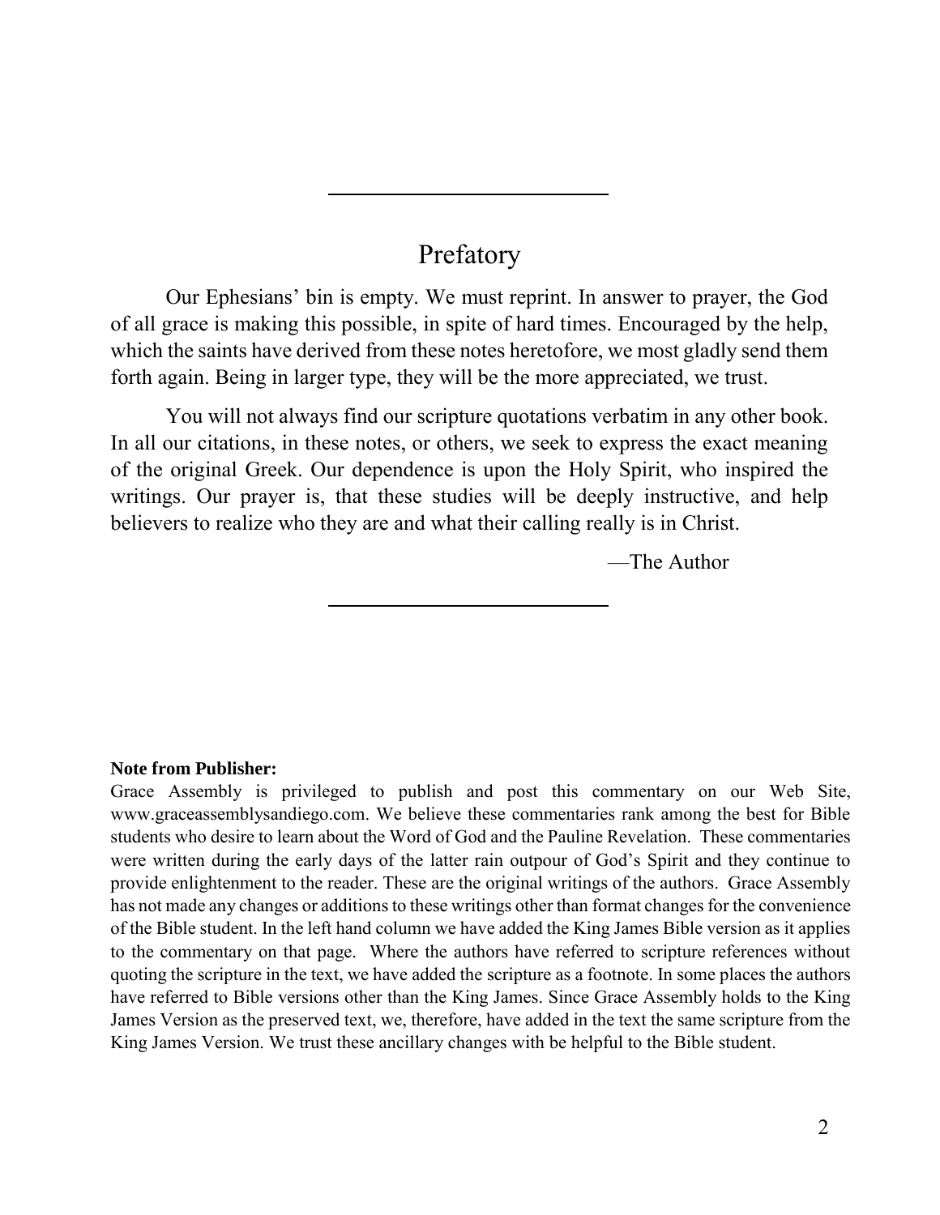---

# Prefatory

Our Ephesians' bin is empty. We must reprint. In answer to prayer, the God of all grace is making this possible, in spite of hard times. Encouraged by the help, which the saints have derived from these notes heretofore, we most gladly send them forth again. Being in larger type, they will be the more appreciated, we trust.

You will not always find our scripture quotations verbatim in any other book. In all our citations, in these notes, or others, we seek to express the exact meaning of the original Greek. Our dependence is upon the Holy Spirit, who inspired the writings. Our prayer is, that these studies will be deeply instructive, and help believers to realize who they are and what their calling really is in Christ.

—The Author

---

**Note from Publisher:**
Grace Assembly is privileged to publish and post this commentary on our Web Site, www.graceassemblysandiego.com. We believe these commentaries rank among the best for Bible students who desire to learn about the Word of God and the Pauline Revelation. These commentaries were written during the early days of the latter rain outpour of God's Spirit and they continue to provide enlightenment to the reader. These are the original writings of the authors. Grace Assembly has not made any changes or additions to these writings other than format changes for the convenience of the Bible student. In the left hand column we have added the King James Bible version as it applies to the commentary on that page. Where the authors have referred to scripture references without quoting the scripture in the text, we have added the scripture as a footnote. In some places the authors have referred to Bible versions other than the King James. Since Grace Assembly holds to the King James Version as the preserved text, we, therefore, have added in the text the same scripture from the King James Version. We trust these ancillary changes with be helpful to the Bible student.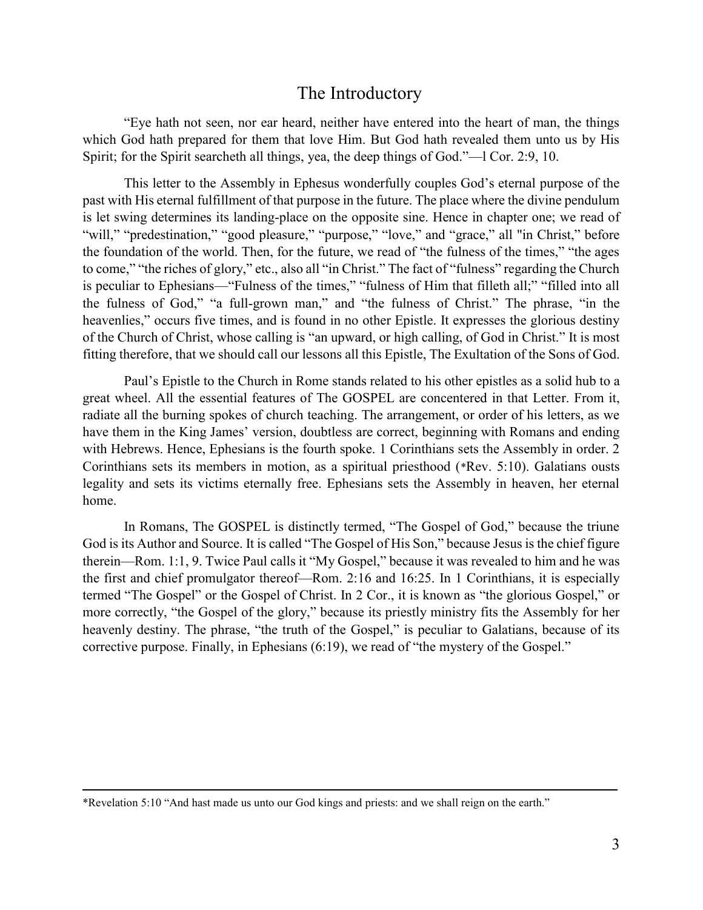## The Introductory

"Eye hath not seen, nor ear heard, neither have entered into the heart of man, the things which God hath prepared for them that love Him. But God hath revealed them unto us by His Spirit; for the Spirit searcheth all things, yea, the deep things of God."—l Cor. 2:9, 10.

This letter to the Assembly in Ephesus wonderfully couples God's eternal purpose of the past with His eternal fulfillment of that purpose in the future. The place where the divine pendulum is let swing determines its landing-place on the opposite sine. Hence in chapter one; we read of "will," "predestination," "good pleasure," "purpose," "love," and "grace," all "in Christ," before the foundation of the world. Then, for the future, we read of "the fulness of the times," "the ages to come," "the riches of glory," etc., also all "in Christ." The fact of "fulness" regarding the Church is peculiar to Ephesians—"Fulness of the times," "fulness of Him that filleth all;" "filled into all the fulness of God," "a full-grown man," and "the fulness of Christ." The phrase, "in the heavenlies," occurs five times, and is found in no other Epistle. It expresses the glorious destiny of the Church of Christ, whose calling is "an upward, or high calling, of God in Christ." It is most fitting therefore, that we should call our lessons all this Epistle, The Exultation of the Sons of God.

Paul's Epistle to the Church in Rome stands related to his other epistles as a solid hub to a great wheel. All the essential features of The GOSPEL are concentered in that Letter. From it, radiate all the burning spokes of church teaching. The arrangement, or order of his letters, as we have them in the King James' version, doubtless are correct, beginning with Romans and ending with Hebrews. Hence, Ephesians is the fourth spoke. 1 Corinthians sets the Assembly in order. 2 Corinthians sets its members in motion, as a spiritual priesthood (*Rev. 5:10). Galatians ousts legality and sets its victims eternally free. Ephesians sets the Assembly in heaven, her eternal home.

In Romans, The GOSPEL is distinctly termed, "The Gospel of God," because the triune God is its Author and Source. It is called "The Gospel of His Son," because Jesus is the chief figure therein—Rom. 1:1, 9. Twice Paul calls it "My Gospel," because it was revealed to him and he was the first and chief promulgator thereof—Rom. 2:16 and 16:25. In 1 Corinthians, it is especially termed "The Gospel" or the Gospel of Christ. In 2 Cor., it is known as "the glorious Gospel," or more correctly, "the Gospel of the glory," because its priestly ministry fits the Assembly for her heavenly destiny. The phrase, "the truth of the Gospel," is peculiar to Galatians, because of its corrective purpose. Finally, in Ephesians (6:19), we read of "the mystery of the Gospel."

---

*Revelation 5:10 "And hast made us unto our God kings and priests: and we shall reign on the earth."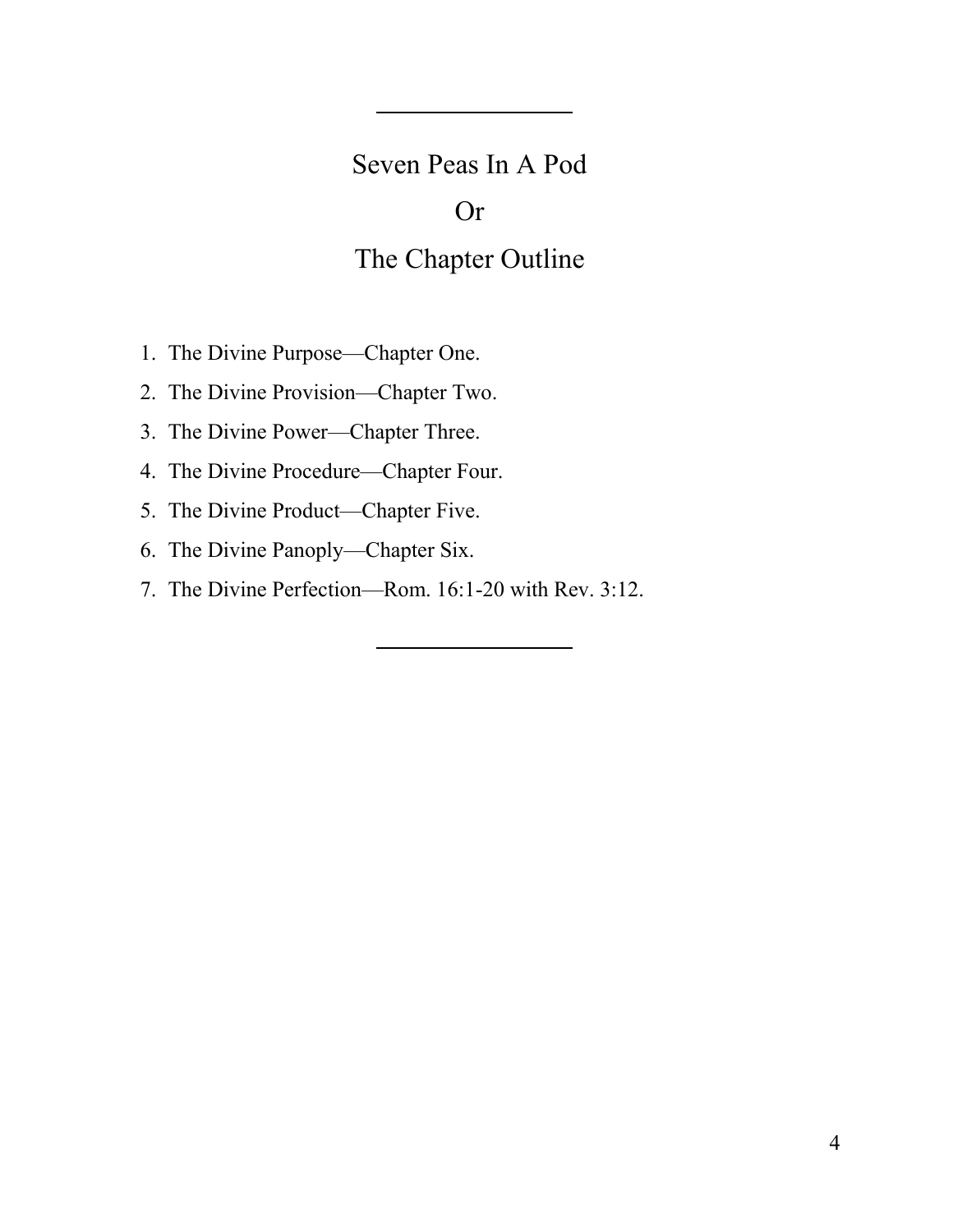---

## Seven Peas In A Pod

## Or

## The Chapter Outline

1. The Divine Purpose—Chapter One.
2. The Divine Provision—Chapter Two.
3. The Divine Power—Chapter Three.
4. The Divine Procedure—Chapter Four.
5. The Divine Product—Chapter Five.
6. The Divine Panoply—Chapter Six.
7. The Divine Perfection—Rom. 16:1-20 with Rev. 3:12.

---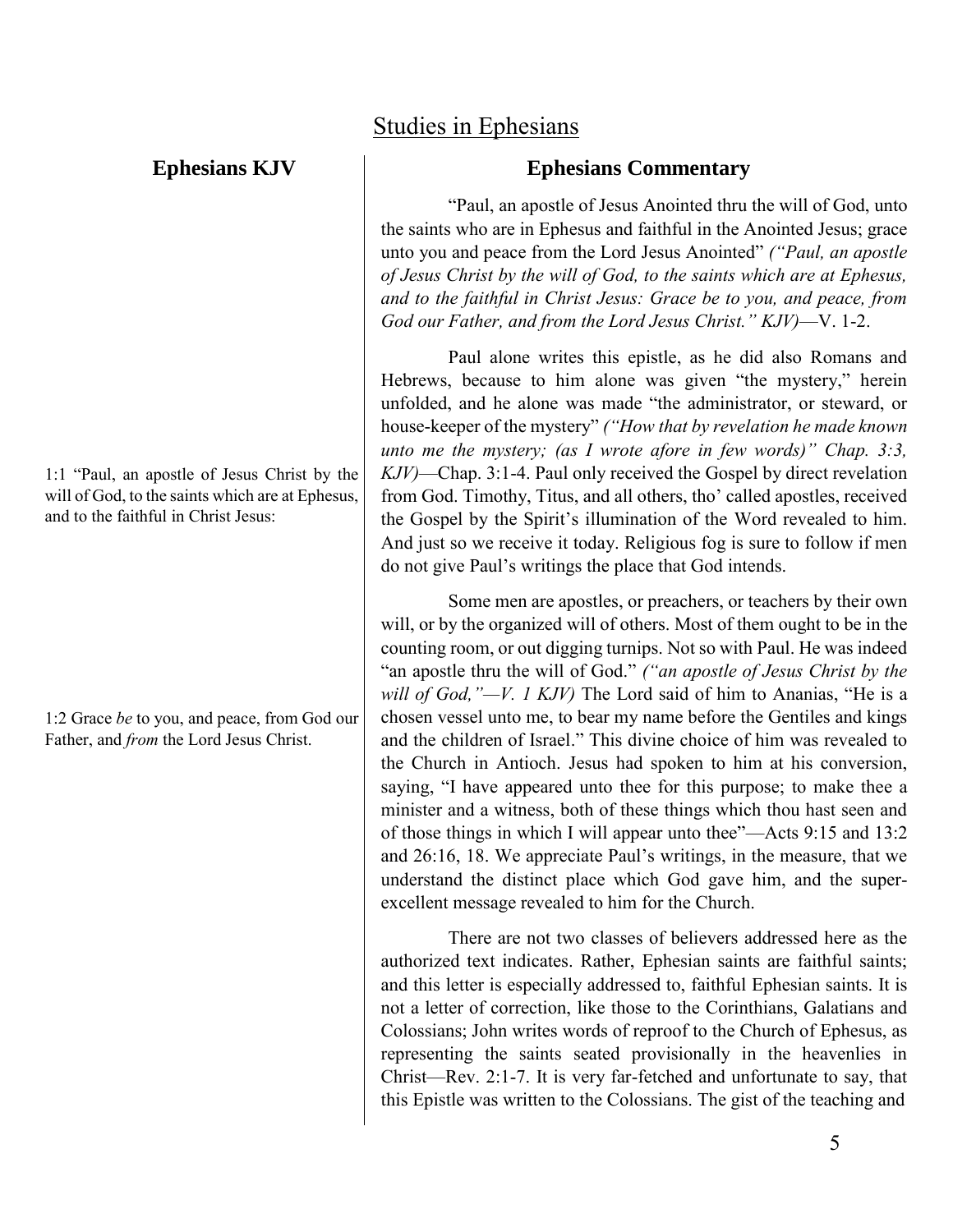# Studies in Ephesians

## Ephesians KJV

1:1 "Paul, an apostle of Jesus Christ by the will of God, to the saints which are at Ephesus, and to the faithful in Christ Jesus:

1:2 Grace *be* to you, and peace, from God our Father, and *from* the Lord Jesus Christ.

## Ephesians Commentary

"Paul, an apostle of Jesus Anointed thru the will of God, unto the saints who are in Ephesus and faithful in the Anointed Jesus; grace unto you and peace from the Lord Jesus Anointed" *("Paul, an apostle of Jesus Christ by the will of God, to the saints which are at Ephesus, and to the faithful in Christ Jesus: Grace be to you, and peace, from God our Father, and from the Lord Jesus Christ." KJV)*—V. 1-2.

Paul alone writes this epistle, as he did also Romans and Hebrews, because to him alone was given "the mystery," herein unfolded, and he alone was made "the administrator, or steward, or house-keeper of the mystery" *("How that by revelation he made known unto me the mystery; (as I wrote afore in few words)" Chap. 3:3, KJV)*—Chap. 3:1-4. Paul only received the Gospel by direct revelation from God. Timothy, Titus, and all others, tho' called apostles, received the Gospel by the Spirit's illumination of the Word revealed to him. And just so we receive it today. Religious fog is sure to follow if men do not give Paul's writings the place that God intends.

Some men are apostles, or preachers, or teachers by their own will, or by the organized will of others. Most of them ought to be in the counting room, or out digging turnips. Not so with Paul. He was indeed "an apostle thru the will of God." *("an apostle of Jesus Christ by the will of God,"—V. 1 KJV)* The Lord said of him to Ananias, "He is a chosen vessel unto me, to bear my name before the Gentiles and kings and the children of Israel." This divine choice of him was revealed to the Church in Antioch. Jesus had spoken to him at his conversion, saying, "I have appeared unto thee for this purpose; to make thee a minister and a witness, both of these things which thou hast seen and of those things in which I will appear unto thee"—Acts 9:15 and 13:2 and 26:16, 18. We appreciate Paul's writings, in the measure, that we understand the distinct place which God gave him, and the super-excellent message revealed to him for the Church.

There are not two classes of believers addressed here as the authorized text indicates. Rather, Ephesian saints are faithful saints; and this letter is especially addressed to, faithful Ephesian saints. It is not a letter of correction, like those to the Corinthians, Galatians and Colossians; John writes words of reproof to the Church of Ephesus, as representing the saints seated provisionally in the heavenlies in Christ—Rev. 2:1-7. It is very far-fetched and unfortunate to say, that this Epistle was written to the Colossians. The gist of the teaching and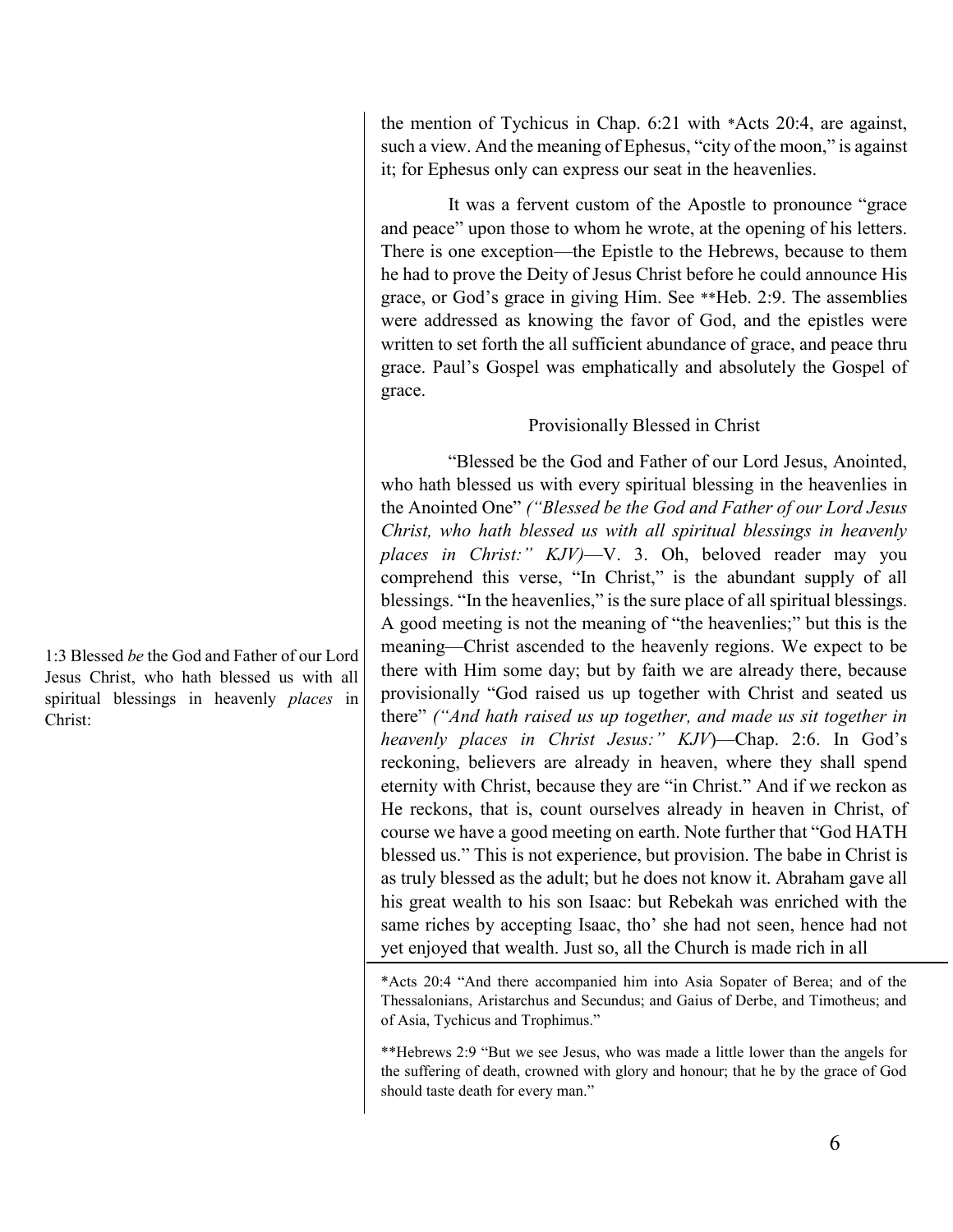the mention of Tychicus in Chap. 6:21 with *Acts 20:4, are against, such a view. And the meaning of Ephesus, "city of the moon," is against it; for Ephesus only can express our seat in the heavenlies.

It was a fervent custom of the Apostle to pronounce "grace and peace" upon those to whom he wrote, at the opening of his letters. There is one exception—the Epistle to the Hebrews, because to them he had to prove the Deity of Jesus Christ before he could announce His grace, or God's grace in giving Him. See **Heb. 2:9. The assemblies were addressed as knowing the favor of God, and the epistles were written to set forth the all sufficient abundance of grace, and peace thru grace. Paul's Gospel was emphatically and absolutely the Gospel of grace.

### Provisionally Blessed in Christ

1:3 Blessed *be* the God and Father of our Lord Jesus Christ, who hath blessed us with all spiritual blessings in heavenly *places* in Christ:

"Blessed be the God and Father of our Lord Jesus, Anointed, who hath blessed us with every spiritual blessing in the heavenlies in the Anointed One" *("Blessed be the God and Father of our Lord Jesus Christ, who hath blessed us with all spiritual blessings in heavenly places in Christ:" KJV)*—V. 3. Oh, beloved reader may you comprehend this verse, "In Christ," is the abundant supply of all blessings. "In the heavenlies," is the sure place of all spiritual blessings. A good meeting is not the meaning of "the heavenlies;" but this is the meaning—Christ ascended to the heavenly regions. We expect to be there with Him some day; but by faith we are already there, because provisionally "God raised us up together with Christ and seated us there" *("And hath raised us up together, and made us sit together in heavenly places in Christ Jesus:" KJV)*—Chap. 2:6. In God's reckoning, believers are already in heaven, where they shall spend eternity with Christ, because they are "in Christ." And if we reckon as He reckons, that is, count ourselves already in heaven in Christ, of course we have a good meeting on earth. Note further that "God HATH blessed us." This is not experience, but provision. The babe in Christ is as truly blessed as the adult; but he does not know it. Abraham gave all his great wealth to his son Isaac: but Rebekah was enriched with the same riches by accepting Isaac, tho' she had not seen, hence had not yet enjoyed that wealth. Just so, all the Church is made rich in all

---

*Acts 20:4 "And there accompanied him into Asia Sopater of Berea; and of the Thessalonians, Aristarchus and Secundus; and Gaius of Derbe, and Timotheus; and of Asia, Tychicus and Trophimus."

**Hebrews 2:9 "But we see Jesus, who was made a little lower than the angels for the suffering of death, crowned with glory and honour; that he by the grace of God should taste death for every man."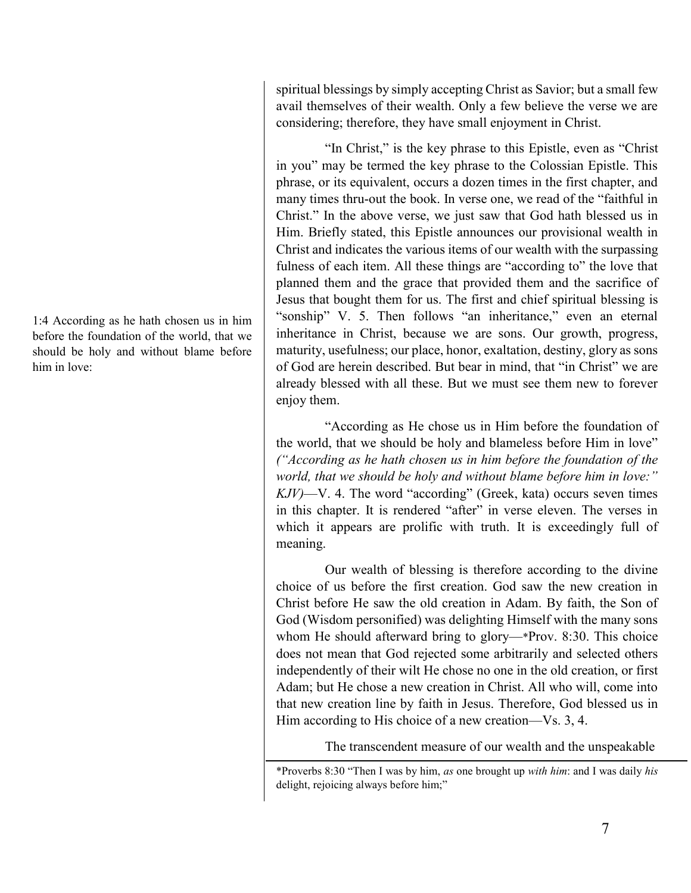spiritual blessings by simply accepting Christ as Savior; but a small few avail themselves of their wealth. Only a few believe the verse we are considering; therefore, they have small enjoyment in Christ.

"In Christ," is the key phrase to this Epistle, even as "Christ in you" may be termed the key phrase to the Colossian Epistle. This phrase, or its equivalent, occurs a dozen times in the first chapter, and many times thru-out the book. In verse one, we read of the "faithful in Christ." In the above verse, we just saw that God hath blessed us in Him. Briefly stated, this Epistle announces our provisional wealth in Christ and indicates the various items of our wealth with the surpassing fulness of each item. All these things are "according to" the love that planned them and the grace that provided them and the sacrifice of Jesus that bought them for us. The first and chief spiritual blessing is "sonship" V. 5. Then follows "an inheritance," even an eternal inheritance in Christ, because we are sons. Our growth, progress, maturity, usefulness; our place, honor, exaltation, destiny, glory as sons of God are herein described. But bear in mind, that "in Christ" we are already blessed with all these. But we must see them new to forever enjoy them.

1:4 According as he hath chosen us in him before the foundation of the world, that we should be holy and without blame before him in love:

"According as He chose us in Him before the foundation of the world, that we should be holy and blameless before Him in love" *("According as he hath chosen us in him before the foundation of the world, that we should be holy and without blame before him in love:" KJV)*—V. 4. The word "according" (Greek, kata) occurs seven times in this chapter. It is rendered "after" in verse eleven. The verses in which it appears are prolific with truth. It is exceedingly full of meaning.

Our wealth of blessing is therefore according to the divine choice of us before the first creation. God saw the new creation in Christ before He saw the old creation in Adam. By faith, the Son of God (Wisdom personified) was delighting Himself with the many sons whom He should afterward bring to glory—*Prov. 8:30. This choice does not mean that God rejected some arbitrarily and selected others independently of their wilt He chose no one in the old creation, or first Adam; but He chose a new creation in Christ. All who will, come into that new creation line by faith in Jesus. Therefore, God blessed us in Him according to His choice of a new creation—Vs. 3, 4.

The transcendent measure of our wealth and the unspeakable

*Proverbs 8:30 "Then I was by him, *as* one brought up *with him*: and I was daily *his* delight, rejoicing always before him;"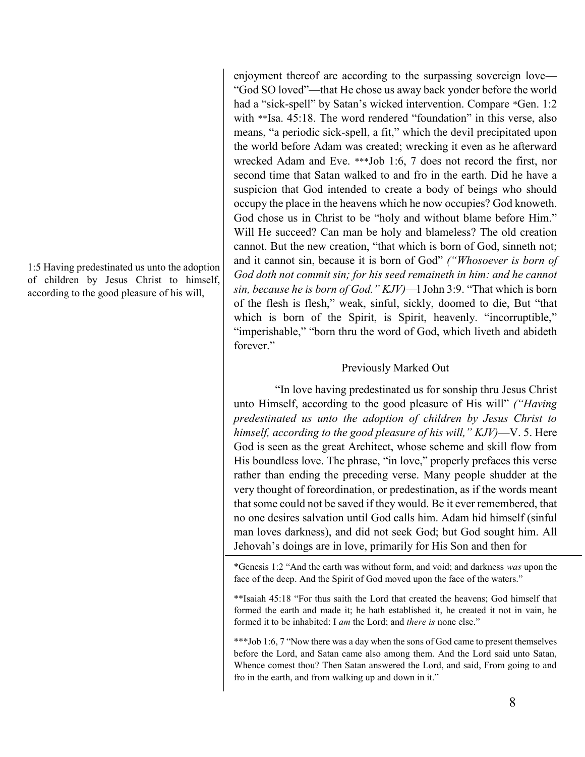1:5 Having predestinated us unto the adoption of children by Jesus Christ to himself, according to the good pleasure of his will,

enjoyment thereof are according to the surpassing sovereign love—"God SO loved"—that He chose us away back yonder before the world had a "sick-spell" by Satan's wicked intervention. Compare *Gen. 1:2 with **Isa. 45:18. The word rendered "foundation" in this verse, also means, "a periodic sick-spell, a fit," which the devil precipitated upon the world before Adam was created; wrecking it even as he afterward wrecked Adam and Eve. ***Job 1:6, 7 does not record the first, nor second time that Satan walked to and fro in the earth. Did he have a suspicion that God intended to create a body of beings who should occupy the place in the heavens which he now occupies? God knoweth. God chose us in Christ to be "holy and without blame before Him." Will He succeed? Can man be holy and blameless? The old creation cannot. But the new creation, "that which is born of God, sinneth not; and it cannot sin, because it is born of God" *("Whosoever is born of God doth not commit sin; for his seed remaineth in him: and he cannot sin, because he is born of God." KJV)*—l John 3:9. "That which is born of the flesh is flesh," weak, sinful, sickly, doomed to die, But "that which is born of the Spirit, is Spirit, heavenly. "incorruptible," "imperishable," "born thru the word of God, which liveth and abideth forever."

## Previously Marked Out

"In love having predestinated us for sonship thru Jesus Christ unto Himself, according to the good pleasure of His will" *("Having predestinated us unto the adoption of children by Jesus Christ to himself, according to the good pleasure of his will," KJV)*—V. 5. Here God is seen as the great Architect, whose scheme and skill flow from His boundless love. The phrase, "in love," properly prefaces this verse rather than ending the preceding verse. Many people shudder at the very thought of foreordination, or predestination, as if the words meant that some could not be saved if they would. Be it ever remembered, that no one desires salvation until God calls him. Adam hid himself (sinful man loves darkness), and did not seek God; but God sought him. All Jehovah's doings are in love, primarily for His Son and then for

---

*Genesis 1:2 "And the earth was without form, and void; and darkness *was* upon the face of the deep. And the Spirit of God moved upon the face of the waters."

**Isaiah 45:18 "For thus saith the Lord that created the heavens; God himself that formed the earth and made it; he hath established it, he created it not in vain, he formed it to be inhabited: I *am* the Lord; and *there is* none else."

***Job 1:6, 7 "Now there was a day when the sons of God came to present themselves before the Lord, and Satan came also among them. And the Lord said unto Satan, Whence comest thou? Then Satan answered the Lord, and said, From going to and fro in the earth, and from walking up and down in it."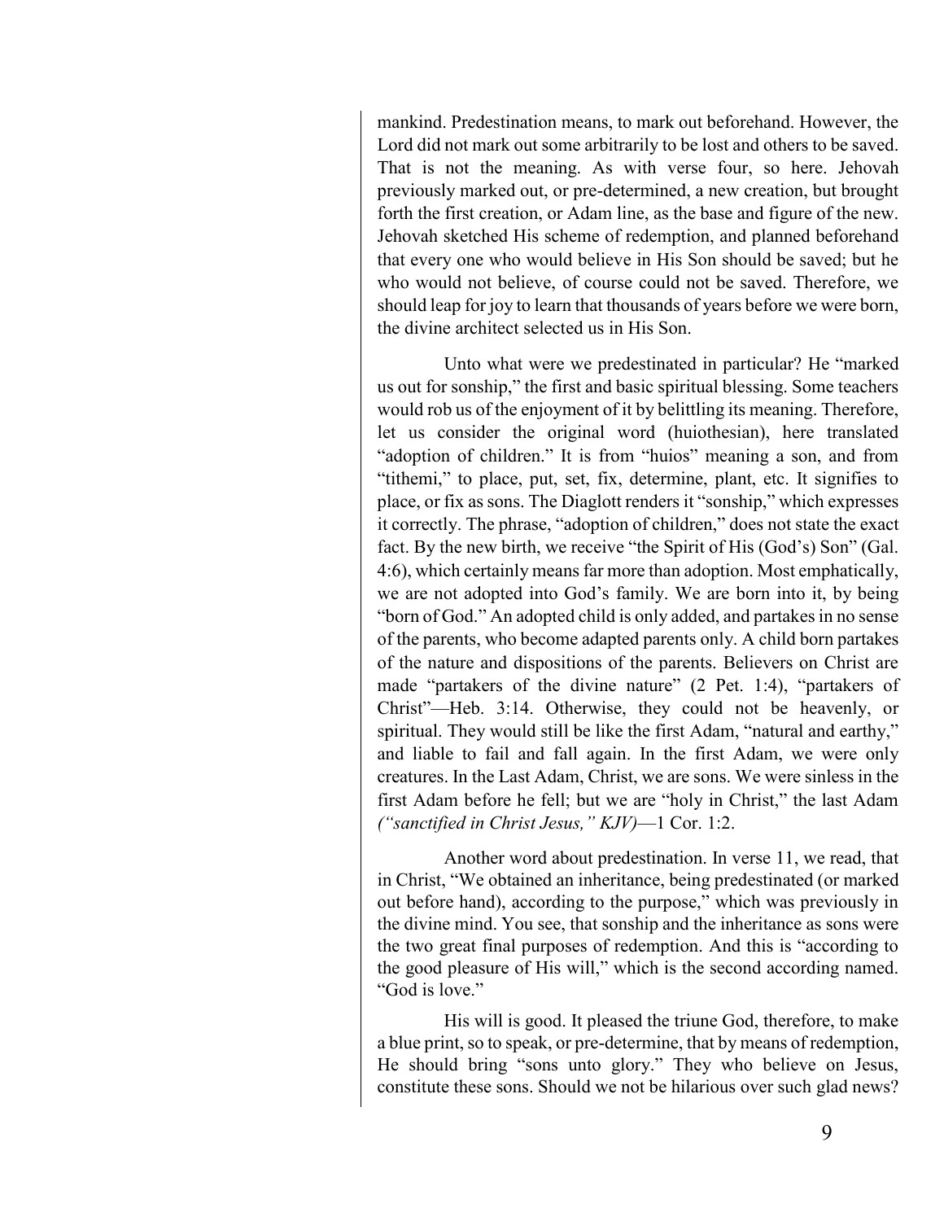mankind. Predestination means, to mark out beforehand. However, the Lord did not mark out some arbitrarily to be lost and others to be saved. That is not the meaning. As with verse four, so here. Jehovah previously marked out, or pre-determined, a new creation, but brought forth the first creation, or Adam line, as the base and figure of the new. Jehovah sketched His scheme of redemption, and planned beforehand that every one who would believe in His Son should be saved; but he who would not believe, of course could not be saved. Therefore, we should leap for joy to learn that thousands of years before we were born, the divine architect selected us in His Son.

Unto what were we predestinated in particular? He "marked us out for sonship," the first and basic spiritual blessing. Some teachers would rob us of the enjoyment of it by belittling its meaning. Therefore, let us consider the original word (huiothesian), here translated "adoption of children." It is from "huios" meaning a son, and from "tithemi," to place, put, set, fix, determine, plant, etc. It signifies to place, or fix as sons. The Diaglott renders it "sonship," which expresses it correctly. The phrase, "adoption of children," does not state the exact fact. By the new birth, we receive "the Spirit of His (God's) Son" (Gal. 4:6), which certainly means far more than adoption. Most emphatically, we are not adopted into God's family. We are born into it, by being "born of God." An adopted child is only added, and partakes in no sense of the parents, who become adapted parents only. A child born partakes of the nature and dispositions of the parents. Believers on Christ are made "partakers of the divine nature" (2 Pet. 1:4), "partakers of Christ"—Heb. 3:14. Otherwise, they could not be heavenly, or spiritual. They would still be like the first Adam, "natural and earthy," and liable to fail and fall again. In the first Adam, we were only creatures. In the Last Adam, Christ, we are sons. We were sinless in the first Adam before he fell; but we are "holy in Christ," the last Adam *("sanctified in Christ Jesus," KJV)*—1 Cor. 1:2.

Another word about predestination. In verse 11, we read, that in Christ, "We obtained an inheritance, being predestinated (or marked out before hand), according to the purpose," which was previously in the divine mind. You see, that sonship and the inheritance as sons were the two great final purposes of redemption. And this is "according to the good pleasure of His will," which is the second according named. "God is love."

His will is good. It pleased the triune God, therefore, to make a blue print, so to speak, or pre-determine, that by means of redemption, He should bring "sons unto glory." They who believe on Jesus, constitute these sons. Should we not be hilarious over such glad news?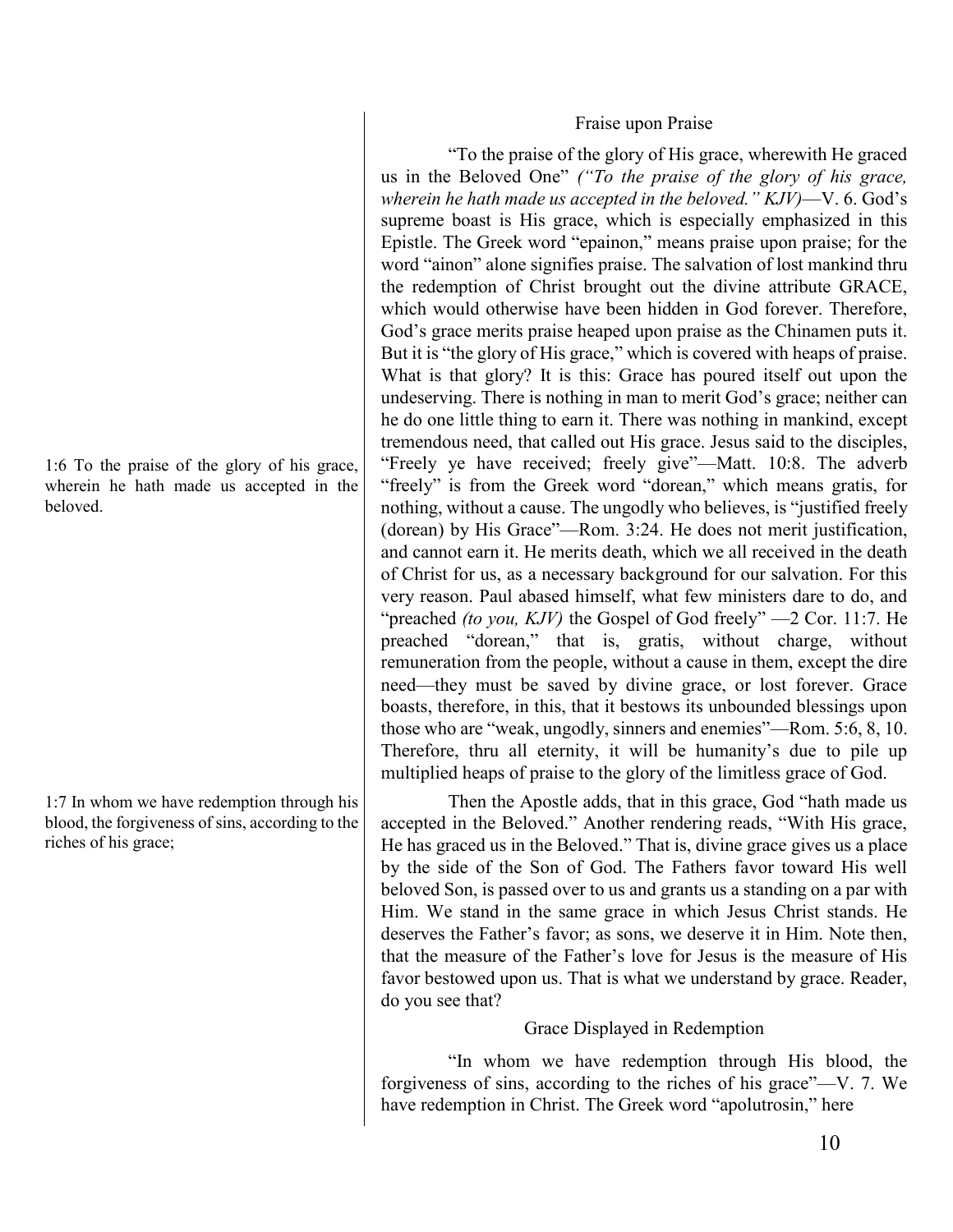1:6 To the praise of the glory of his grace, wherein he hath made us accepted in the beloved.

1:7 In whom we have redemption through his blood, the forgiveness of sins, according to the riches of his grace;

### Fraise upon Praise

"To the praise of the glory of His grace, wherewith He graced us in the Beloved One" *("To the praise of the glory of his grace, wherein he hath made us accepted in the beloved." KJV)*—V. 6. God's supreme boast is His grace, which is especially emphasized in this Epistle. The Greek word "epainon," means praise upon praise; for the word "ainon" alone signifies praise. The salvation of lost mankind thru the redemption of Christ brought out the divine attribute GRACE, which would otherwise have been hidden in God forever. Therefore, God's grace merits praise heaped upon praise as the Chinamen puts it. But it is "the glory of His grace," which is covered with heaps of praise. What is that glory? It is this: Grace has poured itself out upon the undeserving. There is nothing in man to merit God's grace; neither can he do one little thing to earn it. There was nothing in mankind, except tremendous need, that called out His grace. Jesus said to the disciples, "Freely ye have received; freely give"—Matt. 10:8. The adverb "freely" is from the Greek word "dorean," which means gratis, for nothing, without a cause. The ungodly who believes, is "justified freely (dorean) by His Grace"—Rom. 3:24. He does not merit justification, and cannot earn it. He merits death, which we all received in the death of Christ for us, as a necessary background for our salvation. For this very reason. Paul abased himself, what few ministers dare to do, and "preached *(to you, KJV)* the Gospel of God freely" —2 Cor. 11:7. He preached "dorean," that is, gratis, without charge, without remuneration from the people, without a cause in them, except the dire need—they must be saved by divine grace, or lost forever. Grace boasts, therefore, in this, that it bestows its unbounded blessings upon those who are "weak, ungodly, sinners and enemies"—Rom. 5:6, 8, 10. Therefore, thru all eternity, it will be humanity's due to pile up multiplied heaps of praise to the glory of the limitless grace of God.

Then the Apostle adds, that in this grace, God "hath made us accepted in the Beloved." Another rendering reads, "With His grace, He has graced us in the Beloved." That is, divine grace gives us a place by the side of the Son of God. The Fathers favor toward His well beloved Son, is passed over to us and grants us a standing on a par with Him. We stand in the same grace in which Jesus Christ stands. He deserves the Father's favor; as sons, we deserve it in Him. Note then, that the measure of the Father's love for Jesus is the measure of His favor bestowed upon us. That is what we understand by grace. Reader, do you see that?

### Grace Displayed in Redemption

"In whom we have redemption through His blood, the forgiveness of sins, according to the riches of his grace"—V. 7. We have redemption in Christ. The Greek word "apolutrosin," here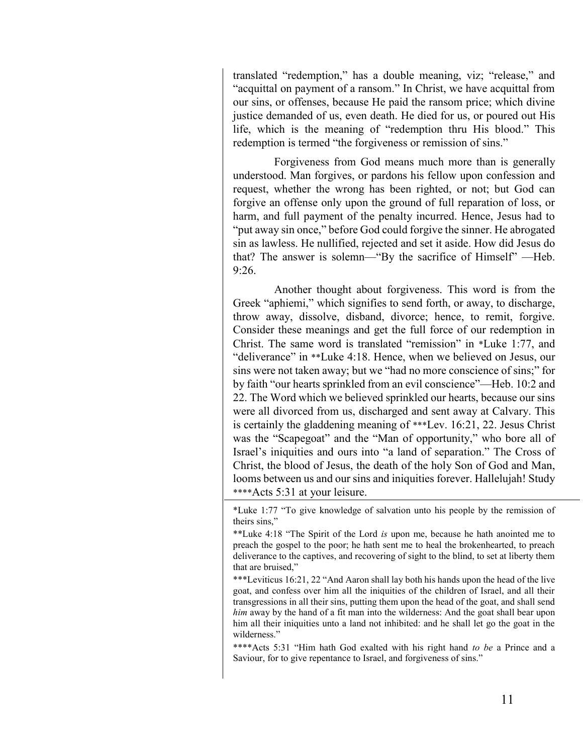translated "redemption," has a double meaning, viz; "release," and "acquittal on payment of a ransom." In Christ, we have acquittal from our sins, or offenses, because He paid the ransom price; which divine justice demanded of us, even death. He died for us, or poured out His life, which is the meaning of "redemption thru His blood." This redemption is termed "the forgiveness or remission of sins."

Forgiveness from God means much more than is generally understood. Man forgives, or pardons his fellow upon confession and request, whether the wrong has been righted, or not; but God can forgive an offense only upon the ground of full reparation of loss, or harm, and full payment of the penalty incurred. Hence, Jesus had to "put away sin once," before God could forgive the sinner. He abrogated sin as lawless. He nullified, rejected and set it aside. How did Jesus do that? The answer is solemn—"By the sacrifice of Himself" —Heb. 9:26.

Another thought about forgiveness. This word is from the Greek "aphiemi," which signifies to send forth, or away, to discharge, throw away, dissolve, disband, divorce; hence, to remit, forgive. Consider these meanings and get the full force of our redemption in Christ. The same word is translated "remission" in *Luke 1:77, and "deliverance" in **Luke 4:18. Hence, when we believed on Jesus, our sins were not taken away; but we "had no more conscience of sins;" for by faith "our hearts sprinkled from an evil conscience"—Heb. 10:2 and 22. The Word which we believed sprinkled our hearts, because our sins were all divorced from us, discharged and sent away at Calvary. This is certainly the gladdening meaning of ***Lev. 16:21, 22. Jesus Christ was the "Scapegoat" and the "Man of opportunity," who bore all of Israel's iniquities and ours into "a land of separation." The Cross of Christ, the blood of Jesus, the death of the holy Son of God and Man, looms between us and our sins and iniquities forever. Hallelujah! Study ****Acts 5:31 at your leisure.

---

*Luke 1:77 "To give knowledge of salvation unto his people by the remission of theirs sins,"

**Luke 4:18 "The Spirit of the Lord *is* upon me, because he hath anointed me to preach the gospel to the poor; he hath sent me to heal the brokenhearted, to preach deliverance to the captives, and recovering of sight to the blind, to set at liberty them that are bruised,"

***Leviticus 16:21, 22 "And Aaron shall lay both his hands upon the head of the live goat, and confess over him all the iniquities of the children of Israel, and all their transgressions in all their sins, putting them upon the head of the goat, and shall send *him* away by the hand of a fit man into the wilderness: And the goat shall bear upon him all their iniquities unto a land not inhibited: and he shall let go the goat in the wilderness."

****Acts 5:31 "Him hath God exalted with his right hand *to be* a Prince and a Saviour, for to give repentance to Israel, and forgiveness of sins."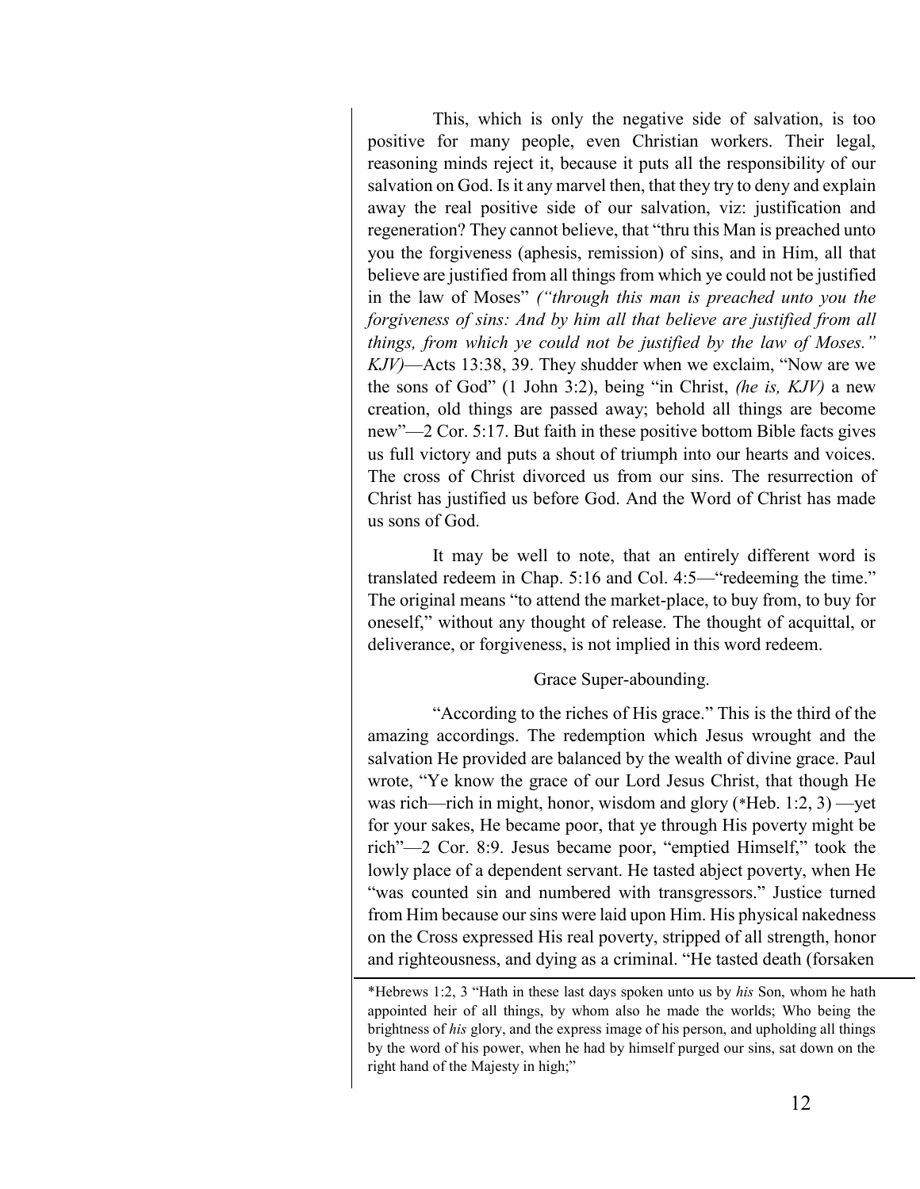This, which is only the negative side of salvation, is too positive for many people, even Christian workers. Their legal, reasoning minds reject it, because it puts all the responsibility of our salvation on God. Is it any marvel then, that they try to deny and explain away the real positive side of our salvation, viz: justification and regeneration? They cannot believe, that "thru this Man is preached unto you the forgiveness (aphesis, remission) of sins, and in Him, all that believe are justified from all things from which ye could not be justified in the law of Moses" *("through this man is preached unto you the forgiveness of sins: And by him all that believe are justified from all things, from which ye could not be justified by the law of Moses." KJV)*—Acts 13:38, 39. They shudder when we exclaim, "Now are we the sons of God" (1 John 3:2), being "in Christ, *(he is, KJV)* a new creation, old things are passed away; behold all things are become new"—2 Cor. 5:17. But faith in these positive bottom Bible facts gives us full victory and puts a shout of triumph into our hearts and voices. The cross of Christ divorced us from our sins. The resurrection of Christ has justified us before God. And the Word of Christ has made us sons of God.

It may be well to note, that an entirely different word is translated redeem in Chap. 5:16 and Col. 4:5—"redeeming the time." The original means "to attend the market-place, to buy from, to buy for oneself," without any thought of release. The thought of acquittal, or deliverance, or forgiveness, is not implied in this word redeem.

### Grace Super-abounding.

"According to the riches of His grace." This is the third of the amazing accordings. The redemption which Jesus wrought and the salvation He provided are balanced by the wealth of divine grace. Paul wrote, "Ye know the grace of our Lord Jesus Christ, that though He was rich—rich in might, honor, wisdom and glory (*Heb. 1:2, 3) —yet for your sakes, He became poor, that ye through His poverty might be rich"—2 Cor. 8:9. Jesus became poor, "emptied Himself," took the lowly place of a dependent servant. He tasted abject poverty, when He "was counted sin and numbered with transgressors." Justice turned from Him because our sins were laid upon Him. His physical nakedness on the Cross expressed His real poverty, stripped of all strength, honor and righteousness, and dying as a criminal. "He tasted death (forsaken

---

*Hebrews 1:2, 3 "Hath in these last days spoken unto us by *his* Son, whom he hath appointed heir of all things, by whom also he made the worlds; Who being the brightness of *his* glory, and the express image of his person, and upholding all things by the word of his power, when he had by himself purged our sins, sat down on the right hand of the Majesty in high;"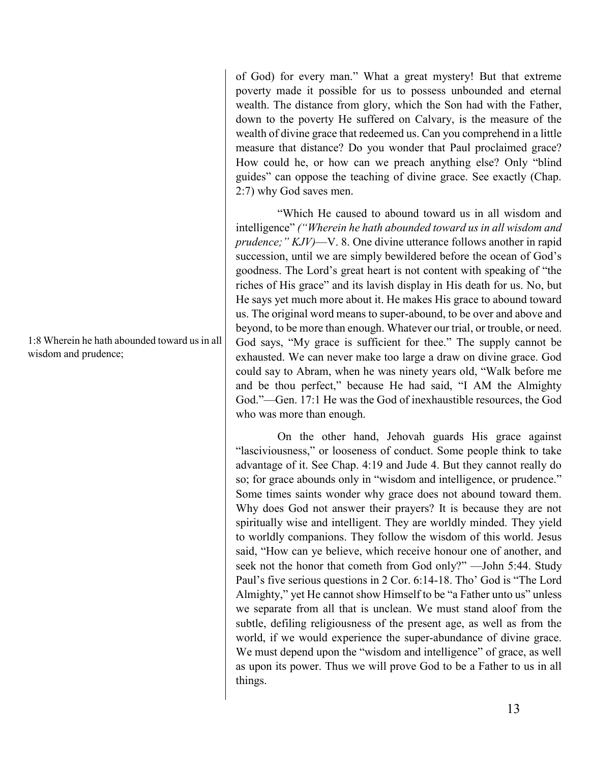of God) for every man." What a great mystery! But that extreme poverty made it possible for us to possess unbounded and eternal wealth. The distance from glory, which the Son had with the Father, down to the poverty He suffered on Calvary, is the measure of the wealth of divine grace that redeemed us. Can you comprehend in a little measure that distance? Do you wonder that Paul proclaimed grace? How could he, or how can we preach anything else? Only "blind guides" can oppose the teaching of divine grace. See exactly (Chap. 2:7) why God saves men.

1:8 Wherein he hath abounded toward us in all wisdom and prudence;

"Which He caused to abound toward us in all wisdom and intelligence" *("Wherein he hath abounded toward us in all wisdom and prudence;" KJV)*—V. 8. One divine utterance follows another in rapid succession, until we are simply bewildered before the ocean of God's goodness. The Lord's great heart is not content with speaking of "the riches of His grace" and its lavish display in His death for us. No, but He says yet much more about it. He makes His grace to abound toward us. The original word means to super-abound, to be over and above and beyond, to be more than enough. Whatever our trial, or trouble, or need. God says, "My grace is sufficient for thee." The supply cannot be exhausted. We can never make too large a draw on divine grace. God could say to Abram, when he was ninety years old, "Walk before me and be thou perfect," because He had said, "I AM the Almighty God."—Gen. 17:1 He was the God of inexhaustible resources, the God who was more than enough.

On the other hand, Jehovah guards His grace against "lasciviousness," or looseness of conduct. Some people think to take advantage of it. See Chap. 4:19 and Jude 4. But they cannot really do so; for grace abounds only in "wisdom and intelligence, or prudence." Some times saints wonder why grace does not abound toward them. Why does God not answer their prayers? It is because they are not spiritually wise and intelligent. They are worldly minded. They yield to worldly companions. They follow the wisdom of this world. Jesus said, "How can ye believe, which receive honour one of another, and seek not the honor that cometh from God only?" —John 5:44. Study Paul's five serious questions in 2 Cor. 6:14-18. Tho' God is "The Lord Almighty," yet He cannot show Himself to be "a Father unto us" unless we separate from all that is unclean. We must stand aloof from the subtle, defiling religiousness of the present age, as well as from the world, if we would experience the super-abundance of divine grace. We must depend upon the "wisdom and intelligence" of grace, as well as upon its power. Thus we will prove God to be a Father to us in all things.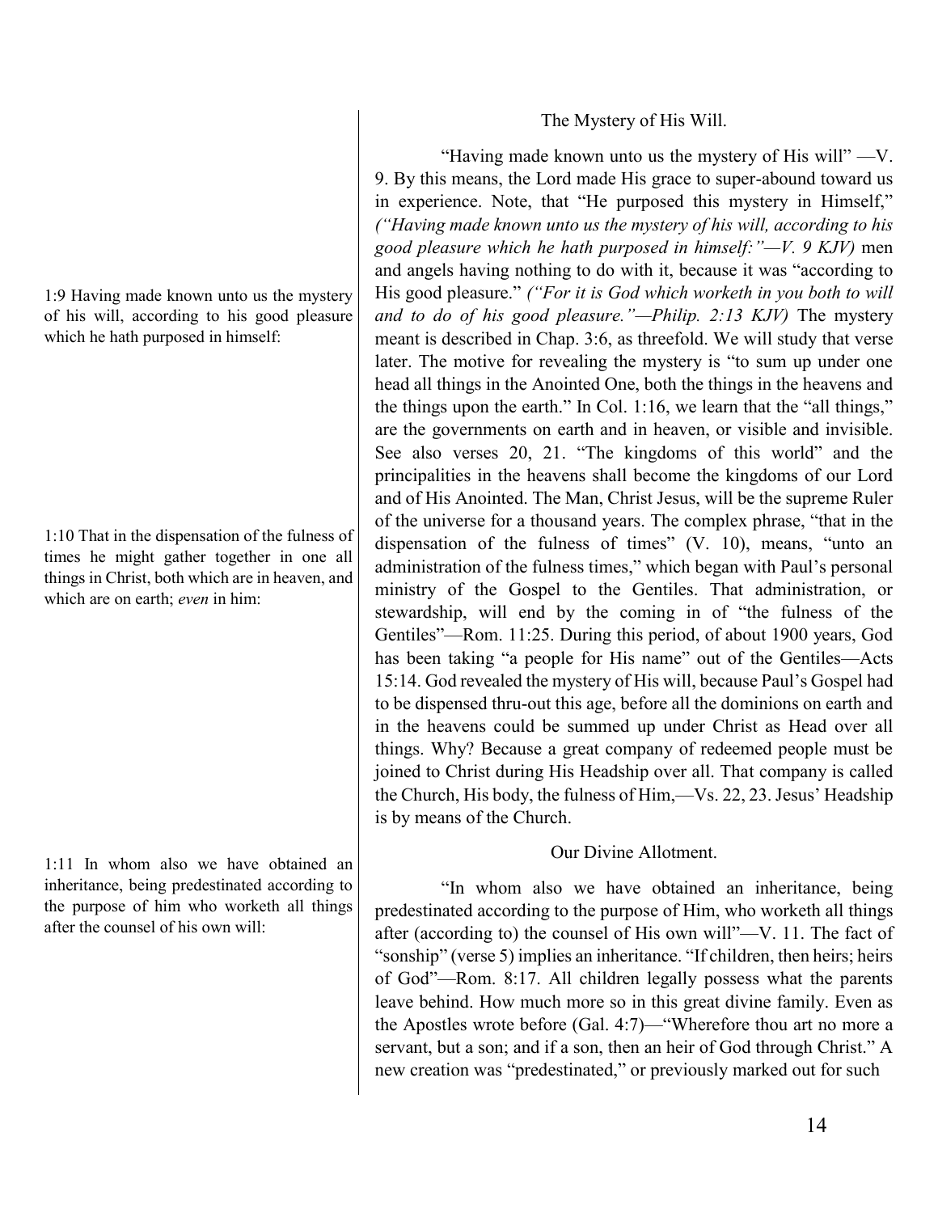## The Mystery of His Will.

1:9 Having made known unto us the mystery of his will, according to his good pleasure which he hath purposed in himself:

1:10 That in the dispensation of the fulness of times he might gather together in one all things in Christ, both which are in heaven, and which are on earth; *even* in him:

"Having made known unto us the mystery of His will" —V. 9. By this means, the Lord made His grace to super-abound toward us in experience. Note, that "He purposed this mystery in Himself," *("Having made known unto us the mystery of his will, according to his good pleasure which he hath purposed in himself:"—V. 9 KJV)* men and angels having nothing to do with it, because it was "according to His good pleasure." *("For it is God which worketh in you both to will and to do of his good pleasure."—Philip. 2:13 KJV)* The mystery meant is described in Chap. 3:6, as threefold. We will study that verse later. The motive for revealing the mystery is "to sum up under one head all things in the Anointed One, both the things in the heavens and the things upon the earth." In Col. 1:16, we learn that the "all things," are the governments on earth and in heaven, or visible and invisible. See also verses 20, 21. "The kingdoms of this world" and the principalities in the heavens shall become the kingdoms of our Lord and of His Anointed. The Man, Christ Jesus, will be the supreme Ruler of the universe for a thousand years. The complex phrase, "that in the dispensation of the fulness of times" (V. 10), means, "unto an administration of the fulness times," which began with Paul's personal ministry of the Gospel to the Gentiles. That administration, or stewardship, will end by the coming in of "the fulness of the Gentiles"—Rom. 11:25. During this period, of about 1900 years, God has been taking "a people for His name" out of the Gentiles—Acts 15:14. God revealed the mystery of His will, because Paul's Gospel had to be dispensed thru-out this age, before all the dominions on earth and in the heavens could be summed up under Christ as Head over all things. Why? Because a great company of redeemed people must be joined to Christ during His Headship over all. That company is called the Church, His body, the fulness of Him,—Vs. 22, 23. Jesus' Headship is by means of the Church.

## Our Divine Allotment.

1:11 In whom also we have obtained an inheritance, being predestinated according to the purpose of him who worketh all things after the counsel of his own will:

"In whom also we have obtained an inheritance, being predestinated according to the purpose of Him, who worketh all things after (according to) the counsel of His own will"—V. 11. The fact of "sonship" (verse 5) implies an inheritance. "If children, then heirs; heirs of God"—Rom. 8:17. All children legally possess what the parents leave behind. How much more so in this great divine family. Even as the Apostles wrote before (Gal. 4:7)—"Wherefore thou art no more a servant, but a son; and if a son, then an heir of God through Christ." A new creation was "predestinated," or previously marked out for such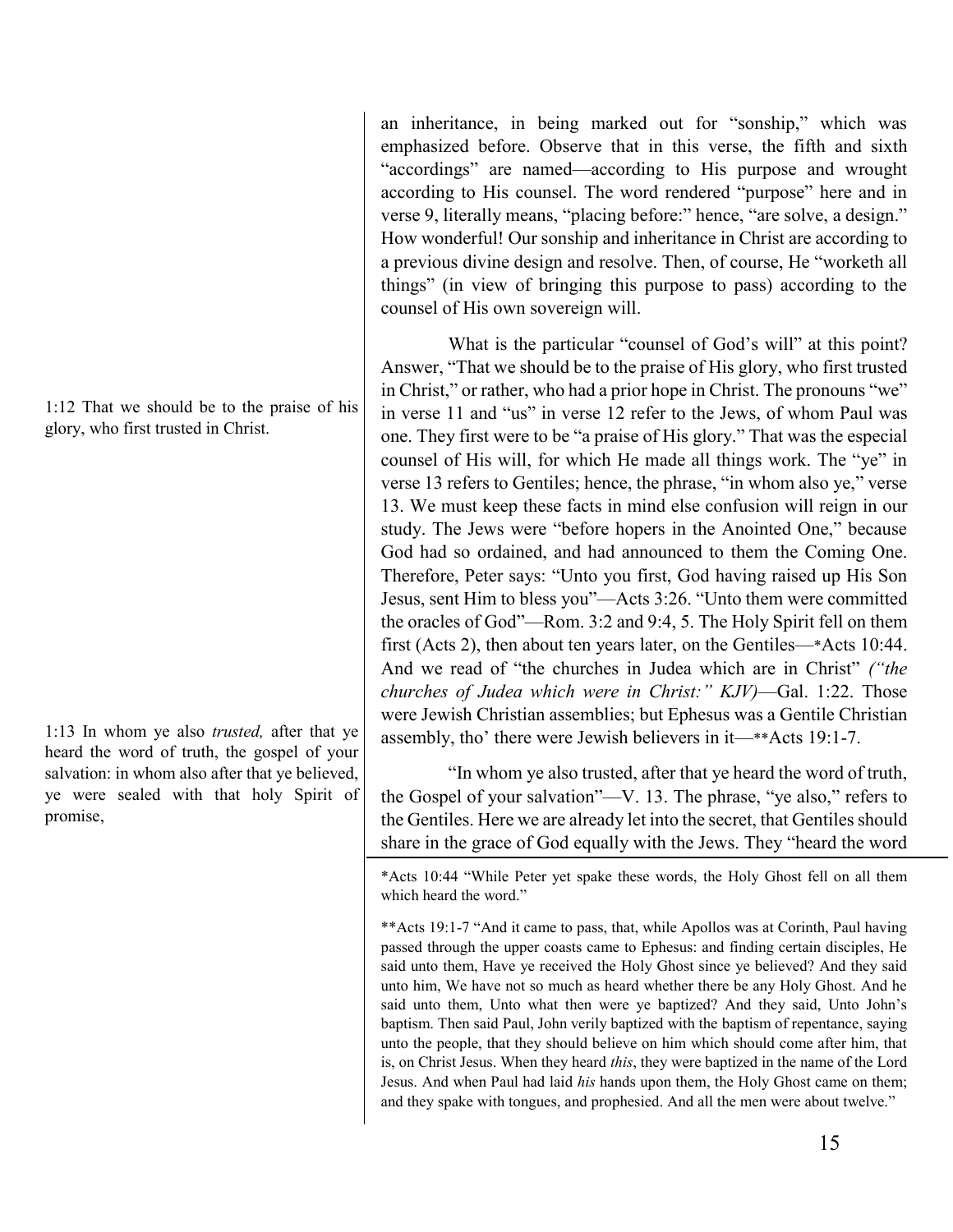an inheritance, in being marked out for "sonship," which was emphasized before. Observe that in this verse, the fifth and sixth "accordings" are named—according to His purpose and wrought according to His counsel. The word rendered "purpose" here and in verse 9, literally means, "placing before:" hence, "are solve, a design." How wonderful! Our sonship and inheritance in Christ are according to a previous divine design and resolve. Then, of course, He "worketh all things" (in view of bringing this purpose to pass) according to the counsel of His own sovereign will.

1:12 That we should be to the praise of his glory, who first trusted in Christ.

What is the particular "counsel of God's will" at this point? Answer, "That we should be to the praise of His glory, who first trusted in Christ," or rather, who had a prior hope in Christ. The pronouns "we" in verse 11 and "us" in verse 12 refer to the Jews, of whom Paul was one. They first were to be "a praise of His glory." That was the especial counsel of His will, for which He made all things work. The "ye" in verse 13 refers to Gentiles; hence, the phrase, "in whom also ye," verse 13. We must keep these facts in mind else confusion will reign in our study. The Jews were "before hopers in the Anointed One," because God had so ordained, and had announced to them the Coming One. Therefore, Peter says: "Unto you first, God having raised up His Son Jesus, sent Him to bless you"—Acts 3:26. "Unto them were committed the oracles of God"—Rom. 3:2 and 9:4, 5. The Holy Spirit fell on them first (Acts 2), then about ten years later, on the Gentiles—*Acts 10:44. And we read of "the churches in Judea which are in Christ" *("the churches of Judea which were in Christ:" KJV)*—Gal. 1:22. Those were Jewish Christian assemblies; but Ephesus was a Gentile Christian assembly, tho' there were Jewish believers in it—**Acts 19:1-7.

1:13 In whom ye also *trusted,* after that ye heard the word of truth, the gospel of your salvation: in whom also after that ye believed, ye were sealed with that holy Spirit of promise,

"In whom ye also trusted, after that ye heard the word of truth, the Gospel of your salvation"—V. 13. The phrase, "ye also," refers to the Gentiles. Here we are already let into the secret, that Gentiles should share in the grace of God equally with the Jews. They "heard the word

---

*Acts 10:44 "While Peter yet spake these words, the Holy Ghost fell on all them which heard the word."

**Acts 19:1-7 "And it came to pass, that, while Apollos was at Corinth, Paul having passed through the upper coasts came to Ephesus: and finding certain disciples, He said unto them, Have ye received the Holy Ghost since ye believed? And they said unto him, We have not so much as heard whether there be any Holy Ghost. And he said unto them, Unto what then were ye baptized? And they said, Unto John's baptism. Then said Paul, John verily baptized with the baptism of repentance, saying unto the people, that they should believe on him which should come after him, that is, on Christ Jesus. When they heard *this*, they were baptized in the name of the Lord Jesus. And when Paul had laid *his* hands upon them, the Holy Ghost came on them; and they spake with tongues, and prophesied. And all the men were about twelve."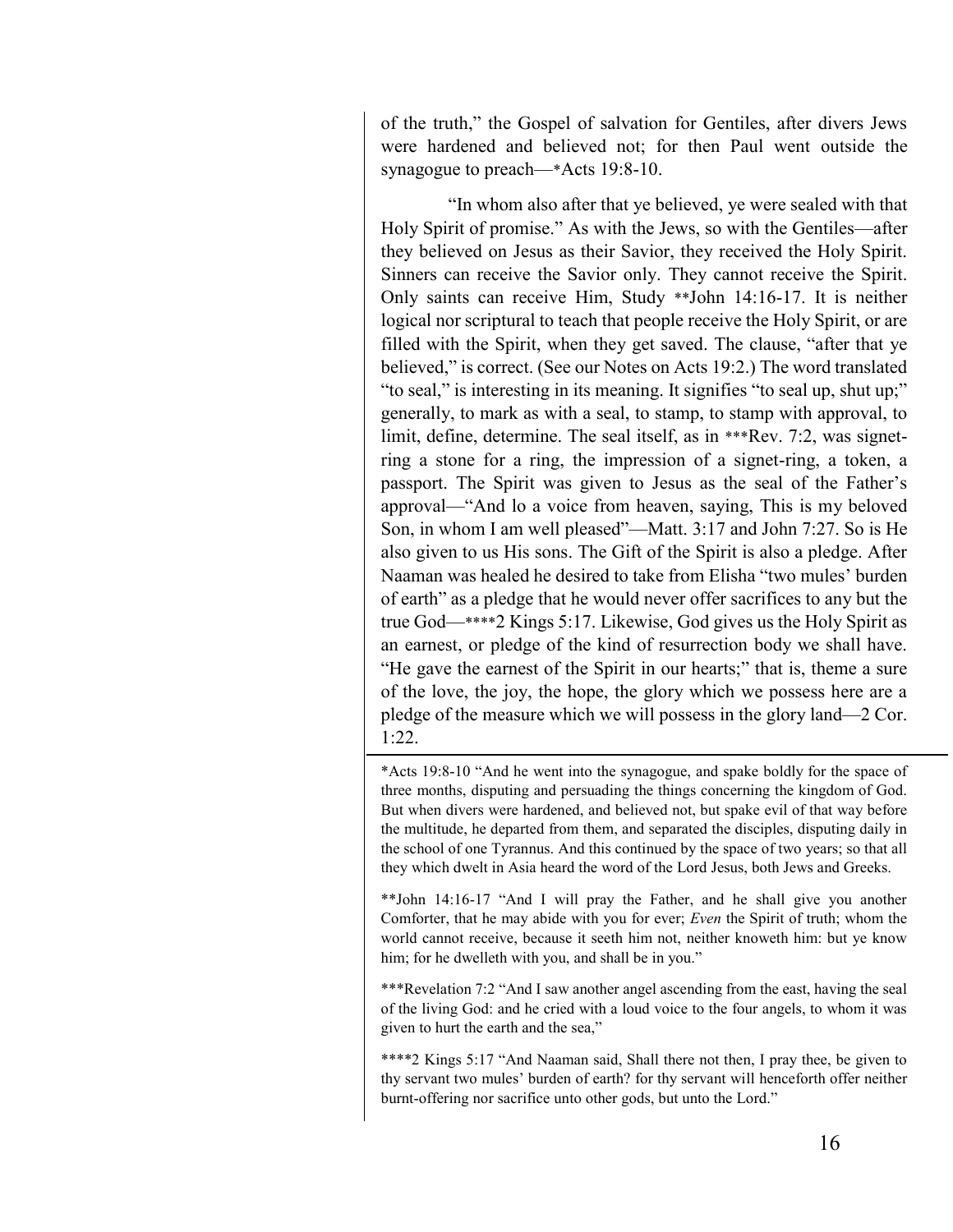of the truth," the Gospel of salvation for Gentiles, after divers Jews were hardened and believed not; for then Paul went outside the synagogue to preach—*Acts 19:8-10.

"In whom also after that ye believed, ye were sealed with that Holy Spirit of promise." As with the Jews, so with the Gentiles—after they believed on Jesus as their Savior, they received the Holy Spirit. Sinners can receive the Savior only. They cannot receive the Spirit. Only saints can receive Him, Study **John 14:16-17. It is neither logical nor scriptural to teach that people receive the Holy Spirit, or are filled with the Spirit, when they get saved. The clause, "after that ye believed," is correct. (See our Notes on Acts 19:2.) The word translated "to seal," is interesting in its meaning. It signifies "to seal up, shut up;" generally, to mark as with a seal, to stamp, to stamp with approval, to limit, define, determine. The seal itself, as in ***Rev. 7:2, was signet-ring a stone for a ring, the impression of a signet-ring, a token, a passport. The Spirit was given to Jesus as the seal of the Father's approval—"And lo a voice from heaven, saying, This is my beloved Son, in whom I am well pleased"—Matt. 3:17 and John 7:27. So is He also given to us His sons. The Gift of the Spirit is also a pledge. After Naaman was healed he desired to take from Elisha "two mules' burden of earth" as a pledge that he would never offer sacrifices to any but the true God—****2 Kings 5:17. Likewise, God gives us the Holy Spirit as an earnest, or pledge of the kind of resurrection body we shall have. "He gave the earnest of the Spirit in our hearts;" that is, theme a sure of the love, the joy, the hope, the glory which we possess here are a pledge of the measure which we will possess in the glory land—2 Cor. 1:22.

---

*Acts 19:8-10 "And he went into the synagogue, and spake boldly for the space of three months, disputing and persuading the things concerning the kingdom of God. But when divers were hardened, and believed not, but spake evil of that way before the multitude, he departed from them, and separated the disciples, disputing daily in the school of one Tyrannus. And this continued by the space of two years; so that all they which dwelt in Asia heard the word of the Lord Jesus, both Jews and Greeks.

**John 14:16-17 "And I will pray the Father, and he shall give you another Comforter, that he may abide with you for ever; *Even* the Spirit of truth; whom the world cannot receive, because it seeth him not, neither knoweth him: but ye know him; for he dwelleth with you, and shall be in you."

***Revelation 7:2 "And I saw another angel ascending from the east, having the seal of the living God: and he cried with a loud voice to the four angels, to whom it was given to hurt the earth and the sea,"

****2 Kings 5:17 "And Naaman said, Shall there not then, I pray thee, be given to thy servant two mules' burden of earth? for thy servant will henceforth offer neither burnt-offering nor sacrifice unto other gods, but unto the Lord."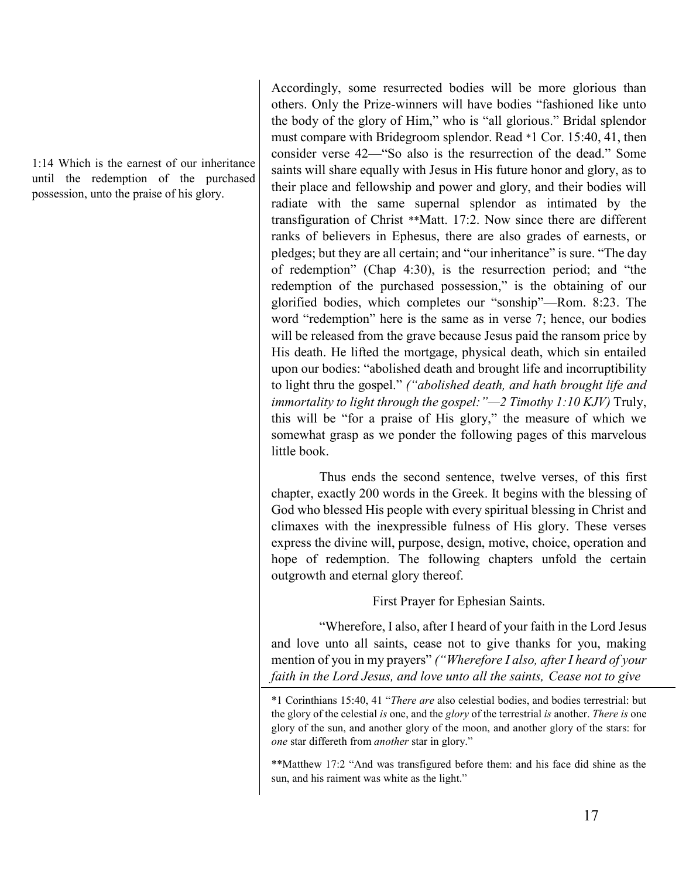1:14 Which is the earnest of our inheritance until the redemption of the purchased possession, unto the praise of his glory.

Accordingly, some resurrected bodies will be more glorious than others. Only the Prize-winners will have bodies "fashioned like unto the body of the glory of Him," who is "all glorious." Bridal splendor must compare with Bridegroom splendor. Read *1 Cor. 15:40, 41, then consider verse 42—"So also is the resurrection of the dead." Some saints will share equally with Jesus in His future honor and glory, as to their place and fellowship and power and glory, and their bodies will radiate with the same supernal splendor as intimated by the transfiguration of Christ **Matt. 17:2. Now since there are different ranks of believers in Ephesus, there are also grades of earnests, or pledges; but they are all certain; and "our inheritance" is sure. "The day of redemption" (Chap 4:30), is the resurrection period; and "the redemption of the purchased possession," is the obtaining of our glorified bodies, which completes our "sonship"—Rom. 8:23. The word "redemption" here is the same as in verse 7; hence, our bodies will be released from the grave because Jesus paid the ransom price by His death. He lifted the mortgage, physical death, which sin entailed upon our bodies: "abolished death and brought life and incorruptibility to light thru the gospel." *("abolished death, and hath brought life and immortality to light through the gospel:"—2 Timothy 1:10 KJV)* Truly, this will be "for a praise of His glory," the measure of which we somewhat grasp as we ponder the following pages of this marvelous little book.

Thus ends the second sentence, twelve verses, of this first chapter, exactly 200 words in the Greek. It begins with the blessing of God who blessed His people with every spiritual blessing in Christ and climaxes with the inexpressible fulness of His glory. These verses express the divine will, purpose, design, motive, choice, operation and hope of redemption. The following chapters unfold the certain outgrowth and eternal glory thereof.

First Prayer for Ephesian Saints.

"Wherefore, I also, after I heard of your faith in the Lord Jesus and love unto all saints, cease not to give thanks for you, making mention of you in my prayers" *("Wherefore I also, after I heard of your faith in the Lord Jesus, and love unto all the saints, Cease not to give*

---

*1 Corinthians 15:40, 41 "*There are* also celestial bodies, and bodies terrestrial: but the glory of the celestial *is* one, and the *glory* of the terrestrial *is* another. *There is* one glory of the sun, and another glory of the moon, and another glory of the stars: for *one* star differeth from *another* star in glory."

**Matthew 17:2 "And was transfigured before them: and his face did shine as the sun, and his raiment was white as the light."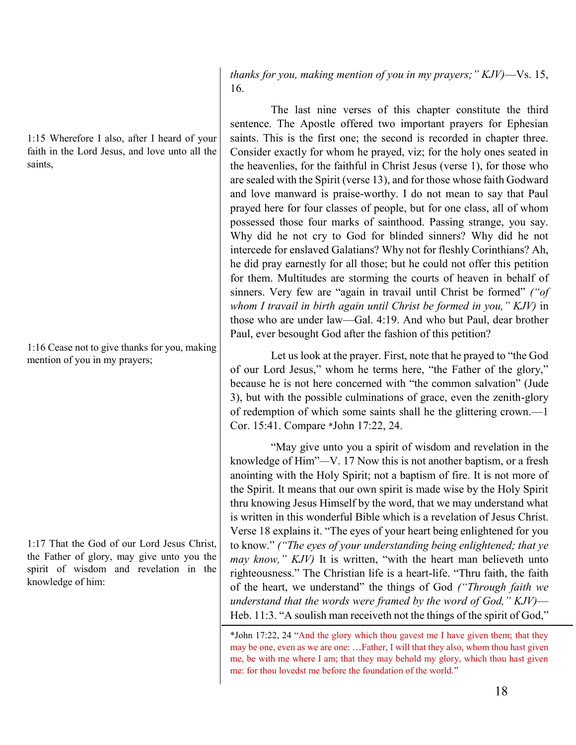*thanks for you, making mention of you in my prayers;" KJV)*—Vs. 15, 16.

1:15 Wherefore I also, after I heard of your faith in the Lord Jesus, and love unto all the saints,

The last nine verses of this chapter constitute the third sentence. The Apostle offered two important prayers for Ephesian saints. This is the first one; the second is recorded in chapter three. Consider exactly for whom he prayed, viz; for the holy ones seated in the heavenlies, for the faithful in Christ Jesus (verse 1), for those who are sealed with the Spirit (verse 13), and for those whose faith Godward and love manward is praise-worthy. I do not mean to say that Paul prayed here for four classes of people, but for one class, all of whom possessed those four marks of sainthood. Passing strange, you say. Why did he not cry to God for blinded sinners? Why did he not intercede for enslaved Galatians? Why not for fleshly Corinthians? Ah, he did pray earnestly for all those; but he could not offer this petition for them. Multitudes are storming the courts of heaven in behalf of sinners. Very few are "again in travail until Christ be formed" *("of whom I travail in birth again until Christ be formed in you," KJV)* in those who are under law—Gal. 4:19. And who but Paul, dear brother Paul, ever besought God after the fashion of this petition?

1:16 Cease not to give thanks for you, making mention of you in my prayers;

Let us look at the prayer. First, note that he prayed to "the God of our Lord Jesus," whom he terms here, "the Father of the glory," because he is not here concerned with "the common salvation" (Jude 3), but with the possible culminations of grace, even the zenith-glory of redemption of which some saints shall he the glittering crown.—1 Cor. 15:41. Compare *John 17:22, 24.

1:17 That the God of our Lord Jesus Christ, the Father of glory, may give unto you the spirit of wisdom and revelation in the knowledge of him:

"May give unto you a spirit of wisdom and revelation in the knowledge of Him"—V. 17 Now this is not another baptism, or a fresh anointing with the Holy Spirit; not a baptism of fire. It is not more of the Spirit. It means that our own spirit is made wise by the Holy Spirit thru knowing Jesus Himself by the word, that we may understand what is written in this wonderful Bible which is a revelation of Jesus Christ. Verse 18 explains it. "The eyes of your heart being enlightened for you to know." *("The eyes of your understanding being enlightened; that ye may know," KJV)* It is written, "with the heart man believeth unto righteousness." The Christian life is a heart-life. "Thru faith, the faith of the heart, we understand" the things of God *("Through faith we understand that the words were framed by the word of God," KJV)*—Heb. 11:3. "A soulish man receiveth not the things of the spirit of God,"

*John 17:22, 24 "And the glory which thou gavest me I have given them; that they may be one, even as we are one: …Father, I will that they also, whom thou hast given me, be with me where I am; that they may behold my glory, which thou hast given me: for thou lovedst me before the foundation of the world."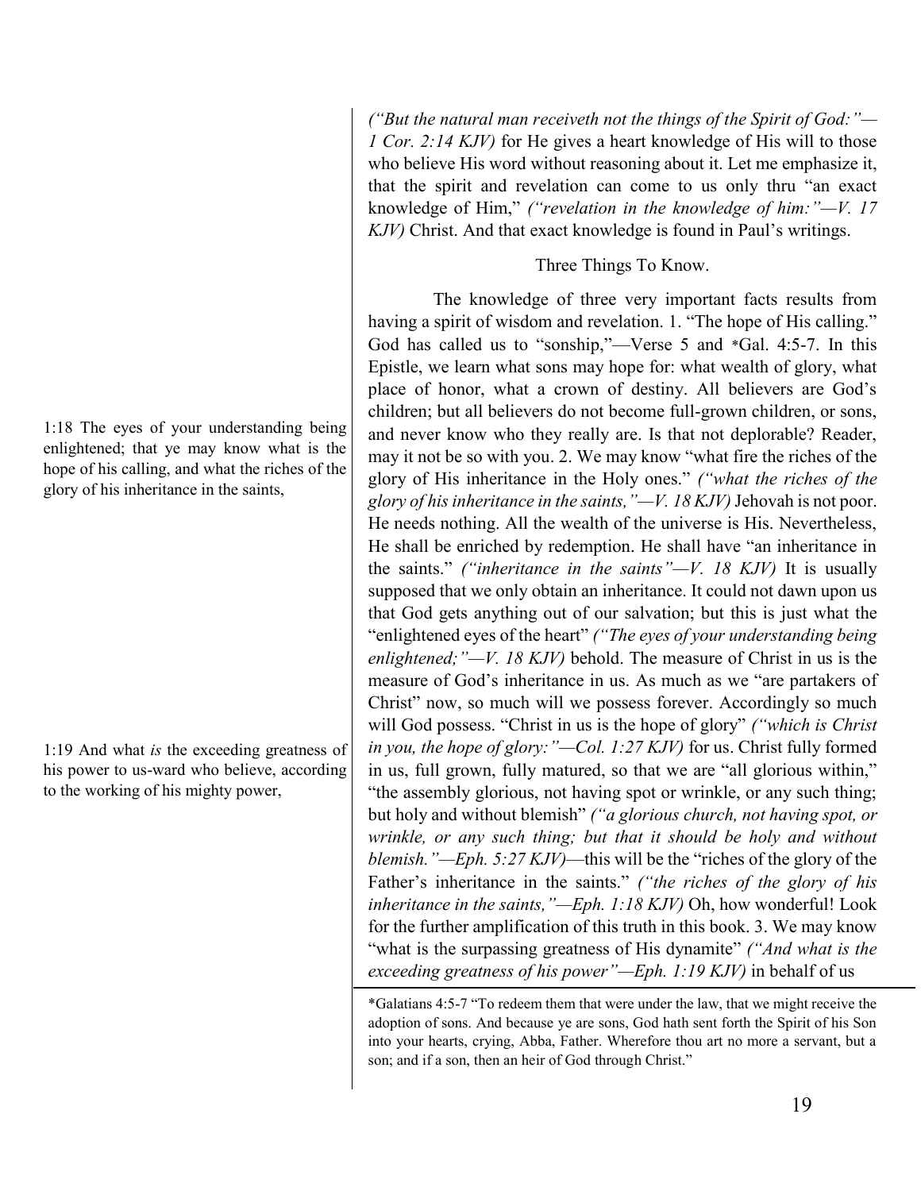*("But the natural man receiveth not the things of the Spirit of God:"—1 Cor. 2:14 KJV)* for He gives a heart knowledge of His will to those who believe His word without reasoning about it. Let me emphasize it, that the spirit and revelation can come to us only thru "an exact knowledge of Him," *("revelation in the knowledge of him:"—V. 17 KJV)* Christ. And that exact knowledge is found in Paul's writings.

### Three Things To Know.

1:18 The eyes of your understanding being enlightened; that ye may know what is the hope of his calling, and what the riches of the glory of his inheritance in the saints,

1:19 And what *is* the exceeding greatness of his power to us-ward who believe, according to the working of his mighty power,

The knowledge of three very important facts results from having a spirit of wisdom and revelation. 1. "The hope of His calling." God has called us to "sonship,"—Verse 5 and *Gal. 4:5-7. In this Epistle, we learn what sons may hope for: what wealth of glory, what place of honor, what a crown of destiny. All believers are God's children; but all believers do not become full-grown children, or sons, and never know who they really are. Is that not deplorable? Reader, may it not be so with you. 2. We may know "what fire the riches of the glory of His inheritance in the Holy ones." *("what the riches of the glory of his inheritance in the saints,"—V. 18 KJV)* Jehovah is not poor. He needs nothing. All the wealth of the universe is His. Nevertheless, He shall be enriched by redemption. He shall have "an inheritance in the saints." *("inheritance in the saints"—V. 18 KJV)* It is usually supposed that we only obtain an inheritance. It could not dawn upon us that God gets anything out of our salvation; but this is just what the "enlightened eyes of the heart" *("The eyes of your understanding being enlightened;"—V. 18 KJV)* behold. The measure of Christ in us is the measure of God's inheritance in us. As much as we "are partakers of Christ" now, so much will we possess forever. Accordingly so much will God possess. "Christ in us is the hope of glory" *("which is Christ in you, the hope of glory:"—Col. 1:27 KJV)* for us. Christ fully formed in us, full grown, fully matured, so that we are "all glorious within," "the assembly glorious, not having spot or wrinkle, or any such thing; but holy and without blemish" *("a glorious church, not having spot, or wrinkle, or any such thing; but that it should be holy and without blemish."—Eph. 5:27 KJV)*—this will be the "riches of the glory of the Father's inheritance in the saints." *("the riches of the glory of his inheritance in the saints,"—Eph. 1:18 KJV)* Oh, how wonderful! Look for the further amplification of this truth in this book. 3. We may know "what is the surpassing greatness of His dynamite" *("And what is the exceeding greatness of his power"—Eph. 1:19 KJV)* in behalf of us

---

*Galatians 4:5-7 "To redeem them that were under the law, that we might receive the adoption of sons. And because ye are sons, God hath sent forth the Spirit of his Son into your hearts, crying, Abba, Father. Wherefore thou art no more a servant, but a son; and if a son, then an heir of God through Christ."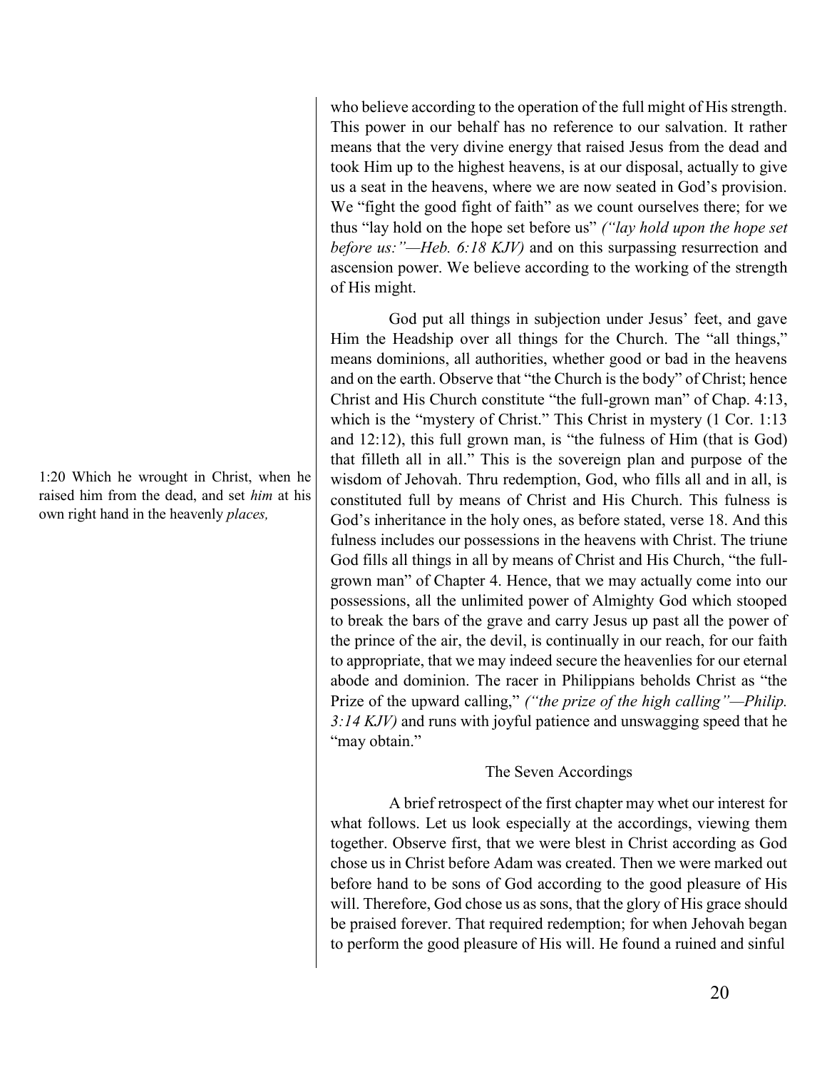who believe according to the operation of the full might of His strength. This power in our behalf has no reference to our salvation. It rather means that the very divine energy that raised Jesus from the dead and took Him up to the highest heavens, is at our disposal, actually to give us a seat in the heavens, where we are now seated in God's provision. We "fight the good fight of faith" as we count ourselves there; for we thus "lay hold on the hope set before us" *("lay hold upon the hope set before us:"—Heb. 6:18 KJV)* and on this surpassing resurrection and ascension power. We believe according to the working of the strength of His might.

1:20 Which he wrought in Christ, when he raised him from the dead, and set *him* at his own right hand in the heavenly *places,*

God put all things in subjection under Jesus' feet, and gave Him the Headship over all things for the Church. The "all things," means dominions, all authorities, whether good or bad in the heavens and on the earth. Observe that "the Church is the body" of Christ; hence Christ and His Church constitute "the full-grown man" of Chap. 4:13, which is the "mystery of Christ." This Christ in mystery (1 Cor. 1:13 and 12:12), this full grown man, is "the fulness of Him (that is God) that filleth all in all." This is the sovereign plan and purpose of the wisdom of Jehovah. Thru redemption, God, who fills all and in all, is constituted full by means of Christ and His Church. This fulness is God's inheritance in the holy ones, as before stated, verse 18. And this fulness includes our possessions in the heavens with Christ. The triune God fills all things in all by means of Christ and His Church, "the full-grown man" of Chapter 4. Hence, that we may actually come into our possessions, all the unlimited power of Almighty God which stooped to break the bars of the grave and carry Jesus up past all the power of the prince of the air, the devil, is continually in our reach, for our faith to appropriate, that we may indeed secure the heavenlies for our eternal abode and dominion. The racer in Philippians beholds Christ as "the Prize of the upward calling," *("the prize of the high calling"—Philip. 3:14 KJV)* and runs with joyful patience and unswagging speed that he "may obtain."

## The Seven Accordings

A brief retrospect of the first chapter may whet our interest for what follows. Let us look especially at the accordings, viewing them together. Observe first, that we were blest in Christ according as God chose us in Christ before Adam was created. Then we were marked out before hand to be sons of God according to the good pleasure of His will. Therefore, God chose us as sons, that the glory of His grace should be praised forever. That required redemption; for when Jehovah began to perform the good pleasure of His will. He found a ruined and sinful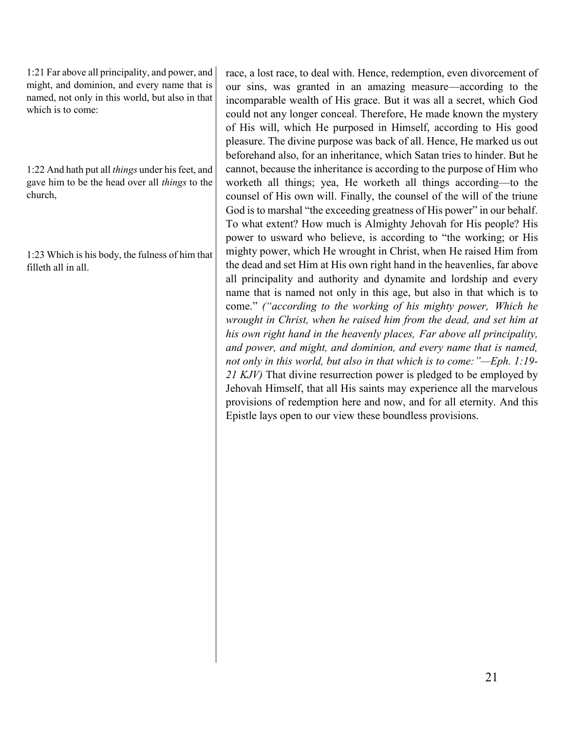1:21 Far above all principality, and power, and might, and dominion, and every name that is named, not only in this world, but also in that which is to come:

1:22 And hath put all *things* under his feet, and gave him to be the head over all *things* to the church,

1:23 Which is his body, the fulness of him that filleth all in all.

race, a lost race, to deal with. Hence, redemption, even divorcement of our sins, was granted in an amazing measure—according to the incomparable wealth of His grace. But it was all a secret, which God could not any longer conceal. Therefore, He made known the mystery of His will, which He purposed in Himself, according to His good pleasure. The divine purpose was back of all. Hence, He marked us out beforehand also, for an inheritance, which Satan tries to hinder. But he cannot, because the inheritance is according to the purpose of Him who worketh all things; yea, He worketh all things according—to the counsel of His own will. Finally, the counsel of the will of the triune God is to marshal "the exceeding greatness of His power" in our behalf. To what extent? How much is Almighty Jehovah for His people? His power to usward who believe, is according to "the working; or His mighty power, which He wrought in Christ, when He raised Him from the dead and set Him at His own right hand in the heavenlies, far above all principality and authority and dynamite and lordship and every name that is named not only in this age, but also in that which is to come." *("according to the working of his mighty power, Which he wrought in Christ, when he raised him from the dead, and set him at his own right hand in the heavenly places, Far above all principality, and power, and might, and dominion, and every name that is named, not only in this world, but also in that which is to come:"—Eph. 1:19-21 KJV)* That divine resurrection power is pledged to be employed by Jehovah Himself, that all His saints may experience all the marvelous provisions of redemption here and now, and for all eternity. And this Epistle lays open to our view these boundless provisions.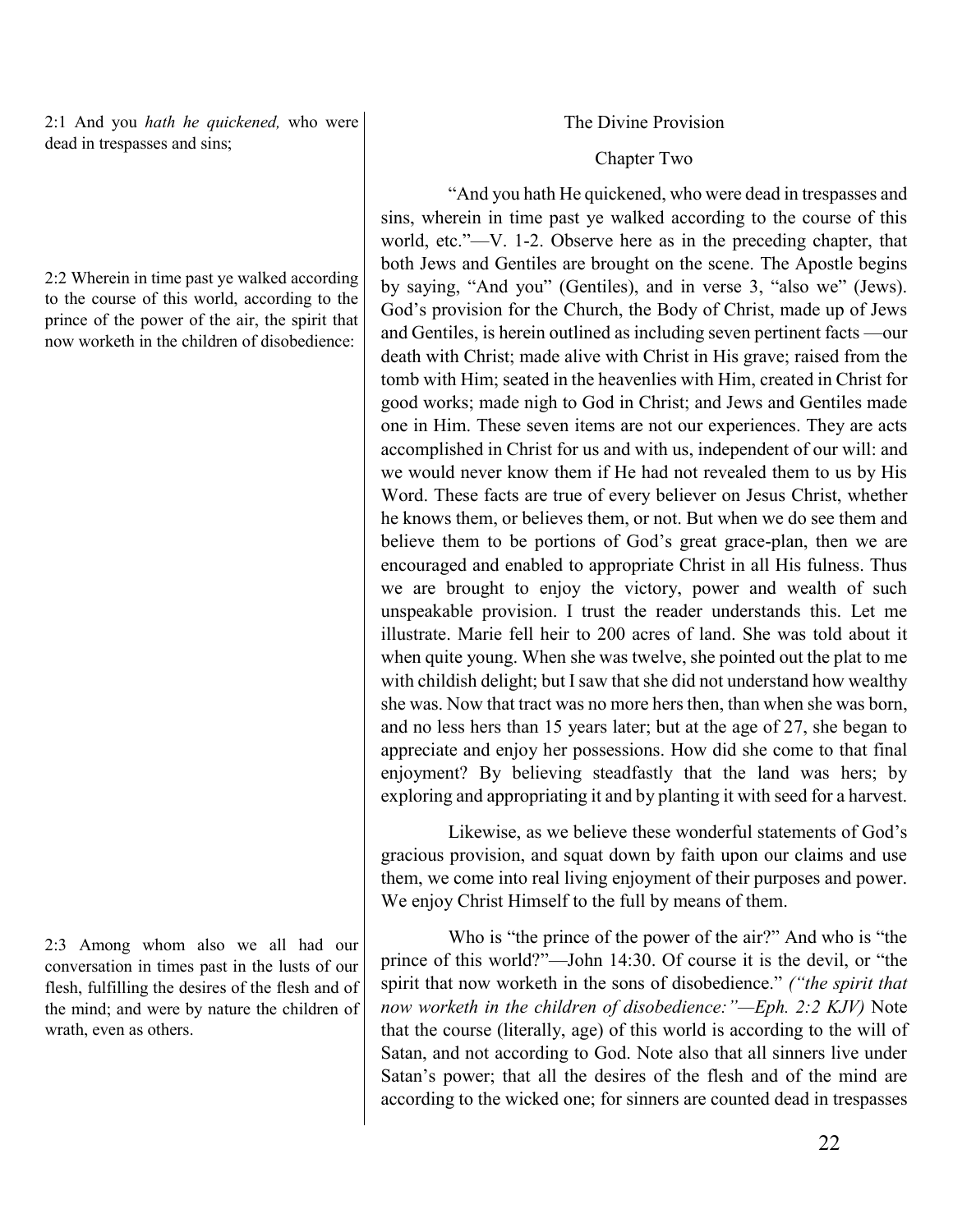2:1 And you *hath he quickened,* who were dead in trespasses and sins;

2:2 Wherein in time past ye walked according to the course of this world, according to the prince of the power of the air, the spirit that now worketh in the children of disobedience:

2:3 Among whom also we all had our conversation in times past in the lusts of our flesh, fulfilling the desires of the flesh and of the mind; and were by nature the children of wrath, even as others.

## The Divine Provision

### Chapter Two

"And you hath He quickened, who were dead in trespasses and sins, wherein in time past ye walked according to the course of this world, etc."—V. 1-2. Observe here as in the preceding chapter, that both Jews and Gentiles are brought on the scene. The Apostle begins by saying, "And you" (Gentiles), and in verse 3, "also we" (Jews). God's provision for the Church, the Body of Christ, made up of Jews and Gentiles, is herein outlined as including seven pertinent facts —our death with Christ; made alive with Christ in His grave; raised from the tomb with Him; seated in the heavenlies with Him, created in Christ for good works; made nigh to God in Christ; and Jews and Gentiles made one in Him. These seven items are not our experiences. They are acts accomplished in Christ for us and with us, independent of our will: and we would never know them if He had not revealed them to us by His Word. These facts are true of every believer on Jesus Christ, whether he knows them, or believes them, or not. But when we do see them and believe them to be portions of God's great grace-plan, then we are encouraged and enabled to appropriate Christ in all His fulness. Thus we are brought to enjoy the victory, power and wealth of such unspeakable provision. I trust the reader understands this. Let me illustrate. Marie fell heir to 200 acres of land. She was told about it when quite young. When she was twelve, she pointed out the plat to me with childish delight; but I saw that she did not understand how wealthy she was. Now that tract was no more hers then, than when she was born, and no less hers than 15 years later; but at the age of 27, she began to appreciate and enjoy her possessions. How did she come to that final enjoyment? By believing steadfastly that the land was hers; by exploring and appropriating it and by planting it with seed for a harvest.

Likewise, as we believe these wonderful statements of God's gracious provision, and squat down by faith upon our claims and use them, we come into real living enjoyment of their purposes and power. We enjoy Christ Himself to the full by means of them.

Who is "the prince of the power of the air?" And who is "the prince of this world?"—John 14:30. Of course it is the devil, or "the spirit that now worketh in the sons of disobedience." *("the spirit that now worketh in the children of disobedience:"—Eph. 2:2 KJV)* Note that the course (literally, age) of this world is according to the will of Satan, and not according to God. Note also that all sinners live under Satan's power; that all the desires of the flesh and of the mind are according to the wicked one; for sinners are counted dead in trespasses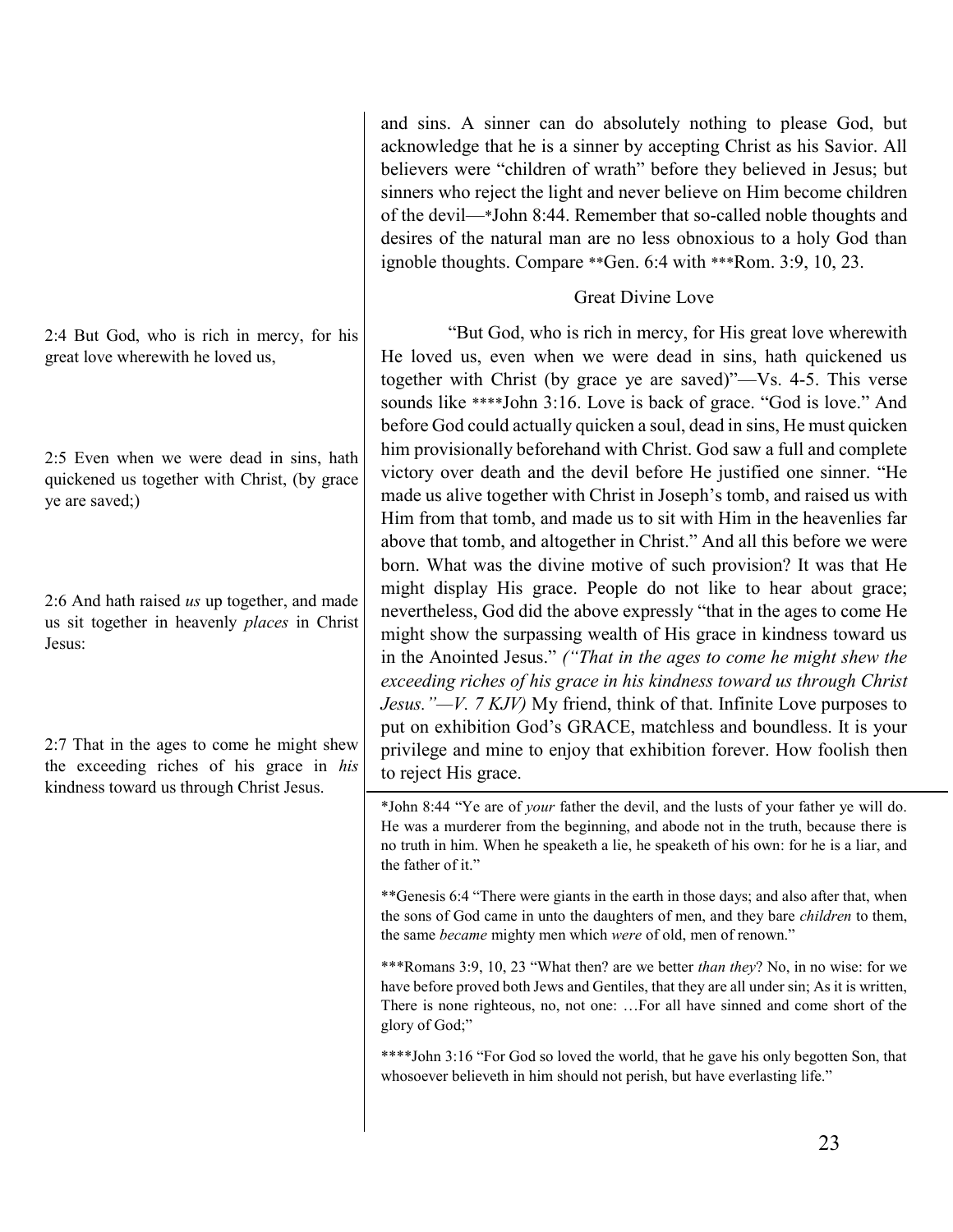and sins. A sinner can do absolutely nothing to please God, but acknowledge that he is a sinner by accepting Christ as his Savior. All believers were "children of wrath" before they believed in Jesus; but sinners who reject the light and never believe on Him become children of the devil—*John 8:44. Remember that so-called noble thoughts and desires of the natural man are no less obnoxious to a holy God than ignoble thoughts. Compare **Gen. 6:4 with ***Rom. 3:9, 10, 23.

### Great Divine Love

2:4 But God, who is rich in mercy, for his great love wherewith he loved us,

2:5 Even when we were dead in sins, hath quickened us together with Christ, (by grace ye are saved;)

2:6 And hath raised *us* up together, and made us sit together in heavenly *places* in Christ Jesus:

2:7 That in the ages to come he might shew the exceeding riches of his grace in *his* kindness toward us through Christ Jesus.

"But God, who is rich in mercy, for His great love wherewith He loved us, even when we were dead in sins, hath quickened us together with Christ (by grace ye are saved)"—Vs. 4-5. This verse sounds like ****John 3:16. Love is back of grace. "God is love." And before God could actually quicken a soul, dead in sins, He must quicken him provisionally beforehand with Christ. God saw a full and complete victory over death and the devil before He justified one sinner. "He made us alive together with Christ in Joseph's tomb, and raised us with Him from that tomb, and made us to sit with Him in the heavenlies far above that tomb, and altogether in Christ." And all this before we were born. What was the divine motive of such provision? It was that He might display His grace. People do not like to hear about grace; nevertheless, God did the above expressly "that in the ages to come He might show the surpassing wealth of His grace in kindness toward us in the Anointed Jesus." *("That in the ages to come he might shew the exceeding riches of his grace in his kindness toward us through Christ Jesus."—V. 7 KJV)* My friend, think of that. Infinite Love purposes to put on exhibition God's GRACE, matchless and boundless. It is your privilege and mine to enjoy that exhibition forever. How foolish then to reject His grace.

---

*John 8:44 "Ye are of *your* father the devil, and the lusts of your father ye will do. He was a murderer from the beginning, and abode not in the truth, because there is no truth in him. When he speaketh a lie, he speaketh of his own: for he is a liar, and the father of it."

**Genesis 6:4 "There were giants in the earth in those days; and also after that, when the sons of God came in unto the daughters of men, and they bare *children* to them, the same *became* mighty men which *were* of old, men of renown."

***Romans 3:9, 10, 23 "What then? are we better *than they*? No, in no wise: for we have before proved both Jews and Gentiles, that they are all under sin; As it is written, There is none righteous, no, not one: …For all have sinned and come short of the glory of God;"

****John 3:16 "For God so loved the world, that he gave his only begotten Son, that whosoever believeth in him should not perish, but have everlasting life."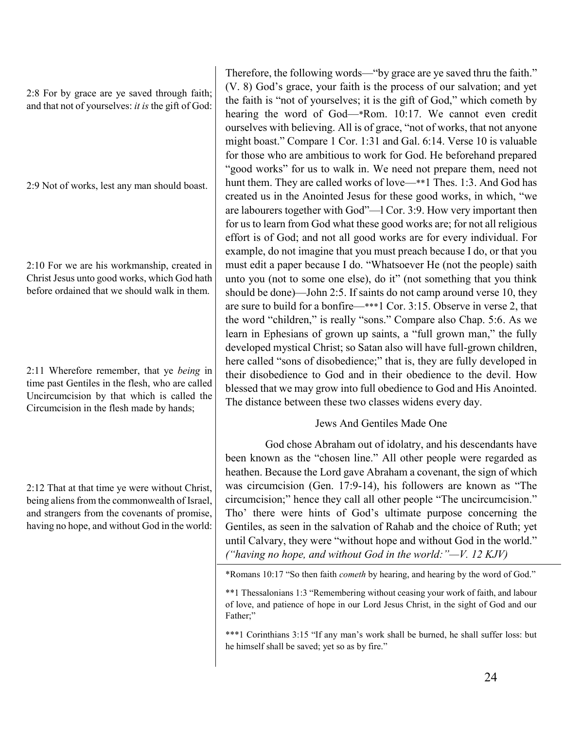2:8 For by grace are ye saved through faith; and that not of yourselves: *it is* the gift of God:

2:9 Not of works, lest any man should boast.

2:10 For we are his workmanship, created in Christ Jesus unto good works, which God hath before ordained that we should walk in them.

2:11 Wherefore remember, that ye *being* in time past Gentiles in the flesh, who are called Uncircumcision by that which is called the Circumcision in the flesh made by hands;

2:12 That at that time ye were without Christ, being aliens from the commonwealth of Israel, and strangers from the covenants of promise, having no hope, and without God in the world:

Therefore, the following words—"by grace are ye saved thru the faith." (V. 8) God's grace, your faith is the process of our salvation; and yet the faith is "not of yourselves; it is the gift of God," which cometh by hearing the word of God—*Rom. 10:17. We cannot even credit ourselves with believing. All is of grace, "not of works, that not anyone might boast." Compare 1 Cor. 1:31 and Gal. 6:14. Verse 10 is valuable for those who are ambitious to work for God. He beforehand prepared "good works" for us to walk in. We need not prepare them, need not hunt them. They are called works of love—**1 Thes. 1:3. And God has created us in the Anointed Jesus for these good works, in which, "we are labourers together with God"—l Cor. 3:9. How very important then for us to learn from God what these good works are; for not all religious effort is of God; and not all good works are for every individual. For example, do not imagine that you must preach because I do, or that you must edit a paper because I do. "Whatsoever He (not the people) saith unto you (not to some one else), do it" (not something that you think should be done)—John 2:5. If saints do not camp around verse 10, they are sure to build for a bonfire—***1 Cor. 3:15. Observe in verse 2, that the word "children," is really "sons." Compare also Chap. 5:6. As we learn in Ephesians of grown up saints, a "full grown man," the fully developed mystical Christ; so Satan also will have full-grown children, here called "sons of disobedience;" that is, they are fully developed in their disobedience to God and in their obedience to the devil. How blessed that we may grow into full obedience to God and His Anointed. The distance between these two classes widens every day.

## Jews And Gentiles Made One

God chose Abraham out of idolatry, and his descendants have been known as the "chosen line." All other people were regarded as heathen. Because the Lord gave Abraham a covenant, the sign of which was circumcision (Gen. 17:9-14), his followers are known as "The circumcision;" hence they call all other people "The uncircumcision." Tho' there were hints of God's ultimate purpose concerning the Gentiles, as seen in the salvation of Rahab and the choice of Ruth; yet until Calvary, they were "without hope and without God in the world." *("having no hope, and without God in the world:"—V. 12 KJV)*

---

*Romans 10:17 "So then faith *cometh* by hearing, and hearing by the word of God."

**1 Thessalonians 1:3 "Remembering without ceasing your work of faith, and labour of love, and patience of hope in our Lord Jesus Christ, in the sight of God and our Father;"

***1 Corinthians 3:15 "If any man's work shall be burned, he shall suffer loss: but he himself shall be saved; yet so as by fire."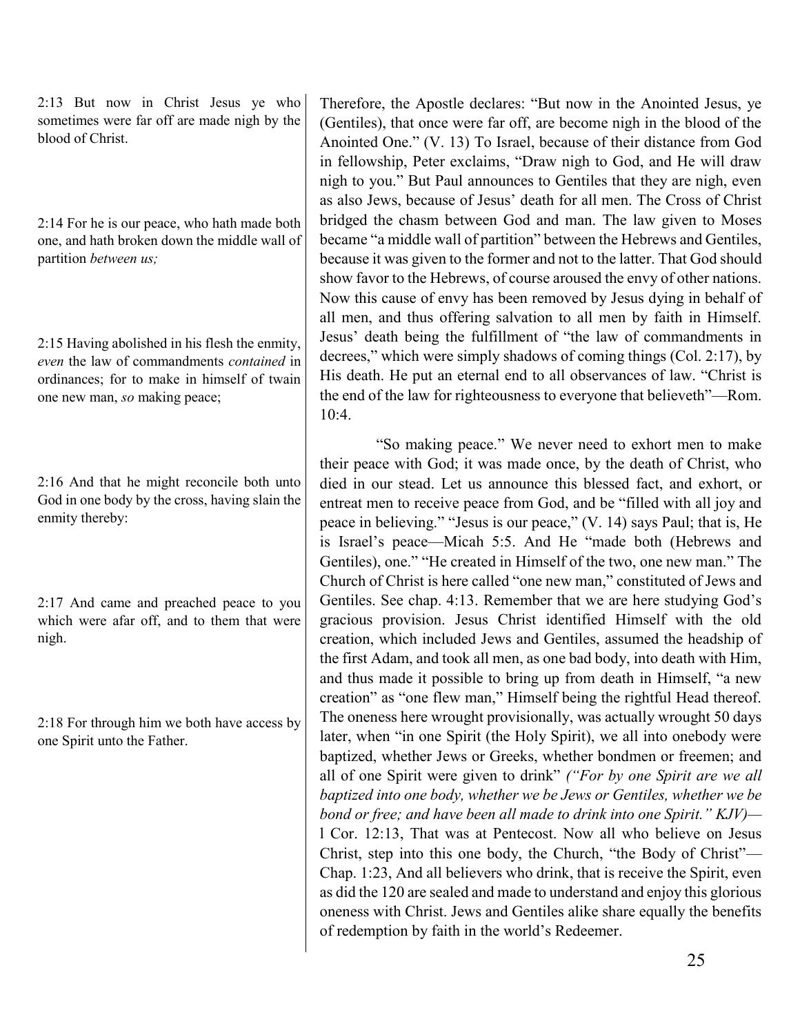2:13 But now in Christ Jesus ye who sometimes were far off are made nigh by the blood of Christ.

2:14 For he is our peace, who hath made both one, and hath broken down the middle wall of partition *between us;*

2:15 Having abolished in his flesh the enmity, *even* the law of commandments *contained* in ordinances; for to make in himself of twain one new man, *so* making peace;

2:16 And that he might reconcile both unto God in one body by the cross, having slain the enmity thereby:

2:17 And came and preached peace to you which were afar off, and to them that were nigh.

2:18 For through him we both have access by one Spirit unto the Father.

Therefore, the Apostle declares: "But now in the Anointed Jesus, ye (Gentiles), that once were far off, are become nigh in the blood of the Anointed One." (V. 13) To Israel, because of their distance from God in fellowship, Peter exclaims, "Draw nigh to God, and He will draw nigh to you." But Paul announces to Gentiles that they are nigh, even as also Jews, because of Jesus' death for all men. The Cross of Christ bridged the chasm between God and man. The law given to Moses became "a middle wall of partition" between the Hebrews and Gentiles, because it was given to the former and not to the latter. That God should show favor to the Hebrews, of course aroused the envy of other nations. Now this cause of envy has been removed by Jesus dying in behalf of all men, and thus offering salvation to all men by faith in Himself. Jesus' death being the fulfillment of "the law of commandments in decrees," which were simply shadows of coming things (Col. 2:17), by His death. He put an eternal end to all observances of law. "Christ is the end of the law for righteousness to everyone that believeth"—Rom. 10:4.

"So making peace." We never need to exhort men to make their peace with God; it was made once, by the death of Christ, who died in our stead. Let us announce this blessed fact, and exhort, or entreat men to receive peace from God, and be "filled with all joy and peace in believing." "Jesus is our peace," (V. 14) says Paul; that is, He is Israel's peace—Micah 5:5. And He "made both (Hebrews and Gentiles), one." "He created in Himself of the two, one new man." The Church of Christ is here called "one new man," constituted of Jews and Gentiles. See chap. 4:13. Remember that we are here studying God's gracious provision. Jesus Christ identified Himself with the old creation, which included Jews and Gentiles, assumed the headship of the first Adam, and took all men, as one bad body, into death with Him, and thus made it possible to bring up from death in Himself, "a new creation" as "one flew man," Himself being the rightful Head thereof. The oneness here wrought provisionally, was actually wrought 50 days later, when "in one Spirit (the Holy Spirit), we all into onebody were baptized, whether Jews or Greeks, whether bondmen or freemen; and all of one Spirit were given to drink" *("For by one Spirit are we all baptized into one body, whether we be Jews or Gentiles, whether we be bond or free; and have been all made to drink into one Spirit." KJV)*—l Cor. 12:13, That was at Pentecost. Now all who believe on Jesus Christ, step into this one body, the Church, "the Body of Christ"—Chap. 1:23, And all believers who drink, that is receive the Spirit, even as did the 120 are sealed and made to understand and enjoy this glorious oneness with Christ. Jews and Gentiles alike share equally the benefits of redemption by faith in the world's Redeemer.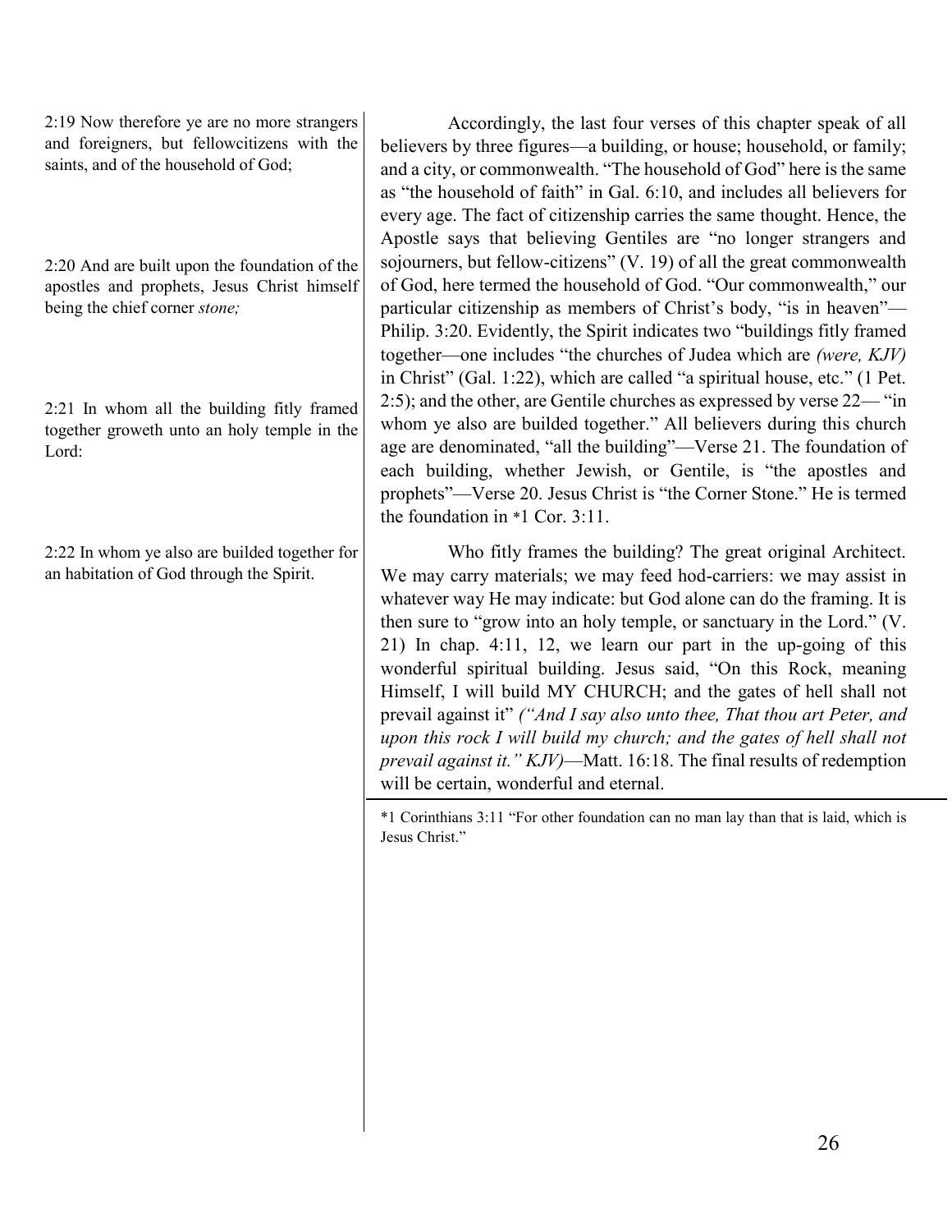2:19 Now therefore ye are no more strangers and foreigners, but fellowcitizens with the saints, and of the household of God;

2:20 And are built upon the foundation of the apostles and prophets, Jesus Christ himself being the chief corner *stone;*

2:21 In whom all the building fitly framed together groweth unto an holy temple in the Lord:

2:22 In whom ye also are builded together for an habitation of God through the Spirit.

Accordingly, the last four verses of this chapter speak of all believers by three figures—a building, or house; household, or family; and a city, or commonwealth. "The household of God" here is the same as "the household of faith" in Gal. 6:10, and includes all believers for every age. The fact of citizenship carries the same thought. Hence, the Apostle says that believing Gentiles are "no longer strangers and sojourners, but fellow-citizens" (V. 19) of all the great commonwealth of God, here termed the household of God. "Our commonwealth," our particular citizenship as members of Christ's body, "is in heaven"—Philip. 3:20. Evidently, the Spirit indicates two "buildings fitly framed together—one includes "the churches of Judea which are *(were, KJV)* in Christ" (Gal. 1:22), which are called "a spiritual house, etc." (1 Pet. 2:5); and the other, are Gentile churches as expressed by verse 22— "in whom ye also are builded together." All believers during this church age are denominated, "all the building"—Verse 21. The foundation of each building, whether Jewish, or Gentile, is "the apostles and prophets"—Verse 20. Jesus Christ is "the Corner Stone." He is termed the foundation in *1 Cor. 3:11.

Who fitly frames the building? The great original Architect. We may carry materials; we may feed hod-carriers: we may assist in whatever way He may indicate: but God alone can do the framing. It is then sure to "grow into an holy temple, or sanctuary in the Lord." (V. 21) In chap. 4:11, 12, we learn our part in the up-going of this wonderful spiritual building. Jesus said, "On this Rock, meaning Himself, I will build MY CHURCH; and the gates of hell shall not prevail against it" *("And I say also unto thee, That thou art Peter, and upon this rock I will build my church; and the gates of hell shall not prevail against it." KJV)*—Matt. 16:18. The final results of redemption will be certain, wonderful and eternal.

---

*1 Corinthians 3:11 "For other foundation can no man lay than that is laid, which is Jesus Christ."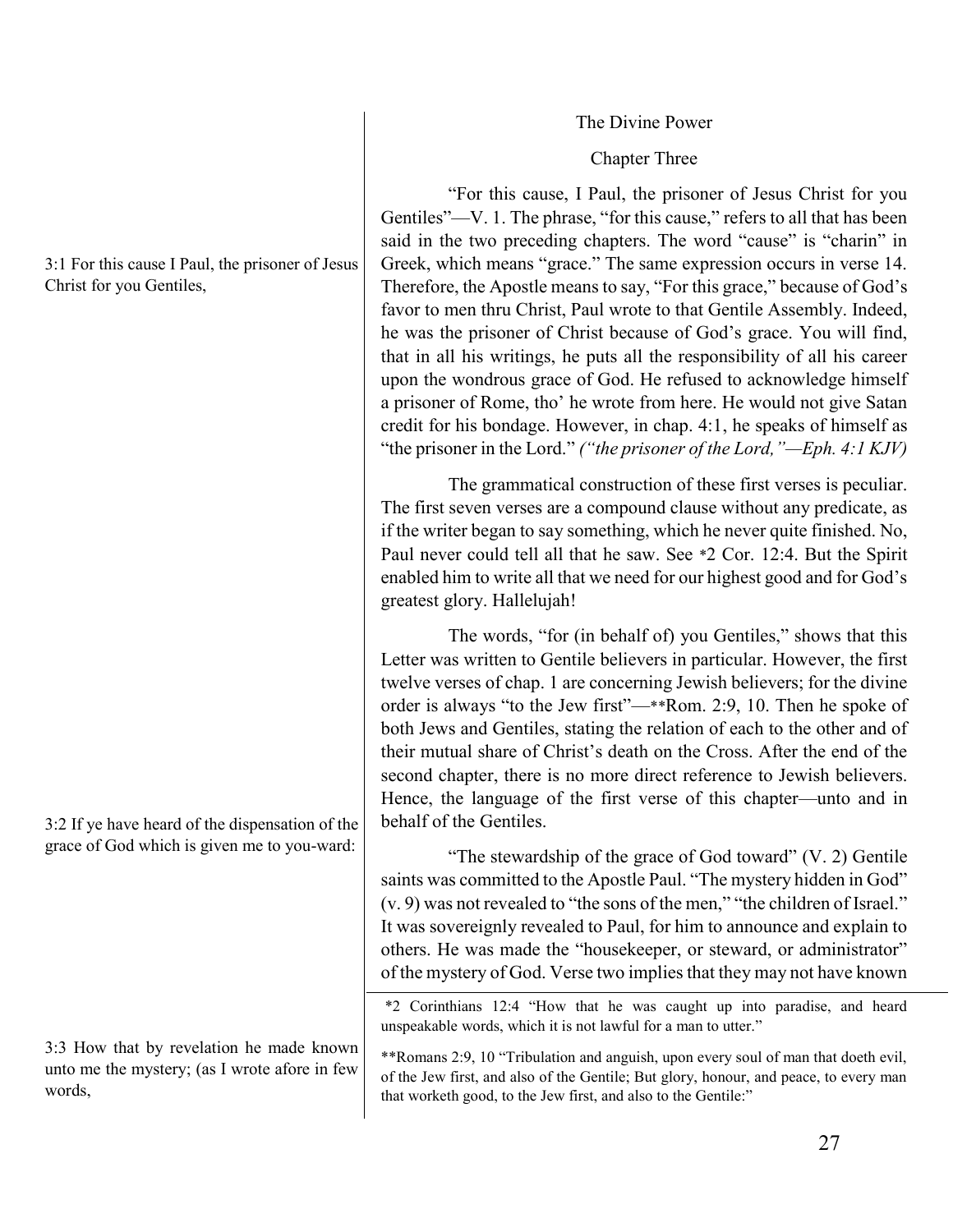## The Divine Power

### Chapter Three

3:1 For this cause I Paul, the prisoner of Jesus Christ for you Gentiles,

"For this cause, I Paul, the prisoner of Jesus Christ for you Gentiles"—V. 1. The phrase, "for this cause," refers to all that has been said in the two preceding chapters. The word "cause" is "charin" in Greek, which means "grace." The same expression occurs in verse 14. Therefore, the Apostle means to say, "For this grace," because of God's favor to men thru Christ, Paul wrote to that Gentile Assembly. Indeed, he was the prisoner of Christ because of God's grace. You will find, that in all his writings, he puts all the responsibility of all his career upon the wondrous grace of God. He refused to acknowledge himself a prisoner of Rome, tho' he wrote from here. He would not give Satan credit for his bondage. However, in chap. 4:1, he speaks of himself as "the prisoner in the Lord." *("the prisoner of the Lord,"—Eph. 4:1 KJV)*

The grammatical construction of these first verses is peculiar. The first seven verses are a compound clause without any predicate, as if the writer began to say something, which he never quite finished. No, Paul never could tell all that he saw. See *2 Cor. 12:4. But the Spirit enabled him to write all that we need for our highest good and for God's greatest glory. Hallelujah!

The words, "for (in behalf of) you Gentiles," shows that this Letter was written to Gentile believers in particular. However, the first twelve verses of chap. 1 are concerning Jewish believers; for the divine order is always "to the Jew first"—**Rom. 2:9, 10. Then he spoke of both Jews and Gentiles, stating the relation of each to the other and of their mutual share of Christ's death on the Cross. After the end of the second chapter, there is no more direct reference to Jewish believers. Hence, the language of the first verse of this chapter—unto and in behalf of the Gentiles.

3:2 If ye have heard of the dispensation of the grace of God which is given me to you-ward:

"The stewardship of the grace of God toward" (V. 2) Gentile saints was committed to the Apostle Paul. "The mystery hidden in God" (v. 9) was not revealed to "the sons of the men," "the children of Israel." It was sovereignly revealed to Paul, for him to announce and explain to others. He was made the "housekeeper, or steward, or administrator" of the mystery of God. Verse two implies that they may not have known

3:3 How that by revelation he made known unto me the mystery; (as I wrote afore in few words,

*2 Corinthians 12:4 "How that he was caught up into paradise, and heard unspeakable words, which it is not lawful for a man to utter."

**Romans 2:9, 10 "Tribulation and anguish, upon every soul of man that doeth evil, of the Jew first, and also of the Gentile; But glory, honour, and peace, to every man that worketh good, to the Jew first, and also to the Gentile:"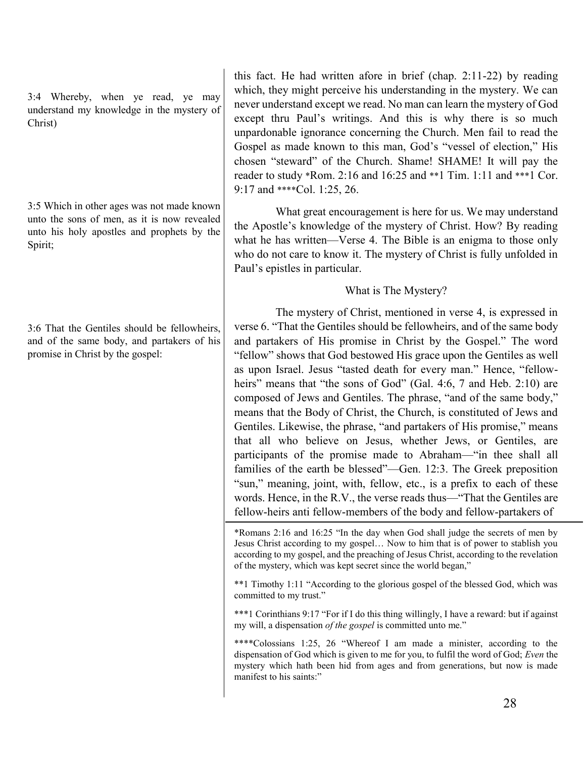3:4 Whereby, when ye read, ye may understand my knowledge in the mystery of Christ)

this fact. He had written afore in brief (chap. 2:11-22) by reading which, they might perceive his understanding in the mystery. We can never understand except we read. No man can learn the mystery of God except thru Paul's writings. And this is why there is so much unpardonable ignorance concerning the Church. Men fail to read the Gospel as made known to this man, God's "vessel of election," His chosen "steward" of the Church. Shame! SHAME! It will pay the reader to study *Rom. 2:16 and 16:25 and **1 Tim. 1:11 and ***1 Cor. 9:17 and ****Col. 1:25, 26.

3:5 Which in other ages was not made known unto the sons of men, as it is now revealed unto his holy apostles and prophets by the Spirit;

What great encouragement is here for us. We may understand the Apostle's knowledge of the mystery of Christ. How? By reading what he has written—Verse 4. The Bible is an enigma to those only who do not care to know it. The mystery of Christ is fully unfolded in Paul's epistles in particular.

### What is The Mystery?

3:6 That the Gentiles should be fellowheirs, and of the same body, and partakers of his promise in Christ by the gospel:

The mystery of Christ, mentioned in verse 4, is expressed in verse 6. "That the Gentiles should be fellowheirs, and of the same body and partakers of His promise in Christ by the Gospel." The word "fellow" shows that God bestowed His grace upon the Gentiles as well as upon Israel. Jesus "tasted death for every man." Hence, "fellow-heirs" means that "the sons of God" (Gal. 4:6, 7 and Heb. 2:10) are composed of Jews and Gentiles. The phrase, "and of the same body," means that the Body of Christ, the Church, is constituted of Jews and Gentiles. Likewise, the phrase, "and partakers of His promise," means that all who believe on Jesus, whether Jews, or Gentiles, are participants of the promise made to Abraham—"in thee shall all families of the earth be blessed"—Gen. 12:3. The Greek preposition "sun," meaning, joint, with, fellow, etc., is a prefix to each of these words. Hence, in the R.V., the verse reads thus—"That the Gentiles are fellow-heirs anti fellow-members of the body and fellow-partakers of

---

*Romans 2:16 and 16:25 "In the day when God shall judge the secrets of men by Jesus Christ according to my gospel… Now to him that is of power to stablish you according to my gospel, and the preaching of Jesus Christ, according to the revelation of the mystery, which was kept secret since the world began,"

**1 Timothy 1:11 "According to the glorious gospel of the blessed God, which was committed to my trust."

***1 Corinthians 9:17 "For if I do this thing willingly, I have a reward: but if against my will, a dispensation *of the gospel* is committed unto me."

****Colossians 1:25, 26 "Whereof I am made a minister, according to the dispensation of God which is given to me for you, to fulfil the word of God; *Even* the mystery which hath been hid from ages and from generations, but now is made manifest to his saints:"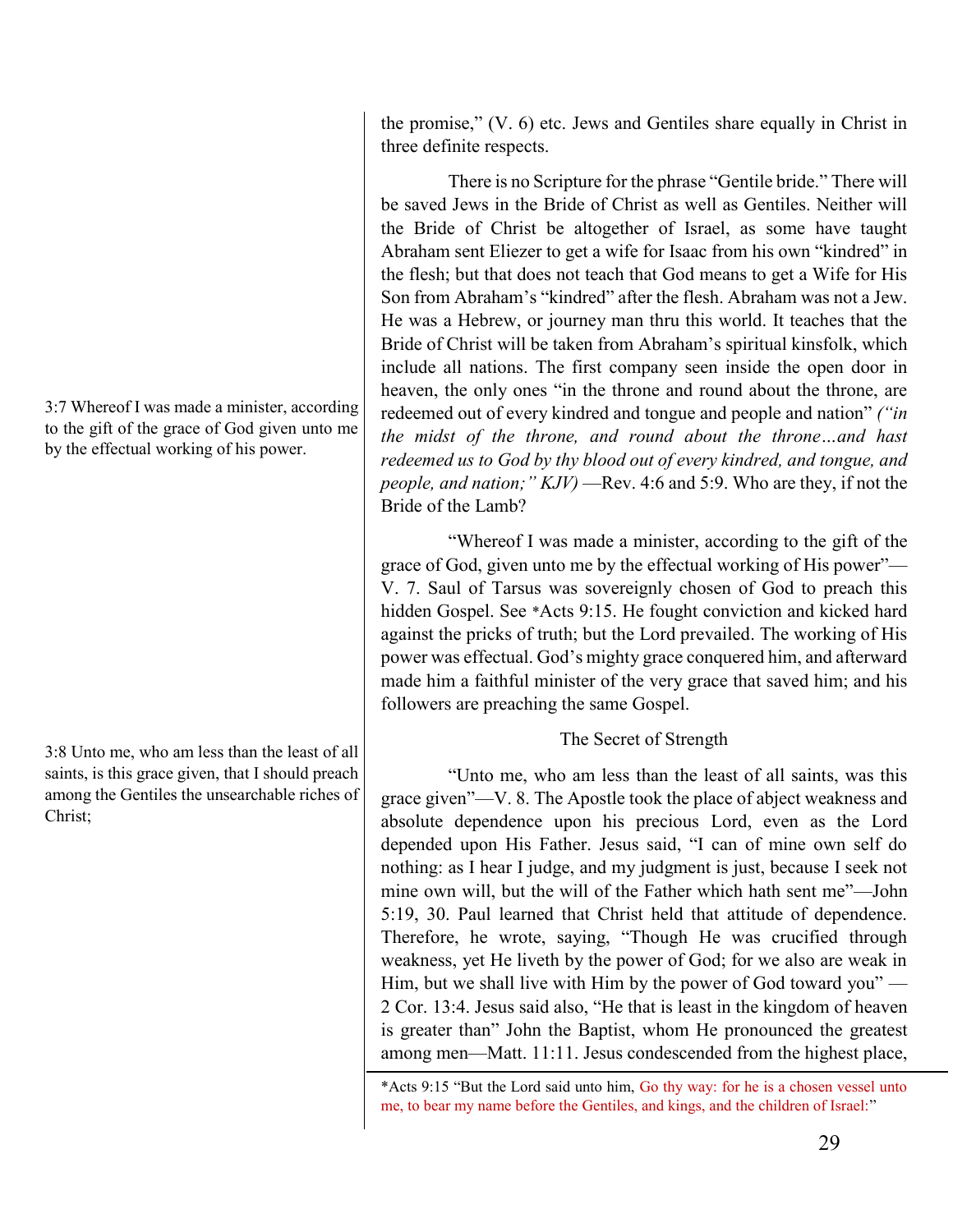the promise," (V. 6) etc. Jews and Gentiles share equally in Christ in three definite respects.

There is no Scripture for the phrase "Gentile bride." There will be saved Jews in the Bride of Christ as well as Gentiles. Neither will the Bride of Christ be altogether of Israel, as some have taught Abraham sent Eliezer to get a wife for Isaac from his own "kindred" in the flesh; but that does not teach that God means to get a Wife for His Son from Abraham's "kindred" after the flesh. Abraham was not a Jew. He was a Hebrew, or journey man thru this world. It teaches that the Bride of Christ will be taken from Abraham's spiritual kinsfolk, which include all nations. The first company seen inside the open door in heaven, the only ones "in the throne and round about the throne, are redeemed out of every kindred and tongue and people and nation" *("in the midst of the throne, and round about the throne…and hast redeemed us to God by thy blood out of every kindred, and tongue, and people, and nation;" KJV)* —Rev. 4:6 and 5:9. Who are they, if not the Bride of the Lamb?

3:7 Whereof I was made a minister, according to the gift of the grace of God given unto me by the effectual working of his power.

"Whereof I was made a minister, according to the gift of the grace of God, given unto me by the effectual working of His power"—V. 7. Saul of Tarsus was sovereignly chosen of God to preach this hidden Gospel. See *Acts 9:15. He fought conviction and kicked hard against the pricks of truth; but the Lord prevailed. The working of His power was effectual. God's mighty grace conquered him, and afterward made him a faithful minister of the very grace that saved him; and his followers are preaching the same Gospel.

## The Secret of Strength

3:8 Unto me, who am less than the least of all saints, is this grace given, that I should preach among the Gentiles the unsearchable riches of Christ;

"Unto me, who am less than the least of all saints, was this grace given"—V. 8. The Apostle took the place of abject weakness and absolute dependence upon his precious Lord, even as the Lord depended upon His Father. Jesus said, "I can of mine own self do nothing: as I hear I judge, and my judgment is just, because I seek not mine own will, but the will of the Father which hath sent me"—John 5:19, 30. Paul learned that Christ held that attitude of dependence. Therefore, he wrote, saying, "Though He was crucified through weakness, yet He liveth by the power of God; for we also are weak in Him, but we shall live with Him by the power of God toward you" — 2 Cor. 13:4. Jesus said also, "He that is least in the kingdom of heaven is greater than" John the Baptist, whom He pronounced the greatest among men—Matt. 11:11. Jesus condescended from the highest place,

---

*Acts 9:15 "But the Lord said unto him, Go thy way: for he is a chosen vessel unto me, to bear my name before the Gentiles, and kings, and the children of Israel:"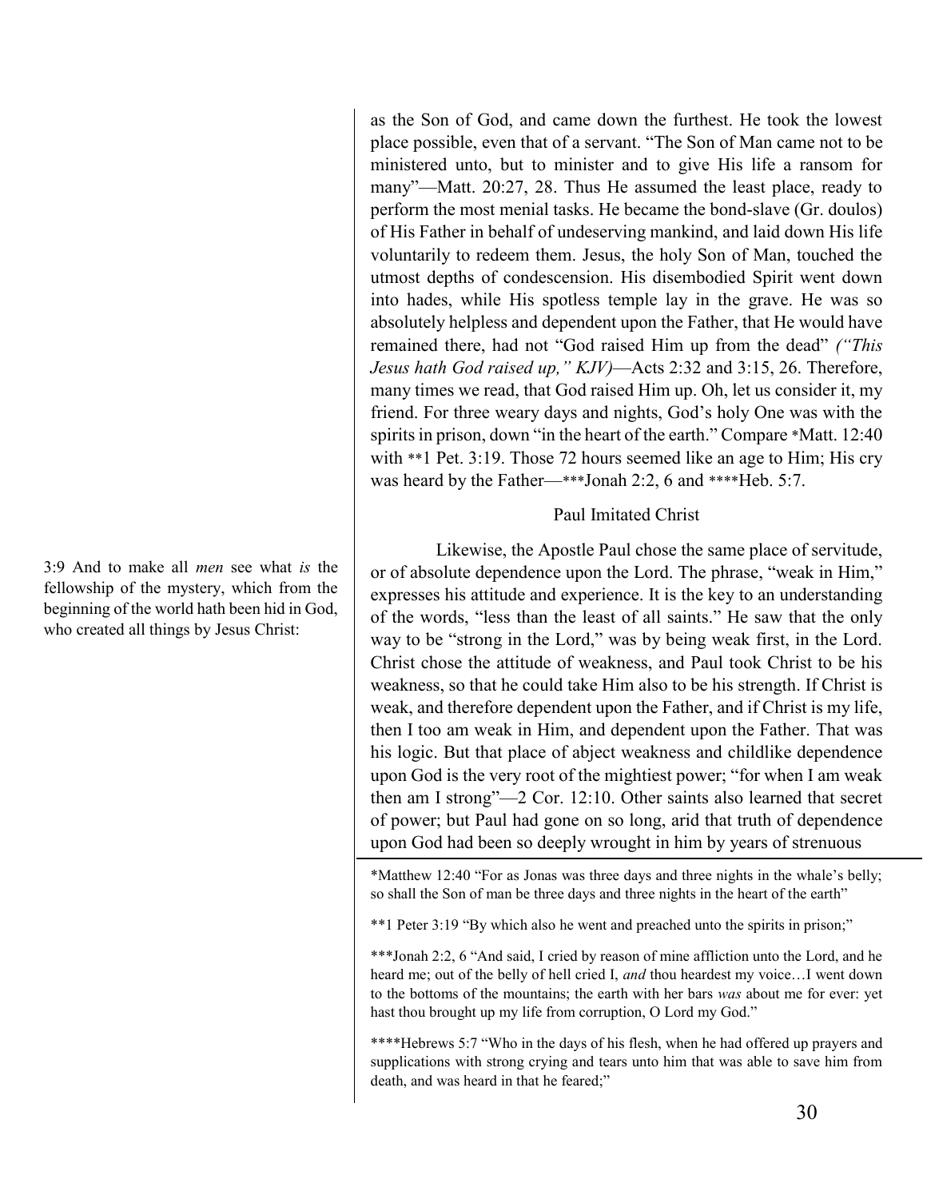3:9 And to make all *men* see what *is* the fellowship of the mystery, which from the beginning of the world hath been hid in God, who created all things by Jesus Christ:

as the Son of God, and came down the furthest. He took the lowest place possible, even that of a servant. "The Son of Man came not to be ministered unto, but to minister and to give His life a ransom for many"—Matt. 20:27, 28. Thus He assumed the least place, ready to perform the most menial tasks. He became the bond-slave (Gr. doulos) of His Father in behalf of undeserving mankind, and laid down His life voluntarily to redeem them. Jesus, the holy Son of Man, touched the utmost depths of condescension. His disembodied Spirit went down into hades, while His spotless temple lay in the grave. He was so absolutely helpless and dependent upon the Father, that He would have remained there, had not "God raised Him up from the dead" *("This Jesus hath God raised up," KJV)*—Acts 2:32 and 3:15, 26. Therefore, many times we read, that God raised Him up. Oh, let us consider it, my friend. For three weary days and nights, God's holy One was with the spirits in prison, down "in the heart of the earth." Compare *Matt. 12:40 with **1 Pet. 3:19. Those 72 hours seemed like an age to Him; His cry was heard by the Father—***Jonah 2:2, 6 and ****Heb. 5:7.

## Paul Imitated Christ

Likewise, the Apostle Paul chose the same place of servitude, or of absolute dependence upon the Lord. The phrase, "weak in Him," expresses his attitude and experience. It is the key to an understanding of the words, "less than the least of all saints." He saw that the only way to be "strong in the Lord," was by being weak first, in the Lord. Christ chose the attitude of weakness, and Paul took Christ to be his weakness, so that he could take Him also to be his strength. If Christ is weak, and therefore dependent upon the Father, and if Christ is my life, then I too am weak in Him, and dependent upon the Father. That was his logic. But that place of abject weakness and childlike dependence upon God is the very root of the mightiest power; "for when I am weak then am I strong"—2 Cor. 12:10. Other saints also learned that secret of power; but Paul had gone on so long, arid that truth of dependence upon God had been so deeply wrought in him by years of strenuous

*Matthew 12:40 "For as Jonas was three days and three nights in the whale's belly; so shall the Son of man be three days and three nights in the heart of the earth"

**1 Peter 3:19 "By which also he went and preached unto the spirits in prison;"

***Jonah 2:2, 6 "And said, I cried by reason of mine affliction unto the Lord, and he heard me; out of the belly of hell cried I, *and* thou heardest my voice…I went down to the bottoms of the mountains; the earth with her bars *was* about me for ever: yet hast thou brought up my life from corruption, O Lord my God."

****Hebrews 5:7 "Who in the days of his flesh, when he had offered up prayers and supplications with strong crying and tears unto him that was able to save him from death, and was heard in that he feared;"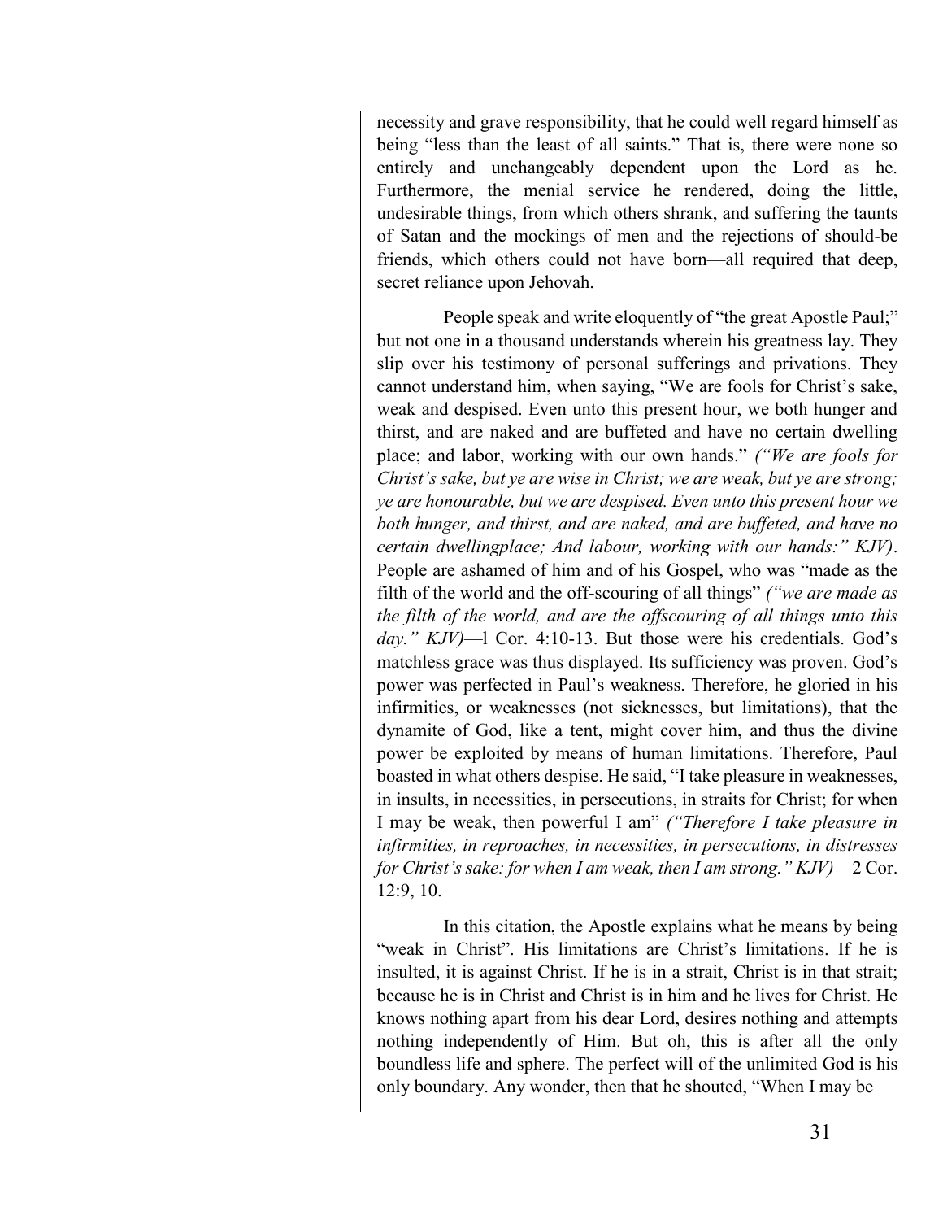necessity and grave responsibility, that he could well regard himself as being "less than the least of all saints." That is, there were none so entirely and unchangeably dependent upon the Lord as he. Furthermore, the menial service he rendered, doing the little, undesirable things, from which others shrank, and suffering the taunts of Satan and the mockings of men and the rejections of should-be friends, which others could not have born—all required that deep, secret reliance upon Jehovah.

People speak and write eloquently of "the great Apostle Paul;" but not one in a thousand understands wherein his greatness lay. They slip over his testimony of personal sufferings and privations. They cannot understand him, when saying, "We are fools for Christ's sake, weak and despised. Even unto this present hour, we both hunger and thirst, and are naked and are buffeted and have no certain dwelling place; and labor, working with our own hands." *("We are fools for Christ's sake, but ye are wise in Christ; we are weak, but ye are strong; ye are honourable, but we are despised. Even unto this present hour we both hunger, and thirst, and are naked, and are buffeted, and have no certain dwellingplace; And labour, working with our hands:" KJV)*. People are ashamed of him and of his Gospel, who was "made as the filth of the world and the off-scouring of all things" *("we are made as the filth of the world, and are the offscouring of all things unto this day." KJV)*—l Cor. 4:10-13. But those were his credentials. God's matchless grace was thus displayed. Its sufficiency was proven. God's power was perfected in Paul's weakness. Therefore, he gloried in his infirmities, or weaknesses (not sicknesses, but limitations), that the dynamite of God, like a tent, might cover him, and thus the divine power be exploited by means of human limitations. Therefore, Paul boasted in what others despise. He said, "I take pleasure in weaknesses, in insults, in necessities, in persecutions, in straits for Christ; for when I may be weak, then powerful I am" *("Therefore I take pleasure in infirmities, in reproaches, in necessities, in persecutions, in distresses for Christ's sake: for when I am weak, then I am strong." KJV)*—2 Cor. 12:9, 10.

In this citation, the Apostle explains what he means by being "weak in Christ". His limitations are Christ's limitations. If he is insulted, it is against Christ. If he is in a strait, Christ is in that strait; because he is in Christ and Christ is in him and he lives for Christ. He knows nothing apart from his dear Lord, desires nothing and attempts nothing independently of Him. But oh, this is after all the only boundless life and sphere. The perfect will of the unlimited God is his only boundary. Any wonder, then that he shouted, "When I may be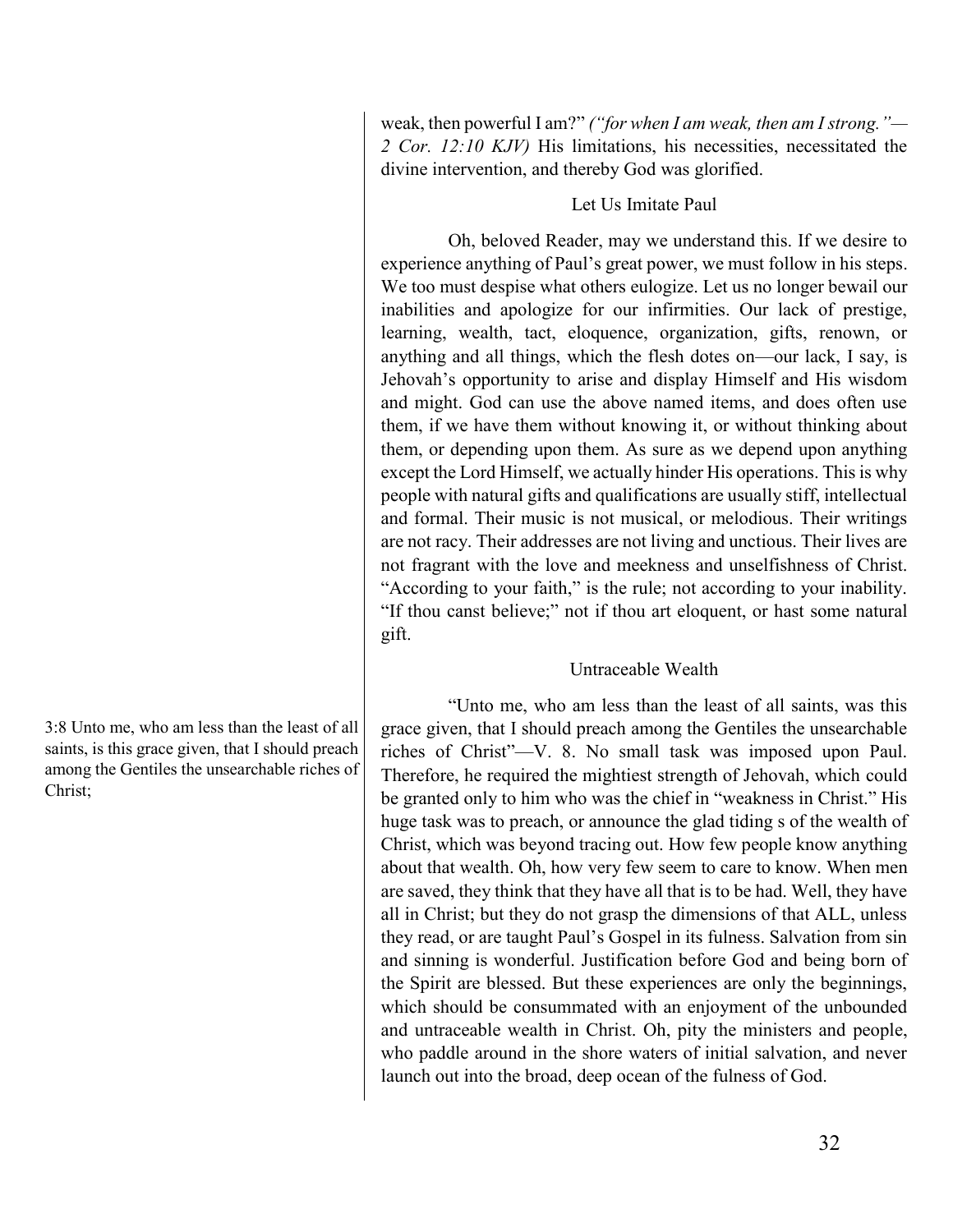weak, then powerful I am?" *("for when I am weak, then am I strong."—2 Cor. 12:10 KJV)* His limitations, his necessities, necessitated the divine intervention, and thereby God was glorified.

### Let Us Imitate Paul

Oh, beloved Reader, may we understand this. If we desire to experience anything of Paul's great power, we must follow in his steps. We too must despise what others eulogize. Let us no longer bewail our inabilities and apologize for our infirmities. Our lack of prestige, learning, wealth, tact, eloquence, organization, gifts, renown, or anything and all things, which the flesh dotes on—our lack, I say, is Jehovah's opportunity to arise and display Himself and His wisdom and might. God can use the above named items, and does often use them, if we have them without knowing it, or without thinking about them, or depending upon them. As sure as we depend upon anything except the Lord Himself, we actually hinder His operations. This is why people with natural gifts and qualifications are usually stiff, intellectual and formal. Their music is not musical, or melodious. Their writings are not racy. Their addresses are not living and unctious. Their lives are not fragrant with the love and meekness and unselfishness of Christ. "According to your faith," is the rule; not according to your inability. "If thou canst believe;" not if thou art eloquent, or hast some natural gift.

### Untraceable Wealth

3:8 Unto me, who am less than the least of all saints, is this grace given, that I should preach among the Gentiles the unsearchable riches of Christ;

"Unto me, who am less than the least of all saints, was this grace given, that I should preach among the Gentiles the unsearchable riches of Christ"—V. 8. No small task was imposed upon Paul. Therefore, he required the mightiest strength of Jehovah, which could be granted only to him who was the chief in "weakness in Christ." His huge task was to preach, or announce the glad tiding s of the wealth of Christ, which was beyond tracing out. How few people know anything about that wealth. Oh, how very few seem to care to know. When men are saved, they think that they have all that is to be had. Well, they have all in Christ; but they do not grasp the dimensions of that ALL, unless they read, or are taught Paul's Gospel in its fulness. Salvation from sin and sinning is wonderful. Justification before God and being born of the Spirit are blessed. But these experiences are only the beginnings, which should be consummated with an enjoyment of the unbounded and untraceable wealth in Christ. Oh, pity the ministers and people, who paddle around in the shore waters of initial salvation, and never launch out into the broad, deep ocean of the fulness of God.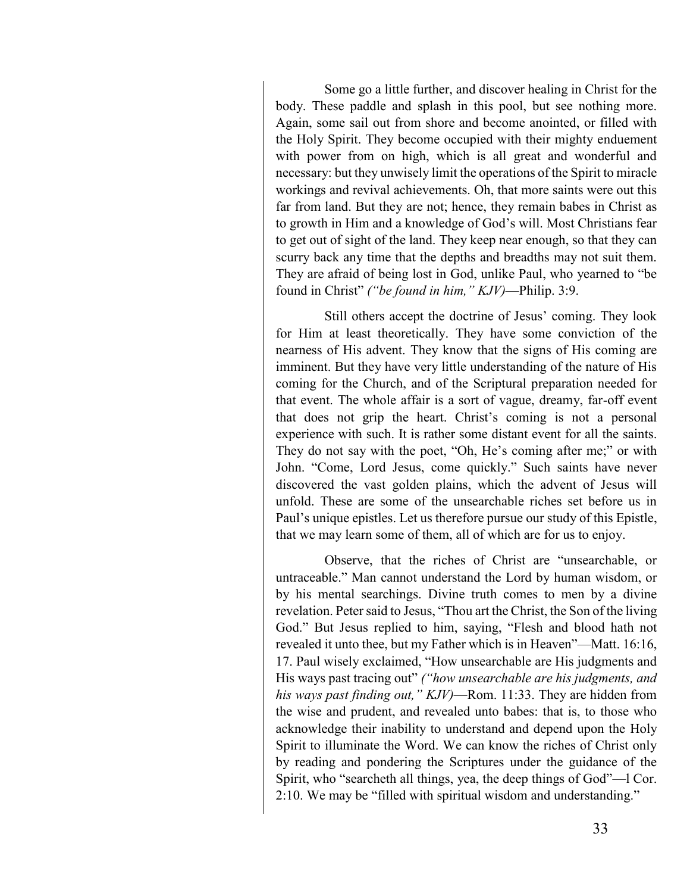Some go a little further, and discover healing in Christ for the body. These paddle and splash in this pool, but see nothing more. Again, some sail out from shore and become anointed, or filled with the Holy Spirit. They become occupied with their mighty enduement with power from on high, which is all great and wonderful and necessary: but they unwisely limit the operations of the Spirit to miracle workings and revival achievements. Oh, that more saints were out this far from land. But they are not; hence, they remain babes in Christ as to growth in Him and a knowledge of God's will. Most Christians fear to get out of sight of the land. They keep near enough, so that they can scurry back any time that the depths and breadths may not suit them. They are afraid of being lost in God, unlike Paul, who yearned to "be found in Christ" *("be found in him," KJV)*—Philip. 3:9.

Still others accept the doctrine of Jesus' coming. They look for Him at least theoretically. They have some conviction of the nearness of His advent. They know that the signs of His coming are imminent. But they have very little understanding of the nature of His coming for the Church, and of the Scriptural preparation needed for that event. The whole affair is a sort of vague, dreamy, far-off event that does not grip the heart. Christ's coming is not a personal experience with such. It is rather some distant event for all the saints. They do not say with the poet, "Oh, He's coming after me;" or with John. "Come, Lord Jesus, come quickly." Such saints have never discovered the vast golden plains, which the advent of Jesus will unfold. These are some of the unsearchable riches set before us in Paul's unique epistles. Let us therefore pursue our study of this Epistle, that we may learn some of them, all of which are for us to enjoy.

Observe, that the riches of Christ are "unsearchable, or untraceable." Man cannot understand the Lord by human wisdom, or by his mental searchings. Divine truth comes to men by a divine revelation. Peter said to Jesus, "Thou art the Christ, the Son of the living God." But Jesus replied to him, saying, "Flesh and blood hath not revealed it unto thee, but my Father which is in Heaven"—Matt. 16:16, 17. Paul wisely exclaimed, "How unsearchable are His judgments and His ways past tracing out" *("how unsearchable are his judgments, and his ways past finding out," KJV)*—Rom. 11:33. They are hidden from the wise and prudent, and revealed unto babes: that is, to those who acknowledge their inability to understand and depend upon the Holy Spirit to illuminate the Word. We can know the riches of Christ only by reading and pondering the Scriptures under the guidance of the Spirit, who "searcheth all things, yea, the deep things of God"—l Cor. 2:10. We may be "filled with spiritual wisdom and understanding."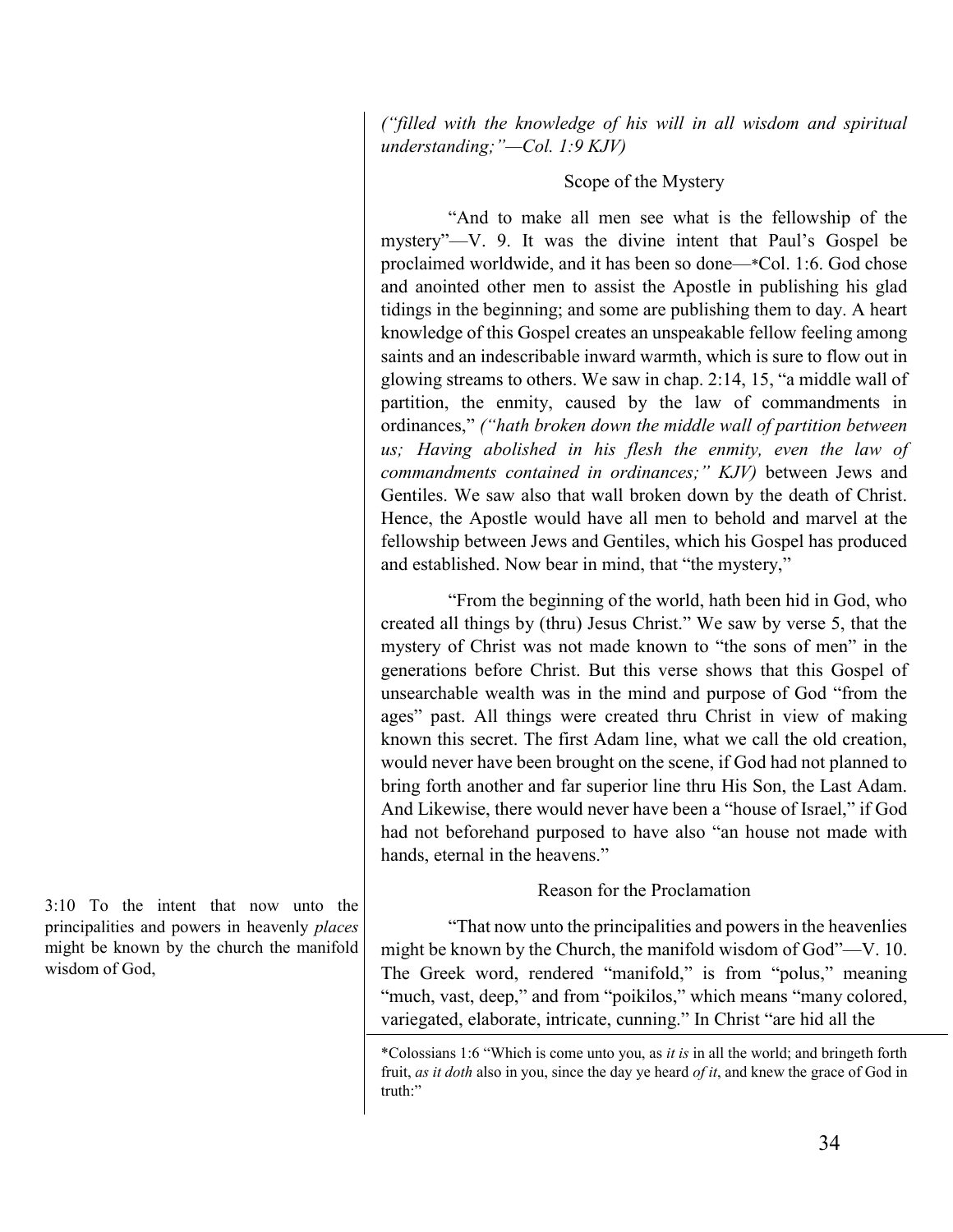*("filled with the knowledge of his will in all wisdom and spiritual understanding;"—Col. 1:9 KJV)*

### Scope of the Mystery

"And to make all men see what is the fellowship of the mystery"—V. 9. It was the divine intent that Paul's Gospel be proclaimed worldwide, and it has been so done—*Col. 1:6. God chose and anointed other men to assist the Apostle in publishing his glad tidings in the beginning; and some are publishing them to day. A heart knowledge of this Gospel creates an unspeakable fellow feeling among saints and an indescribable inward warmth, which is sure to flow out in glowing streams to others. We saw in chap. 2:14, 15, "a middle wall of partition, the enmity, caused by the law of commandments in ordinances," *("hath broken down the middle wall of partition between us; Having abolished in his flesh the enmity, even the law of commandments contained in ordinances;" KJV)* between Jews and Gentiles. We saw also that wall broken down by the death of Christ. Hence, the Apostle would have all men to behold and marvel at the fellowship between Jews and Gentiles, which his Gospel has produced and established. Now bear in mind, that "the mystery,"

"From the beginning of the world, hath been hid in God, who created all things by (thru) Jesus Christ." We saw by verse 5, that the mystery of Christ was not made known to "the sons of men" in the generations before Christ. But this verse shows that this Gospel of unsearchable wealth was in the mind and purpose of God "from the ages" past. All things were created thru Christ in view of making known this secret. The first Adam line, what we call the old creation, would never have been brought on the scene, if God had not planned to bring forth another and far superior line thru His Son, the Last Adam. And Likewise, there would never have been a "house of Israel," if God had not beforehand purposed to have also "an house not made with hands, eternal in the heavens."

3:10 To the intent that now unto the principalities and powers in heavenly *places* might be known by the church the manifold wisdom of God,

### Reason for the Proclamation

"That now unto the principalities and powers in the heavenlies might be known by the Church, the manifold wisdom of God"—V. 10. The Greek word, rendered "manifold," is from "polus," meaning "much, vast, deep," and from "poikilos," which means "many colored, variegated, elaborate, intricate, cunning." In Christ "are hid all the

*Colossians 1:6 "Which is come unto you, as *it is* in all the world; and bringeth forth fruit, *as it doth* also in you, since the day ye heard *of it*, and knew the grace of God in truth:"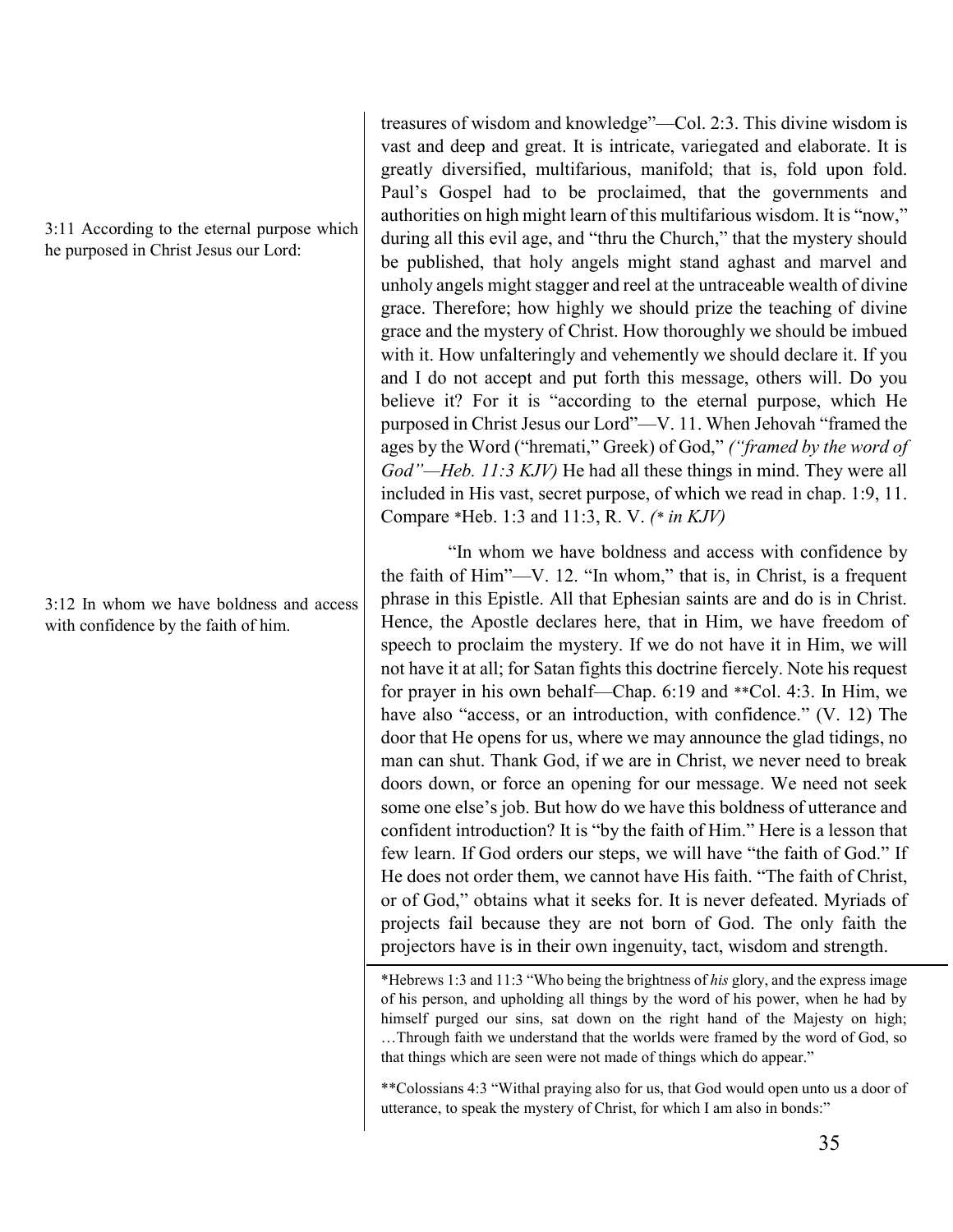3:11 According to the eternal purpose which he purposed in Christ Jesus our Lord:

treasures of wisdom and knowledge"—Col. 2:3. This divine wisdom is vast and deep and great. It is intricate, variegated and elaborate. It is greatly diversified, multifarious, manifold; that is, fold upon fold. Paul's Gospel had to be proclaimed, that the governments and authorities on high might learn of this multifarious wisdom. It is "now," during all this evil age, and "thru the Church," that the mystery should be published, that holy angels might stand aghast and marvel and unholy angels might stagger and reel at the untraceable wealth of divine grace. Therefore; how highly we should prize the teaching of divine grace and the mystery of Christ. How thoroughly we should be imbued with it. How unfalteringly and vehemently we should declare it. If you and I do not accept and put forth this message, others will. Do you believe it? For it is "according to the eternal purpose, which He purposed in Christ Jesus our Lord"—V. 11. When Jehovah "framed the ages by the Word ("hremati," Greek) of God," *("framed by the word of God"—Heb. 11:3 KJV)* He had all these things in mind. They were all included in His vast, secret purpose, of which we read in chap. 1:9, 11. Compare *Heb. 1:3 and 11:3, R. V. *(* in KJV)*

3:12 In whom we have boldness and access with confidence by the faith of him.

"In whom we have boldness and access with confidence by the faith of Him"—V. 12. "In whom," that is, in Christ, is a frequent phrase in this Epistle. All that Ephesian saints are and do is in Christ. Hence, the Apostle declares here, that in Him, we have freedom of speech to proclaim the mystery. If we do not have it in Him, we will not have it at all; for Satan fights this doctrine fiercely. Note his request for prayer in his own behalf—Chap. 6:19 and **Col. 4:3. In Him, we have also "access, or an introduction, with confidence." (V. 12) The door that He opens for us, where we may announce the glad tidings, no man can shut. Thank God, if we are in Christ, we never need to break doors down, or force an opening for our message. We need not seek some one else's job. But how do we have this boldness of utterance and confident introduction? It is "by the faith of Him." Here is a lesson that few learn. If God orders our steps, we will have "the faith of God." If He does not order them, we cannot have His faith. "The faith of Christ, or of God," obtains what it seeks for. It is never defeated. Myriads of projects fail because they are not born of God. The only faith the projectors have is in their own ingenuity, tact, wisdom and strength.

---

*Hebrews 1:3 and 11:3 "Who being the brightness of *his* glory, and the express image of his person, and upholding all things by the word of his power, when he had by himself purged our sins, sat down on the right hand of the Majesty on high; …Through faith we understand that the worlds were framed by the word of God, so that things which are seen were not made of things which do appear."

**Colossians 4:3 "Withal praying also for us, that God would open unto us a door of utterance, to speak the mystery of Christ, for which I am also in bonds:"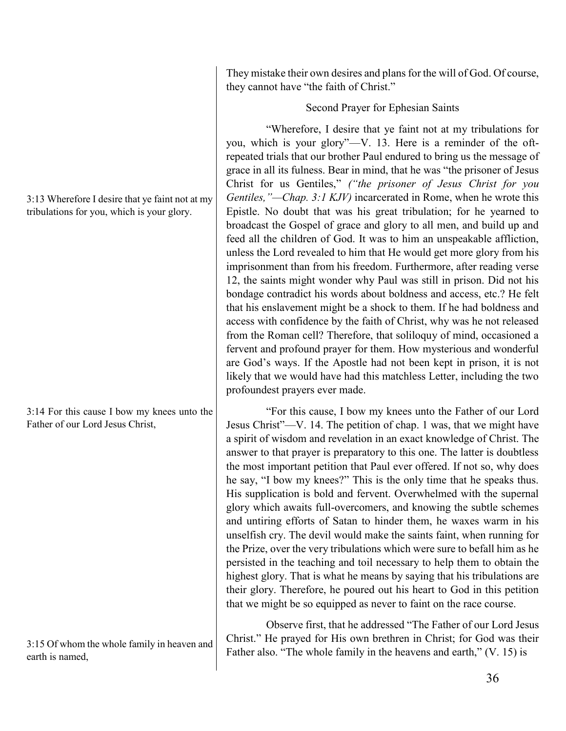They mistake their own desires and plans for the will of God. Of course, they cannot have "the faith of Christ."

### Second Prayer for Ephesian Saints

3:13 Wherefore I desire that ye faint not at my tribulations for you, which is your glory.

"Wherefore, I desire that ye faint not at my tribulations for you, which is your glory"—V. 13. Here is a reminder of the oft-repeated trials that our brother Paul endured to bring us the message of grace in all its fulness. Bear in mind, that he was "the prisoner of Jesus Christ for us Gentiles," *("the prisoner of Jesus Christ for you Gentiles,"—Chap. 3:1 KJV)* incarcerated in Rome, when he wrote this Epistle. No doubt that was his great tribulation; for he yearned to broadcast the Gospel of grace and glory to all men, and build up and feed all the children of God. It was to him an unspeakable affliction, unless the Lord revealed to him that He would get more glory from his imprisonment than from his freedom. Furthermore, after reading verse 12, the saints might wonder why Paul was still in prison. Did not his bondage contradict his words about boldness and access, etc.? He felt that his enslavement might be a shock to them. If he had boldness and access with confidence by the faith of Christ, why was he not released from the Roman cell? Therefore, that soliloquy of mind, occasioned a fervent and profound prayer for them. How mysterious and wonderful are God's ways. If the Apostle had not been kept in prison, it is not likely that we would have had this matchless Letter, including the two profoundest prayers ever made.

3:14 For this cause I bow my knees unto the Father of our Lord Jesus Christ,

"For this cause, I bow my knees unto the Father of our Lord Jesus Christ"—V. 14. The petition of chap. 1 was, that we might have a spirit of wisdom and revelation in an exact knowledge of Christ. The answer to that prayer is preparatory to this one. The latter is doubtless the most important petition that Paul ever offered. If not so, why does he say, "I bow my knees?" This is the only time that he speaks thus. His supplication is bold and fervent. Overwhelmed with the supernal glory which awaits full-overcomers, and knowing the subtle schemes and untiring efforts of Satan to hinder them, he waxes warm in his unselfish cry. The devil would make the saints faint, when running for the Prize, over the very tribulations which were sure to befall him as he persisted in the teaching and toil necessary to help them to obtain the highest glory. That is what he means by saying that his tribulations are their glory. Therefore, he poured out his heart to God in this petition that we might be so equipped as never to faint on the race course.

3:15 Of whom the whole family in heaven and earth is named,

Observe first, that he addressed "The Father of our Lord Jesus Christ." He prayed for His own brethren in Christ; for God was their Father also. "The whole family in the heavens and earth," (V. 15) is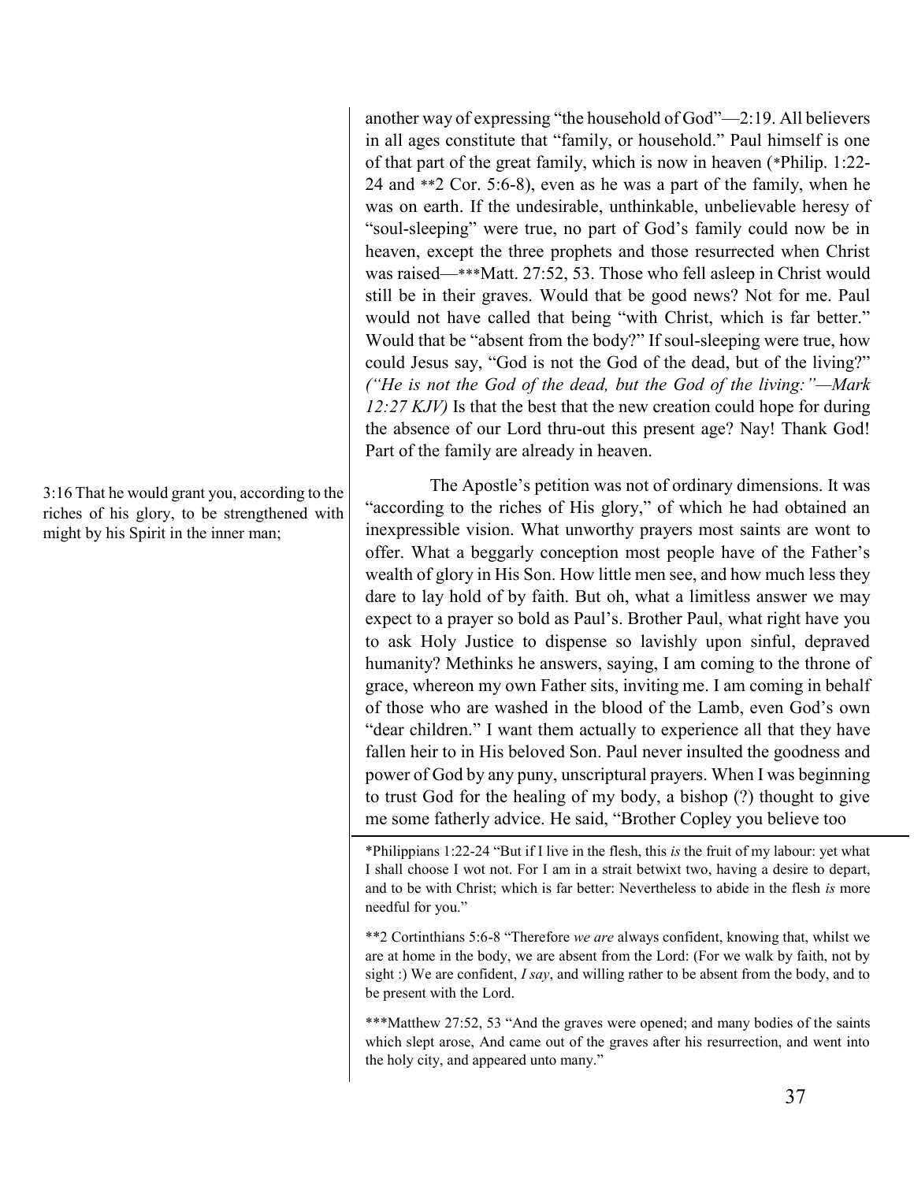another way of expressing "the household of God"—2:19. All believers in all ages constitute that "family, or household." Paul himself is one of that part of the great family, which is now in heaven (*Philip. 1:22-24 and **2 Cor. 5:6-8), even as he was a part of the family, when he was on earth. If the undesirable, unthinkable, unbelievable heresy of "soul-sleeping" were true, no part of God's family could now be in heaven, except the three prophets and those resurrected when Christ was raised—***Matt. 27:52, 53. Those who fell asleep in Christ would still be in their graves. Would that be good news? Not for me. Paul would not have called that being "with Christ, which is far better." Would that be "absent from the body?" If soul-sleeping were true, how could Jesus say, "God is not the God of the dead, but of the living?" *("He is not the God of the dead, but the God of the living:"—Mark 12:27 KJV)* Is that the best that the new creation could hope for during the absence of our Lord thru-out this present age? Nay! Thank God! Part of the family are already in heaven.

3:16 That he would grant you, according to the riches of his glory, to be strengthened with might by his Spirit in the inner man;

The Apostle's petition was not of ordinary dimensions. It was "according to the riches of His glory," of which he had obtained an inexpressible vision. What unworthy prayers most saints are wont to offer. What a beggarly conception most people have of the Father's wealth of glory in His Son. How little men see, and how much less they dare to lay hold of by faith. But oh, what a limitless answer we may expect to a prayer so bold as Paul's. Brother Paul, what right have you to ask Holy Justice to dispense so lavishly upon sinful, depraved humanity? Methinks he answers, saying, I am coming to the throne of grace, whereon my own Father sits, inviting me. I am coming in behalf of those who are washed in the blood of the Lamb, even God's own "dear children." I want them actually to experience all that they have fallen heir to in His beloved Son. Paul never insulted the goodness and power of God by any puny, unscriptural prayers. When I was beginning to trust God for the healing of my body, a bishop (?) thought to give me some fatherly advice. He said, "Brother Copley you believe too

---

*Philippians 1:22-24 "But if I live in the flesh, this *is* the fruit of my labour: yet what I shall choose I wot not. For I am in a strait betwixt two, having a desire to depart, and to be with Christ; which is far better: Nevertheless to abide in the flesh *is* more needful for you."

**2 Cortinthians 5:6-8 "Therefore *we are* always confident, knowing that, whilst we are at home in the body, we are absent from the Lord: (For we walk by faith, not by sight :) We are confident, *I say*, and willing rather to be absent from the body, and to be present with the Lord.

***Matthew 27:52, 53 "And the graves were opened; and many bodies of the saints which slept arose, And came out of the graves after his resurrection, and went into the holy city, and appeared unto many."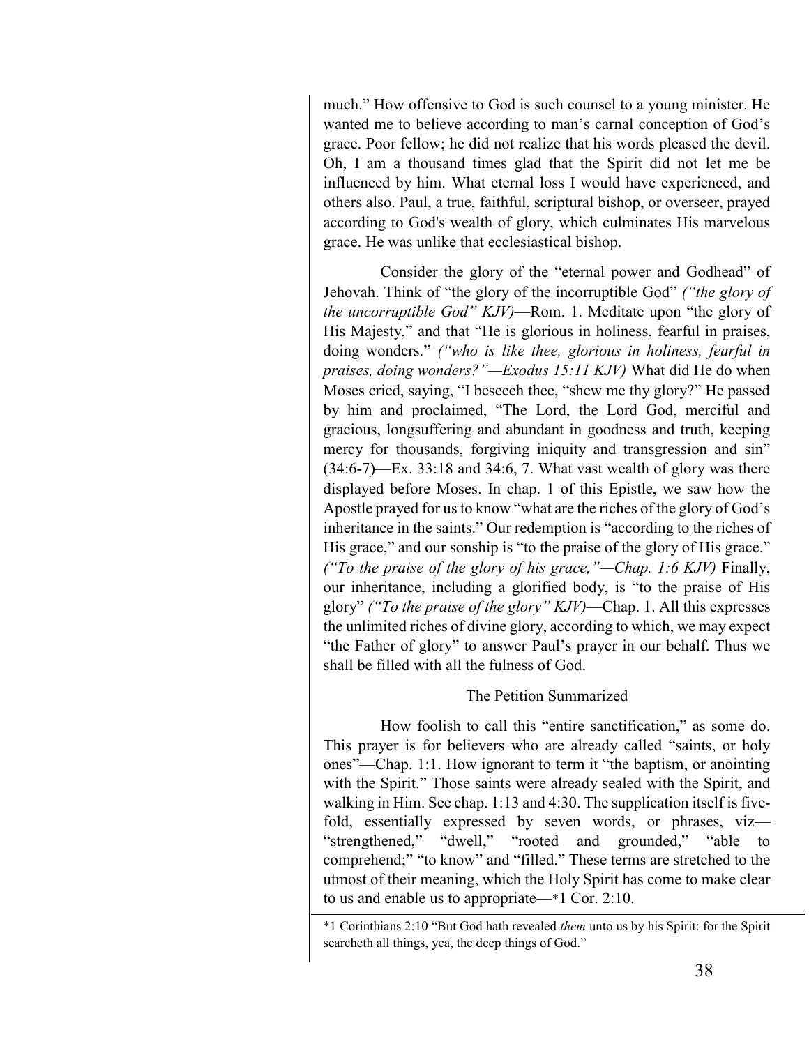much." How offensive to God is such counsel to a young minister. He wanted me to believe according to man's carnal conception of God's grace. Poor fellow; he did not realize that his words pleased the devil. Oh, I am a thousand times glad that the Spirit did not let me be influenced by him. What eternal loss I would have experienced, and others also. Paul, a true, faithful, scriptural bishop, or overseer, prayed according to God's wealth of glory, which culminates His marvelous grace. He was unlike that ecclesiastical bishop.

Consider the glory of the "eternal power and Godhead" of Jehovah. Think of "the glory of the incorruptible God" *("the glory of the uncorruptible God" KJV)*—Rom. 1. Meditate upon "the glory of His Majesty," and that "He is glorious in holiness, fearful in praises, doing wonders." *("who is like thee, glorious in holiness, fearful in praises, doing wonders?"—Exodus 15:11 KJV)* What did He do when Moses cried, saying, "I beseech thee, "shew me thy glory?" He passed by him and proclaimed, "The Lord, the Lord God, merciful and gracious, longsuffering and abundant in goodness and truth, keeping mercy for thousands, forgiving iniquity and transgression and sin" (34:6-7)—Ex. 33:18 and 34:6, 7. What vast wealth of glory was there displayed before Moses. In chap. 1 of this Epistle, we saw how the Apostle prayed for us to know "what are the riches of the glory of God's inheritance in the saints." Our redemption is "according to the riches of His grace," and our sonship is "to the praise of the glory of His grace." *("To the praise of the glory of his grace,"—Chap. 1:6 KJV)* Finally, our inheritance, including a glorified body, is "to the praise of His glory" *("To the praise of the glory" KJV)*—Chap. 1. All this expresses the unlimited riches of divine glory, according to which, we may expect "the Father of glory" to answer Paul's prayer in our behalf. Thus we shall be filled with all the fulness of God.

### The Petition Summarized

How foolish to call this "entire sanctification," as some do. This prayer is for believers who are already called "saints, or holy ones"—Chap. 1:1. How ignorant to term it "the baptism, or anointing with the Spirit." Those saints were already sealed with the Spirit, and walking in Him. See chap. 1:13 and 4:30. The supplication itself is five-fold, essentially expressed by seven words, or phrases, viz—"strengthened," "dwell," "rooted and grounded," "able to comprehend;" "to know" and "filled." These terms are stretched to the utmost of their meaning, which the Holy Spirit has come to make clear to us and enable us to appropriate—*1 Cor. 2:10.

*1 Corinthians 2:10 "But God hath revealed *them* unto us by his Spirit: for the Spirit searcheth all things, yea, the deep things of God."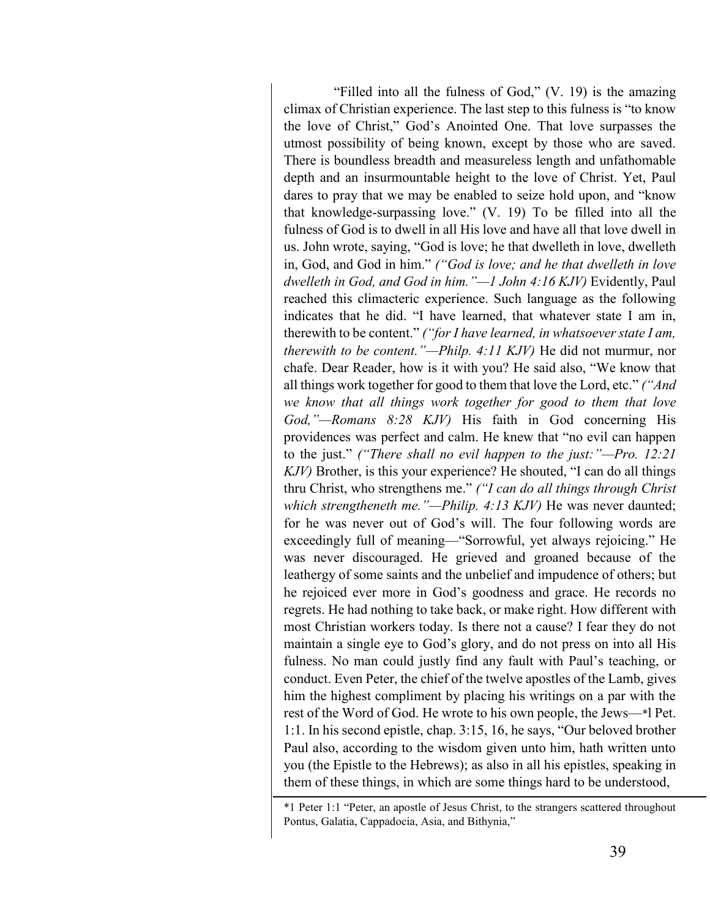"Filled into all the fulness of God," (V. 19) is the amazing climax of Christian experience. The last step to this fulness is "to know the love of Christ," God's Anointed One. That love surpasses the utmost possibility of being known, except by those who are saved. There is boundless breadth and measureless length and unfathomable depth and an insurmountable height to the love of Christ. Yet, Paul dares to pray that we may be enabled to seize hold upon, and "know that knowledge-surpassing love." (V. 19) To be filled into all the fulness of God is to dwell in all His love and have all that love dwell in us. John wrote, saying, "God is love; he that dwelleth in love, dwelleth in, God, and God in him." *("God is love; and he that dwelleth in love dwelleth in God, and God in him."—1 John 4:16 KJV)* Evidently, Paul reached this climacteric experience. Such language as the following indicates that he did. "I have learned, that whatever state I am in, therewith to be content." *("for I have learned, in whatsoever state I am, therewith to be content."—Philp. 4:11 KJV)* He did not murmur, nor chafe. Dear Reader, how is it with you? He said also, "We know that all things work together for good to them that love the Lord, etc." *("And we know that all things work together for good to them that love God,"—Romans 8:28 KJV)* His faith in God concerning His providences was perfect and calm. He knew that "no evil can happen to the just." *("There shall no evil happen to the just:"—Pro. 12:21 KJV)* Brother, is this your experience? He shouted, "I can do all things thru Christ, who strengthens me." *("I can do all things through Christ which strengtheneth me."—Philip. 4:13 KJV)* He was never daunted; for he was never out of God's will. The four following words are exceedingly full of meaning—"Sorrowful, yet always rejoicing." He was never discouraged. He grieved and groaned because of the leathergy of some saints and the unbelief and impudence of others; but he rejoiced ever more in God's goodness and grace. He records no regrets. He had nothing to take back, or make right. How different with most Christian workers today. Is there not a cause? I fear they do not maintain a single eye to God's glory, and do not press on into all His fulness. No man could justly find any fault with Paul's teaching, or conduct. Even Peter, the chief of the twelve apostles of the Lamb, gives him the highest compliment by placing his writings on a par with the rest of the Word of God. He wrote to his own people, the Jews—*l Pet. 1:1. In his second epistle, chap. 3:15, 16, he says, "Our beloved brother Paul also, according to the wisdom given unto him, hath written unto you (the Epistle to the Hebrews); as also in all his epistles, speaking in them of these things, in which are some things hard to be understood,

---

*1 Peter 1:1 "Peter, an apostle of Jesus Christ, to the strangers scattered throughout Pontus, Galatia, Cappadocia, Asia, and Bithynia,"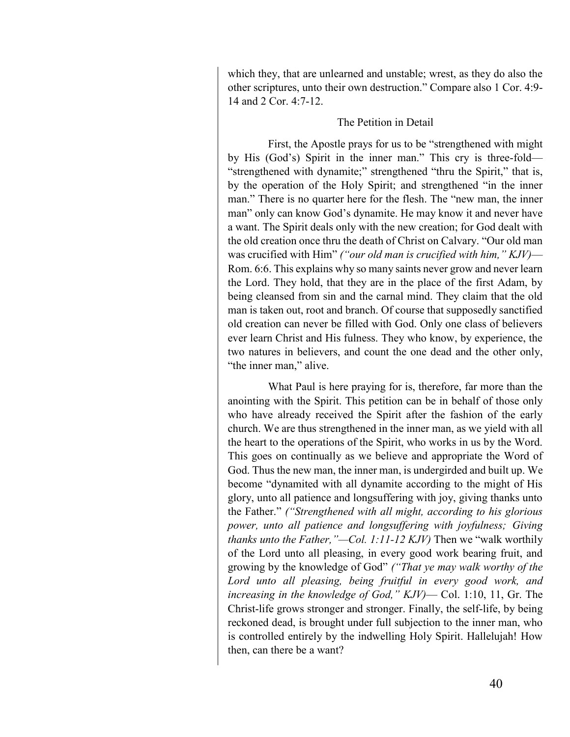which they, that are unlearned and unstable; wrest, as they do also the other scriptures, unto their own destruction." Compare also 1 Cor. 4:9-14 and 2 Cor. 4:7-12.

### The Petition in Detail

First, the Apostle prays for us to be "strengthened with might by His (God's) Spirit in the inner man." This cry is three-fold—"strengthened with dynamite;" strengthened "thru the Spirit," that is, by the operation of the Holy Spirit; and strengthened "in the inner man." There is no quarter here for the flesh. The "new man, the inner man" only can know God's dynamite. He may know it and never have a want. The Spirit deals only with the new creation; for God dealt with the old creation once thru the death of Christ on Calvary. "Our old man was crucified with Him" *("our old man is crucified with him," KJV)*—Rom. 6:6. This explains why so many saints never grow and never learn the Lord. They hold, that they are in the place of the first Adam, by being cleansed from sin and the carnal mind. They claim that the old man is taken out, root and branch. Of course that supposedly sanctified old creation can never be filled with God. Only one class of believers ever learn Christ and His fulness. They who know, by experience, the two natures in believers, and count the one dead and the other only, "the inner man," alive.

What Paul is here praying for is, therefore, far more than the anointing with the Spirit. This petition can be in behalf of those only who have already received the Spirit after the fashion of the early church. We are thus strengthened in the inner man, as we yield with all the heart to the operations of the Spirit, who works in us by the Word. This goes on continually as we believe and appropriate the Word of God. Thus the new man, the inner man, is undergirded and built up. We become "dynamited with all dynamite according to the might of His glory, unto all patience and longsuffering with joy, giving thanks unto the Father." *("Strengthened with all might, according to his glorious power, unto all patience and longsuffering with joyfulness; Giving thanks unto the Father,"—Col. 1:11-12 KJV)* Then we "walk worthily of the Lord unto all pleasing, in every good work bearing fruit, and growing by the knowledge of God" *("That ye may walk worthy of the Lord unto all pleasing, being fruitful in every good work, and increasing in the knowledge of God," KJV)*— Col. 1:10, 11, Gr. The Christ-life grows stronger and stronger. Finally, the self-life, by being reckoned dead, is brought under full subjection to the inner man, who is controlled entirely by the indwelling Holy Spirit. Hallelujah! How then, can there be a want?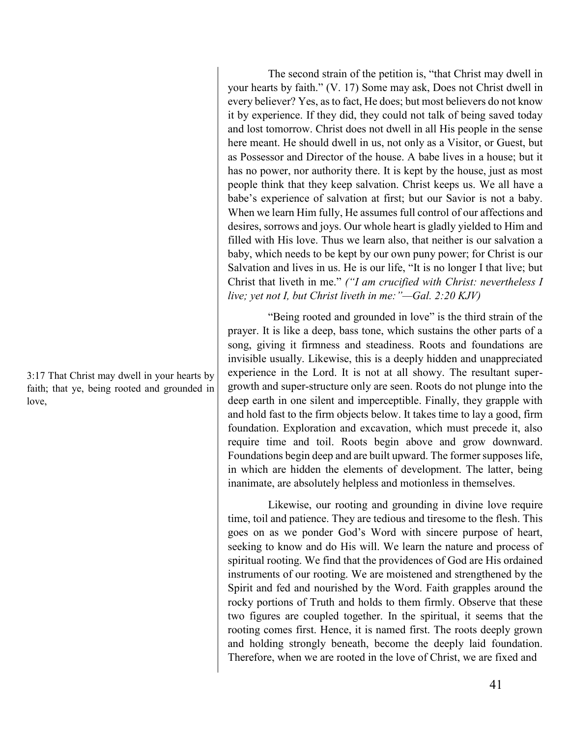The second strain of the petition is, “that Christ may dwell in your hearts by faith.” (V. 17) Some may ask, Does not Christ dwell in every believer? Yes, as to fact, He does; but most believers do not know it by experience. If they did, they could not talk of being saved today and lost tomorrow. Christ does not dwell in all His people in the sense here meant. He should dwell in us, not only as a Visitor, or Guest, but as Possessor and Director of the house. A babe lives in a house; but it has no power, nor authority there. It is kept by the house, just as most people think that they keep salvation. Christ keeps us. We all have a babe’s experience of salvation at first; but our Savior is not a baby. When we learn Him fully, He assumes full control of our affections and desires, sorrows and joys. Our whole heart is gladly yielded to Him and filled with His love. Thus we learn also, that neither is our salvation a baby, which needs to be kept by our own puny power; for Christ is our Salvation and lives in us. He is our life, “It is no longer I that live; but Christ that liveth in me.” *(“I am crucified with Christ: nevertheless I live; yet not I, but Christ liveth in me:”—Gal. 2:20 KJV)*

3:17 That Christ may dwell in your hearts by faith; that ye, being rooted and grounded in love,

“Being rooted and grounded in love” is the third strain of the prayer. It is like a deep, bass tone, which sustains the other parts of a song, giving it firmness and steadiness. Roots and foundations are invisible usually. Likewise, this is a deeply hidden and unappreciated experience in the Lord. It is not at all showy. The resultant super-growth and super-structure only are seen. Roots do not plunge into the deep earth in one silent and imperceptible. Finally, they grapple with and hold fast to the firm objects below. It takes time to lay a good, firm foundation. Exploration and excavation, which must precede it, also require time and toil. Roots begin above and grow downward. Foundations begin deep and are built upward. The former supposes life, in which are hidden the elements of development. The latter, being inanimate, are absolutely helpless and motionless in themselves.

Likewise, our rooting and grounding in divine love require time, toil and patience. They are tedious and tiresome to the flesh. This goes on as we ponder God’s Word with sincere purpose of heart, seeking to know and do His will. We learn the nature and process of spiritual rooting. We find that the providences of God are His ordained instruments of our rooting. We are moistened and strengthened by the Spirit and fed and nourished by the Word. Faith grapples around the rocky portions of Truth and holds to them firmly. Observe that these two figures are coupled together. In the spiritual, it seems that the rooting comes first. Hence, it is named first. The roots deeply grown and holding strongly beneath, become the deeply laid foundation. Therefore, when we are rooted in the love of Christ, we are fixed and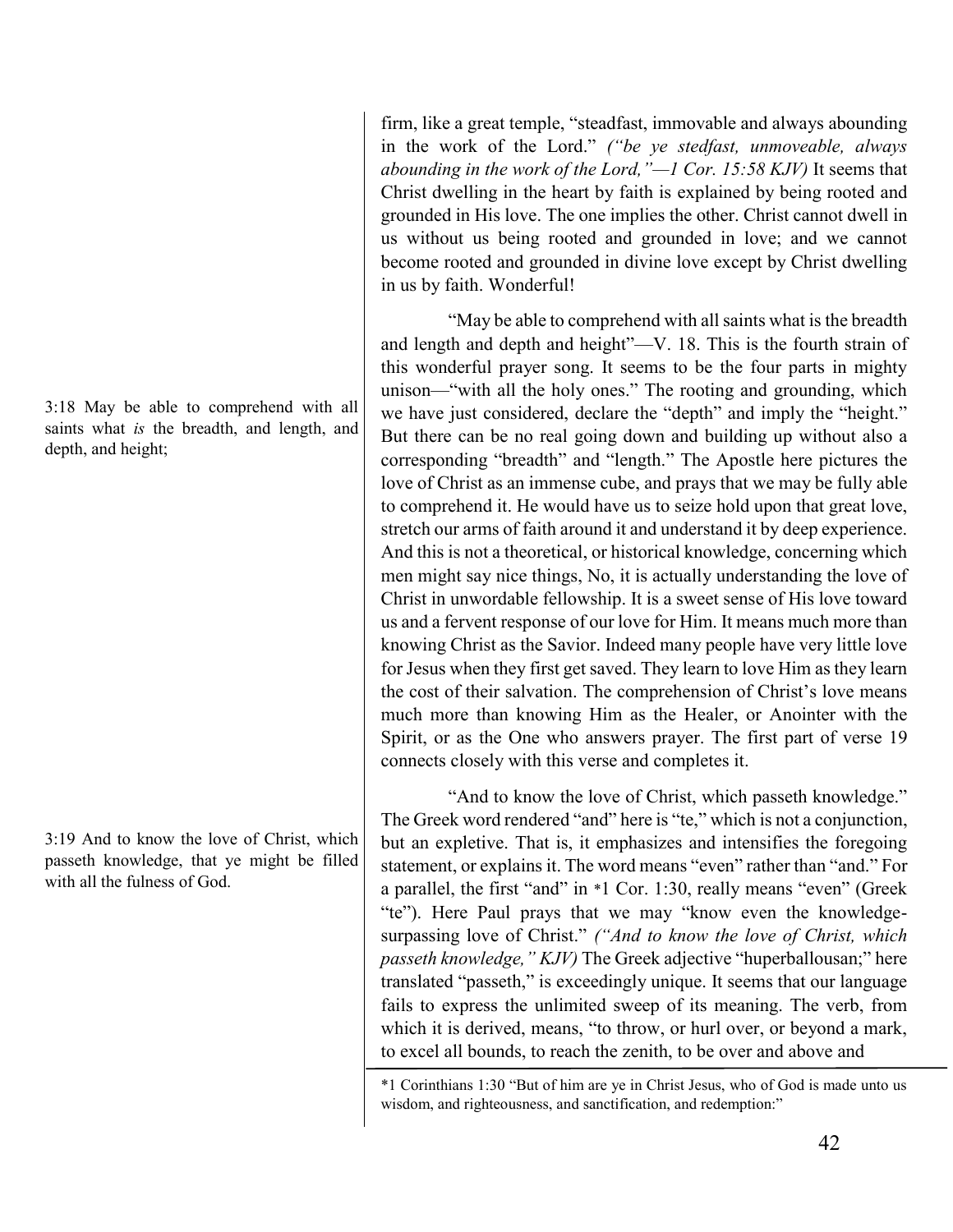firm, like a great temple, "steadfast, immovable and always abounding in the work of the Lord." *("be ye stedfast, unmoveable, always abounding in the work of the Lord,"—1 Cor. 15:58 KJV)* It seems that Christ dwelling in the heart by faith is explained by being rooted and grounded in His love. The one implies the other. Christ cannot dwell in us without us being rooted and grounded in love; and we cannot become rooted and grounded in divine love except by Christ dwelling in us by faith. Wonderful!

3:18 May be able to comprehend with all saints what *is* the breadth, and length, and depth, and height;

"May be able to comprehend with all saints what is the breadth and length and depth and height"—V. 18. This is the fourth strain of this wonderful prayer song. It seems to be the four parts in mighty unison—"with all the holy ones." The rooting and grounding, which we have just considered, declare the "depth" and imply the "height." But there can be no real going down and building up without also a corresponding "breadth" and "length." The Apostle here pictures the love of Christ as an immense cube, and prays that we may be fully able to comprehend it. He would have us to seize hold upon that great love, stretch our arms of faith around it and understand it by deep experience. And this is not a theoretical, or historical knowledge, concerning which men might say nice things, No, it is actually understanding the love of Christ in unwordable fellowship. It is a sweet sense of His love toward us and a fervent response of our love for Him. It means much more than knowing Christ as the Savior. Indeed many people have very little love for Jesus when they first get saved. They learn to love Him as they learn the cost of their salvation. The comprehension of Christ's love means much more than knowing Him as the Healer, or Anointer with the Spirit, or as the One who answers prayer. The first part of verse 19 connects closely with this verse and completes it.

3:19 And to know the love of Christ, which passeth knowledge, that ye might be filled with all the fulness of God.

"And to know the love of Christ, which passeth knowledge." The Greek word rendered "and" here is "te," which is not a conjunction, but an expletive. That is, it emphasizes and intensifies the foregoing statement, or explains it. The word means "even" rather than "and." For a parallel, the first "and" in *1 Cor. 1:30, really means "even" (Greek "te"). Here Paul prays that we may "know even the knowledge-surpassing love of Christ." *("And to know the love of Christ, which passeth knowledge," KJV)* The Greek adjective "huperballousan;" here translated "passeth," is exceedingly unique. It seems that our language fails to express the unlimited sweep of its meaning. The verb, from which it is derived, means, "to throw, or hurl over, or beyond a mark, to excel all bounds, to reach the zenith, to be over and above and

*1 Corinthians 1:30 "But of him are ye in Christ Jesus, who of God is made unto us wisdom, and righteousness, and sanctification, and redemption:"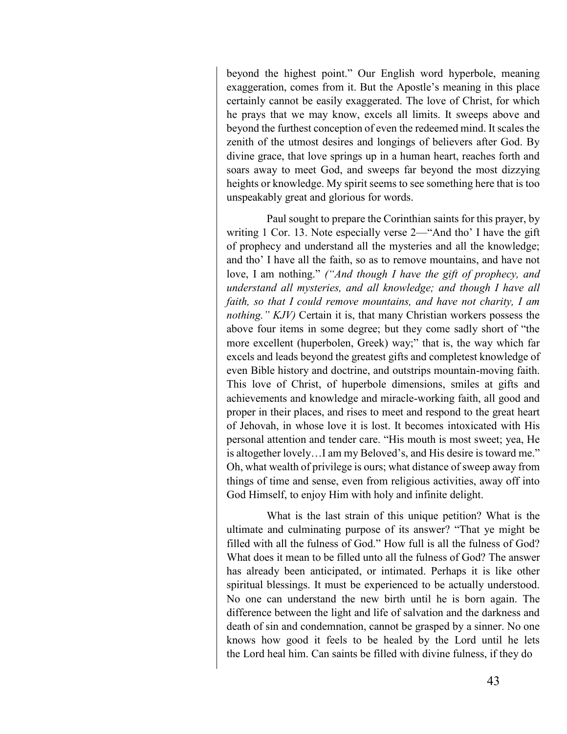beyond the highest point." Our English word hyperbole, meaning exaggeration, comes from it. But the Apostle's meaning in this place certainly cannot be easily exaggerated. The love of Christ, for which he prays that we may know, excels all limits. It sweeps above and beyond the furthest conception of even the redeemed mind. It scales the zenith of the utmost desires and longings of believers after God. By divine grace, that love springs up in a human heart, reaches forth and soars away to meet God, and sweeps far beyond the most dizzying heights or knowledge. My spirit seems to see something here that is too unspeakably great and glorious for words.

Paul sought to prepare the Corinthian saints for this prayer, by writing 1 Cor. 13. Note especially verse 2—"And tho' I have the gift of prophecy and understand all the mysteries and all the knowledge; and tho' I have all the faith, so as to remove mountains, and have not love, I am nothing." *("And though I have the gift of prophecy, and understand all mysteries, and all knowledge; and though I have all faith, so that I could remove mountains, and have not charity, I am nothing." KJV)* Certain it is, that many Christian workers possess the above four items in some degree; but they come sadly short of "the more excellent (huperbolen, Greek) way;" that is, the way which far excels and leads beyond the greatest gifts and completest knowledge of even Bible history and doctrine, and outstrips mountain-moving faith. This love of Christ, of huperbole dimensions, smiles at gifts and achievements and knowledge and miracle-working faith, all good and proper in their places, and rises to meet and respond to the great heart of Jehovah, in whose love it is lost. It becomes intoxicated with His personal attention and tender care. "His mouth is most sweet; yea, He is altogether lovely…I am my Beloved's, and His desire is toward me." Oh, what wealth of privilege is ours; what distance of sweep away from things of time and sense, even from religious activities, away off into God Himself, to enjoy Him with holy and infinite delight.

What is the last strain of this unique petition? What is the ultimate and culminating purpose of its answer? "That ye might be filled with all the fulness of God." How full is all the fulness of God? What does it mean to be filled unto all the fulness of God? The answer has already been anticipated, or intimated. Perhaps it is like other spiritual blessings. It must be experienced to be actually understood. No one can understand the new birth until he is born again. The difference between the light and life of salvation and the darkness and death of sin and condemnation, cannot be grasped by a sinner. No one knows how good it feels to be healed by the Lord until he lets the Lord heal him. Can saints be filled with divine fulness, if they do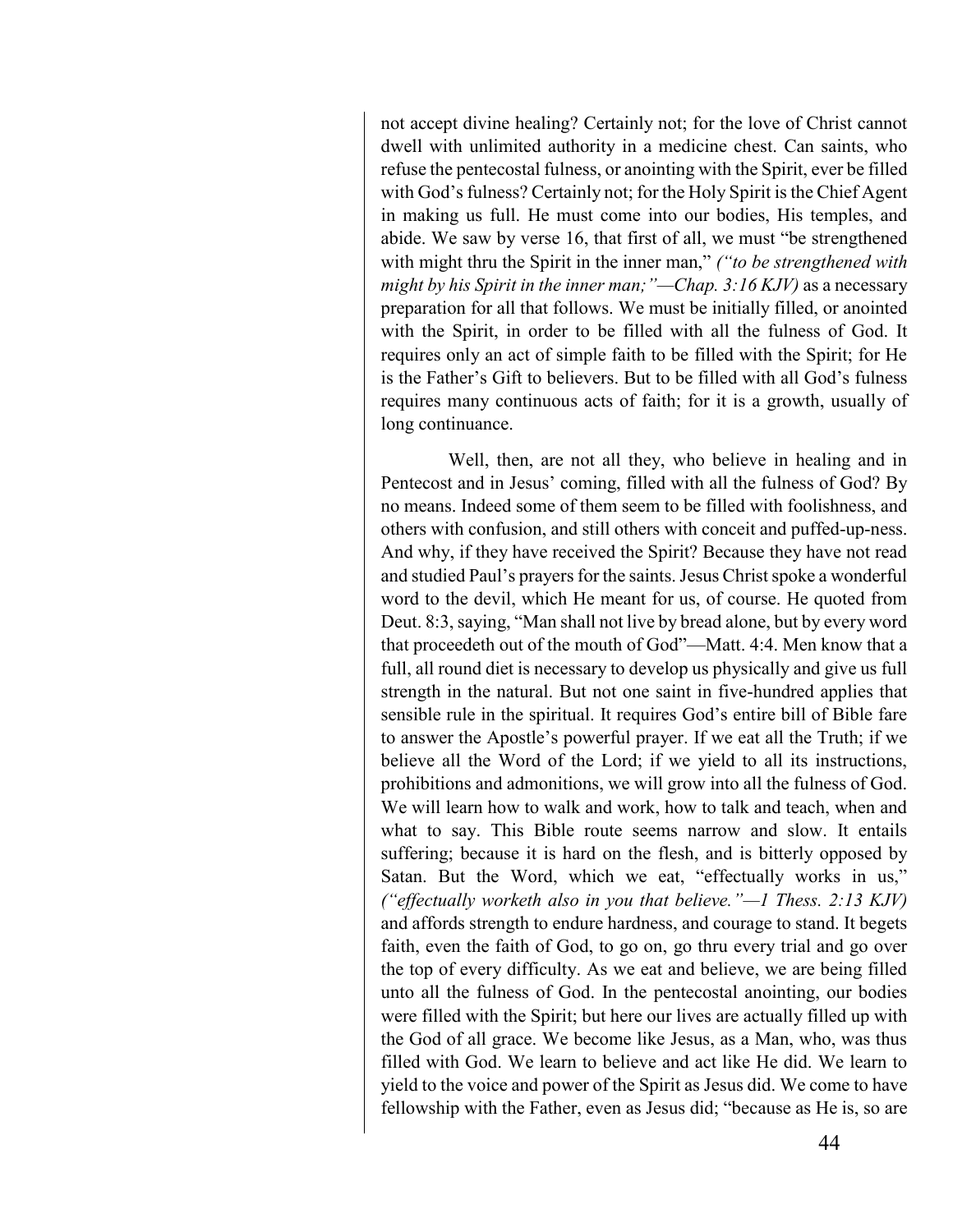not accept divine healing? Certainly not; for the love of Christ cannot dwell with unlimited authority in a medicine chest. Can saints, who refuse the pentecostal fulness, or anointing with the Spirit, ever be filled with God's fulness? Certainly not; for the Holy Spirit is the Chief Agent in making us full. He must come into our bodies, His temples, and abide. We saw by verse 16, that first of all, we must "be strengthened with might thru the Spirit in the inner man," *("to be strengthened with might by his Spirit in the inner man;"—Chap. 3:16 KJV)* as a necessary preparation for all that follows. We must be initially filled, or anointed with the Spirit, in order to be filled with all the fulness of God. It requires only an act of simple faith to be filled with the Spirit; for He is the Father's Gift to believers. But to be filled with all God's fulness requires many continuous acts of faith; for it is a growth, usually of long continuance.

Well, then, are not all they, who believe in healing and in Pentecost and in Jesus' coming, filled with all the fulness of God? By no means. Indeed some of them seem to be filled with foolishness, and others with confusion, and still others with conceit and puffed-up-ness. And why, if they have received the Spirit? Because they have not read and studied Paul's prayers for the saints. Jesus Christ spoke a wonderful word to the devil, which He meant for us, of course. He quoted from Deut. 8:3, saying, "Man shall not live by bread alone, but by every word that proceedeth out of the mouth of God"—Matt. 4:4. Men know that a full, all round diet is necessary to develop us physically and give us full strength in the natural. But not one saint in five-hundred applies that sensible rule in the spiritual. It requires God's entire bill of Bible fare to answer the Apostle's powerful prayer. If we eat all the Truth; if we believe all the Word of the Lord; if we yield to all its instructions, prohibitions and admonitions, we will grow into all the fulness of God. We will learn how to walk and work, how to talk and teach, when and what to say. This Bible route seems narrow and slow. It entails suffering; because it is hard on the flesh, and is bitterly opposed by Satan. But the Word, which we eat, "effectually works in us," *("effectually worketh also in you that believe."—1 Thess. 2:13 KJV)* and affords strength to endure hardness, and courage to stand. It begets faith, even the faith of God, to go on, go thru every trial and go over the top of every difficulty. As we eat and believe, we are being filled unto all the fulness of God. In the pentecostal anointing, our bodies were filled with the Spirit; but here our lives are actually filled up with the God of all grace. We become like Jesus, as a Man, who, was thus filled with God. We learn to believe and act like He did. We learn to yield to the voice and power of the Spirit as Jesus did. We come to have fellowship with the Father, even as Jesus did; "because as He is, so are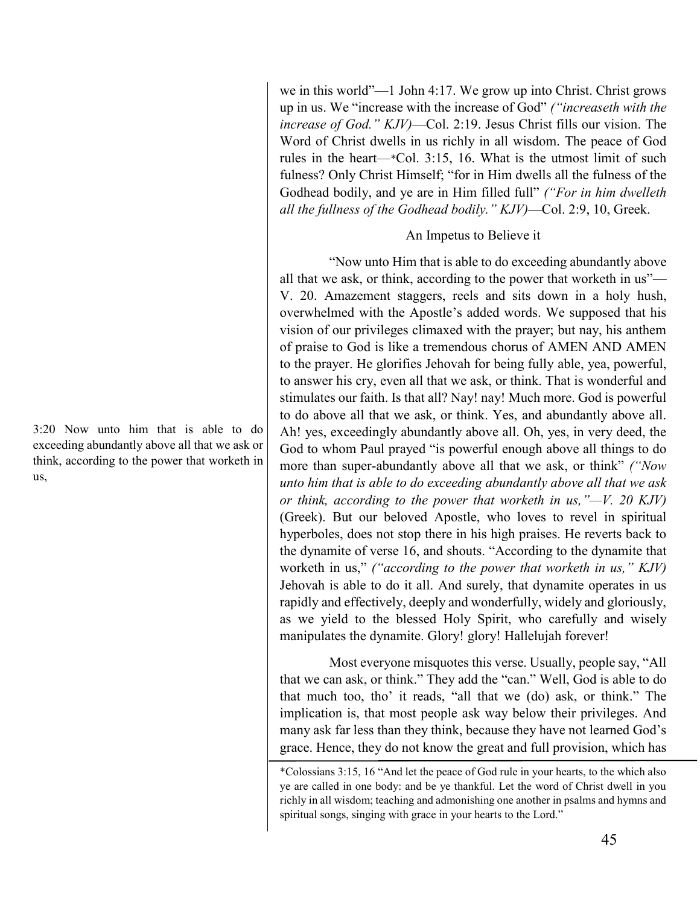we in this world"—1 John 4:17. We grow up into Christ. Christ grows up in us. We "increase with the increase of God" *("increaseth with the increase of God." KJV)*—Col. 2:19. Jesus Christ fills our vision. The Word of Christ dwells in us richly in all wisdom. The peace of God rules in the heart—*Col. 3:15, 16. What is the utmost limit of such fulness? Only Christ Himself; "for in Him dwells all the fulness of the Godhead bodily, and ye are in Him filled full" *("For in him dwelleth all the fullness of the Godhead bodily." KJV)*—Col. 2:9, 10, Greek.

### An Impetus to Believe it

3:20 Now unto him that is able to do exceeding abundantly above all that we ask or think, according to the power that worketh in us,

"Now unto Him that is able to do exceeding abundantly above all that we ask, or think, according to the power that worketh in us"—V. 20. Amazement staggers, reels and sits down in a holy hush, overwhelmed with the Apostle's added words. We supposed that his vision of our privileges climaxed with the prayer; but nay, his anthem of praise to God is like a tremendous chorus of AMEN AND AMEN to the prayer. He glorifies Jehovah for being fully able, yea, powerful, to answer his cry, even all that we ask, or think. That is wonderful and stimulates our faith. Is that all? Nay! nay! Much more. God is powerful to do above all that we ask, or think. Yes, and abundantly above all. Ah! yes, exceedingly abundantly above all. Oh, yes, in very deed, the God to whom Paul prayed "is powerful enough above all things to do more than super-abundantly above all that we ask, or think" *("Now unto him that is able to do exceeding abundantly above all that we ask or think, according to the power that worketh in us,"—V. 20 KJV)* (Greek). But our beloved Apostle, who loves to revel in spiritual hyperboles, does not stop there in his high praises. He reverts back to the dynamite of verse 16, and shouts. "According to the dynamite that worketh in us," *("according to the power that worketh in us," KJV)* Jehovah is able to do it all. And surely, that dynamite operates in us rapidly and effectively, deeply and wonderfully, widely and gloriously, as we yield to the blessed Holy Spirit, who carefully and wisely manipulates the dynamite. Glory! glory! Hallelujah forever!

Most everyone misquotes this verse. Usually, people say, "All that we can ask, or think." They add the "can." Well, God is able to do that much too, tho' it reads, "all that we (do) ask, or think." The implication is, that most people ask way below their privileges. And many ask far less than they think, because they have not learned God's grace. Hence, they do not know the great and full provision, which has

---

*Colossians 3:15, 16 "And let the peace of God rule in your hearts, to the which also ye are called in one body: and be ye thankful. Let the word of Christ dwell in you richly in all wisdom; teaching and admonishing one another in psalms and hymns and spiritual songs, singing with grace in your hearts to the Lord."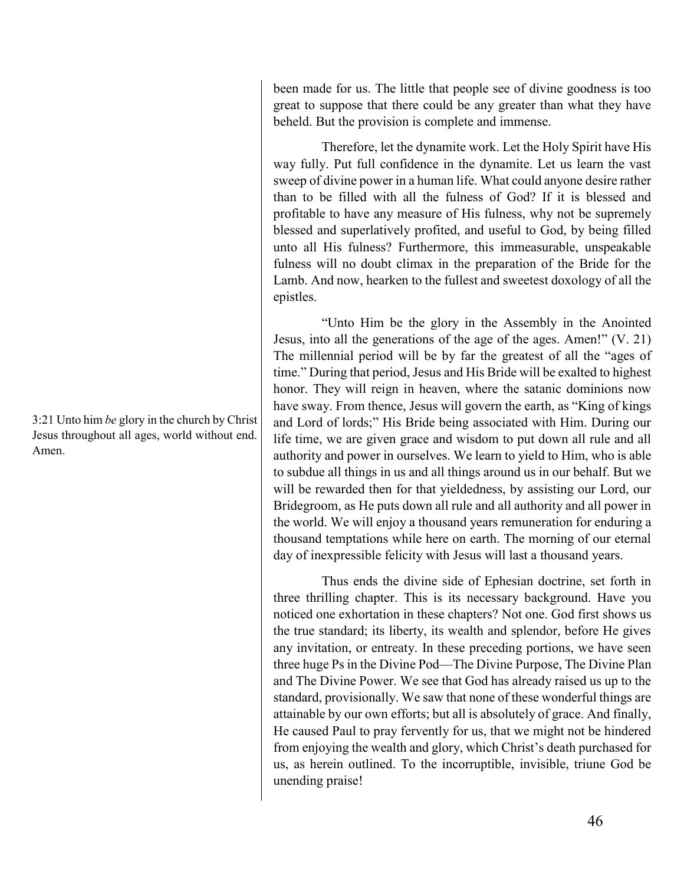been made for us. The little that people see of divine goodness is too great to suppose that there could be any greater than what they have beheld. But the provision is complete and immense.

Therefore, let the dynamite work. Let the Holy Spirit have His way fully. Put full confidence in the dynamite. Let us learn the vast sweep of divine power in a human life. What could anyone desire rather than to be filled with all the fulness of God? If it is blessed and profitable to have any measure of His fulness, why not be supremely blessed and superlatively profited, and useful to God, by being filled unto all His fulness? Furthermore, this immeasurable, unspeakable fulness will no doubt climax in the preparation of the Bride for the Lamb. And now, hearken to the fullest and sweetest doxology of all the epistles.

3:21 Unto him *be* glory in the church by Christ Jesus throughout all ages, world without end. Amen.

"Unto Him be the glory in the Assembly in the Anointed Jesus, into all the generations of the age of the ages. Amen!" (V. 21) The millennial period will be by far the greatest of all the "ages of time." During that period, Jesus and His Bride will be exalted to highest honor. They will reign in heaven, where the satanic dominions now have sway. From thence, Jesus will govern the earth, as "King of kings and Lord of lords;" His Bride being associated with Him. During our life time, we are given grace and wisdom to put down all rule and all authority and power in ourselves. We learn to yield to Him, who is able to subdue all things in us and all things around us in our behalf. But we will be rewarded then for that yieldedness, by assisting our Lord, our Bridegroom, as He puts down all rule and all authority and all power in the world. We will enjoy a thousand years remuneration for enduring a thousand temptations while here on earth. The morning of our eternal day of inexpressible felicity with Jesus will last a thousand years.

Thus ends the divine side of Ephesian doctrine, set forth in three thrilling chapter. This is its necessary background. Have you noticed one exhortation in these chapters? Not one. God first shows us the true standard; its liberty, its wealth and splendor, before He gives any invitation, or entreaty. In these preceding portions, we have seen three huge Ps in the Divine Pod—The Divine Purpose, The Divine Plan and The Divine Power. We see that God has already raised us up to the standard, provisionally. We saw that none of these wonderful things are attainable by our own efforts; but all is absolutely of grace. And finally, He caused Paul to pray fervently for us, that we might not be hindered from enjoying the wealth and glory, which Christ's death purchased for us, as herein outlined. To the incorruptible, invisible, triune God be unending praise!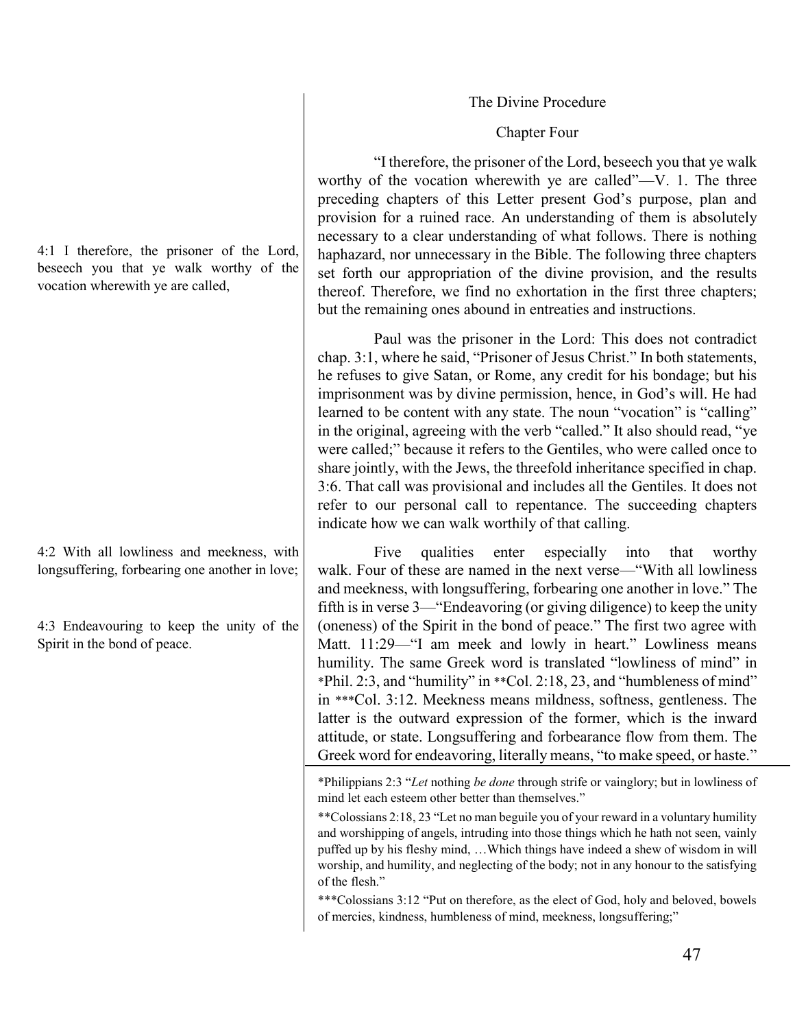## The Divine Procedure

### Chapter Four

4:1 I therefore, the prisoner of the Lord, beseech you that ye walk worthy of the vocation wherewith ye are called,

"I therefore, the prisoner of the Lord, beseech you that ye walk worthy of the vocation wherewith ye are called"—V. 1. The three preceding chapters of this Letter present God's purpose, plan and provision for a ruined race. An understanding of them is absolutely necessary to a clear understanding of what follows. There is nothing haphazard, nor unnecessary in the Bible. The following three chapters set forth our appropriation of the divine provision, and the results thereof. Therefore, we find no exhortation in the first three chapters; but the remaining ones abound in entreaties and instructions.

Paul was the prisoner in the Lord: This does not contradict chap. 3:1, where he said, "Prisoner of Jesus Christ." In both statements, he refuses to give Satan, or Rome, any credit for his bondage; but his imprisonment was by divine permission, hence, in God's will. He had learned to be content with any state. The noun "vocation" is "calling" in the original, agreeing with the verb "called." It also should read, "ye were called;" because it refers to the Gentiles, who were called once to share jointly, with the Jews, the threefold inheritance specified in chap. 3:6. That call was provisional and includes all the Gentiles. It does not refer to our personal call to repentance. The succeeding chapters indicate how we can walk worthily of that calling.

4:2 With all lowliness and meekness, with longsuffering, forbearing one another in love;

4:3 Endeavouring to keep the unity of the Spirit in the bond of peace.

Five qualities enter especially into that worthy walk. Four of these are named in the next verse—"With all lowliness and meekness, with longsuffering, forbearing one another in love." The fifth is in verse 3—"Endeavoring (or giving diligence) to keep the unity (oneness) of the Spirit in the bond of peace." The first two agree with Matt. 11:29—"I am meek and lowly in heart." Lowliness means humility. The same Greek word is translated "lowliness of mind" in *Phil. 2:3, and "humility" in **Col. 2:18, 23, and "humbleness of mind" in ***Col. 3:12. Meekness means mildness, softness, gentleness. The latter is the outward expression of the former, which is the inward attitude, or state. Longsuffering and forbearance flow from them. The Greek word for endeavoring, literally means, "to make speed, or haste."

---

*Philippians 2:3 "*Let* nothing *be done* through strife or vainglory; but in lowliness of mind let each esteem other better than themselves."

**Colossians 2:18, 23 "Let no man beguile you of your reward in a voluntary humility and worshipping of angels, intruding into those things which he hath not seen, vainly puffed up by his fleshy mind, …Which things have indeed a shew of wisdom in will worship, and humility, and neglecting of the body; not in any honour to the satisfying of the flesh."

***Colossians 3:12 "Put on therefore, as the elect of God, holy and beloved, bowels of mercies, kindness, humbleness of mind, meekness, longsuffering;"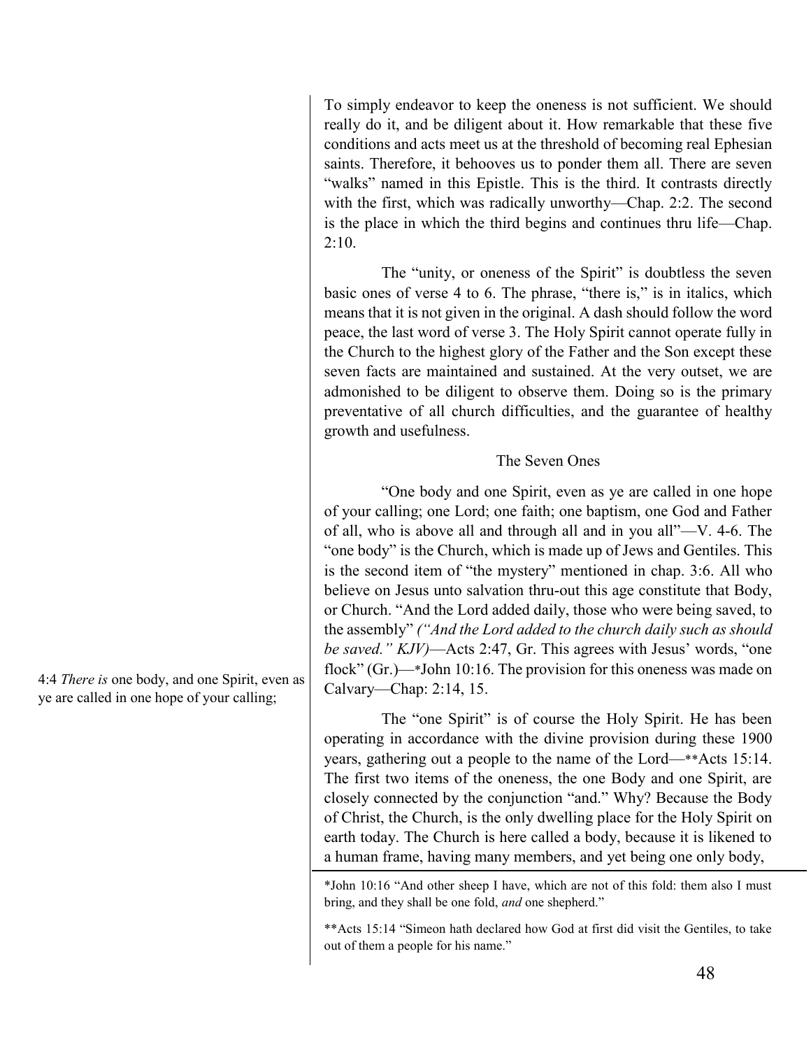To simply endeavor to keep the oneness is not sufficient. We should really do it, and be diligent about it. How remarkable that these five conditions and acts meet us at the threshold of becoming real Ephesian saints. Therefore, it behooves us to ponder them all. There are seven "walks" named in this Epistle. This is the third. It contrasts directly with the first, which was radically unworthy—Chap. 2:2. The second is the place in which the third begins and continues thru life—Chap. 2:10.

The "unity, or oneness of the Spirit" is doubtless the seven basic ones of verse 4 to 6. The phrase, "there is," is in italics, which means that it is not given in the original. A dash should follow the word peace, the last word of verse 3. The Holy Spirit cannot operate fully in the Church to the highest glory of the Father and the Son except these seven facts are maintained and sustained. At the very outset, we are admonished to be diligent to observe them. Doing so is the primary preventative of all church difficulties, and the guarantee of healthy growth and usefulness.

### The Seven Ones

4:4 *There is* one body, and one Spirit, even as ye are called in one hope of your calling;

"One body and one Spirit, even as ye are called in one hope of your calling; one Lord; one faith; one baptism, one God and Father of all, who is above all and through all and in you all"—V. 4-6. The "one body" is the Church, which is made up of Jews and Gentiles. This is the second item of "the mystery" mentioned in chap. 3:6. All who believe on Jesus unto salvation thru-out this age constitute that Body, or Church. "And the Lord added daily, those who were being saved, to the assembly" *("And the Lord added to the church daily such as should be saved." KJV)*—Acts 2:47, Gr. This agrees with Jesus' words, "one flock" (Gr.)—*John 10:16. The provision for this oneness was made on Calvary—Chap: 2:14, 15.

The "one Spirit" is of course the Holy Spirit. He has been operating in accordance with the divine provision during these 1900 years, gathering out a people to the name of the Lord—**Acts 15:14. The first two items of the oneness, the one Body and one Spirit, are closely connected by the conjunction "and." Why? Because the Body of Christ, the Church, is the only dwelling place for the Holy Spirit on earth today. The Church is here called a body, because it is likened to a human frame, having many members, and yet being one only body,

*John 10:16 "And other sheep I have, which are not of this fold: them also I must bring, and they shall be one fold, *and* one shepherd."

**Acts 15:14 "Simeon hath declared how God at first did visit the Gentiles, to take out of them a people for his name."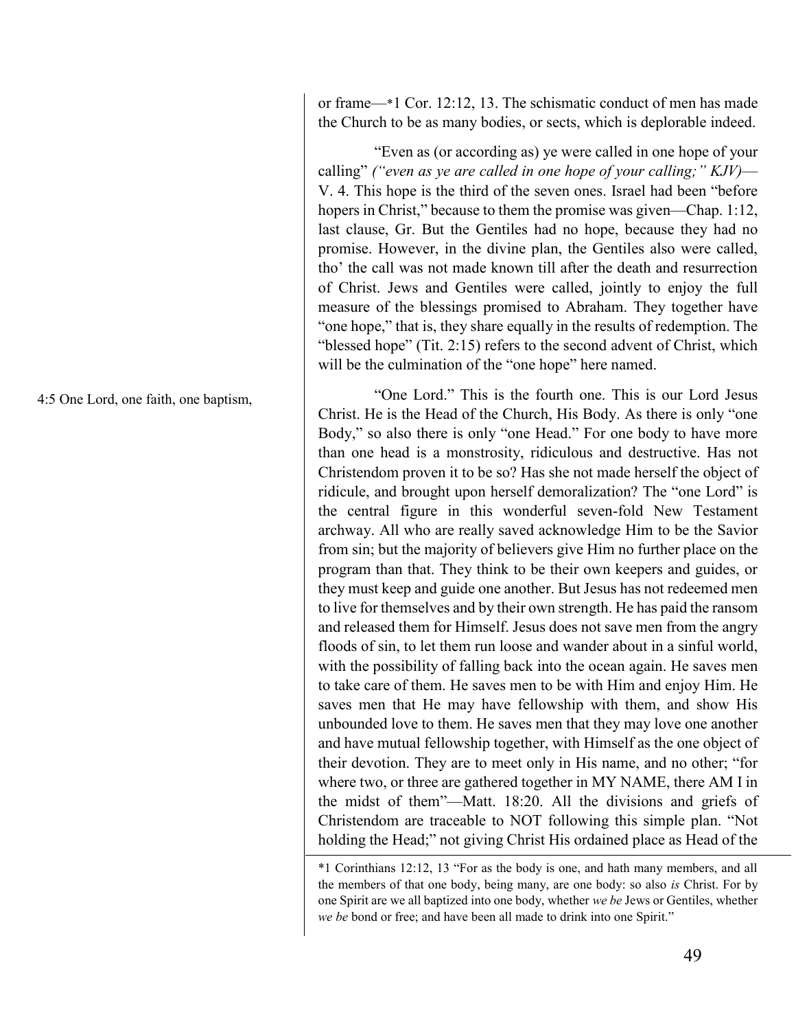or frame—*1 Cor. 12:12, 13. The schismatic conduct of men has made the Church to be as many bodies, or sects, which is deplorable indeed.

"Even as (or according as) ye were called in one hope of your calling" *("even as ye are called in one hope of your calling;" KJV)*—V. 4. This hope is the third of the seven ones. Israel had been "before hopers in Christ," because to them the promise was given—Chap. 1:12, last clause, Gr. But the Gentiles had no hope, because they had no promise. However, in the divine plan, the Gentiles also were called, tho' the call was not made known till after the death and resurrection of Christ. Jews and Gentiles were called, jointly to enjoy the full measure of the blessings promised to Abraham. They together have "one hope," that is, they share equally in the results of redemption. The "blessed hope" (Tit. 2:15) refers to the second advent of Christ, which will be the culmination of the "one hope" here named.

4:5 One Lord, one faith, one baptism,

"One Lord." This is the fourth one. This is our Lord Jesus Christ. He is the Head of the Church, His Body. As there is only "one Body," so also there is only "one Head." For one body to have more than one head is a monstrosity, ridiculous and destructive. Has not Christendom proven it to be so? Has she not made herself the object of ridicule, and brought upon herself demoralization? The "one Lord" is the central figure in this wonderful seven-fold New Testament archway. All who are really saved acknowledge Him to be the Savior from sin; but the majority of believers give Him no further place on the program than that. They think to be their own keepers and guides, or they must keep and guide one another. But Jesus has not redeemed men to live for themselves and by their own strength. He has paid the ransom and released them for Himself. Jesus does not save men from the angry floods of sin, to let them run loose and wander about in a sinful world, with the possibility of falling back into the ocean again. He saves men to take care of them. He saves men to be with Him and enjoy Him. He saves men that He may have fellowship with them, and show His unbounded love to them. He saves men that they may love one another and have mutual fellowship together, with Himself as the one object of their devotion. They are to meet only in His name, and no other; "for where two, or three are gathered together in MY NAME, there AM I in the midst of them"—Matt. 18:20. All the divisions and griefs of Christendom are traceable to NOT following this simple plan. "Not holding the Head;" not giving Christ His ordained place as Head of the

---

*1 Corinthians 12:12, 13 "For as the body is one, and hath many members, and all the members of that one body, being many, are one body: so also *is* Christ. For by one Spirit are we all baptized into one body, whether *we be* Jews or Gentiles, whether *we be* bond or free; and have been all made to drink into one Spirit."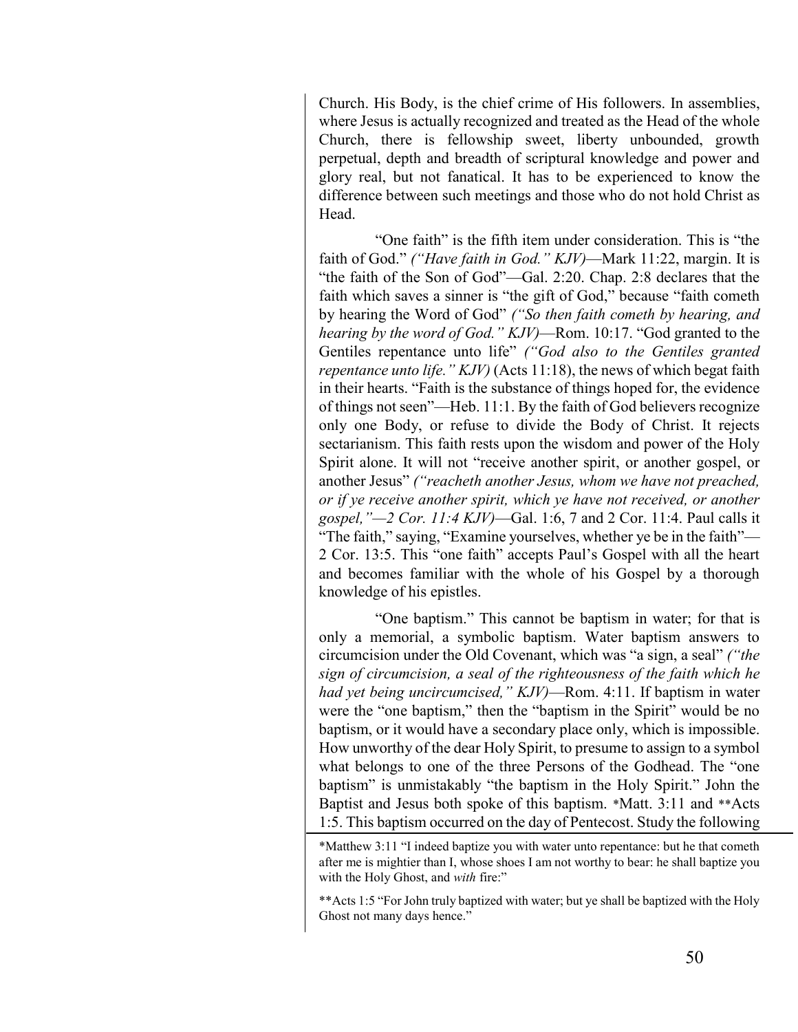Church. His Body, is the chief crime of His followers. In assemblies, where Jesus is actually recognized and treated as the Head of the whole Church, there is fellowship sweet, liberty unbounded, growth perpetual, depth and breadth of scriptural knowledge and power and glory real, but not fanatical. It has to be experienced to know the difference between such meetings and those who do not hold Christ as Head.

"One faith" is the fifth item under consideration. This is "the faith of God." *("Have faith in God." KJV)*—Mark 11:22, margin. It is "the faith of the Son of God"—Gal. 2:20. Chap. 2:8 declares that the faith which saves a sinner is "the gift of God," because "faith cometh by hearing the Word of God" *("So then faith cometh by hearing, and hearing by the word of God." KJV)*—Rom. 10:17. "God granted to the Gentiles repentance unto life" *("God also to the Gentiles granted repentance unto life." KJV)* (Acts 11:18), the news of which begat faith in their hearts. "Faith is the substance of things hoped for, the evidence of things not seen"—Heb. 11:1. By the faith of God believers recognize only one Body, or refuse to divide the Body of Christ. It rejects sectarianism. This faith rests upon the wisdom and power of the Holy Spirit alone. It will not "receive another spirit, or another gospel, or another Jesus" *("reacheth another Jesus, whom we have not preached, or if ye receive another spirit, which ye have not received, or another gospel,"—2 Cor. 11:4 KJV)*—Gal. 1:6, 7 and 2 Cor. 11:4. Paul calls it "The faith," saying, "Examine yourselves, whether ye be in the faith"—2 Cor. 13:5. This "one faith" accepts Paul's Gospel with all the heart and becomes familiar with the whole of his Gospel by a thorough knowledge of his epistles.

"One baptism." This cannot be baptism in water; for that is only a memorial, a symbolic baptism. Water baptism answers to circumcision under the Old Covenant, which was "a sign, a seal" *("the sign of circumcision, a seal of the righteousness of the faith which he had yet being uncircumcised," KJV)*—Rom. 4:11. If baptism in water were the "one baptism," then the "baptism in the Spirit" would be no baptism, or it would have a secondary place only, which is impossible. How unworthy of the dear Holy Spirit, to presume to assign to a symbol what belongs to one of the three Persons of the Godhead. The "one baptism" is unmistakably "the baptism in the Holy Spirit." John the Baptist and Jesus both spoke of this baptism. *Matt. 3:11 and **Acts 1:5. This baptism occurred on the day of Pentecost. Study the following

---

*Matthew 3:11 "I indeed baptize you with water unto repentance: but he that cometh after me is mightier than I, whose shoes I am not worthy to bear: he shall baptize you with the Holy Ghost, and *with* fire:"

**Acts 1:5 "For John truly baptized with water; but ye shall be baptized with the Holy Ghost not many days hence."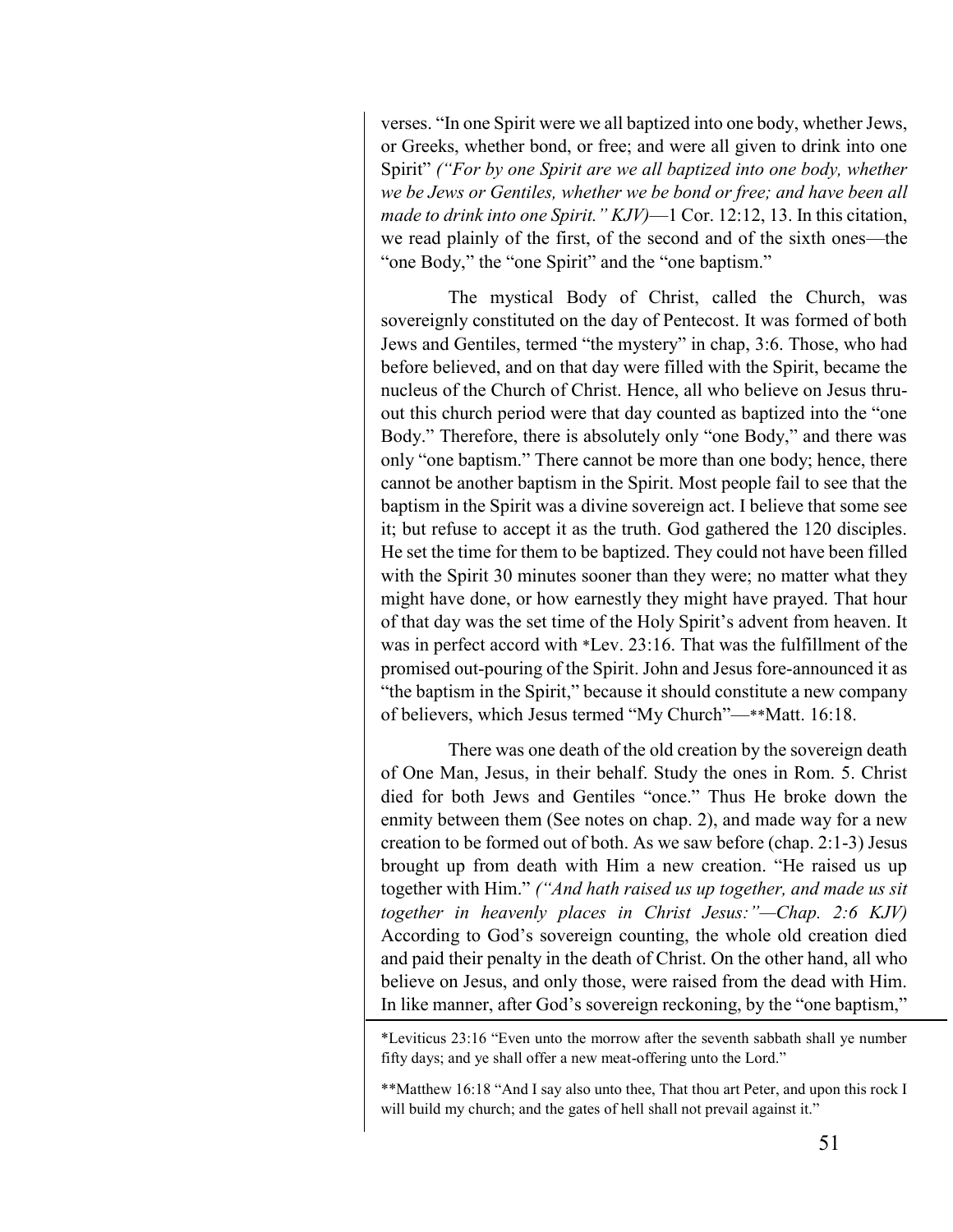verses. "In one Spirit were we all baptized into one body, whether Jews, or Greeks, whether bond, or free; and were all given to drink into one Spirit" *("For by one Spirit are we all baptized into one body, whether we be Jews or Gentiles, whether we be bond or free; and have been all made to drink into one Spirit." KJV)*—1 Cor. 12:12, 13. In this citation, we read plainly of the first, of the second and of the sixth ones—the "one Body," the "one Spirit" and the "one baptism."

The mystical Body of Christ, called the Church, was sovereignly constituted on the day of Pentecost. It was formed of both Jews and Gentiles, termed "the mystery" in chap, 3:6. Those, who had before believed, and on that day were filled with the Spirit, became the nucleus of the Church of Christ. Hence, all who believe on Jesus thru-out this church period were that day counted as baptized into the "one Body." Therefore, there is absolutely only "one Body," and there was only "one baptism." There cannot be more than one body; hence, there cannot be another baptism in the Spirit. Most people fail to see that the baptism in the Spirit was a divine sovereign act. I believe that some see it; but refuse to accept it as the truth. God gathered the 120 disciples. He set the time for them to be baptized. They could not have been filled with the Spirit 30 minutes sooner than they were; no matter what they might have done, or how earnestly they might have prayed. That hour of that day was the set time of the Holy Spirit's advent from heaven. It was in perfect accord with *Lev. 23:16. That was the fulfillment of the promised out-pouring of the Spirit. John and Jesus fore-announced it as "the baptism in the Spirit," because it should constitute a new company of believers, which Jesus termed "My Church"—**Matt. 16:18.

There was one death of the old creation by the sovereign death of One Man, Jesus, in their behalf. Study the ones in Rom. 5. Christ died for both Jews and Gentiles "once." Thus He broke down the enmity between them (See notes on chap. 2), and made way for a new creation to be formed out of both. As we saw before (chap. 2:1-3) Jesus brought up from death with Him a new creation. "He raised us up together with Him." *("And hath raised us up together, and made us sit together in heavenly places in Christ Jesus:"—Chap. 2:6 KJV)* According to God's sovereign counting, the whole old creation died and paid their penalty in the death of Christ. On the other hand, all who believe on Jesus, and only those, were raised from the dead with Him. In like manner, after God's sovereign reckoning, by the "one baptism,"

---

*Leviticus 23:16 "Even unto the morrow after the seventh sabbath shall ye number fifty days; and ye shall offer a new meat-offering unto the Lord."

**Matthew 16:18 "And I say also unto thee, That thou art Peter, and upon this rock I will build my church; and the gates of hell shall not prevail against it."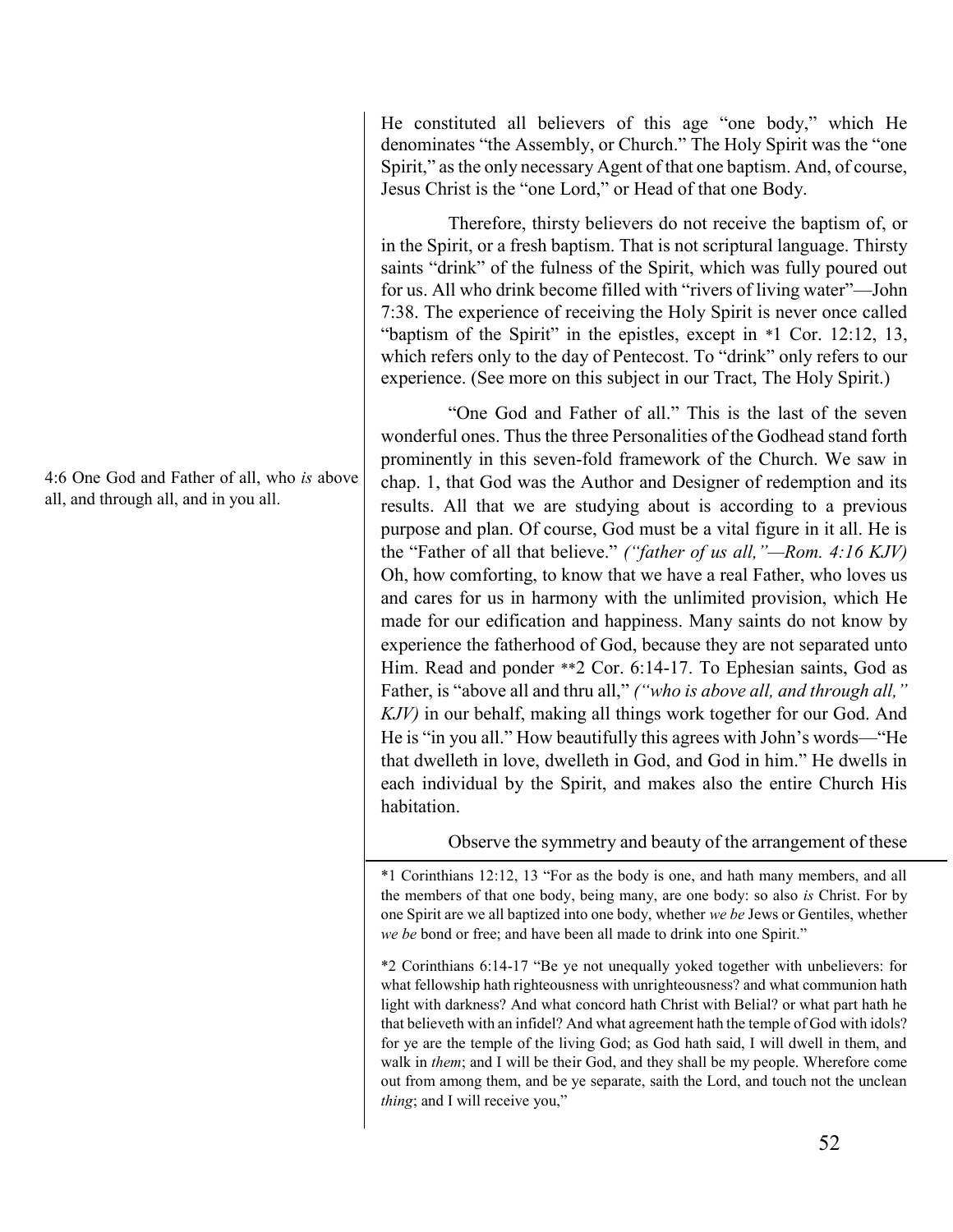He constituted all believers of this age "one body," which He denominates "the Assembly, or Church." The Holy Spirit was the "one Spirit," as the only necessary Agent of that one baptism. And, of course, Jesus Christ is the "one Lord," or Head of that one Body.

Therefore, thirsty believers do not receive the baptism of, or in the Spirit, or a fresh baptism. That is not scriptural language. Thirsty saints "drink" of the fulness of the Spirit, which was fully poured out for us. All who drink become filled with "rivers of living water"—John 7:38. The experience of receiving the Holy Spirit is never once called "baptism of the Spirit" in the epistles, except in *1 Cor. 12:12, 13, which refers only to the day of Pentecost. To "drink" only refers to our experience. (See more on this subject in our Tract, The Holy Spirit.)

4:6 One God and Father of all, who *is* above all, and through all, and in you all.

"One God and Father of all." This is the last of the seven wonderful ones. Thus the three Personalities of the Godhead stand forth prominently in this seven-fold framework of the Church. We saw in chap. 1, that God was the Author and Designer of redemption and its results. All that we are studying about is according to a previous purpose and plan. Of course, God must be a vital figure in it all. He is the "Father of all that believe." *("father of us all,"—Rom. 4:16 KJV)* Oh, how comforting, to know that we have a real Father, who loves us and cares for us in harmony with the unlimited provision, which He made for our edification and happiness. Many saints do not know by experience the fatherhood of God, because they are not separated unto Him. Read and ponder **2 Cor. 6:14-17. To Ephesian saints, God as Father, is "above all and thru all," *("who is above all, and through all," KJV)* in our behalf, making all things work together for our God. And He is "in you all." How beautifully this agrees with John's words—"He that dwelleth in love, dwelleth in God, and God in him." He dwells in each individual by the Spirit, and makes also the entire Church His habitation.

Observe the symmetry and beauty of the arrangement of these

---

*1 Corinthians 12:12, 13 "For as the body is one, and hath many members, and all the members of that one body, being many, are one body: so also *is* Christ. For by one Spirit are we all baptized into one body, whether *we be* Jews or Gentiles, whether *we be* bond or free; and have been all made to drink into one Spirit."

*2 Corinthians 6:14-17 "Be ye not unequally yoked together with unbelievers: for what fellowship hath righteousness with unrighteousness? and what communion hath light with darkness? And what concord hath Christ with Belial? or what part hath he that believeth with an infidel? And what agreement hath the temple of God with idols? for ye are the temple of the living God; as God hath said, I will dwell in them, and walk in *them*; and I will be their God, and they shall be my people. Wherefore come out from among them, and be ye separate, saith the Lord, and touch not the unclean *thing*; and I will receive you,"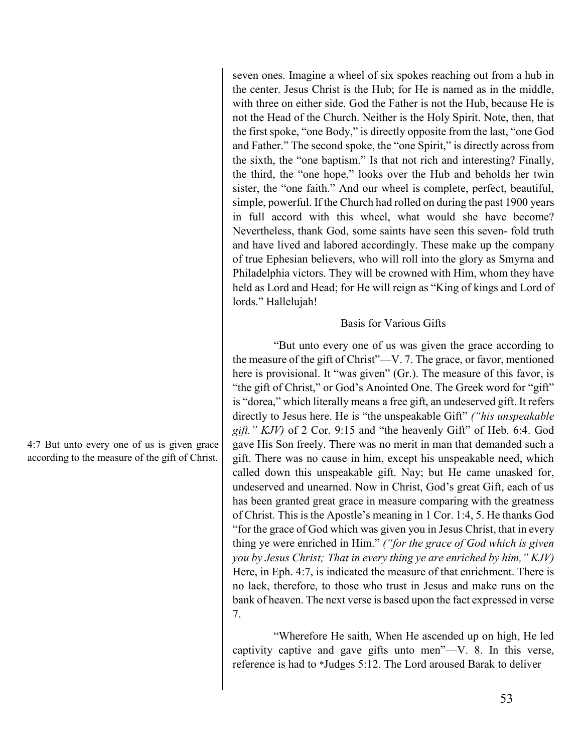seven ones. Imagine a wheel of six spokes reaching out from a hub in the center. Jesus Christ is the Hub; for He is named as in the middle, with three on either side. God the Father is not the Hub, because He is not the Head of the Church. Neither is the Holy Spirit. Note, then, that the first spoke, "one Body," is directly opposite from the last, "one God and Father." The second spoke, the "one Spirit," is directly across from the sixth, the "one baptism." Is that not rich and interesting? Finally, the third, the "one hope," looks over the Hub and beholds her twin sister, the "one faith." And our wheel is complete, perfect, beautiful, simple, powerful. If the Church had rolled on during the past 1900 years in full accord with this wheel, what would she have become? Nevertheless, thank God, some saints have seen this seven- fold truth and have lived and labored accordingly. These make up the company of true Ephesian believers, who will roll into the glory as Smyrna and Philadelphia victors. They will be crowned with Him, whom they have held as Lord and Head; for He will reign as "King of kings and Lord of lords." Hallelujah!

### Basis for Various Gifts

> 4:7 But unto every one of us is given grace according to the measure of the gift of Christ.

"But unto every one of us was given the grace according to the measure of the gift of Christ"—V. 7. The grace, or favor, mentioned here is provisional. It "was given" (Gr.). The measure of this favor, is "the gift of Christ," or God's Anointed One. The Greek word for "gift" is "dorea," which literally means a free gift, an undeserved gift. It refers directly to Jesus here. He is "the unspeakable Gift" *("his unspeakable gift." KJV)* of 2 Cor. 9:15 and "the heavenly Gift" of Heb. 6:4. God gave His Son freely. There was no merit in man that demanded such a gift. There was no cause in him, except his unspeakable need, which called down this unspeakable gift. Nay; but He came unasked for, undeserved and unearned. Now in Christ, God's great Gift, each of us has been granted great grace in measure comparing with the greatness of Christ. This is the Apostle's meaning in 1 Cor. 1:4, 5. He thanks God "for the grace of God which was given you in Jesus Christ, that in every thing ye were enriched in Him." *("for the grace of God which is given you by Jesus Christ; That in every thing ye are enriched by him," KJV)* Here, in Eph. 4:7, is indicated the measure of that enrichment. There is no lack, therefore, to those who trust in Jesus and make runs on the bank of heaven. The next verse is based upon the fact expressed in verse 7.

"Wherefore He saith, When He ascended up on high, He led captivity captive and gave gifts unto men"—V. 8. In this verse, reference is had to *Judges 5:12. The Lord aroused Barak to deliver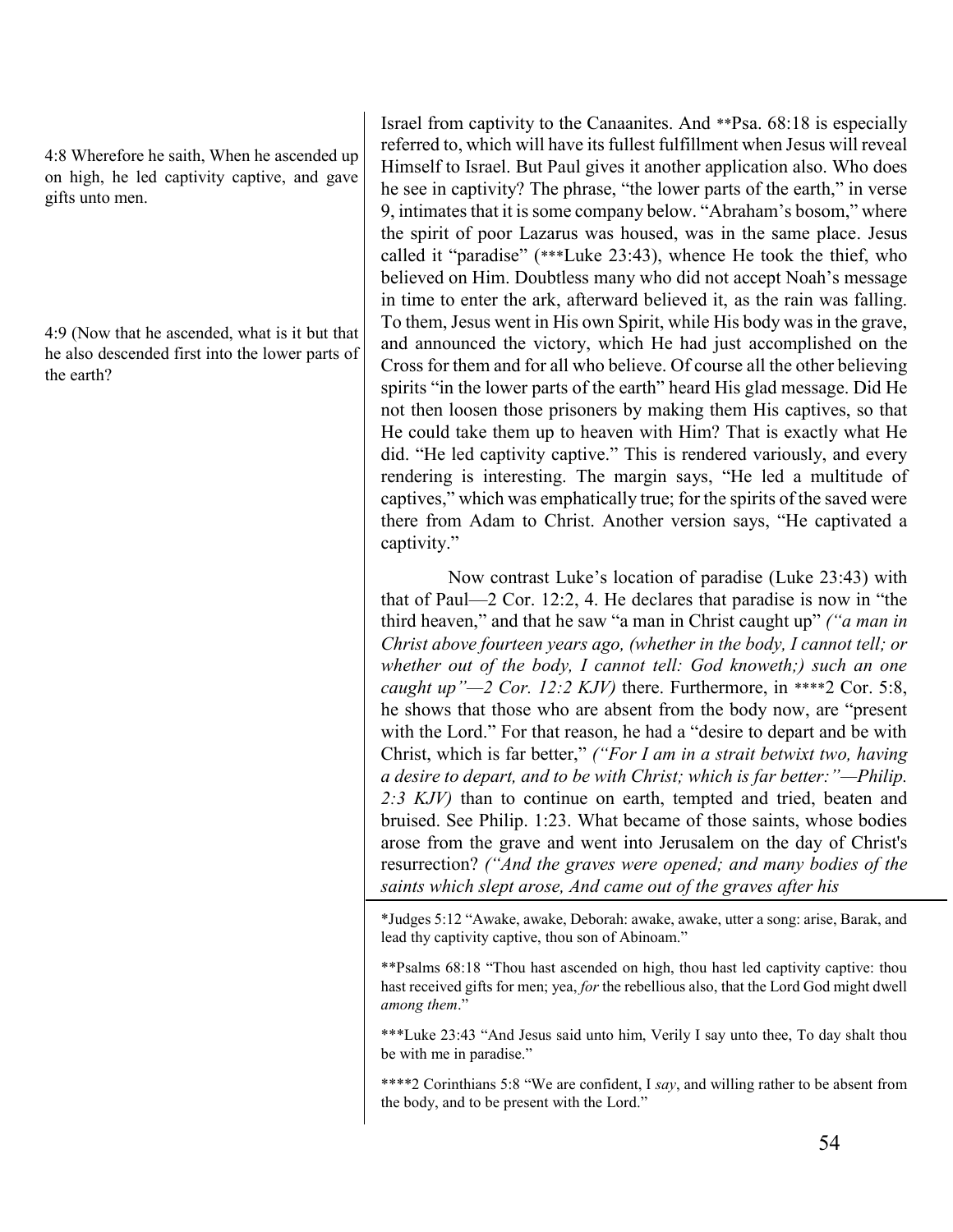4:8 Wherefore he saith, When he ascended up on high, he led captivity captive, and gave gifts unto men.

4:9 (Now that he ascended, what is it but that he also descended first into the lower parts of the earth?

Israel from captivity to the Canaanites. And **Psa. 68:18 is especially referred to, which will have its fullest fulfillment when Jesus will reveal Himself to Israel. But Paul gives it another application also. Who does he see in captivity? The phrase, "the lower parts of the earth," in verse 9, intimates that it is some company below. "Abraham's bosom," where the spirit of poor Lazarus was housed, was in the same place. Jesus called it "paradise" (***Luke 23:43), whence He took the thief, who believed on Him. Doubtless many who did not accept Noah's message in time to enter the ark, afterward believed it, as the rain was falling. To them, Jesus went in His own Spirit, while His body was in the grave, and announced the victory, which He had just accomplished on the Cross for them and for all who believe. Of course all the other believing spirits "in the lower parts of the earth" heard His glad message. Did He not then loosen those prisoners by making them His captives, so that He could take them up to heaven with Him? That is exactly what He did. "He led captivity captive." This is rendered variously, and every rendering is interesting. The margin says, "He led a multitude of captives," which was emphatically true; for the spirits of the saved were there from Adam to Christ. Another version says, "He captivated a captivity."

Now contrast Luke's location of paradise (Luke 23:43) with that of Paul—2 Cor. 12:2, 4. He declares that paradise is now in "the third heaven," and that he saw "a man in Christ caught up" *("a man in Christ above fourteen years ago, (whether in the body, I cannot tell; or whether out of the body, I cannot tell: God knoweth;) such an one caught up"—2 Cor. 12:2 KJV)* there. Furthermore, in ****2 Cor. 5:8, he shows that those who are absent from the body now, are "present with the Lord." For that reason, he had a "desire to depart and be with Christ, which is far better," *("For I am in a strait betwixt two, having a desire to depart, and to be with Christ; which is far better:"—Philip. 2:3 KJV)* than to continue on earth, tempted and tried, beaten and bruised. See Philip. 1:23. What became of those saints, whose bodies arose from the grave and went into Jerusalem on the day of Christ's resurrection? *("And the graves were opened; and many bodies of the saints which slept arose, And came out of the graves after his*

---

*Judges 5:12 "Awake, awake, Deborah: awake, awake, utter a song: arise, Barak, and lead thy captivity captive, thou son of Abinoam."

**Psalms 68:18 "Thou hast ascended on high, thou hast led captivity captive: thou hast received gifts for men; yea, *for* the rebellious also, that the Lord God might dwell *among them*."

***Luke 23:43 "And Jesus said unto him, Verily I say unto thee, To day shalt thou be with me in paradise."

****2 Corinthians 5:8 "We are confident, I *say*, and willing rather to be absent from the body, and to be present with the Lord."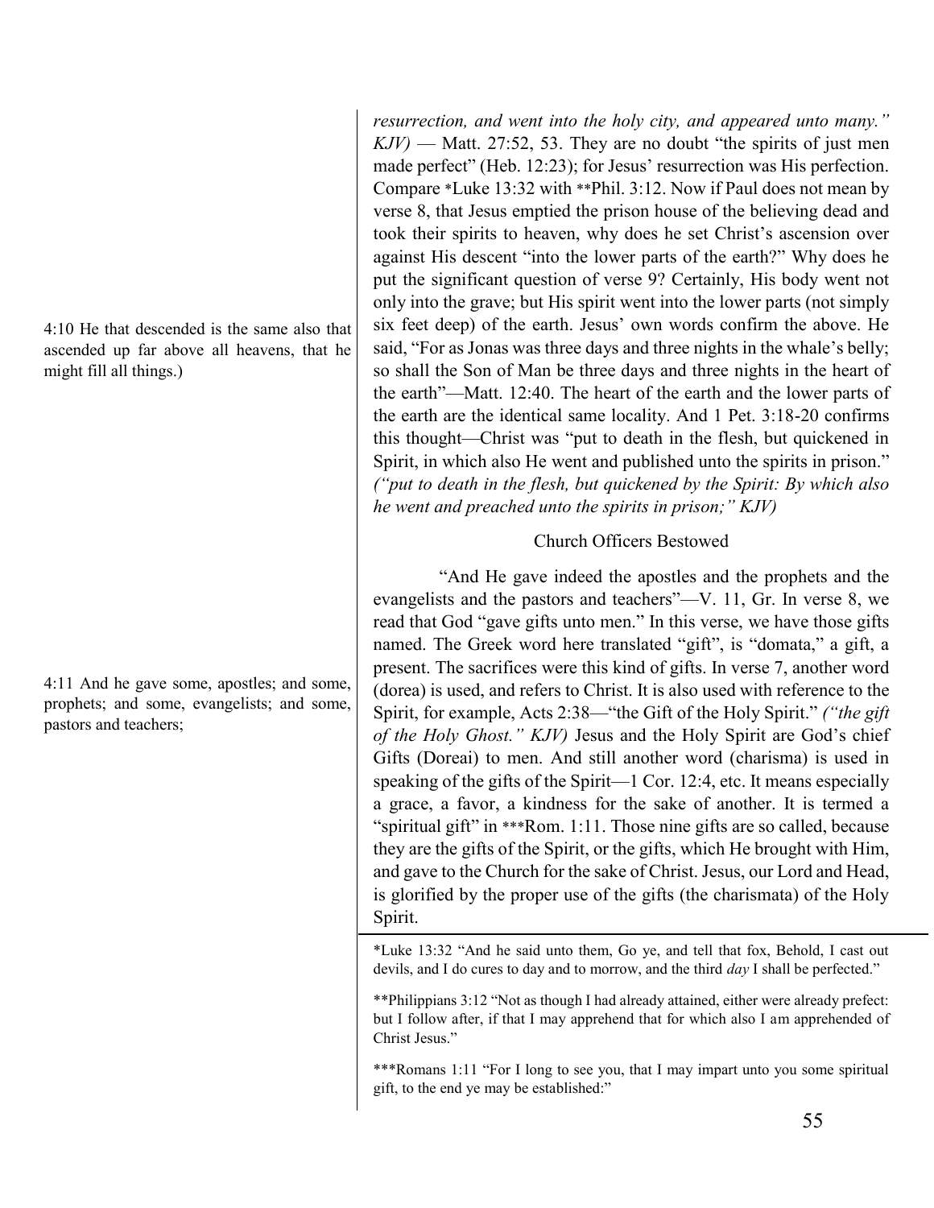*resurrection, and went into the holy city, and appeared unto many." KJV)* — Matt. 27:52, 53. They are no doubt "the spirits of just men made perfect" (Heb. 12:23); for Jesus' resurrection was His perfection. Compare *Luke 13:32 with **Phil. 3:12. Now if Paul does not mean by verse 8, that Jesus emptied the prison house of the believing dead and took their spirits to heaven, why does he set Christ's ascension over against His descent "into the lower parts of the earth?" Why does he put the significant question of verse 9? Certainly, His body went not only into the grave; but His spirit went into the lower parts (not simply six feet deep) of the earth. Jesus' own words confirm the above. He said, "For as Jonas was three days and three nights in the whale's belly; so shall the Son of Man be three days and three nights in the heart of the earth"—Matt. 12:40. The heart of the earth and the lower parts of the earth are the identical same locality. And 1 Pet. 3:18-20 confirms this thought—Christ was "put to death in the flesh, but quickened in Spirit, in which also He went and published unto the spirits in prison." *("put to death in the flesh, but quickened by the Spirit: By which also he went and preached unto the spirits in prison;" KJV)*

4:10 He that descended is the same also that ascended up far above all heavens, that he might fill all things.)

### Church Officers Bestowed

4:11 And he gave some, apostles; and some, prophets; and some, evangelists; and some, pastors and teachers;

"And He gave indeed the apostles and the prophets and the evangelists and the pastors and teachers"—V. 11, Gr. In verse 8, we read that God "gave gifts unto men." In this verse, we have those gifts named. The Greek word here translated "gift", is "domata," a gift, a present. The sacrifices were this kind of gifts. In verse 7, another word (dorea) is used, and refers to Christ. It is also used with reference to the Spirit, for example, Acts 2:38—"the Gift of the Holy Spirit." *("the gift of the Holy Ghost." KJV)* Jesus and the Holy Spirit are God's chief Gifts (Doreai) to men. And still another word (charisma) is used in speaking of the gifts of the Spirit—1 Cor. 12:4, etc. It means especially a grace, a favor, a kindness for the sake of another. It is termed a "spiritual gift" in ***Rom. 1:11. Those nine gifts are so called, because they are the gifts of the Spirit, or the gifts, which He brought with Him, and gave to the Church for the sake of Christ. Jesus, our Lord and Head, is glorified by the proper use of the gifts (the charismata) of the Holy Spirit.

---

*Luke 13:32 "And he said unto them, Go ye, and tell that fox, Behold, I cast out devils, and I do cures to day and to morrow, and the third *day* I shall be perfected."

**Philippians 3:12 "Not as though I had already attained, either were already prefect: but I follow after, if that I may apprehend that for which also I am apprehended of Christ Jesus."

***Romans 1:11 "For I long to see you, that I may impart unto you some spiritual gift, to the end ye may be established:"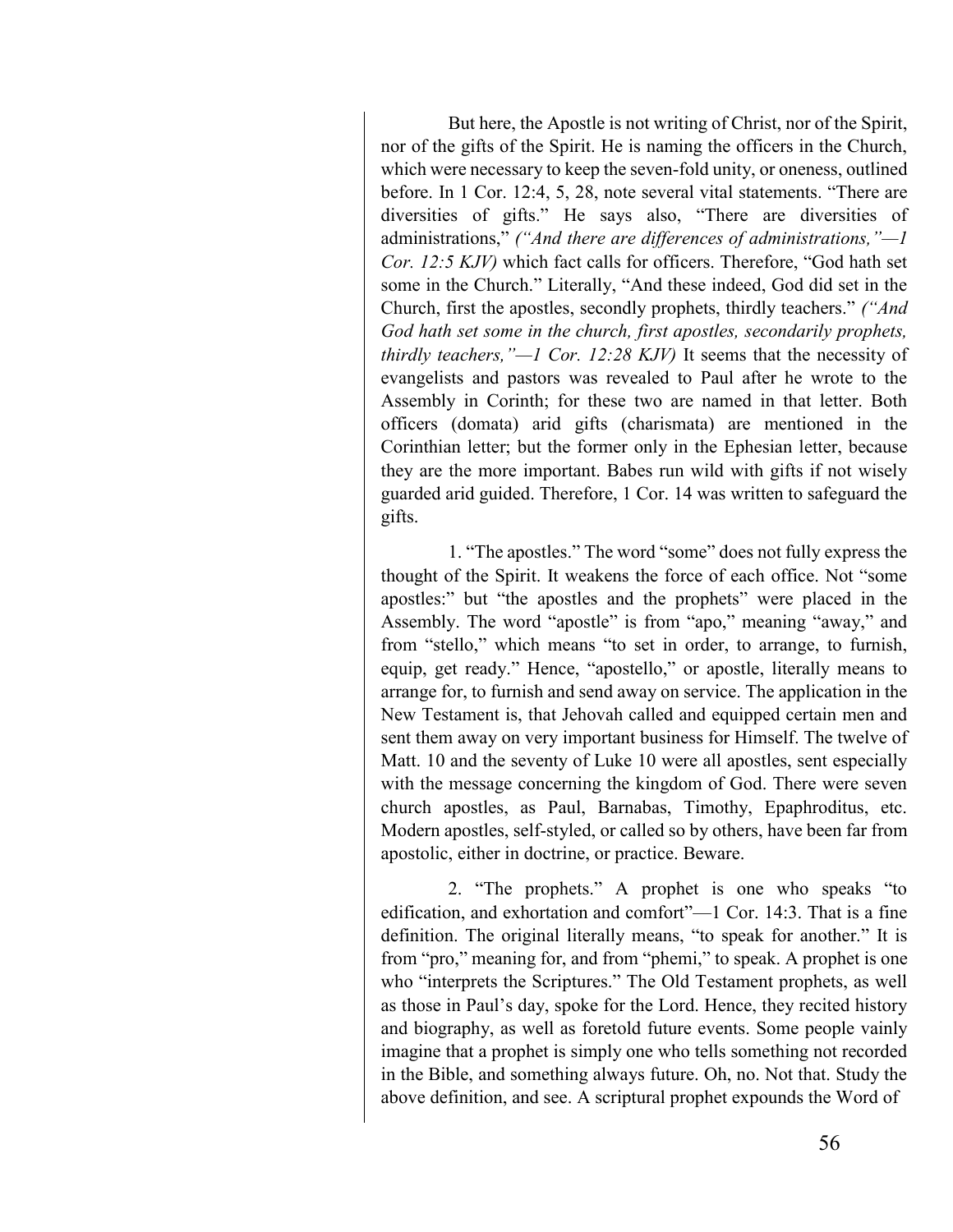But here, the Apostle is not writing of Christ, nor of the Spirit, nor of the gifts of the Spirit. He is naming the officers in the Church, which were necessary to keep the seven-fold unity, or oneness, outlined before. In 1 Cor. 12:4, 5, 28, note several vital statements. "There are diversities of gifts." He says also, "There are diversities of administrations," *("And there are differences of administrations,"—1 Cor. 12:5 KJV)* which fact calls for officers. Therefore, "God hath set some in the Church." Literally, "And these indeed, God did set in the Church, first the apostles, secondly prophets, thirdly teachers." *("And God hath set some in the church, first apostles, secondarily prophets, thirdly teachers,"—1 Cor. 12:28 KJV)* It seems that the necessity of evangelists and pastors was revealed to Paul after he wrote to the Assembly in Corinth; for these two are named in that letter. Both officers (domata) arid gifts (charismata) are mentioned in the Corinthian letter; but the former only in the Ephesian letter, because they are the more important. Babes run wild with gifts if not wisely guarded arid guided. Therefore, 1 Cor. 14 was written to safeguard the gifts.

1. "The apostles." The word "some" does not fully express the thought of the Spirit. It weakens the force of each office. Not "some apostles:" but "the apostles and the prophets" were placed in the Assembly. The word "apostle" is from "apo," meaning "away," and from "stello," which means "to set in order, to arrange, to furnish, equip, get ready." Hence, "apostello," or apostle, literally means to arrange for, to furnish and send away on service. The application in the New Testament is, that Jehovah called and equipped certain men and sent them away on very important business for Himself. The twelve of Matt. 10 and the seventy of Luke 10 were all apostles, sent especially with the message concerning the kingdom of God. There were seven church apostles, as Paul, Barnabas, Timothy, Epaphroditus, etc. Modern apostles, self-styled, or called so by others, have been far from apostolic, either in doctrine, or practice. Beware.

2. "The prophets." A prophet is one who speaks "to edification, and exhortation and comfort"—1 Cor. 14:3. That is a fine definition. The original literally means, "to speak for another." It is from "pro," meaning for, and from "phemi," to speak. A prophet is one who "interprets the Scriptures." The Old Testament prophets, as well as those in Paul's day, spoke for the Lord. Hence, they recited history and biography, as well as foretold future events. Some people vainly imagine that a prophet is simply one who tells something not recorded in the Bible, and something always future. Oh, no. Not that. Study the above definition, and see. A scriptural prophet expounds the Word of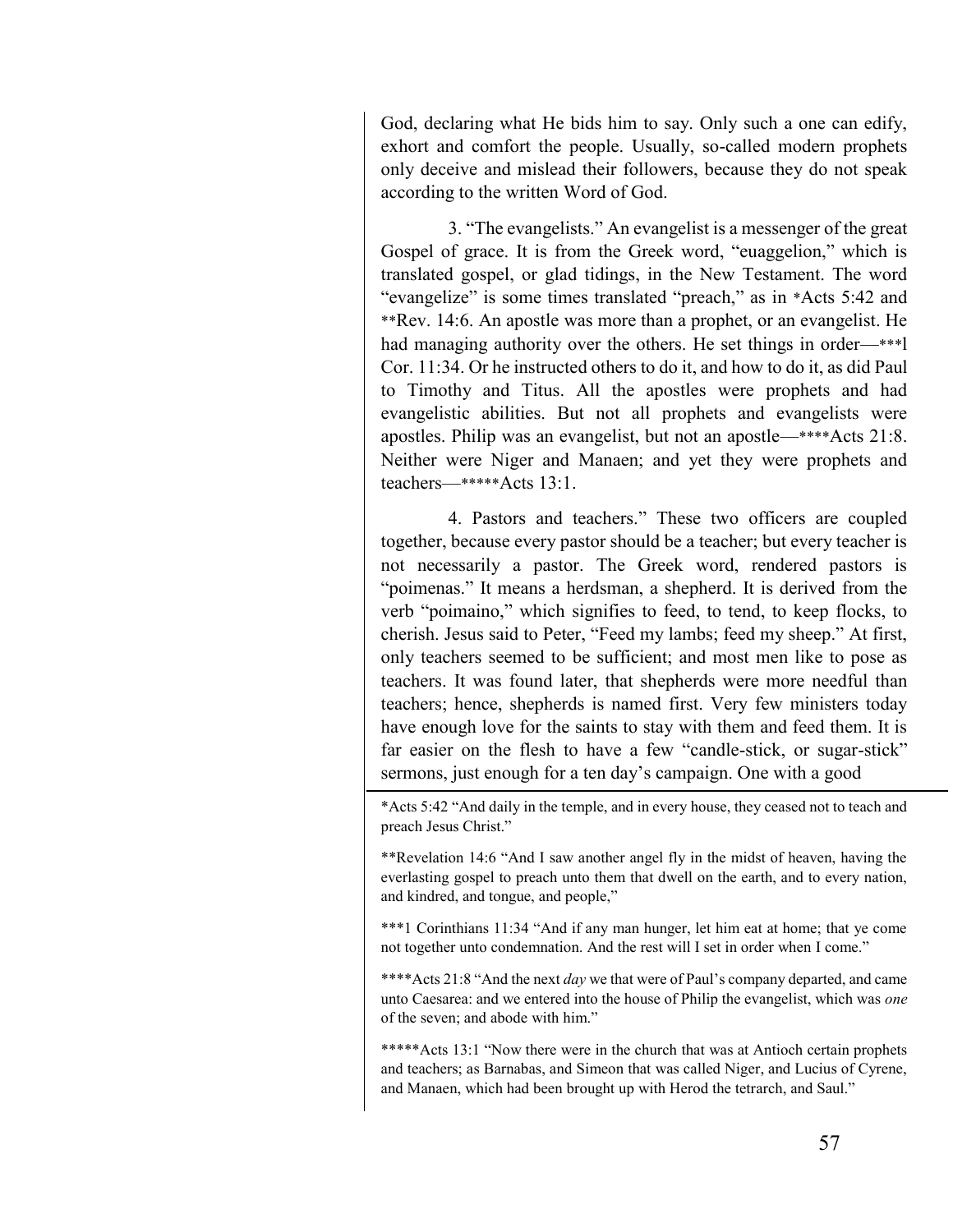God, declaring what He bids him to say. Only such a one can edify, exhort and comfort the people. Usually, so-called modern prophets only deceive and mislead their followers, because they do not speak according to the written Word of God.

3. "The evangelists." An evangelist is a messenger of the great Gospel of grace. It is from the Greek word, "euaggelion," which is translated gospel, or glad tidings, in the New Testament. The word "evangelize" is some times translated "preach," as in *Acts 5:42 and **Rev. 14:6. An apostle was more than a prophet, or an evangelist. He had managing authority over the others. He set things in order—***l Cor. 11:34. Or he instructed others to do it, and how to do it, as did Paul to Timothy and Titus. All the apostles were prophets and had evangelistic abilities. But not all prophets and evangelists were apostles. Philip was an evangelist, but not an apostle—****Acts 21:8. Neither were Niger and Manaen; and yet they were prophets and teachers—*****Acts 13:1.

4. Pastors and teachers." These two officers are coupled together, because every pastor should be a teacher; but every teacher is not necessarily a pastor. The Greek word, rendered pastors is "poimenas." It means a herdsman, a shepherd. It is derived from the verb "poimaino," which signifies to feed, to tend, to keep flocks, to cherish. Jesus said to Peter, "Feed my lambs; feed my sheep." At first, only teachers seemed to be sufficient; and most men like to pose as teachers. It was found later, that shepherds were more needful than teachers; hence, shepherds is named first. Very few ministers today have enough love for the saints to stay with them and feed them. It is far easier on the flesh to have a few "candle-stick, or sugar-stick" sermons, just enough for a ten day's campaign. One with a good

---

*Acts 5:42 "And daily in the temple, and in every house, they ceased not to teach and preach Jesus Christ."

**Revelation 14:6 "And I saw another angel fly in the midst of heaven, having the everlasting gospel to preach unto them that dwell on the earth, and to every nation, and kindred, and tongue, and people,"

***1 Corinthians 11:34 "And if any man hunger, let him eat at home; that ye come not together unto condemnation. And the rest will I set in order when I come."

****Acts 21:8 "And the next *day* we that were of Paul's company departed, and came unto Caesarea: and we entered into the house of Philip the evangelist, which was *one* of the seven; and abode with him."

*****Acts 13:1 "Now there were in the church that was at Antioch certain prophets and teachers; as Barnabas, and Simeon that was called Niger, and Lucius of Cyrene, and Manaen, which had been brought up with Herod the tetrarch, and Saul."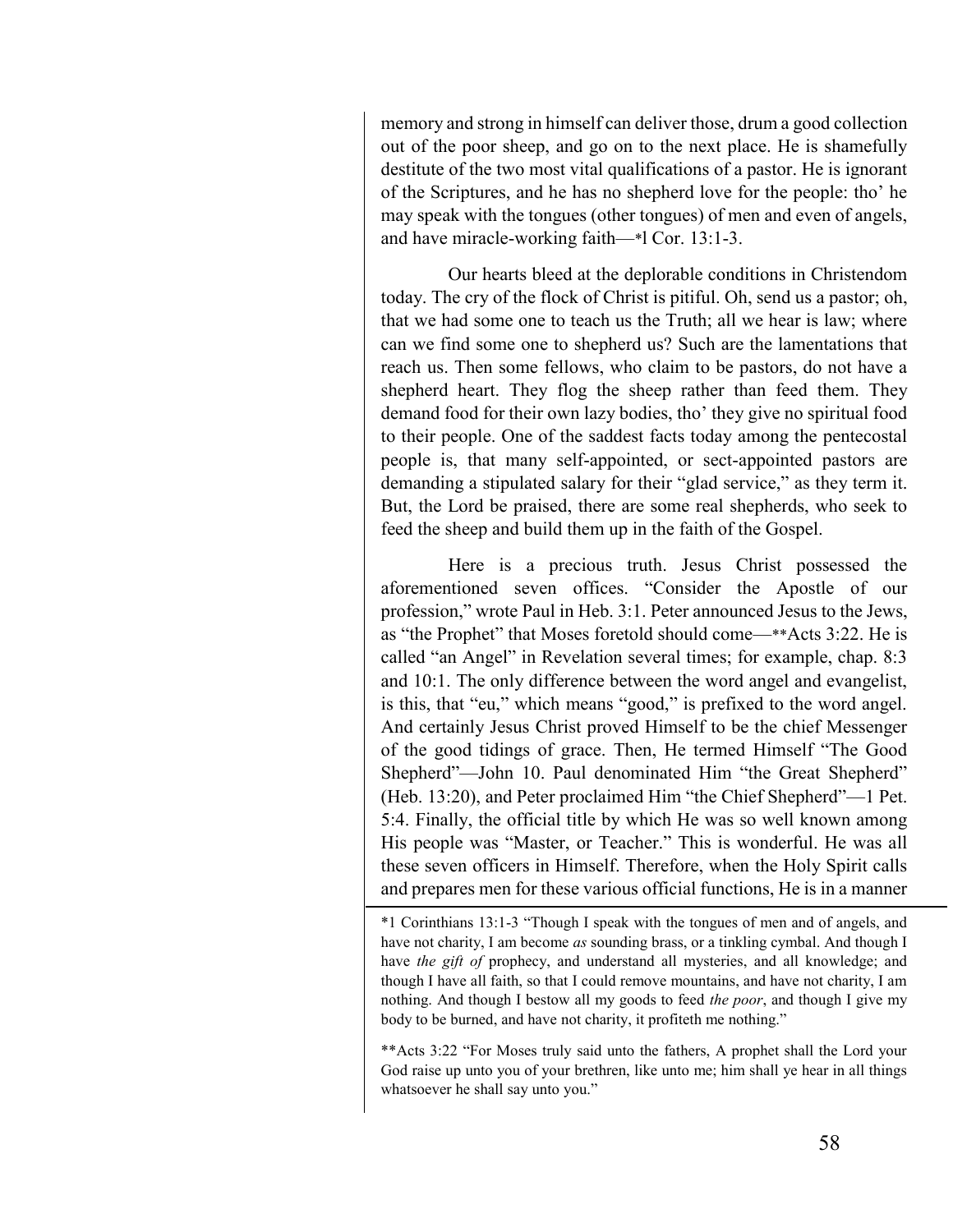memory and strong in himself can deliver those, drum a good collection out of the poor sheep, and go on to the next place. He is shamefully destitute of the two most vital qualifications of a pastor. He is ignorant of the Scriptures, and he has no shepherd love for the people: tho' he may speak with the tongues (other tongues) of men and even of angels, and have miracle-working faith—*l Cor. 13:1-3.

Our hearts bleed at the deplorable conditions in Christendom today. The cry of the flock of Christ is pitiful. Oh, send us a pastor; oh, that we had some one to teach us the Truth; all we hear is law; where can we find some one to shepherd us? Such are the lamentations that reach us. Then some fellows, who claim to be pastors, do not have a shepherd heart. They flog the sheep rather than feed them. They demand food for their own lazy bodies, tho' they give no spiritual food to their people. One of the saddest facts today among the pentecostal people is, that many self-appointed, or sect-appointed pastors are demanding a stipulated salary for their "glad service," as they term it. But, the Lord be praised, there are some real shepherds, who seek to feed the sheep and build them up in the faith of the Gospel.

Here is a precious truth. Jesus Christ possessed the aforementioned seven offices. "Consider the Apostle of our profession," wrote Paul in Heb. 3:1. Peter announced Jesus to the Jews, as "the Prophet" that Moses foretold should come—**Acts 3:22. He is called "an Angel" in Revelation several times; for example, chap. 8:3 and 10:1. The only difference between the word angel and evangelist, is this, that "eu," which means "good," is prefixed to the word angel. And certainly Jesus Christ proved Himself to be the chief Messenger of the good tidings of grace. Then, He termed Himself "The Good Shepherd"—John 10. Paul denominated Him "the Great Shepherd" (Heb. 13:20), and Peter proclaimed Him "the Chief Shepherd"—1 Pet. 5:4. Finally, the official title by which He was so well known among His people was "Master, or Teacher." This is wonderful. He was all these seven officers in Himself. Therefore, when the Holy Spirit calls and prepares men for these various official functions, He is in a manner

---

*1 Corinthians 13:1-3 "Though I speak with the tongues of men and of angels, and have not charity, I am become *as* sounding brass, or a tinkling cymbal. And though I have *the gift of* prophecy, and understand all mysteries, and all knowledge; and though I have all faith, so that I could remove mountains, and have not charity, I am nothing. And though I bestow all my goods to feed *the poor*, and though I give my body to be burned, and have not charity, it profiteth me nothing."

**Acts 3:22 "For Moses truly said unto the fathers, A prophet shall the Lord your God raise up unto you of your brethren, like unto me; him shall ye hear in all things whatsoever he shall say unto you."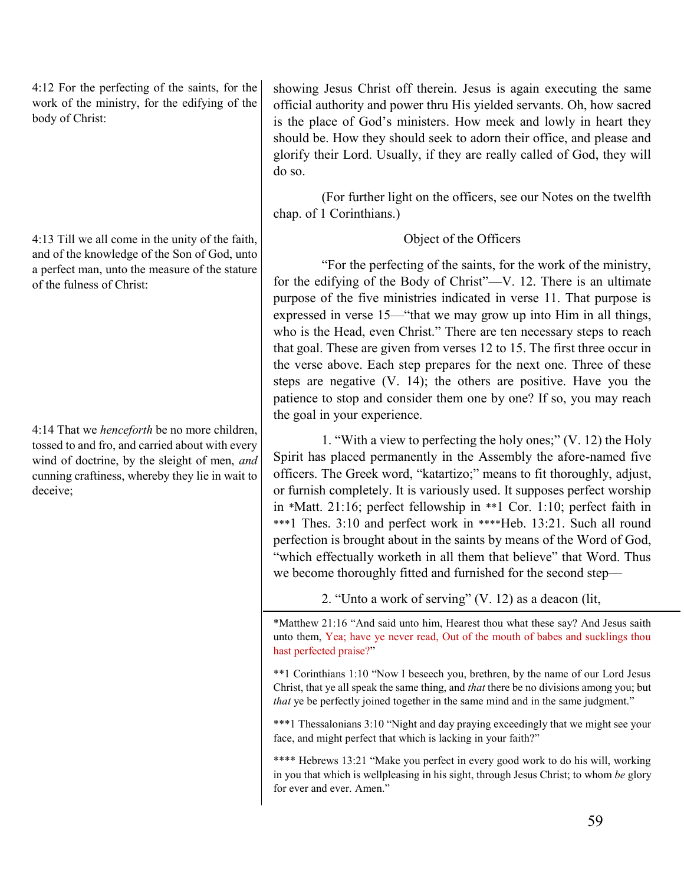4:12 For the perfecting of the saints, for the work of the ministry, for the edifying of the body of Christ:

showing Jesus Christ off therein. Jesus is again executing the same official authority and power thru His yielded servants. Oh, how sacred is the place of God's ministers. How meek and lowly in heart they should be. How they should seek to adorn their office, and please and glorify their Lord. Usually, if they are really called of God, they will do so.

(For further light on the officers, see our Notes on the twelfth chap. of 1 Corinthians.)

4:13 Till we all come in the unity of the faith, and of the knowledge of the Son of God, unto a perfect man, unto the measure of the stature of the fulness of Christ:

Object of the Officers

"For the perfecting of the saints, for the work of the ministry, for the edifying of the Body of Christ"—V. 12. There is an ultimate purpose of the five ministries indicated in verse 11. That purpose is expressed in verse 15—"that we may grow up into Him in all things, who is the Head, even Christ." There are ten necessary steps to reach that goal. These are given from verses 12 to 15. The first three occur in the verse above. Each step prepares for the next one. Three of these steps are negative (V. 14); the others are positive. Have you the patience to stop and consider them one by one? If so, you may reach the goal in your experience.

4:14 That we *henceforth* be no more children, tossed to and fro, and carried about with every wind of doctrine, by the sleight of men, *and* cunning craftiness, whereby they lie in wait to deceive;

1. "With a view to perfecting the holy ones;" (V. 12) the Holy Spirit has placed permanently in the Assembly the afore-named five officers. The Greek word, "katartizo;" means to fit thoroughly, adjust, or furnish completely. It is variously used. It supposes perfect worship in *Matt. 21:16; perfect fellowship in **1 Cor. 1:10; perfect faith in ***1 Thes. 3:10 and perfect work in ****Heb. 13:21. Such all round perfection is brought about in the saints by means of the Word of God, "which effectually worketh in all them that believe" that Word. Thus we become thoroughly fitted and furnished for the second step—

2. "Unto a work of serving" (V. 12) as a deacon (lit,

---

*Matthew 21:16 "And said unto him, Hearest thou what these say? And Jesus saith unto them, Yea; have ye never read, Out of the mouth of babes and sucklings thou hast perfected praise?"

**1 Corinthians 1:10 "Now I beseech you, brethren, by the name of our Lord Jesus Christ, that ye all speak the same thing, and *that* there be no divisions among you; but *that* ye be perfectly joined together in the same mind and in the same judgment."

***1 Thessalonians 3:10 "Night and day praying exceedingly that we might see your face, and might perfect that which is lacking in your faith?"

**** Hebrews 13:21 "Make you perfect in every good work to do his will, working in you that which is wellpleasing in his sight, through Jesus Christ; to whom *be* glory for ever and ever. Amen."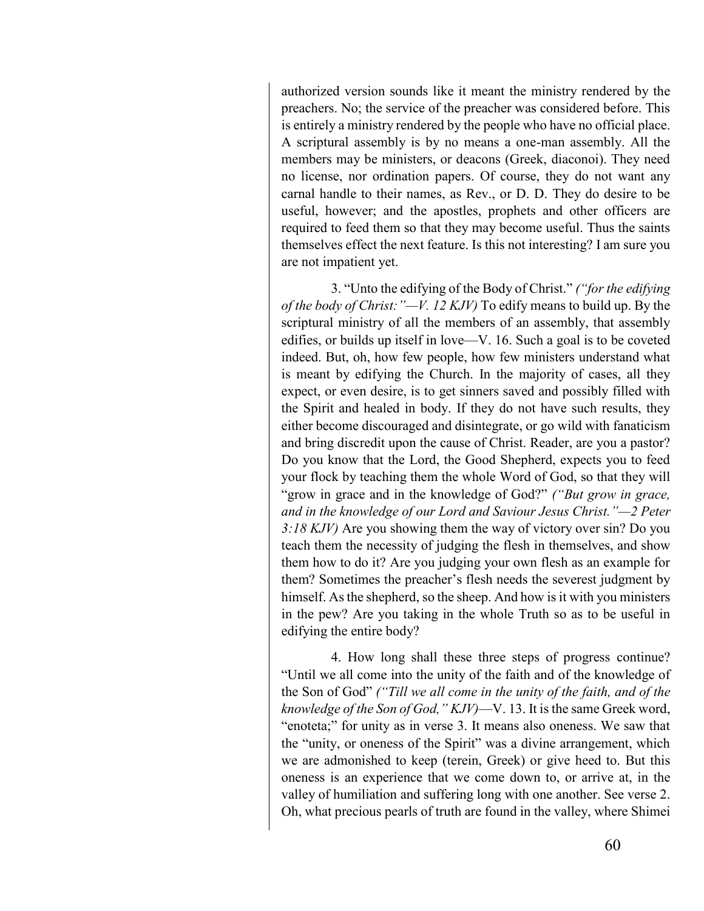authorized version sounds like it meant the ministry rendered by the preachers. No; the service of the preacher was considered before. This is entirely a ministry rendered by the people who have no official place. A scriptural assembly is by no means a one-man assembly. All the members may be ministers, or deacons (Greek, diaconoi). They need no license, nor ordination papers. Of course, they do not want any carnal handle to their names, as Rev., or D. D. They do desire to be useful, however; and the apostles, prophets and other officers are required to feed them so that they may become useful. Thus the saints themselves effect the next feature. Is this not interesting? I am sure you are not impatient yet.

3. "Unto the edifying of the Body of Christ." *("for the edifying of the body of Christ:"—V. 12 KJV)* To edify means to build up. By the scriptural ministry of all the members of an assembly, that assembly edifies, or builds up itself in love—V. 16. Such a goal is to be coveted indeed. But, oh, how few people, how few ministers understand what is meant by edifying the Church. In the majority of cases, all they expect, or even desire, is to get sinners saved and possibly filled with the Spirit and healed in body. If they do not have such results, they either become discouraged and disintegrate, or go wild with fanaticism and bring discredit upon the cause of Christ. Reader, are you a pastor? Do you know that the Lord, the Good Shepherd, expects you to feed your flock by teaching them the whole Word of God, so that they will "grow in grace and in the knowledge of God?" *("But grow in grace, and in the knowledge of our Lord and Saviour Jesus Christ."—2 Peter 3:18 KJV)* Are you showing them the way of victory over sin? Do you teach them the necessity of judging the flesh in themselves, and show them how to do it? Are you judging your own flesh as an example for them? Sometimes the preacher's flesh needs the severest judgment by himself. As the shepherd, so the sheep. And how is it with you ministers in the pew? Are you taking in the whole Truth so as to be useful in edifying the entire body?

4. How long shall these three steps of progress continue? "Until we all come into the unity of the faith and of the knowledge of the Son of God" *("Till we all come in the unity of the faith, and of the knowledge of the Son of God," KJV)*—V. 13. It is the same Greek word, "enoteta;" for unity as in verse 3. It means also oneness. We saw that the "unity, or oneness of the Spirit" was a divine arrangement, which we are admonished to keep (terein, Greek) or give heed to. But this oneness is an experience that we come down to, or arrive at, in the valley of humiliation and suffering long with one another. See verse 2. Oh, what precious pearls of truth are found in the valley, where Shimei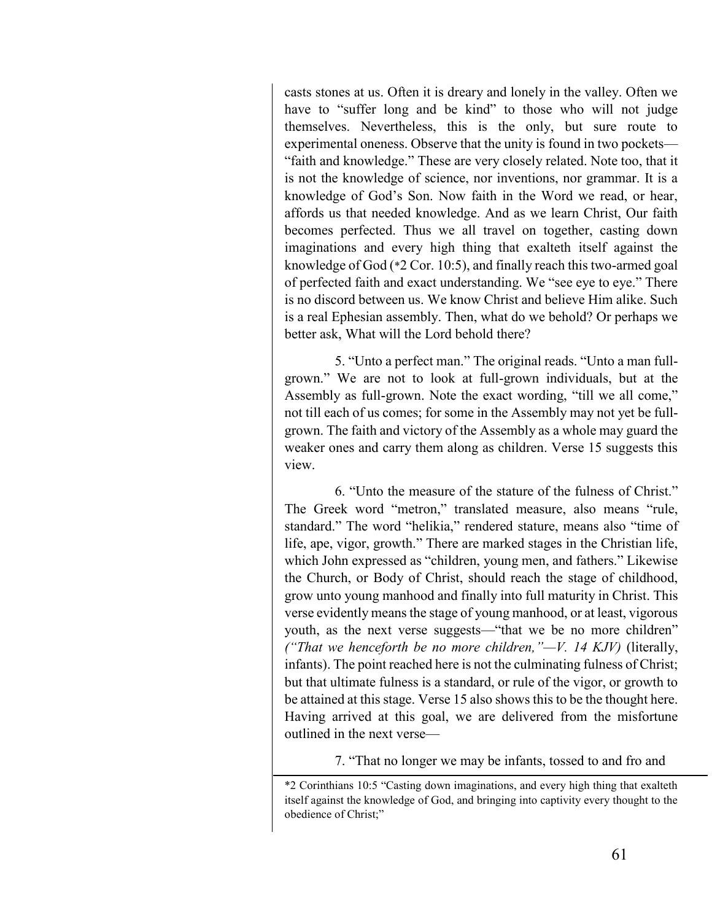casts stones at us. Often it is dreary and lonely in the valley. Often we have to "suffer long and be kind" to those who will not judge themselves. Nevertheless, this is the only, but sure route to experimental oneness. Observe that the unity is found in two pockets—"faith and knowledge." These are very closely related. Note too, that it is not the knowledge of science, nor inventions, nor grammar. It is a knowledge of God's Son. Now faith in the Word we read, or hear, affords us that needed knowledge. And as we learn Christ, Our faith becomes perfected. Thus we all travel on together, casting down imaginations and every high thing that exalteth itself against the knowledge of God (*2 Cor. 10:5), and finally reach this two-armed goal of perfected faith and exact understanding. We "see eye to eye." There is no discord between us. We know Christ and believe Him alike. Such is a real Ephesian assembly. Then, what do we behold? Or perhaps we better ask, What will the Lord behold there?

5. "Unto a perfect man." The original reads. "Unto a man full-grown." We are not to look at full-grown individuals, but at the Assembly as full-grown. Note the exact wording, "till we all come," not till each of us comes; for some in the Assembly may not yet be full-grown. The faith and victory of the Assembly as a whole may guard the weaker ones and carry them along as children. Verse 15 suggests this view.

6. "Unto the measure of the stature of the fulness of Christ." The Greek word "metron," translated measure, also means "rule, standard." The word "helikia," rendered stature, means also "time of life, ape, vigor, growth." There are marked stages in the Christian life, which John expressed as "children, young men, and fathers." Likewise the Church, or Body of Christ, should reach the stage of childhood, grow unto young manhood and finally into full maturity in Christ. This verse evidently means the stage of young manhood, or at least, vigorous youth, as the next verse suggests—"that we be no more children" *("That we henceforth be no more children,"—V. 14 KJV)* (literally, infants). The point reached here is not the culminating fulness of Christ; but that ultimate fulness is a standard, or rule of the vigor, or growth to be attained at this stage. Verse 15 also shows this to be the thought here. Having arrived at this goal, we are delivered from the misfortune outlined in the next verse—

7. "That no longer we may be infants, tossed to and fro and

---

*2 Corinthians 10:5 "Casting down imaginations, and every high thing that exalteth itself against the knowledge of God, and bringing into captivity every thought to the obedience of Christ;"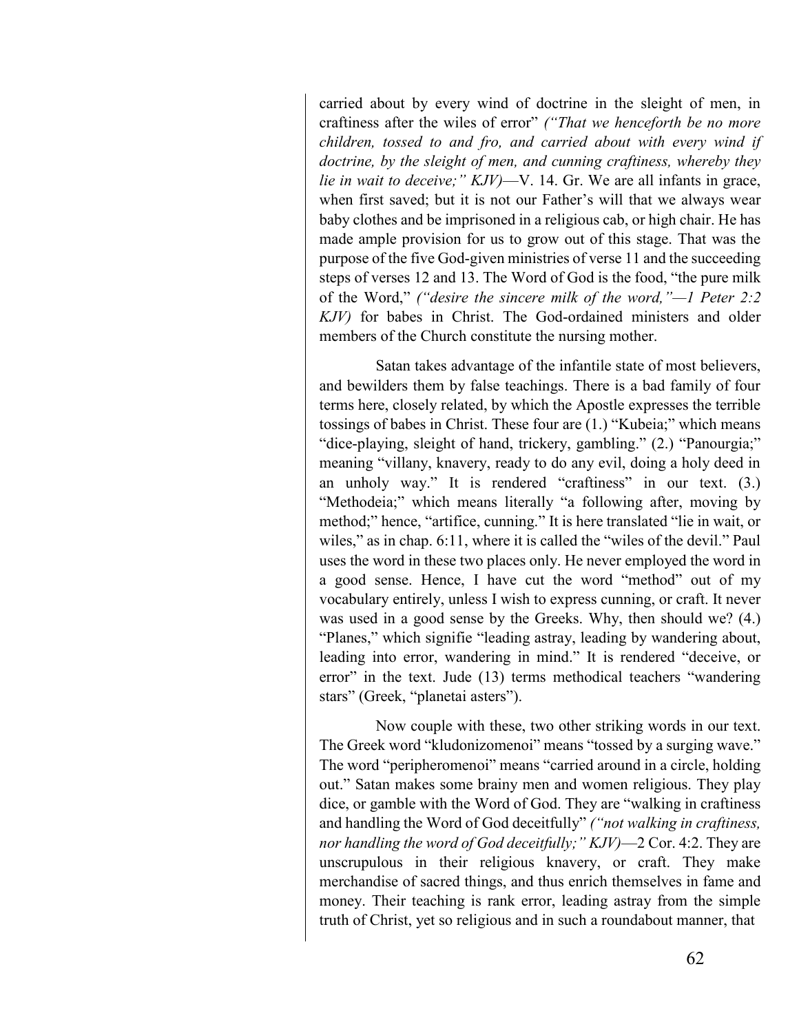carried about by every wind of doctrine in the sleight of men, in craftiness after the wiles of error" *("That we henceforth be no more children, tossed to and fro, and carried about with every wind if doctrine, by the sleight of men, and cunning craftiness, whereby they lie in wait to deceive;" KJV)*—V. 14. Gr. We are all infants in grace, when first saved; but it is not our Father's will that we always wear baby clothes and be imprisoned in a religious cab, or high chair. He has made ample provision for us to grow out of this stage. That was the purpose of the five God-given ministries of verse 11 and the succeeding steps of verses 12 and 13. The Word of God is the food, "the pure milk of the Word," *("desire the sincere milk of the word,"—1 Peter 2:2 KJV)* for babes in Christ. The God-ordained ministers and older members of the Church constitute the nursing mother.

Satan takes advantage of the infantile state of most believers, and bewilders them by false teachings. There is a bad family of four terms here, closely related, by which the Apostle expresses the terrible tossings of babes in Christ. These four are (1.) "Kubeia;" which means "dice-playing, sleight of hand, trickery, gambling." (2.) "Panourgia;" meaning "villany, knavery, ready to do any evil, doing a holy deed in an unholy way." It is rendered "craftiness" in our text. (3.) "Methodeia;" which means literally "a following after, moving by method;" hence, "artifice, cunning." It is here translated "lie in wait, or wiles," as in chap. 6:11, where it is called the "wiles of the devil." Paul uses the word in these two places only. He never employed the word in a good sense. Hence, I have cut the word "method" out of my vocabulary entirely, unless I wish to express cunning, or craft. It never was used in a good sense by the Greeks. Why, then should we? (4.) "Planes," which signifie "leading astray, leading by wandering about, leading into error, wandering in mind." It is rendered "deceive, or error" in the text. Jude (13) terms methodical teachers "wandering stars" (Greek, "planetai asters").

Now couple with these, two other striking words in our text. The Greek word "kludonizomenoi" means "tossed by a surging wave." The word "peripheromenoi" means "carried around in a circle, holding out." Satan makes some brainy men and women religious. They play dice, or gamble with the Word of God. They are "walking in craftiness and handling the Word of God deceitfully" *("not walking in craftiness, nor handling the word of God deceitfully;" KJV)*—2 Cor. 4:2. They are unscrupulous in their religious knavery, or craft. They make merchandise of sacred things, and thus enrich themselves in fame and money. Their teaching is rank error, leading astray from the simple truth of Christ, yet so religious and in such a roundabout manner, that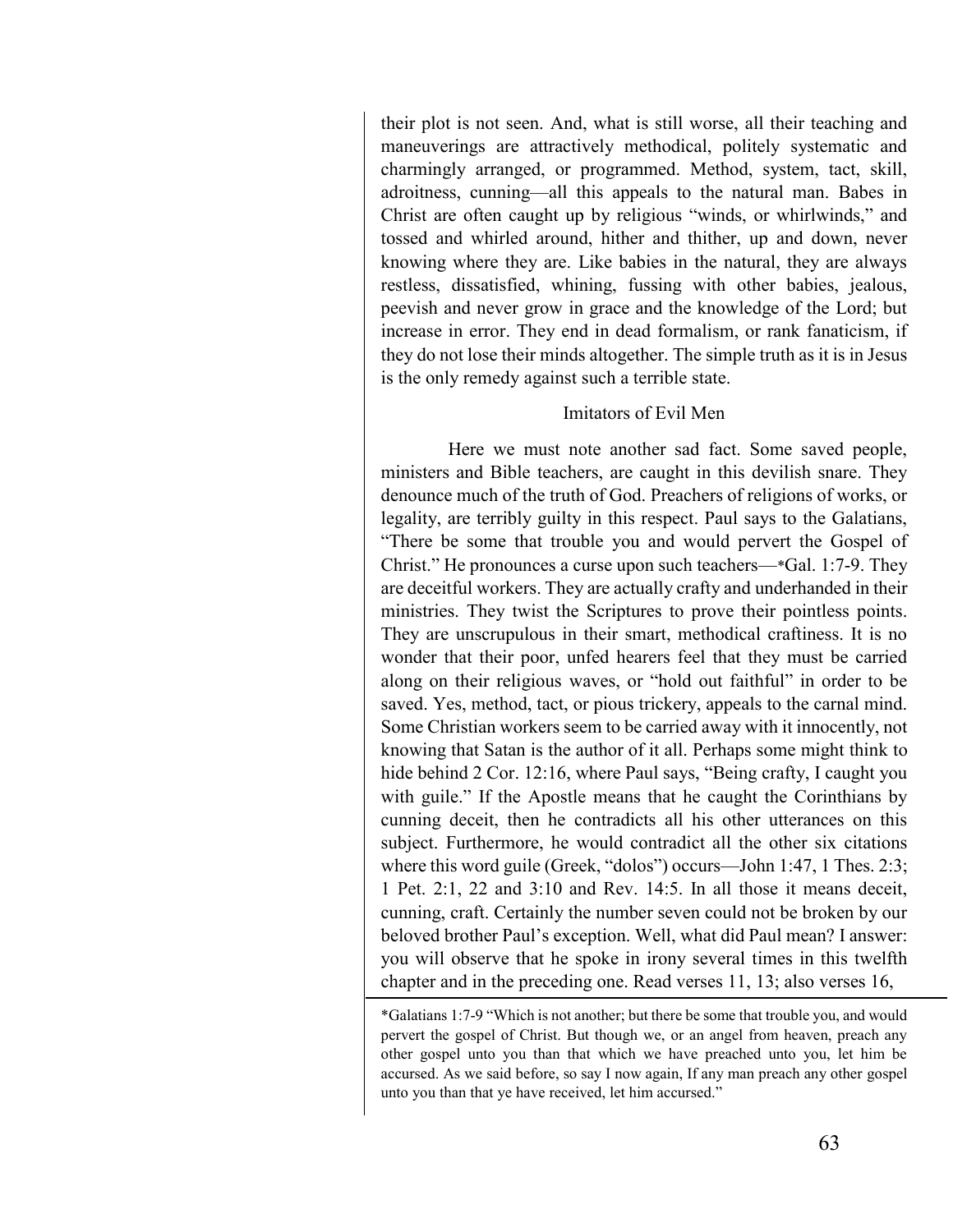their plot is not seen. And, what is still worse, all their teaching and maneuverings are attractively methodical, politely systematic and charmingly arranged, or programmed. Method, system, tact, skill, adroitness, cunning—all this appeals to the natural man. Babes in Christ are often caught up by religious "winds, or whirlwinds," and tossed and whirled around, hither and thither, up and down, never knowing where they are. Like babies in the natural, they are always restless, dissatisfied, whining, fussing with other babies, jealous, peevish and never grow in grace and the knowledge of the Lord; but increase in error. They end in dead formalism, or rank fanaticism, if they do not lose their minds altogether. The simple truth as it is in Jesus is the only remedy against such a terrible state.

### Imitators of Evil Men

Here we must note another sad fact. Some saved people, ministers and Bible teachers, are caught in this devilish snare. They denounce much of the truth of God. Preachers of religions of works, or legality, are terribly guilty in this respect. Paul says to the Galatians, "There be some that trouble you and would pervert the Gospel of Christ." He pronounces a curse upon such teachers—*Gal. 1:7-9. They are deceitful workers. They are actually crafty and underhanded in their ministries. They twist the Scriptures to prove their pointless points. They are unscrupulous in their smart, methodical craftiness. It is no wonder that their poor, unfed hearers feel that they must be carried along on their religious waves, or "hold out faithful" in order to be saved. Yes, method, tact, or pious trickery, appeals to the carnal mind. Some Christian workers seem to be carried away with it innocently, not knowing that Satan is the author of it all. Perhaps some might think to hide behind 2 Cor. 12:16, where Paul says, "Being crafty, I caught you with guile." If the Apostle means that he caught the Corinthians by cunning deceit, then he contradicts all his other utterances on this subject. Furthermore, he would contradict all the other six citations where this word guile (Greek, "dolos") occurs—John 1:47, 1 Thes. 2:3; 1 Pet. 2:1, 22 and 3:10 and Rev. 14:5. In all those it means deceit, cunning, craft. Certainly the number seven could not be broken by our beloved brother Paul's exception. Well, what did Paul mean? I answer: you will observe that he spoke in irony several times in this twelfth chapter and in the preceding one. Read verses 11, 13; also verses 16,

---

*Galatians 1:7-9 "Which is not another; but there be some that trouble you, and would pervert the gospel of Christ. But though we, or an angel from heaven, preach any other gospel unto you than that which we have preached unto you, let him be accursed. As we said before, so say I now again, If any man preach any other gospel unto you than that ye have received, let him accursed."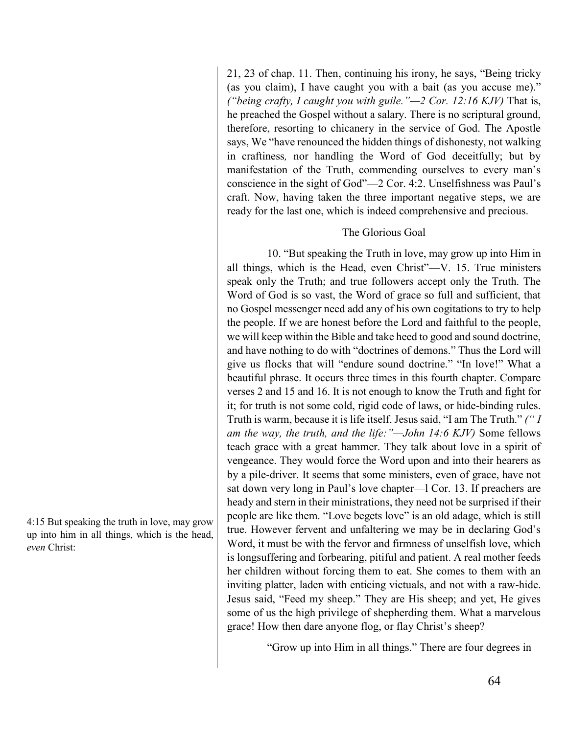21, 23 of chap. 11. Then, continuing his irony, he says, "Being tricky (as you claim), I have caught you with a bait (as you accuse me)." *("being crafty, I caught you with guile."—2 Cor. 12:16 KJV)* That is, he preached the Gospel without a salary. There is no scriptural ground, therefore, resorting to chicanery in the service of God. The Apostle says, We "have renounced the hidden things of dishonesty, not walking in craftiness*,* nor handling the Word of God deceitfully; but by manifestation of the Truth, commending ourselves to every man's conscience in the sight of God"—2 Cor. 4:2. Unselfishness was Paul's craft. Now, having taken the three important negative steps, we are ready for the last one, which is indeed comprehensive and precious.

### The Glorious Goal

4:15 But speaking the truth in love, may grow up into him in all things, which is the head, *even* Christ:

10. "But speaking the Truth in love, may grow up into Him in all things, which is the Head, even Christ"—V. 15. True ministers speak only the Truth; and true followers accept only the Truth. The Word of God is so vast, the Word of grace so full and sufficient, that no Gospel messenger need add any of his own cogitations to try to help the people. If we are honest before the Lord and faithful to the people, we will keep within the Bible and take heed to good and sound doctrine, and have nothing to do with "doctrines of demons." Thus the Lord will give us flocks that will "endure sound doctrine." "In love!" What a beautiful phrase. It occurs three times in this fourth chapter. Compare verses 2 and 15 and 16. It is not enough to know the Truth and fight for it; for truth is not some cold, rigid code of laws, or hide-binding rules. Truth is warm, because it is life itself. Jesus said, "I am The Truth." *(" I am the way, the truth, and the life:"—John 14:6 KJV)* Some fellows teach grace with a great hammer. They talk about love in a spirit of vengeance. They would force the Word upon and into their hearers as by a pile-driver. It seems that some ministers, even of grace, have not sat down very long in Paul's love chapter—l Cor. 13. If preachers are heady and stern in their ministrations, they need not be surprised if their people are like them. "Love begets love" is an old adage, which is still true. However fervent and unfaltering we may be in declaring God's Word, it must be with the fervor and firmness of unselfish love, which is longsuffering and forbearing, pitiful and patient. A real mother feeds her children without forcing them to eat. She comes to them with an inviting platter, laden with enticing victuals, and not with a raw-hide. Jesus said, "Feed my sheep." They are His sheep; and yet, He gives some of us the high privilege of shepherding them. What a marvelous grace! How then dare anyone flog, or flay Christ's sheep?

"Grow up into Him in all things." There are four degrees in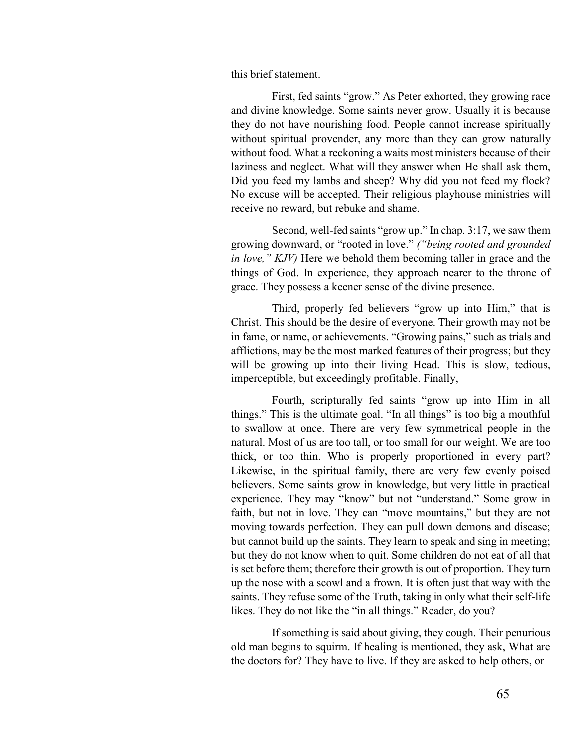this brief statement.

First, fed saints "grow." As Peter exhorted, they growing race and divine knowledge. Some saints never grow. Usually it is because they do not have nourishing food. People cannot increase spiritually without spiritual provender, any more than they can grow naturally without food. What a reckoning a waits most ministers because of their laziness and neglect. What will they answer when He shall ask them, Did you feed my lambs and sheep? Why did you not feed my flock? No excuse will be accepted. Their religious playhouse ministries will receive no reward, but rebuke and shame.

Second, well-fed saints "grow up." In chap. 3:17, we saw them growing downward, or "rooted in love." *("being rooted and grounded in love," KJV)* Here we behold them becoming taller in grace and the things of God. In experience, they approach nearer to the throne of grace. They possess a keener sense of the divine presence.

Third, properly fed believers "grow up into Him," that is Christ. This should be the desire of everyone. Their growth may not be in fame, or name, or achievements. "Growing pains," such as trials and afflictions, may be the most marked features of their progress; but they will be growing up into their living Head. This is slow, tedious, imperceptible, but exceedingly profitable. Finally,

Fourth, scripturally fed saints "grow up into Him in all things." This is the ultimate goal. "In all things" is too big a mouthful to swallow at once. There are very few symmetrical people in the natural. Most of us are too tall, or too small for our weight. We are too thick, or too thin. Who is properly proportioned in every part? Likewise, in the spiritual family, there are very few evenly poised believers. Some saints grow in knowledge, but very little in practical experience. They may "know" but not "understand." Some grow in faith, but not in love. They can "move mountains," but they are not moving towards perfection. They can pull down demons and disease; but cannot build up the saints. They learn to speak and sing in meeting; but they do not know when to quit. Some children do not eat of all that is set before them; therefore their growth is out of proportion. They turn up the nose with a scowl and a frown. It is often just that way with the saints. They refuse some of the Truth, taking in only what their self-life likes. They do not like the "in all things." Reader, do you?

If something is said about giving, they cough. Their penurious old man begins to squirm. If healing is mentioned, they ask, What are the doctors for? They have to live. If they are asked to help others, or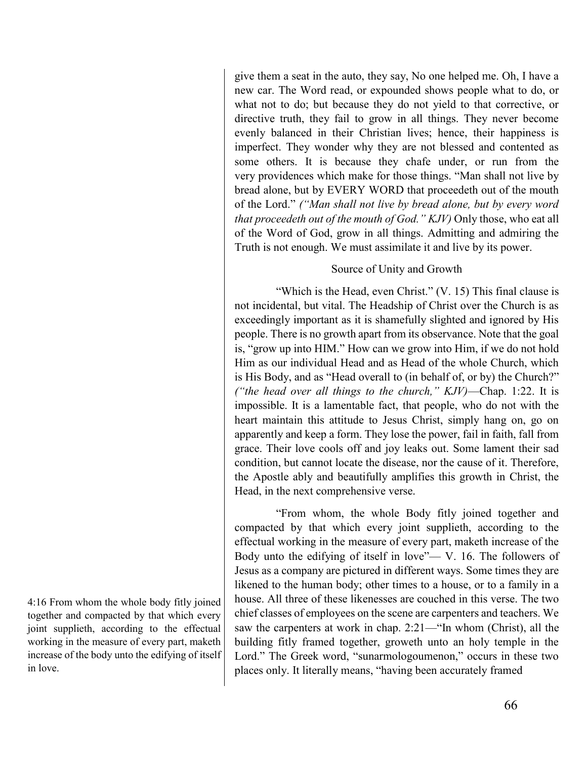give them a seat in the auto, they say, No one helped me. Oh, I have a new car. The Word read, or expounded shows people what to do, or what not to do; but because they do not yield to that corrective, or directive truth, they fail to grow in all things. They never become evenly balanced in their Christian lives; hence, their happiness is imperfect. They wonder why they are not blessed and contented as some others. It is because they chafe under, or run from the very providences which make for those things. "Man shall not live by bread alone, but by EVERY WORD that proceedeth out of the mouth of the Lord." *("Man shall not live by bread alone, but by every word that proceedeth out of the mouth of God." KJV)* Only those, who eat all of the Word of God, grow in all things. Admitting and admiring the Truth is not enough. We must assimilate it and live by its power.

### Source of Unity and Growth

"Which is the Head, even Christ." (V. 15) This final clause is not incidental, but vital. The Headship of Christ over the Church is as exceedingly important as it is shamefully slighted and ignored by His people. There is no growth apart from its observance. Note that the goal is, "grow up into HIM." How can we grow into Him, if we do not hold Him as our individual Head and as Head of the whole Church, which is His Body, and as "Head overall to (in behalf of, or by) the Church?" *("the head over all things to the church," KJV)*—Chap. 1:22. It is impossible. It is a lamentable fact, that people, who do not with the heart maintain this attitude to Jesus Christ, simply hang on, go on apparently and keep a form. They lose the power, fail in faith, fall from grace. Their love cools off and joy leaks out. Some lament their sad condition, but cannot locate the disease, nor the cause of it. Therefore, the Apostle ably and beautifully amplifies this growth in Christ, the Head, in the next comprehensive verse.

4:16 From whom the whole body fitly joined together and compacted by that which every joint supplieth, according to the effectual working in the measure of every part, maketh increase of the body unto the edifying of itself in love.

"From whom, the whole Body fitly joined together and compacted by that which every joint supplieth, according to the effectual working in the measure of every part, maketh increase of the Body unto the edifying of itself in love"— V. 16. The followers of Jesus as a company are pictured in different ways. Some times they are likened to the human body; other times to a house, or to a family in a house. All three of these likenesses are couched in this verse. The two chief classes of employees on the scene are carpenters and teachers. We saw the carpenters at work in chap. 2:21—"In whom (Christ), all the building fitly framed together, groweth unto an holy temple in the Lord." The Greek word, "sunarmologoumenon," occurs in these two places only. It literally means, "having been accurately framed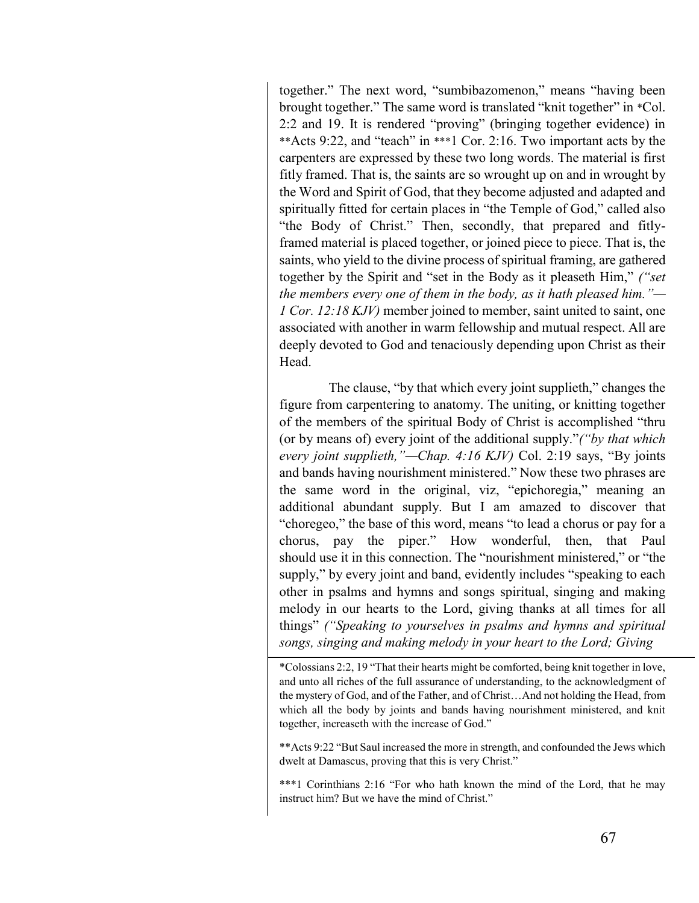together." The next word, "sumbibazomenon," means "having been brought together." The same word is translated "knit together" in *Col. 2:2 and 19. It is rendered "proving" (bringing together evidence) in **Acts 9:22, and "teach" in ***1 Cor. 2:16. Two important acts by the carpenters are expressed by these two long words. The material is first fitly framed. That is, the saints are so wrought up on and in wrought by the Word and Spirit of God, that they become adjusted and adapted and spiritually fitted for certain places in "the Temple of God," called also "the Body of Christ." Then, secondly, that prepared and fitly-framed material is placed together, or joined piece to piece. That is, the saints, who yield to the divine process of spiritual framing, are gathered together by the Spirit and "set in the Body as it pleaseth Him," *("set the members every one of them in the body, as it hath pleased him."—1 Cor. 12:18 KJV)* member joined to member, saint united to saint, one associated with another in warm fellowship and mutual respect. All are deeply devoted to God and tenaciously depending upon Christ as their Head.

The clause, "by that which every joint supplieth," changes the figure from carpentering to anatomy. The uniting, or knitting together of the members of the spiritual Body of Christ is accomplished "thru (or by means of) every joint of the additional supply."*("by that which every joint supplieth,"—Chap. 4:16 KJV)* Col. 2:19 says, "By joints and bands having nourishment ministered." Now these two phrases are the same word in the original, viz, "epichoregia," meaning an additional abundant supply. But I am amazed to discover that "choregeo," the base of this word, means "to lead a chorus or pay for a chorus, pay the piper." How wonderful, then, that Paul should use it in this connection. The "nourishment ministered," or "the supply," by every joint and band, evidently includes "speaking to each other in psalms and hymns and songs spiritual, singing and making melody in our hearts to the Lord, giving thanks at all times for all things" *("Speaking to yourselves in psalms and hymns and spiritual songs, singing and making melody in your heart to the Lord; Giving*

---

*Colossians 2:2, 19 "That their hearts might be comforted, being knit together in love, and unto all riches of the full assurance of understanding, to the acknowledgment of the mystery of God, and of the Father, and of Christ…And not holding the Head, from which all the body by joints and bands having nourishment ministered, and knit together, increaseth with the increase of God."

**Acts 9:22 "But Saul increased the more in strength, and confounded the Jews which dwelt at Damascus, proving that this is very Christ."

***1 Corinthians 2:16 "For who hath known the mind of the Lord, that he may instruct him? But we have the mind of Christ."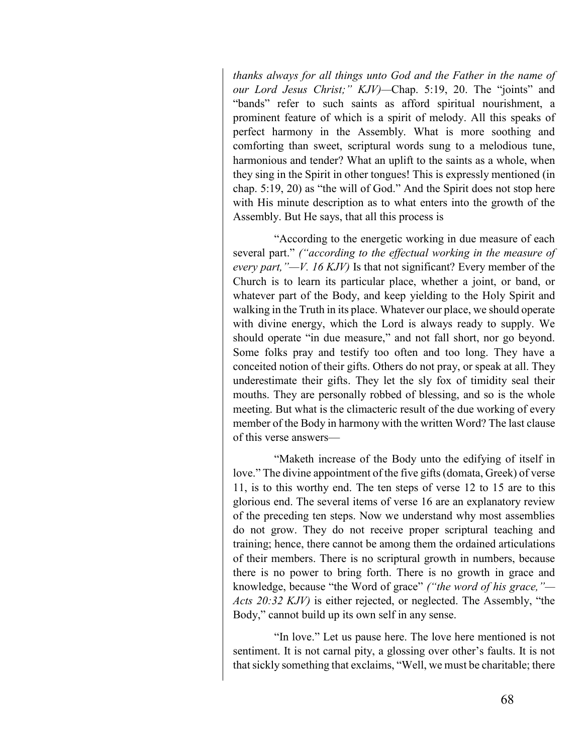*thanks always for all things unto God and the Father in the name of our Lord Jesus Christ;" KJV)*—Chap. 5:19, 20. The "joints" and "bands" refer to such saints as afford spiritual nourishment, a prominent feature of which is a spirit of melody. All this speaks of perfect harmony in the Assembly. What is more soothing and comforting than sweet, scriptural words sung to a melodious tune, harmonious and tender? What an uplift to the saints as a whole, when they sing in the Spirit in other tongues! This is expressly mentioned (in chap. 5:19, 20) as "the will of God." And the Spirit does not stop here with His minute description as to what enters into the growth of the Assembly. But He says, that all this process is

"According to the energetic working in due measure of each several part." *("according to the effectual working in the measure of every part,"—V. 16 KJV)* Is that not significant? Every member of the Church is to learn its particular place, whether a joint, or band, or whatever part of the Body, and keep yielding to the Holy Spirit and walking in the Truth in its place. Whatever our place, we should operate with divine energy, which the Lord is always ready to supply. We should operate "in due measure," and not fall short, nor go beyond. Some folks pray and testify too often and too long. They have a conceited notion of their gifts. Others do not pray, or speak at all. They underestimate their gifts. They let the sly fox of timidity seal their mouths. They are personally robbed of blessing, and so is the whole meeting. But what is the climacteric result of the due working of every member of the Body in harmony with the written Word? The last clause of this verse answers—

"Maketh increase of the Body unto the edifying of itself in love." The divine appointment of the five gifts (domata, Greek) of verse 11, is to this worthy end. The ten steps of verse 12 to 15 are to this glorious end. The several items of verse 16 are an explanatory review of the preceding ten steps. Now we understand why most assemblies do not grow. They do not receive proper scriptural teaching and training; hence, there cannot be among them the ordained articulations of their members. There is no scriptural growth in numbers, because there is no power to bring forth. There is no growth in grace and knowledge, because "the Word of grace" *("the word of his grace,"—Acts 20:32 KJV)* is either rejected, or neglected. The Assembly, "the Body," cannot build up its own self in any sense.

"In love." Let us pause here. The love here mentioned is not sentiment. It is not carnal pity, a glossing over other's faults. It is not that sickly something that exclaims, "Well, we must be charitable; there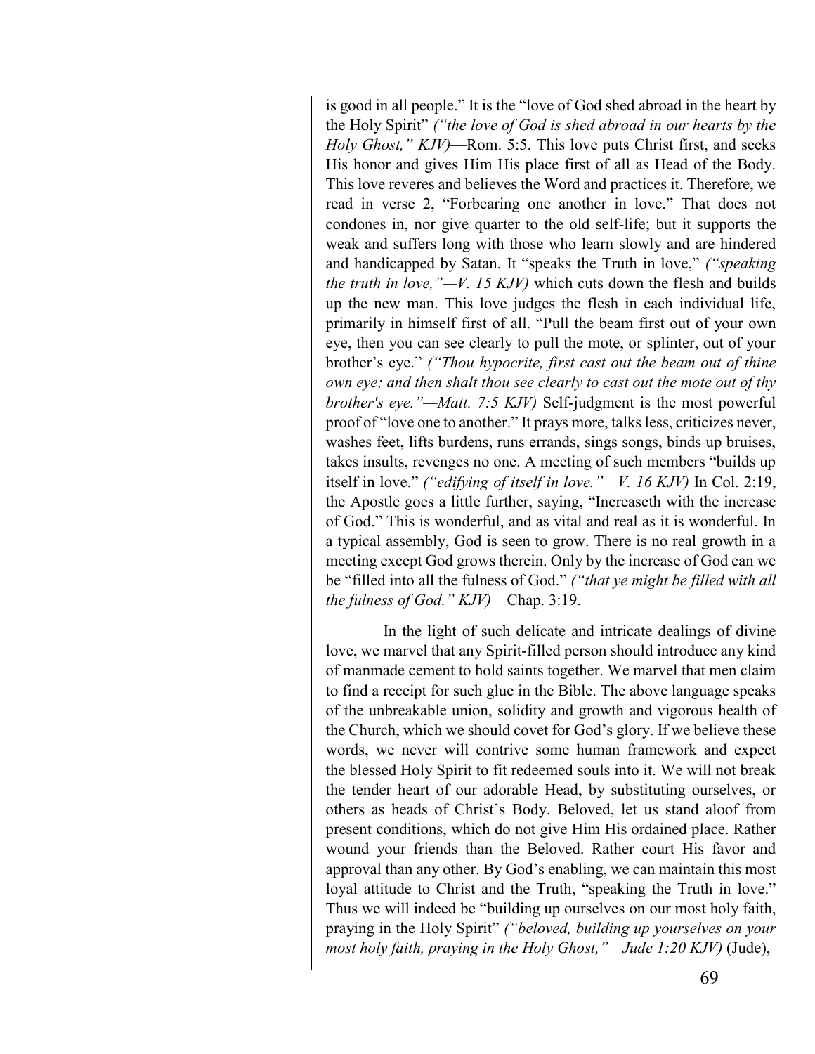is good in all people." It is the "love of God shed abroad in the heart by the Holy Spirit" *("the love of God is shed abroad in our hearts by the Holy Ghost," KJV)*—Rom. 5:5. This love puts Christ first, and seeks His honor and gives Him His place first of all as Head of the Body. This love reveres and believes the Word and practices it. Therefore, we read in verse 2, "Forbearing one another in love." That does not condones in, nor give quarter to the old self-life; but it supports the weak and suffers long with those who learn slowly and are hindered and handicapped by Satan. It "speaks the Truth in love," *("speaking the truth in love,"—V. 15 KJV)* which cuts down the flesh and builds up the new man. This love judges the flesh in each individual life, primarily in himself first of all. "Pull the beam first out of your own eye, then you can see clearly to pull the mote, or splinter, out of your brother's eye." *("Thou hypocrite, first cast out the beam out of thine own eye; and then shalt thou see clearly to cast out the mote out of thy brother's eye."—Matt. 7:5 KJV)* Self-judgment is the most powerful proof of "love one to another." It prays more, talks less, criticizes never, washes feet, lifts burdens, runs errands, sings songs, binds up bruises, takes insults, revenges no one. A meeting of such members "builds up itself in love." *("edifying of itself in love."—V. 16 KJV)* In Col. 2:19, the Apostle goes a little further, saying, "Increaseth with the increase of God." This is wonderful, and as vital and real as it is wonderful. In a typical assembly, God is seen to grow. There is no real growth in a meeting except God grows therein. Only by the increase of God can we be "filled into all the fulness of God." *("that ye might be filled with all the fulness of God." KJV)*—Chap. 3:19.

In the light of such delicate and intricate dealings of divine love, we marvel that any Spirit-filled person should introduce any kind of manmade cement to hold saints together. We marvel that men claim to find a receipt for such glue in the Bible. The above language speaks of the unbreakable union, solidity and growth and vigorous health of the Church, which we should covet for God's glory. If we believe these words, we never will contrive some human framework and expect the blessed Holy Spirit to fit redeemed souls into it. We will not break the tender heart of our adorable Head, by substituting ourselves, or others as heads of Christ's Body. Beloved, let us stand aloof from present conditions, which do not give Him His ordained place. Rather wound your friends than the Beloved. Rather court His favor and approval than any other. By God's enabling, we can maintain this most loyal attitude to Christ and the Truth, "speaking the Truth in love." Thus we will indeed be "building up ourselves on our most holy faith, praying in the Holy Spirit" *("beloved, building up yourselves on your most holy faith, praying in the Holy Ghost,"—Jude 1:20 KJV)* (Jude),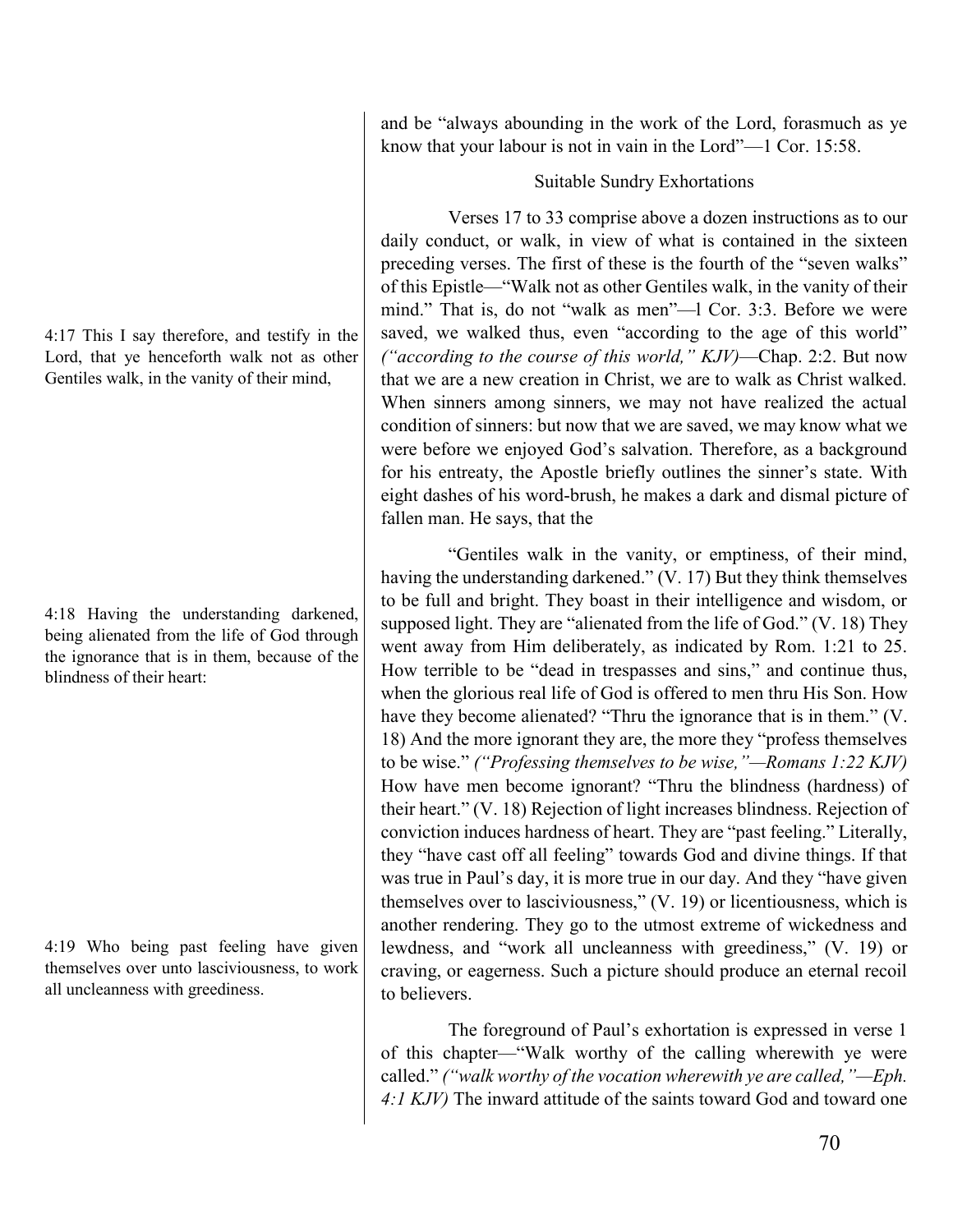and be "always abounding in the work of the Lord, forasmuch as ye know that your labour is not in vain in the Lord"—1 Cor. 15:58.

### Suitable Sundry Exhortations

4:17 This I say therefore, and testify in the Lord, that ye henceforth walk not as other Gentiles walk, in the vanity of their mind,

Verses 17 to 33 comprise above a dozen instructions as to our daily conduct, or walk, in view of what is contained in the sixteen preceding verses. The first of these is the fourth of the "seven walks" of this Epistle—"Walk not as other Gentiles walk, in the vanity of their mind." That is, do not "walk as men"—l Cor. 3:3. Before we were saved, we walked thus, even "according to the age of this world" *("according to the course of this world," KJV)*—Chap. 2:2. But now that we are a new creation in Christ, we are to walk as Christ walked. When sinners among sinners, we may not have realized the actual condition of sinners: but now that we are saved, we may know what we were before we enjoyed God's salvation. Therefore, as a background for his entreaty, the Apostle briefly outlines the sinner's state. With eight dashes of his word-brush, he makes a dark and dismal picture of fallen man. He says, that the

4:18 Having the understanding darkened, being alienated from the life of God through the ignorance that is in them, because of the blindness of their heart:

"Gentiles walk in the vanity, or emptiness, of their mind, having the understanding darkened." (V. 17) But they think themselves to be full and bright. They boast in their intelligence and wisdom, or supposed light. They are "alienated from the life of God." (V. 18) They went away from Him deliberately, as indicated by Rom. 1:21 to 25. How terrible to be "dead in trespasses and sins," and continue thus, when the glorious real life of God is offered to men thru His Son. How have they become alienated? "Thru the ignorance that is in them." (V. 18) And the more ignorant they are, the more they "profess themselves to be wise." *("Professing themselves to be wise,"—Romans 1:22 KJV)* How have men become ignorant? "Thru the blindness (hardness) of their heart." (V. 18) Rejection of light increases blindness. Rejection of conviction induces hardness of heart. They are "past feeling." Literally, they "have cast off all feeling" towards God and divine things. If that was true in Paul's day, it is more true in our day. And they "have given themselves over to lasciviousness," (V. 19) or licentiousness, which is another rendering. They go to the utmost extreme of wickedness and lewdness, and "work all uncleanness with greediness," (V. 19) or craving, or eagerness. Such a picture should produce an eternal recoil to believers.

4:19 Who being past feeling have given themselves over unto lasciviousness, to work all uncleanness with greediness.

The foreground of Paul's exhortation is expressed in verse 1 of this chapter—"Walk worthy of the calling wherewith ye were called." *("walk worthy of the vocation wherewith ye are called,"—Eph. 4:1 KJV)* The inward attitude of the saints toward God and toward one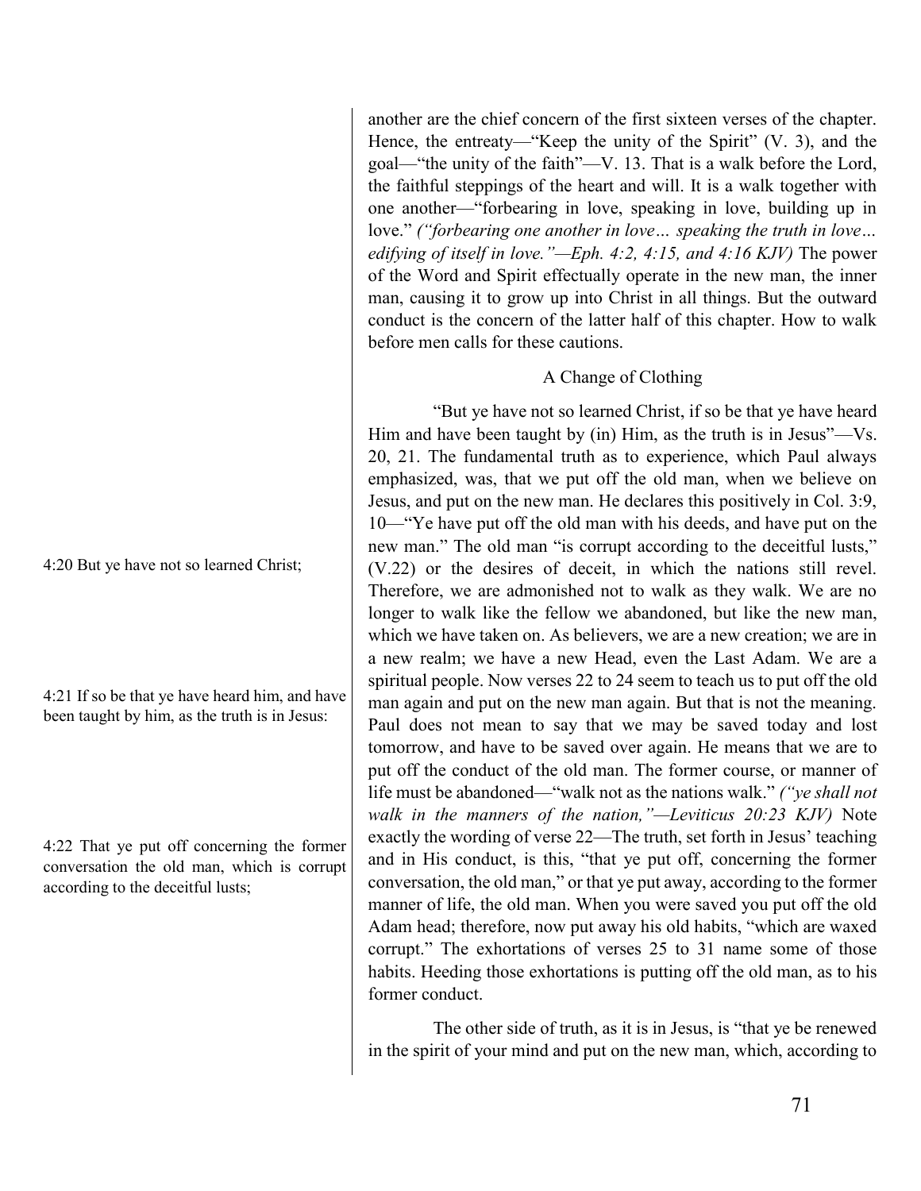another are the chief concern of the first sixteen verses of the chapter. Hence, the entreaty—"Keep the unity of the Spirit" (V. 3), and the goal—"the unity of the faith"—V. 13. That is a walk before the Lord, the faithful steppings of the heart and will. It is a walk together with one another—"forbearing in love, speaking in love, building up in love." *("forbearing one another in love… speaking the truth in love… edifying of itself in love."—Eph. 4:2, 4:15, and 4:16 KJV)* The power of the Word and Spirit effectually operate in the new man, the inner man, causing it to grow up into Christ in all things. But the outward conduct is the concern of the latter half of this chapter. How to walk before men calls for these cautions.

### A Change of Clothing

4:20 But ye have not so learned Christ;

4:21 If so be that ye have heard him, and have been taught by him, as the truth is in Jesus:

4:22 That ye put off concerning the former conversation the old man, which is corrupt according to the deceitful lusts;

"But ye have not so learned Christ, if so be that ye have heard Him and have been taught by (in) Him, as the truth is in Jesus"—Vs. 20, 21. The fundamental truth as to experience, which Paul always emphasized, was, that we put off the old man, when we believe on Jesus, and put on the new man. He declares this positively in Col. 3:9, 10—"Ye have put off the old man with his deeds, and have put on the new man." The old man "is corrupt according to the deceitful lusts," (V.22) or the desires of deceit, in which the nations still revel. Therefore, we are admonished not to walk as they walk. We are no longer to walk like the fellow we abandoned, but like the new man, which we have taken on. As believers, we are a new creation; we are in a new realm; we have a new Head, even the Last Adam. We are a spiritual people. Now verses 22 to 24 seem to teach us to put off the old man again and put on the new man again. But that is not the meaning. Paul does not mean to say that we may be saved today and lost tomorrow, and have to be saved over again. He means that we are to put off the conduct of the old man. The former course, or manner of life must be abandoned—"walk not as the nations walk." *("ye shall not walk in the manners of the nation,"—Leviticus 20:23 KJV)* Note exactly the wording of verse 22—The truth, set forth in Jesus' teaching and in His conduct, is this, "that ye put off, concerning the former conversation, the old man," or that ye put away, according to the former manner of life, the old man. When you were saved you put off the old Adam head; therefore, now put away his old habits, "which are waxed corrupt." The exhortations of verses 25 to 31 name some of those habits. Heeding those exhortations is putting off the old man, as to his former conduct.

The other side of truth, as it is in Jesus, is "that ye be renewed in the spirit of your mind and put on the new man, which, according to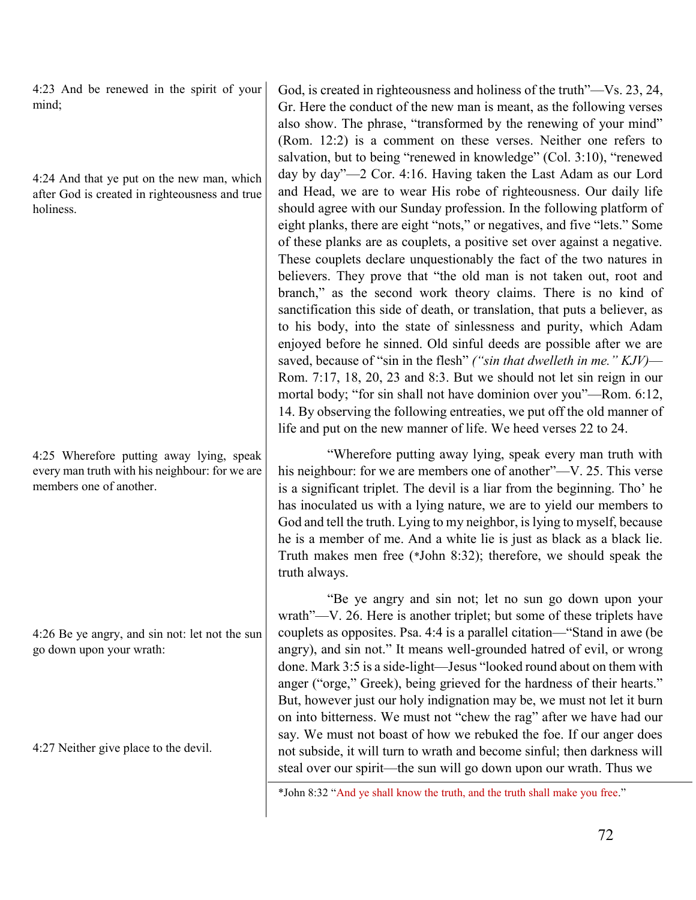4:23 And be renewed in the spirit of your mind;

4:24 And that ye put on the new man, which after God is created in righteousness and true holiness.

God, is created in righteousness and holiness of the truth"—Vs. 23, 24, Gr. Here the conduct of the new man is meant, as the following verses also show. The phrase, "transformed by the renewing of your mind" (Rom. 12:2) is a comment on these verses. Neither one refers to salvation, but to being "renewed in knowledge" (Col. 3:10), "renewed day by day"—2 Cor. 4:16. Having taken the Last Adam as our Lord and Head, we are to wear His robe of righteousness. Our daily life should agree with our Sunday profession. In the following platform of eight planks, there are eight "nots," or negatives, and five "lets." Some of these planks are as couplets, a positive set over against a negative. These couplets declare unquestionably the fact of the two natures in believers. They prove that "the old man is not taken out, root and branch," as the second work theory claims. There is no kind of sanctification this side of death, or translation, that puts a believer, as to his body, into the state of sinlessness and purity, which Adam enjoyed before he sinned. Old sinful deeds are possible after we are saved, because of "sin in the flesh" *("sin that dwelleth in me." KJV)*—Rom. 7:17, 18, 20, 23 and 8:3. But we should not let sin reign in our mortal body; "for sin shall not have dominion over you"—Rom. 6:12, 14. By observing the following entreaties, we put off the old manner of life and put on the new manner of life. We heed verses 22 to 24.

4:25 Wherefore putting away lying, speak every man truth with his neighbour: for we are members one of another.

"Wherefore putting away lying, speak every man truth with his neighbour: for we are members one of another"—V. 25. This verse is a significant triplet. The devil is a liar from the beginning. Tho' he has inoculated us with a lying nature, we are to yield our members to God and tell the truth. Lying to my neighbor, is lying to myself, because he is a member of me. And a white lie is just as black as a black lie. Truth makes men free (*John 8:32); therefore, we should speak the truth always.

4:26 Be ye angry, and sin not: let not the sun go down upon your wrath:

4:27 Neither give place to the devil.

"Be ye angry and sin not; let no sun go down upon your wrath"—V. 26. Here is another triplet; but some of these triplets have couplets as opposites. Psa. 4:4 is a parallel citation—"Stand in awe (be angry), and sin not." It means well-grounded hatred of evil, or wrong done. Mark 3:5 is a side-light—Jesus "looked round about on them with anger ("orge," Greek), being grieved for the hardness of their hearts." But, however just our holy indignation may be, we must not let it burn on into bitterness. We must not "chew the rag" after we have had our say. We must not boast of how we rebuked the foe. If our anger does not subside, it will turn to wrath and become sinful; then darkness will steal over our spirit—the sun will go down upon our wrath. Thus we

*John 8:32 "And ye shall know the truth, and the truth shall make you free."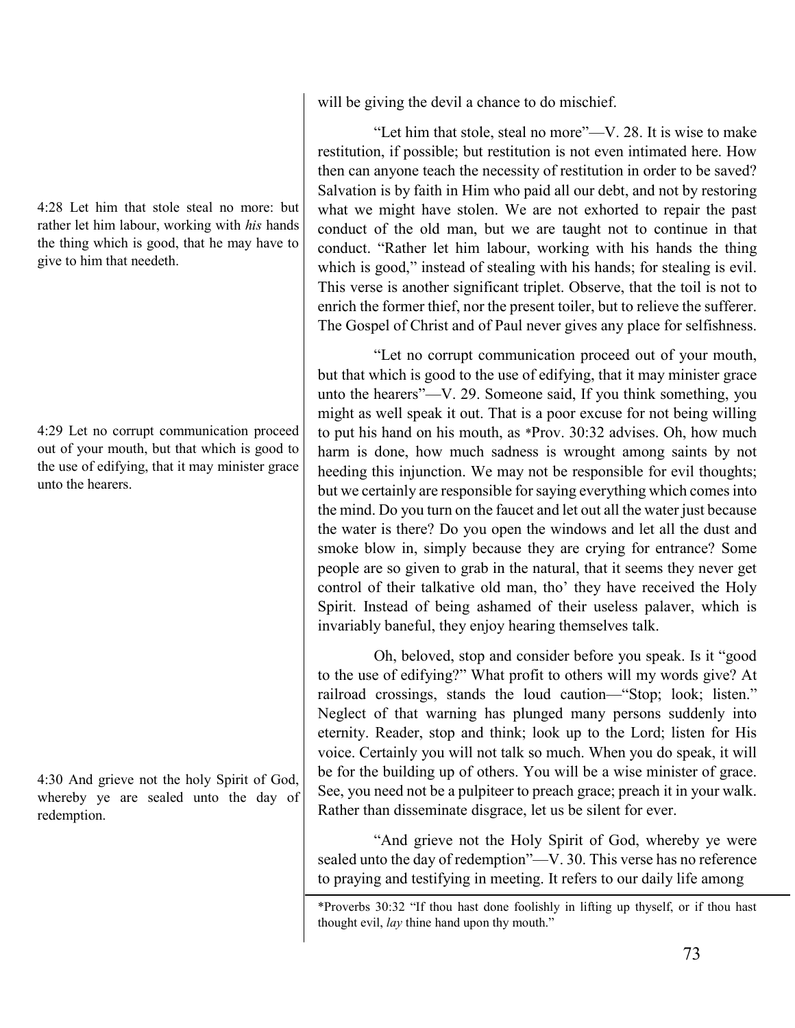will be giving the devil a chance to do mischief.

4:28 Let him that stole steal no more: but rather let him labour, working with *his* hands the thing which is good, that he may have to give to him that needeth.

"Let him that stole, steal no more"—V. 28. It is wise to make restitution, if possible; but restitution is not even intimated here. How then can anyone teach the necessity of restitution in order to be saved? Salvation is by faith in Him who paid all our debt, and not by restoring what we might have stolen. We are not exhorted to repair the past conduct of the old man, but we are taught not to continue in that conduct. "Rather let him labour, working with his hands the thing which is good," instead of stealing with his hands; for stealing is evil. This verse is another significant triplet. Observe, that the toil is not to enrich the former thief, nor the present toiler, but to relieve the sufferer. The Gospel of Christ and of Paul never gives any place for selfishness.

4:29 Let no corrupt communication proceed out of your mouth, but that which is good to the use of edifying, that it may minister grace unto the hearers.

"Let no corrupt communication proceed out of your mouth, but that which is good to the use of edifying, that it may minister grace unto the hearers"—V. 29. Someone said, If you think something, you might as well speak it out. That is a poor excuse for not being willing to put his hand on his mouth, as *Prov. 30:32 advises. Oh, how much harm is done, how much sadness is wrought among saints by not heeding this injunction. We may not be responsible for evil thoughts; but we certainly are responsible for saying everything which comes into the mind. Do you turn on the faucet and let out all the water just because the water is there? Do you open the windows and let all the dust and smoke blow in, simply because they are crying for entrance? Some people are so given to grab in the natural, that it seems they never get control of their talkative old man, tho' they have received the Holy Spirit. Instead of being ashamed of their useless palaver, which is invariably baneful, they enjoy hearing themselves talk.

Oh, beloved, stop and consider before you speak. Is it "good to the use of edifying?" What profit to others will my words give? At railroad crossings, stands the loud caution—"Stop; look; listen." Neglect of that warning has plunged many persons suddenly into eternity. Reader, stop and think; look up to the Lord; listen for His voice. Certainly you will not talk so much. When you do speak, it will be for the building up of others. You will be a wise minister of grace. See, you need not be a pulpiteer to preach grace; preach it in your walk. Rather than disseminate disgrace, let us be silent for ever.

4:30 And grieve not the holy Spirit of God, whereby ye are sealed unto the day of redemption.

"And grieve not the Holy Spirit of God, whereby ye were sealed unto the day of redemption"—V. 30. This verse has no reference to praying and testifying in meeting. It refers to our daily life among

*Proverbs 30:32 "If thou hast done foolishly in lifting up thyself, or if thou hast thought evil, *lay* thine hand upon thy mouth."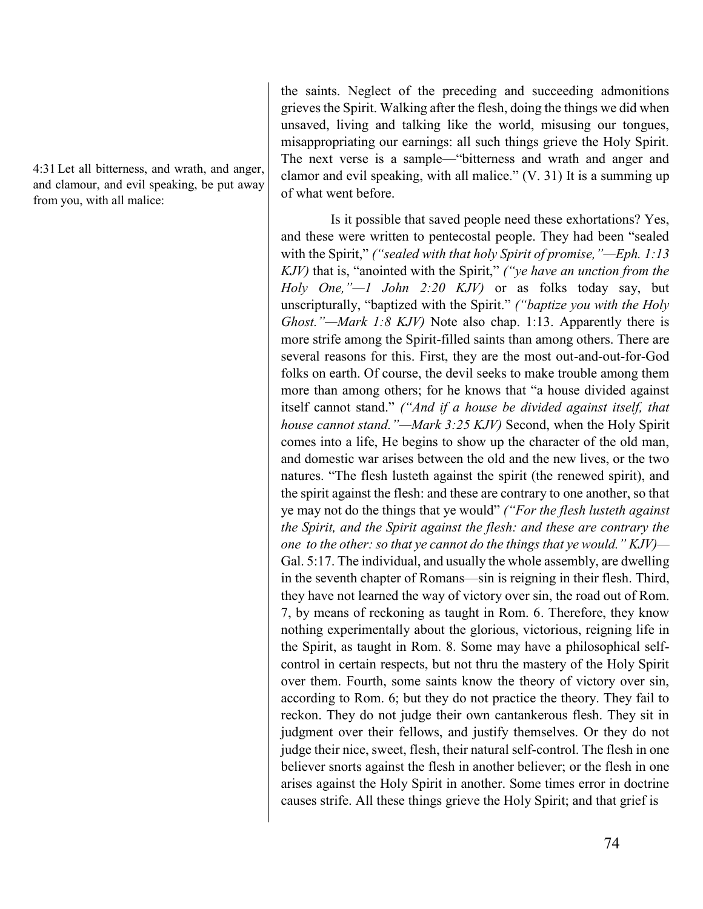the saints. Neglect of the preceding and succeeding admonitions grieves the Spirit. Walking after the flesh, doing the things we did when unsaved, living and talking like the world, misusing our tongues, misappropriating our earnings: all such things grieve the Holy Spirit. The next verse is a sample—"bitterness and wrath and anger and clamor and evil speaking, with all malice." (V. 31) It is a summing up of what went before.

4:31 Let all bitterness, and wrath, and anger, and clamour, and evil speaking, be put away from you, with all malice:

Is it possible that saved people need these exhortations? Yes, and these were written to pentecostal people. They had been "sealed with the Spirit," *("sealed with that holy Spirit of promise,"—Eph. 1:13 KJV)* that is, "anointed with the Spirit," *("ye have an unction from the Holy One,"—1 John 2:20 KJV)* or as folks today say, but unscripturally, "baptized with the Spirit." *("baptize you with the Holy Ghost."—Mark 1:8 KJV)* Note also chap. 1:13. Apparently there is more strife among the Spirit-filled saints than among others. There are several reasons for this. First, they are the most out-and-out-for-God folks on earth. Of course, the devil seeks to make trouble among them more than among others; for he knows that "a house divided against itself cannot stand." *("And if a house be divided against itself, that house cannot stand."—Mark 3:25 KJV)* Second, when the Holy Spirit comes into a life, He begins to show up the character of the old man, and domestic war arises between the old and the new lives, or the two natures. "The flesh lusteth against the spirit (the renewed spirit), and the spirit against the flesh: and these are contrary to one another, so that ye may not do the things that ye would" *("For the flesh lusteth against the Spirit, and the Spirit against the flesh: and these are contrary the one to the other: so that ye cannot do the things that ye would." KJV)*—Gal. 5:17. The individual, and usually the whole assembly, are dwelling in the seventh chapter of Romans—sin is reigning in their flesh. Third, they have not learned the way of victory over sin, the road out of Rom. 7, by means of reckoning as taught in Rom. 6. Therefore, they know nothing experimentally about the glorious, victorious, reigning life in the Spirit, as taught in Rom. 8. Some may have a philosophical self-control in certain respects, but not thru the mastery of the Holy Spirit over them. Fourth, some saints know the theory of victory over sin, according to Rom. 6; but they do not practice the theory. They fail to reckon. They do not judge their own cantankerous flesh. They sit in judgment over their fellows, and justify themselves. Or they do not judge their nice, sweet, flesh, their natural self-control. The flesh in one believer snorts against the flesh in another believer; or the flesh in one arises against the Holy Spirit in another. Some times error in doctrine causes strife. All these things grieve the Holy Spirit; and that grief is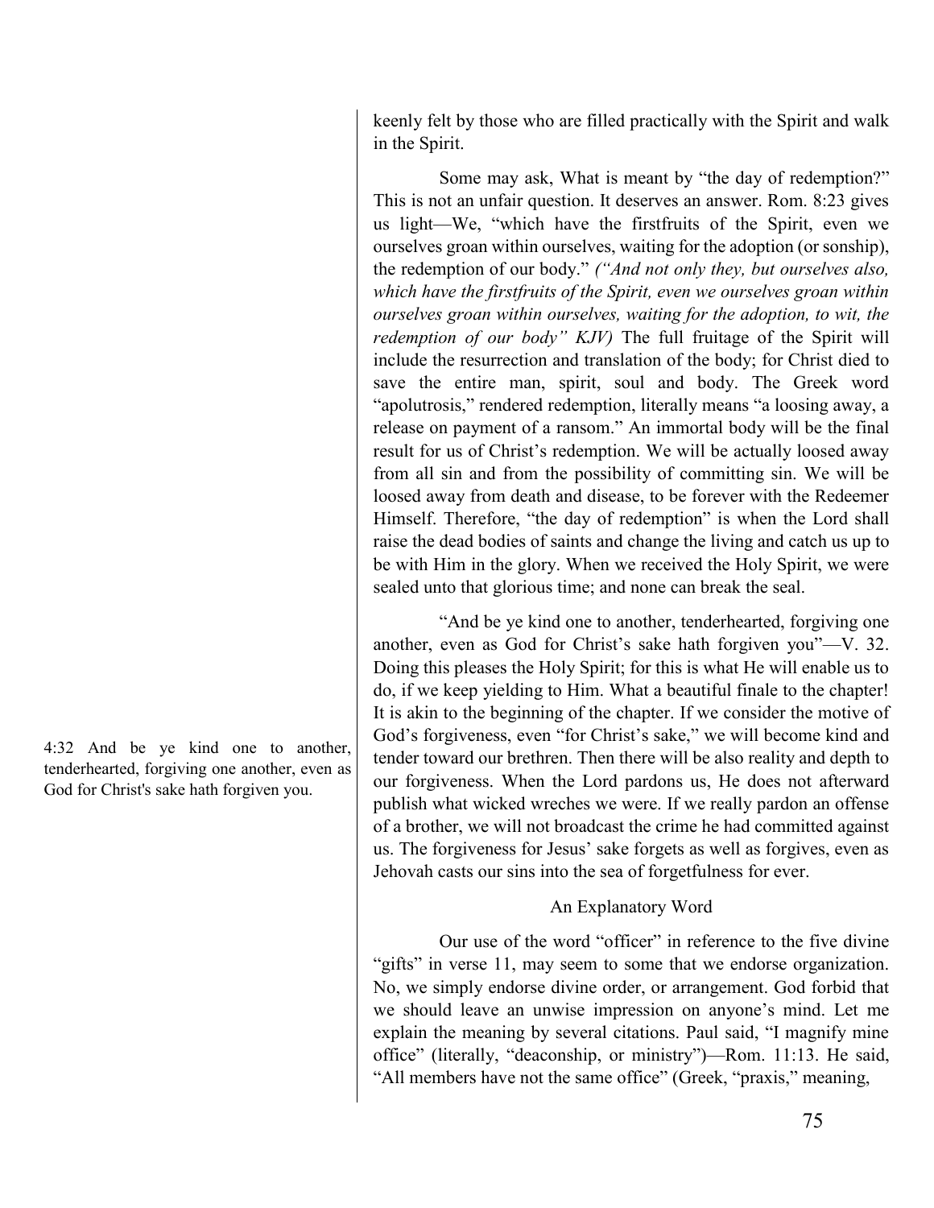keenly felt by those who are filled practically with the Spirit and walk in the Spirit.

Some may ask, What is meant by "the day of redemption?" This is not an unfair question. It deserves an answer. Rom. 8:23 gives us light—We, "which have the firstfruits of the Spirit, even we ourselves groan within ourselves, waiting for the adoption (or sonship), the redemption of our body." *("And not only they, but ourselves also, which have the firstfruits of the Spirit, even we ourselves groan within ourselves groan within ourselves, waiting for the adoption, to wit, the redemption of our body" KJV)* The full fruitage of the Spirit will include the resurrection and translation of the body; for Christ died to save the entire man, spirit, soul and body. The Greek word "apolutrosis," rendered redemption, literally means "a loosing away, a release on payment of a ransom." An immortal body will be the final result for us of Christ's redemption. We will be actually loosed away from all sin and from the possibility of committing sin. We will be loosed away from death and disease, to be forever with the Redeemer Himself. Therefore, "the day of redemption" is when the Lord shall raise the dead bodies of saints and change the living and catch us up to be with Him in the glory. When we received the Holy Spirit, we were sealed unto that glorious time; and none can break the seal.

4:32 And be ye kind one to another, tenderhearted, forgiving one another, even as God for Christ's sake hath forgiven you.

"And be ye kind one to another, tenderhearted, forgiving one another, even as God for Christ's sake hath forgiven you"—V. 32. Doing this pleases the Holy Spirit; for this is what He will enable us to do, if we keep yielding to Him. What a beautiful finale to the chapter! It is akin to the beginning of the chapter. If we consider the motive of God's forgiveness, even "for Christ's sake," we will become kind and tender toward our brethren. Then there will be also reality and depth to our forgiveness. When the Lord pardons us, He does not afterward publish what wicked wreches we were. If we really pardon an offense of a brother, we will not broadcast the crime he had committed against us. The forgiveness for Jesus' sake forgets as well as forgives, even as Jehovah casts our sins into the sea of forgetfulness for ever.

## An Explanatory Word

Our use of the word "officer" in reference to the five divine "gifts" in verse 11, may seem to some that we endorse organization. No, we simply endorse divine order, or arrangement. God forbid that we should leave an unwise impression on anyone's mind. Let me explain the meaning by several citations. Paul said, "I magnify mine office" (literally, "deaconship, or ministry")—Rom. 11:13. He said, "All members have not the same office" (Greek, "praxis," meaning,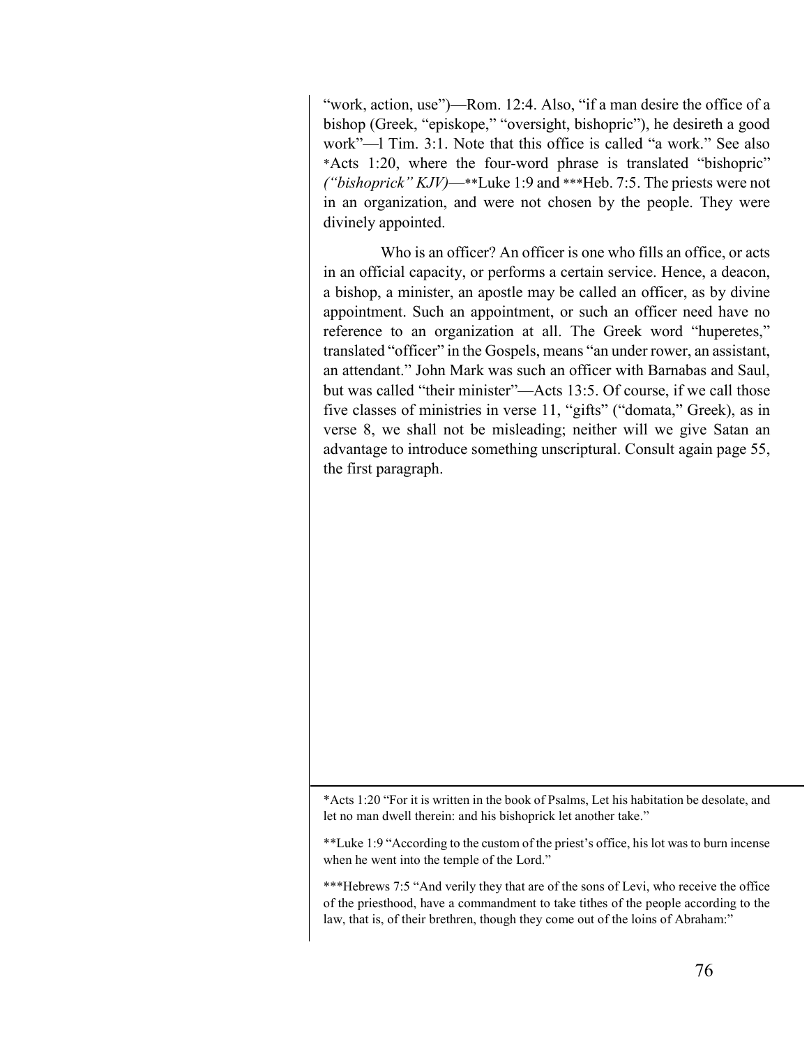"work, action, use")—Rom. 12:4. Also, "if a man desire the office of a bishop (Greek, "episkope," "oversight, bishopric"), he desireth a good work"—l Tim. 3:1. Note that this office is called "a work." See also *Acts 1:20, where the four-word phrase is translated "bishopric" *("bishoprick" KJV)*—**Luke 1:9 and ***Heb. 7:5. The priests were not in an organization, and were not chosen by the people. They were divinely appointed.

Who is an officer? An officer is one who fills an office, or acts in an official capacity, or performs a certain service. Hence, a deacon, a bishop, a minister, an apostle may be called an officer, as by divine appointment. Such an appointment, or such an officer need have no reference to an organization at all. The Greek word "huperetes," translated "officer" in the Gospels, means "an under rower, an assistant, an attendant." John Mark was such an officer with Barnabas and Saul, but was called "their minister"—Acts 13:5. Of course, if we call those five classes of ministries in verse 11, "gifts" ("domata," Greek), as in verse 8, we shall not be misleading; neither will we give Satan an advantage to introduce something unscriptural. Consult again page 55, the first paragraph.

---

*Acts 1:20 "For it is written in the book of Psalms, Let his habitation be desolate, and let no man dwell therein: and his bishoprick let another take."

**Luke 1:9 "According to the custom of the priest's office, his lot was to burn incense when he went into the temple of the Lord."

***Hebrews 7:5 "And verily they that are of the sons of Levi, who receive the office of the priesthood, have a commandment to take tithes of the people according to the law, that is, of their brethren, though they come out of the loins of Abraham:"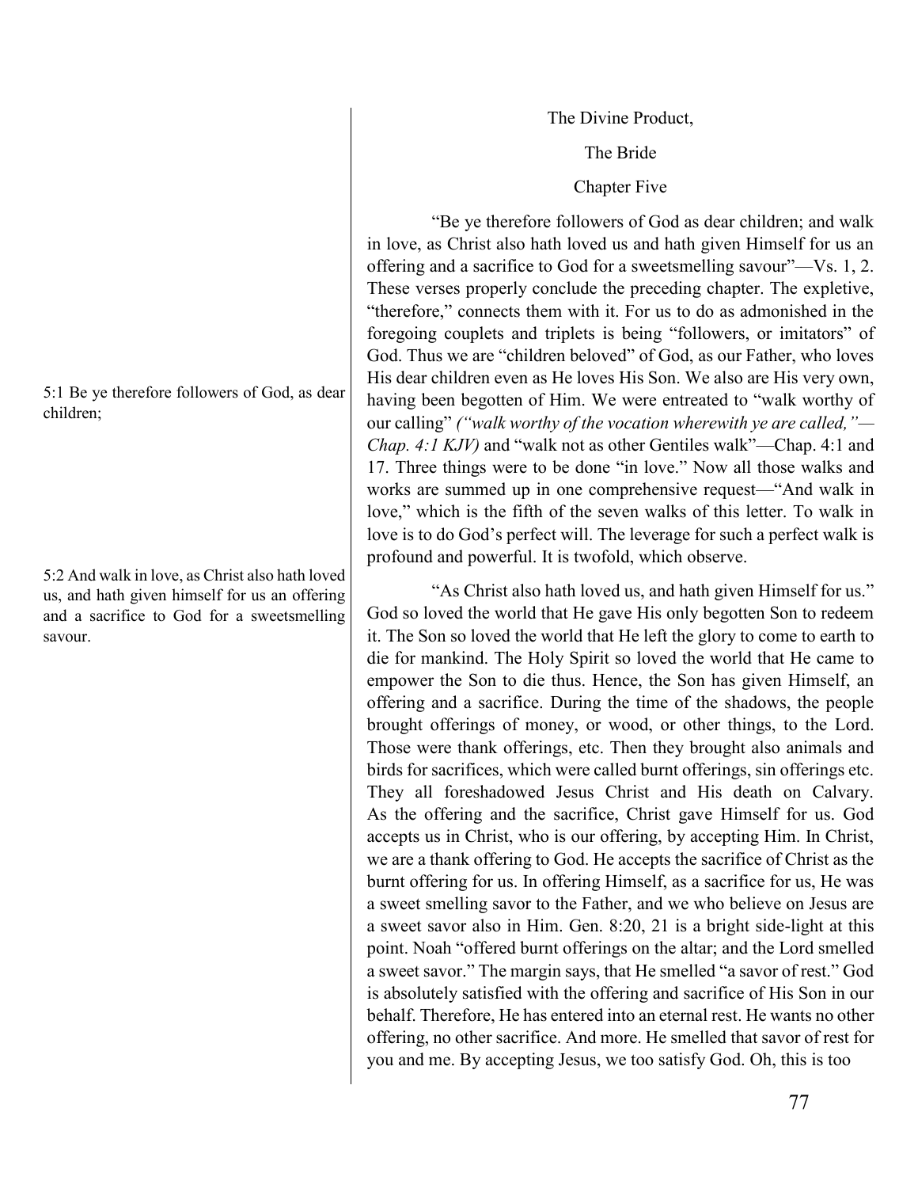## The Divine Product,

## The Bride

## Chapter Five

"Be ye therefore followers of God as dear children; and walk in love, as Christ also hath loved us and hath given Himself for us an offering and a sacrifice to God for a sweetsmelling savour"—Vs. 1, 2. These verses properly conclude the preceding chapter. The expletive, "therefore," connects them with it. For us to do as admonished in the foregoing couplets and triplets is being "followers, or imitators" of God. Thus we are "children beloved" of God, as our Father, who loves His dear children even as He loves His Son. We also are His very own, having been begotten of Him. We were entreated to "walk worthy of our calling" *("walk worthy of the vocation wherewith ye are called,"—Chap. 4:1 KJV)* and "walk not as other Gentiles walk"—Chap. 4:1 and 17. Three things were to be done "in love." Now all those walks and works are summed up in one comprehensive request—"And walk in love," which is the fifth of the seven walks of this letter. To walk in love is to do God's perfect will. The leverage for such a perfect walk is profound and powerful. It is twofold, which observe.

5:1 Be ye therefore followers of God, as dear children;

5:2 And walk in love, as Christ also hath loved us, and hath given himself for us an offering and a sacrifice to God for a sweetsmelling savour.

"As Christ also hath loved us, and hath given Himself for us." God so loved the world that He gave His only begotten Son to redeem it. The Son so loved the world that He left the glory to come to earth to die for mankind. The Holy Spirit so loved the world that He came to empower the Son to die thus. Hence, the Son has given Himself, an offering and a sacrifice. During the time of the shadows, the people brought offerings of money, or wood, or other things, to the Lord. Those were thank offerings, etc. Then they brought also animals and birds for sacrifices, which were called burnt offerings, sin offerings etc. They all foreshadowed Jesus Christ and His death on Calvary. As the offering and the sacrifice, Christ gave Himself for us. God accepts us in Christ, who is our offering, by accepting Him. In Christ, we are a thank offering to God. He accepts the sacrifice of Christ as the burnt offering for us. In offering Himself, as a sacrifice for us, He was a sweet smelling savor to the Father, and we who believe on Jesus are a sweet savor also in Him. Gen. 8:20, 21 is a bright side-light at this point. Noah "offered burnt offerings on the altar; and the Lord smelled a sweet savor." The margin says, that He smelled "a savor of rest." God is absolutely satisfied with the offering and sacrifice of His Son in our behalf. Therefore, He has entered into an eternal rest. He wants no other offering, no other sacrifice. And more. He smelled that savor of rest for you and me. By accepting Jesus, we too satisfy God. Oh, this is too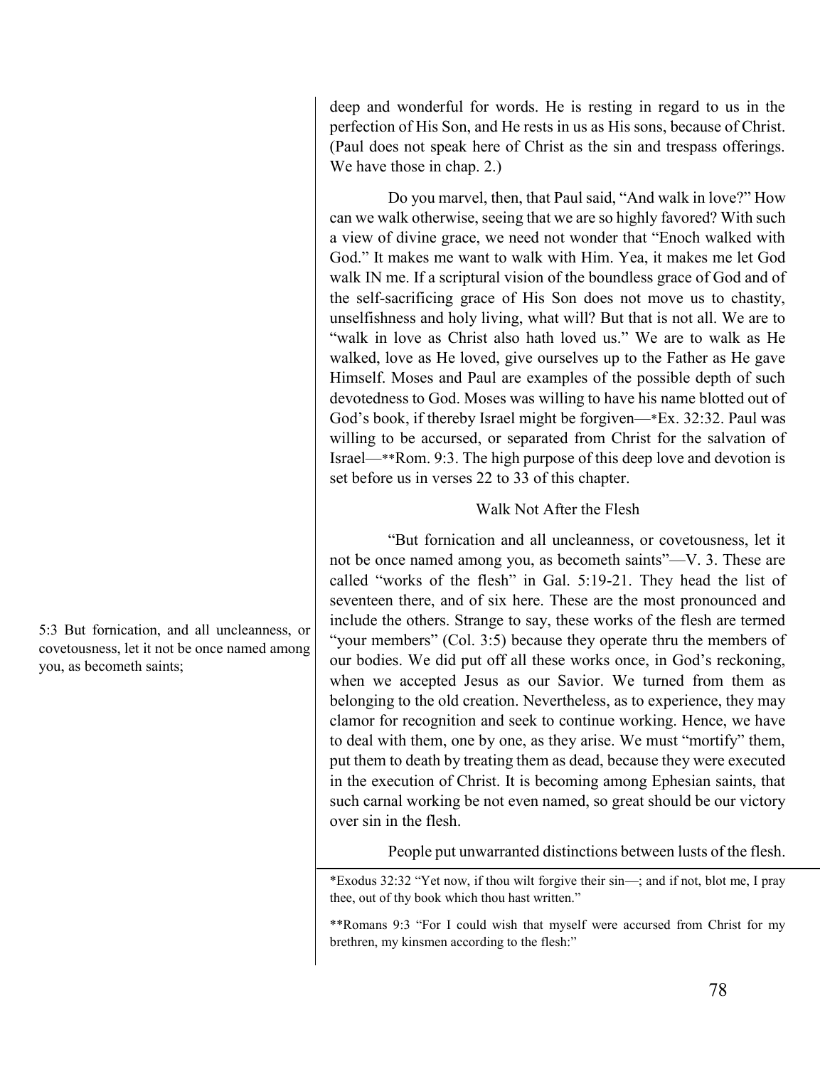deep and wonderful for words. He is resting in regard to us in the perfection of His Son, and He rests in us as His sons, because of Christ. (Paul does not speak here of Christ as the sin and trespass offerings. We have those in chap. 2.)

Do you marvel, then, that Paul said, "And walk in love?" How can we walk otherwise, seeing that we are so highly favored? With such a view of divine grace, we need not wonder that "Enoch walked with God." It makes me want to walk with Him. Yea, it makes me let God walk IN me. If a scriptural vision of the boundless grace of God and of the self-sacrificing grace of His Son does not move us to chastity, unselfishness and holy living, what will? But that is not all. We are to "walk in love as Christ also hath loved us." We are to walk as He walked, love as He loved, give ourselves up to the Father as He gave Himself. Moses and Paul are examples of the possible depth of such devotedness to God. Moses was willing to have his name blotted out of God's book, if thereby Israel might be forgiven—*Ex. 32:32. Paul was willing to be accursed, or separated from Christ for the salvation of Israel—**Rom. 9:3. The high purpose of this deep love and devotion is set before us in verses 22 to 33 of this chapter.

## Walk Not After the Flesh

5:3 But fornication, and all uncleanness, or covetousness, let it not be once named among you, as becometh saints;

"But fornication and all uncleanness, or covetousness, let it not be once named among you, as becometh saints"—V. 3. These are called "works of the flesh" in Gal. 5:19-21. They head the list of seventeen there, and of six here. These are the most pronounced and include the others. Strange to say, these works of the flesh are termed "your members" (Col. 3:5) because they operate thru the members of our bodies. We did put off all these works once, in God's reckoning, when we accepted Jesus as our Savior. We turned from them as belonging to the old creation. Nevertheless, as to experience, they may clamor for recognition and seek to continue working. Hence, we have to deal with them, one by one, as they arise. We must "mortify" them, put them to death by treating them as dead, because they were executed in the execution of Christ. It is becoming among Ephesian saints, that such carnal working be not even named, so great should be our victory over sin in the flesh.

People put unwarranted distinctions between lusts of the flesh.

*Exodus 32:32 "Yet now, if thou wilt forgive their sin—; and if not, blot me, I pray thee, out of thy book which thou hast written."

**Romans 9:3 "For I could wish that myself were accursed from Christ for my brethren, my kinsmen according to the flesh:"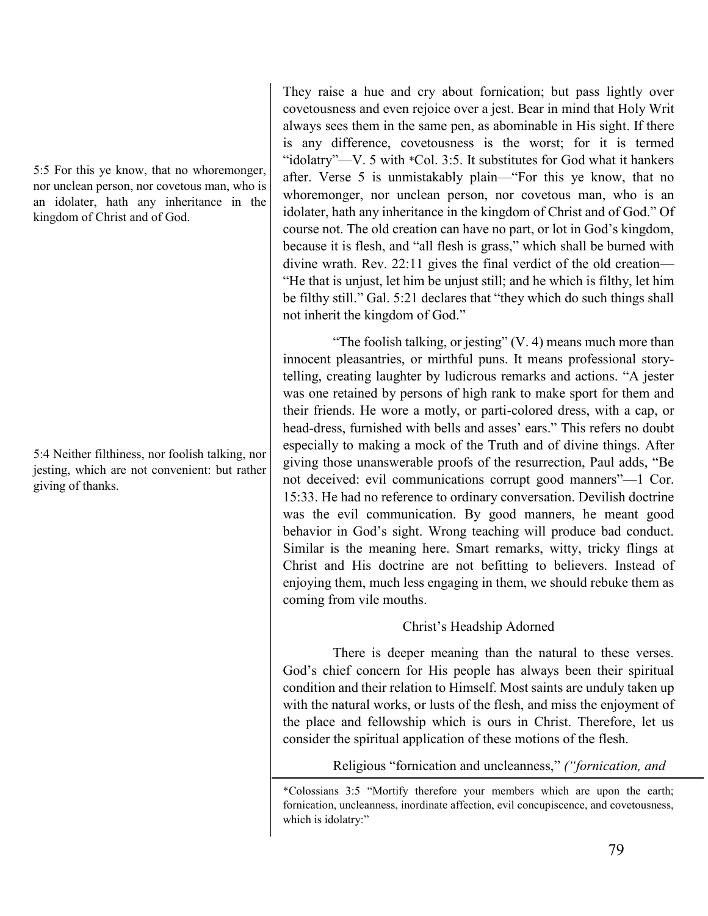5:5 For this ye know, that no whoremonger, nor unclean person, nor covetous man, who is an idolater, hath any inheritance in the kingdom of Christ and of God.

They raise a hue and cry about fornication; but pass lightly over covetousness and even rejoice over a jest. Bear in mind that Holy Writ always sees them in the same pen, as abominable in His sight. If there is any difference, covetousness is the worst; for it is termed "idolatry"—V. 5 with *Col. 3:5. It substitutes for God what it hankers after. Verse 5 is unmistakably plain—"For this ye know, that no whoremonger, nor unclean person, nor covetous man, who is an idolater, hath any inheritance in the kingdom of Christ and of God." Of course not. The old creation can have no part, or lot in God's kingdom, because it is flesh, and "all flesh is grass," which shall be burned with divine wrath. Rev. 22:11 gives the final verdict of the old creation—"He that is unjust, let him be unjust still; and he which is filthy, let him be filthy still." Gal. 5:21 declares that "they which do such things shall not inherit the kingdom of God."

5:4 Neither filthiness, nor foolish talking, nor jesting, which are not convenient: but rather giving of thanks.

"The foolish talking, or jesting" (V. 4) means much more than innocent pleasantries, or mirthful puns. It means professional story-telling, creating laughter by ludicrous remarks and actions. "A jester was one retained by persons of high rank to make sport for them and their friends. He wore a motly, or parti-colored dress, with a cap, or head-dress, furnished with bells and asses' ears." This refers no doubt especially to making a mock of the Truth and of divine things. After giving those unanswerable proofs of the resurrection, Paul adds, "Be not deceived: evil communications corrupt good manners"—1 Cor. 15:33. He had no reference to ordinary conversation. Devilish doctrine was the evil communication. By good manners, he meant good behavior in God's sight. Wrong teaching will produce bad conduct. Similar is the meaning here. Smart remarks, witty, tricky flings at Christ and His doctrine are not befitting to believers. Instead of enjoying them, much less engaging in them, we should rebuke them as coming from vile mouths.

## Christ's Headship Adorned

There is deeper meaning than the natural to these verses. God's chief concern for His people has always been their spiritual condition and their relation to Himself. Most saints are unduly taken up with the natural works, or lusts of the flesh, and miss the enjoyment of the place and fellowship which is ours in Christ. Therefore, let us consider the spiritual application of these motions of the flesh.

Religious "fornication and uncleanness," *("fornication, and*

---

*Colossians 3:5 "Mortify therefore your members which are upon the earth; fornication, uncleanness, inordinate affection, evil concupiscence, and covetousness, which is idolatry:"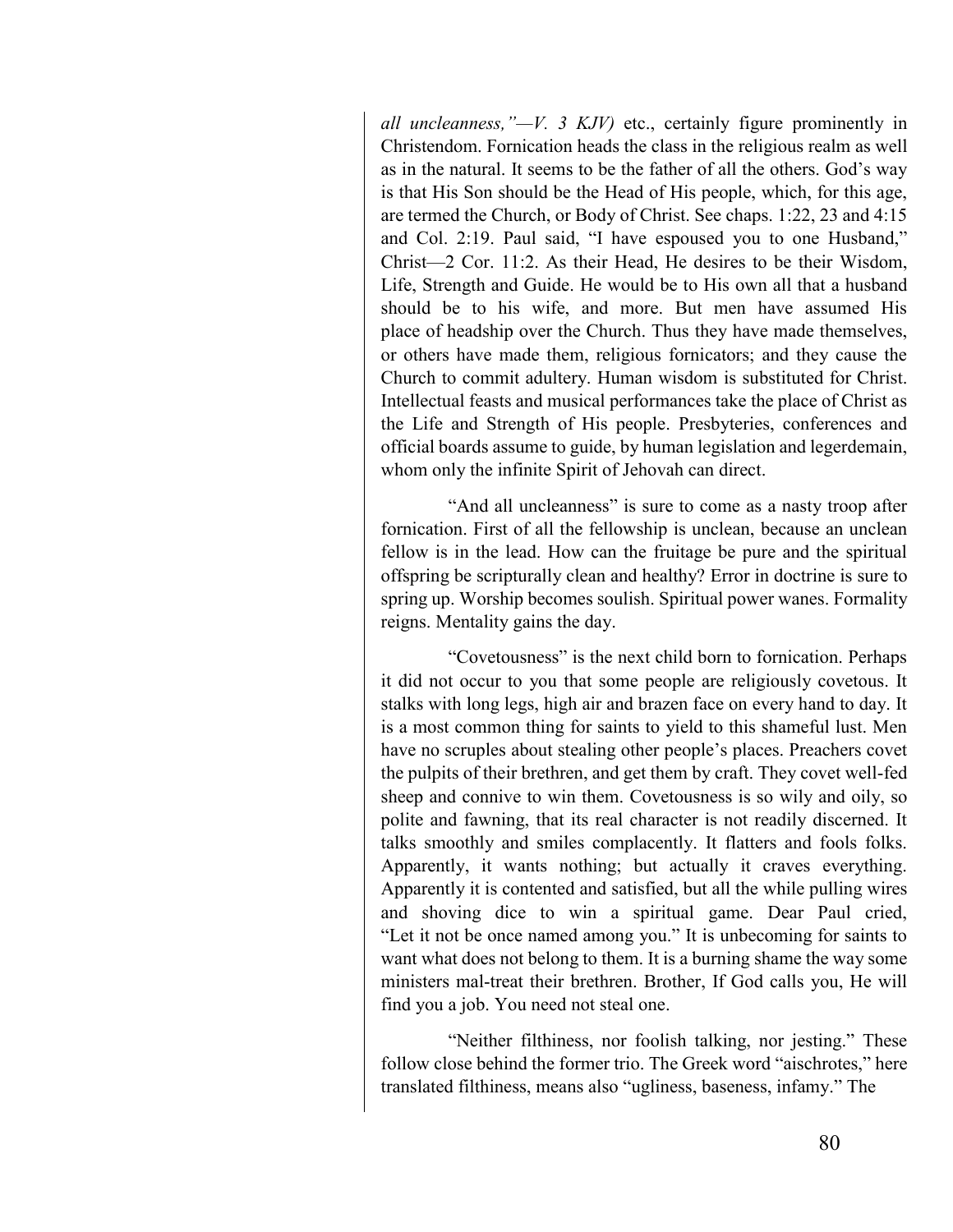*all uncleanness,"—V. 3 KJV)* etc., certainly figure prominently in Christendom. Fornication heads the class in the religious realm as well as in the natural. It seems to be the father of all the others. God's way is that His Son should be the Head of His people, which, for this age, are termed the Church, or Body of Christ. See chaps. 1:22, 23 and 4:15 and Col. 2:19. Paul said, "I have espoused you to one Husband," Christ—2 Cor. 11:2. As their Head, He desires to be their Wisdom, Life, Strength and Guide. He would be to His own all that a husband should be to his wife, and more. But men have assumed His place of headship over the Church. Thus they have made themselves, or others have made them, religious fornicators; and they cause the Church to commit adultery. Human wisdom is substituted for Christ. Intellectual feasts and musical performances take the place of Christ as the Life and Strength of His people. Presbyteries, conferences and official boards assume to guide, by human legislation and legerdemain, whom only the infinite Spirit of Jehovah can direct.

"And all uncleanness" is sure to come as a nasty troop after fornication. First of all the fellowship is unclean, because an unclean fellow is in the lead. How can the fruitage be pure and the spiritual offspring be scripturally clean and healthy? Error in doctrine is sure to spring up. Worship becomes soulish. Spiritual power wanes. Formality reigns. Mentality gains the day.

"Covetousness" is the next child born to fornication. Perhaps it did not occur to you that some people are religiously covetous. It stalks with long legs, high air and brazen face on every hand to day. It is a most common thing for saints to yield to this shameful lust. Men have no scruples about stealing other people's places. Preachers covet the pulpits of their brethren, and get them by craft. They covet well-fed sheep and connive to win them. Covetousness is so wily and oily, so polite and fawning, that its real character is not readily discerned. It talks smoothly and smiles complacently. It flatters and fools folks. Apparently, it wants nothing; but actually it craves everything. Apparently it is contented and satisfied, but all the while pulling wires and shoving dice to win a spiritual game. Dear Paul cried, "Let it not be once named among you." It is unbecoming for saints to want what does not belong to them. It is a burning shame the way some ministers mal-treat their brethren. Brother, If God calls you, He will find you a job. You need not steal one.

"Neither filthiness, nor foolish talking, nor jesting." These follow close behind the former trio. The Greek word "aischrotes," here translated filthiness, means also "ugliness, baseness, infamy." The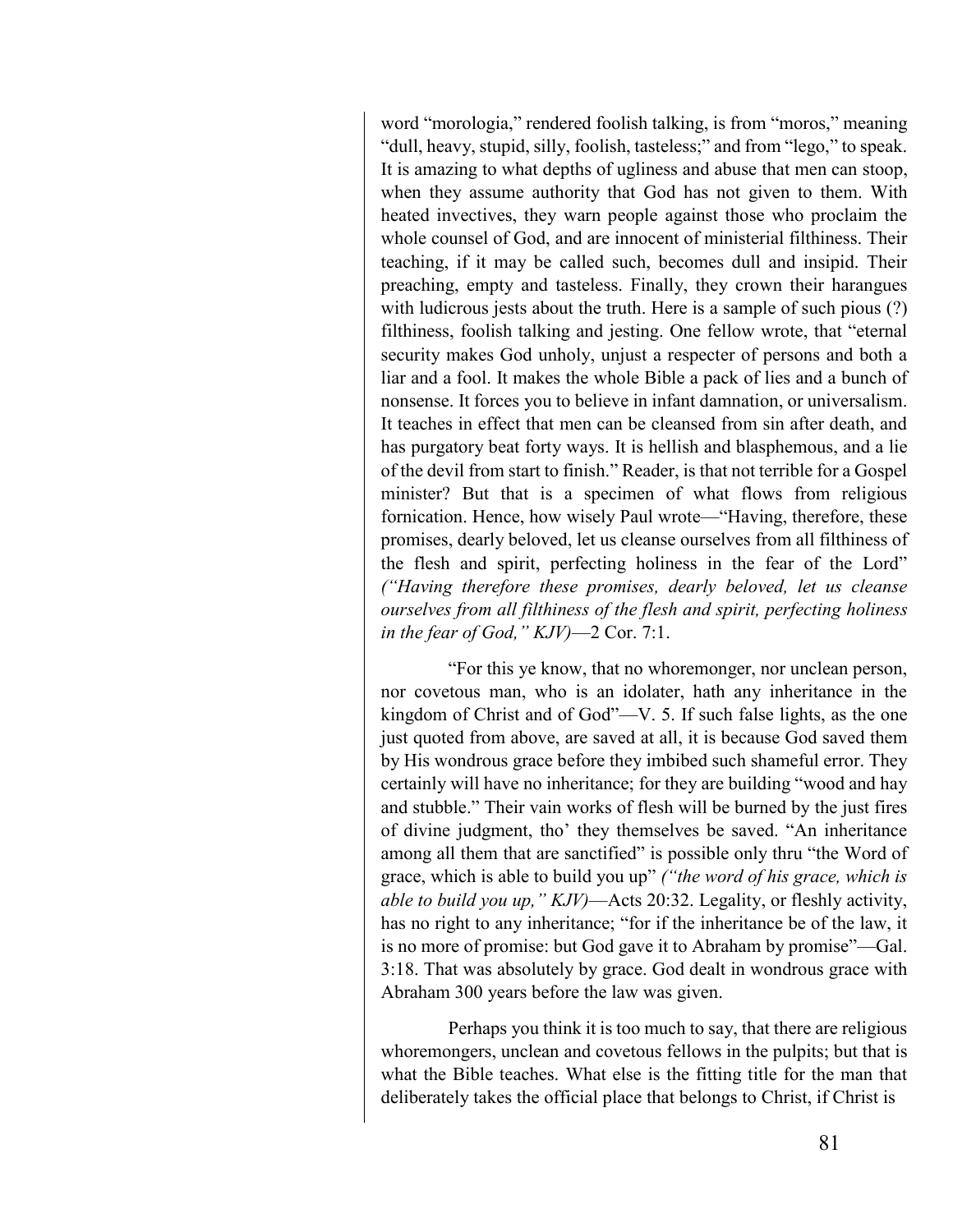word "morologia," rendered foolish talking, is from "moros," meaning "dull, heavy, stupid, silly, foolish, tasteless;" and from "lego," to speak. It is amazing to what depths of ugliness and abuse that men can stoop, when they assume authority that God has not given to them. With heated invectives, they warn people against those who proclaim the whole counsel of God, and are innocent of ministerial filthiness. Their teaching, if it may be called such, becomes dull and insipid. Their preaching, empty and tasteless. Finally, they crown their harangues with ludicrous jests about the truth. Here is a sample of such pious (?) filthiness, foolish talking and jesting. One fellow wrote, that "eternal security makes God unholy, unjust a respecter of persons and both a liar and a fool. It makes the whole Bible a pack of lies and a bunch of nonsense. It forces you to believe in infant damnation, or universalism. It teaches in effect that men can be cleansed from sin after death, and has purgatory beat forty ways. It is hellish and blasphemous, and a lie of the devil from start to finish." Reader, is that not terrible for a Gospel minister? But that is a specimen of what flows from religious fornication. Hence, how wisely Paul wrote—"Having, therefore, these promises, dearly beloved, let us cleanse ourselves from all filthiness of the flesh and spirit, perfecting holiness in the fear of the Lord" *("Having therefore these promises, dearly beloved, let us cleanse ourselves from all filthiness of the flesh and spirit, perfecting holiness in the fear of God," KJV)*—2 Cor. 7:1.

"For this ye know, that no whoremonger, nor unclean person, nor covetous man, who is an idolater, hath any inheritance in the kingdom of Christ and of God"—V. 5. If such false lights, as the one just quoted from above, are saved at all, it is because God saved them by His wondrous grace before they imbibed such shameful error. They certainly will have no inheritance; for they are building "wood and hay and stubble." Their vain works of flesh will be burned by the just fires of divine judgment, tho' they themselves be saved. "An inheritance among all them that are sanctified" is possible only thru "the Word of grace, which is able to build you up" *("the word of his grace, which is able to build you up," KJV)*—Acts 20:32. Legality, or fleshly activity, has no right to any inheritance; "for if the inheritance be of the law, it is no more of promise: but God gave it to Abraham by promise"—Gal. 3:18. That was absolutely by grace. God dealt in wondrous grace with Abraham 300 years before the law was given.

Perhaps you think it is too much to say, that there are religious whoremongers, unclean and covetous fellows in the pulpits; but that is what the Bible teaches. What else is the fitting title for the man that deliberately takes the official place that belongs to Christ, if Christ is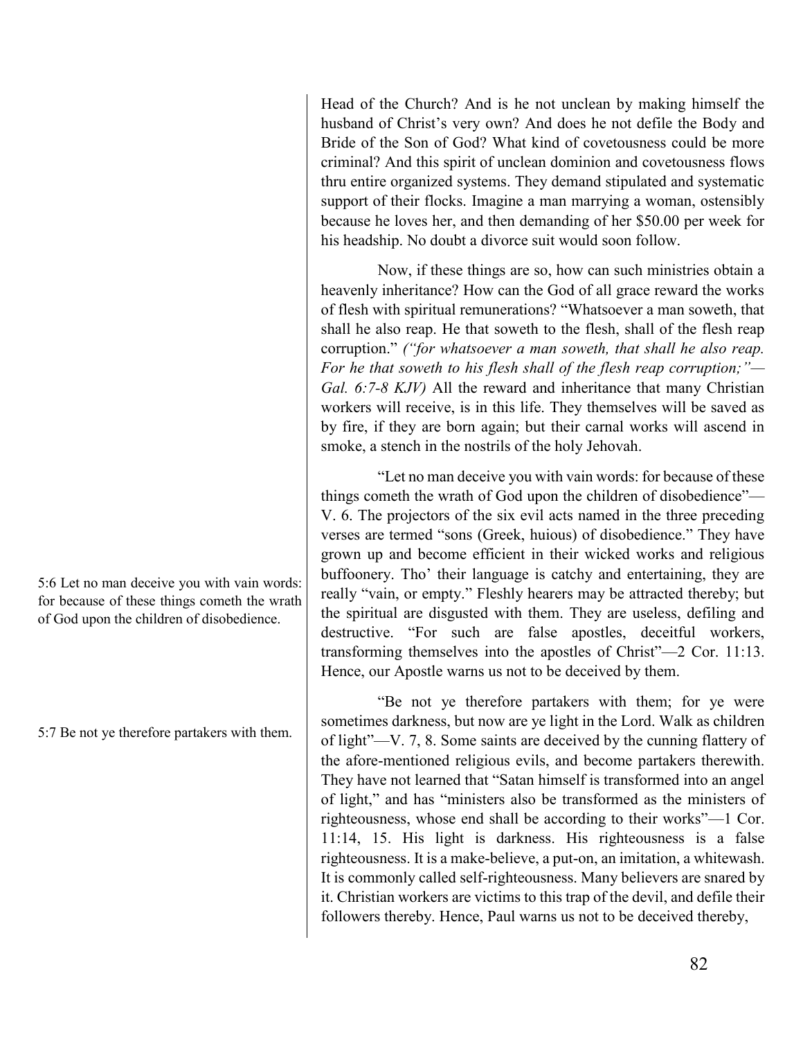Head of the Church? And is he not unclean by making himself the husband of Christ's very own? And does he not defile the Body and Bride of the Son of God? What kind of covetousness could be more criminal? And this spirit of unclean dominion and covetousness flows thru entire organized systems. They demand stipulated and systematic support of their flocks. Imagine a man marrying a woman, ostensibly because he loves her, and then demanding of her $50.00 per week for his headship. No doubt a divorce suit would soon follow.

Now, if these things are so, how can such ministries obtain a heavenly inheritance? How can the God of all grace reward the works of flesh with spiritual remunerations? "Whatsoever a man soweth, that shall he also reap. He that soweth to the flesh, shall of the flesh reap corruption." *("for whatsoever a man soweth, that shall he also reap. For he that soweth to his flesh shall of the flesh reap corruption;"—Gal. 6:7-8 KJV)* All the reward and inheritance that many Christian workers will receive, is in this life. They themselves will be saved as by fire, if they are born again; but their carnal works will ascend in smoke, a stench in the nostrils of the holy Jehovah.

5:6 Let no man deceive you with vain words: for because of these things cometh the wrath of God upon the children of disobedience.

"Let no man deceive you with vain words: for because of these things cometh the wrath of God upon the children of disobedience"—V. 6. The projectors of the six evil acts named in the three preceding verses are termed "sons (Greek, huious) of disobedience." They have grown up and become efficient in their wicked works and religious buffoonery. Tho' their language is catchy and entertaining, they are really "vain, or empty." Fleshly hearers may be attracted thereby; but the spiritual are disgusted with them. They are useless, defiling and destructive. "For such are false apostles, deceitful workers, transforming themselves into the apostles of Christ"—2 Cor. 11:13. Hence, our Apostle warns us not to be deceived by them.

5:7 Be not ye therefore partakers with them.

"Be not ye therefore partakers with them; for ye were sometimes darkness, but now are ye light in the Lord. Walk as children of light"—V. 7, 8. Some saints are deceived by the cunning flattery of the afore-mentioned religious evils, and become partakers therewith. They have not learned that "Satan himself is transformed into an angel of light," and has "ministers also be transformed as the ministers of righteousness, whose end shall be according to their works"—1 Cor. 11:14, 15. His light is darkness. His righteousness is a false righteousness. It is a make-believe, a put-on, an imitation, a whitewash. It is commonly called self-righteousness. Many believers are snared by it. Christian workers are victims to this trap of the devil, and defile their followers thereby. Hence, Paul warns us not to be deceived thereby,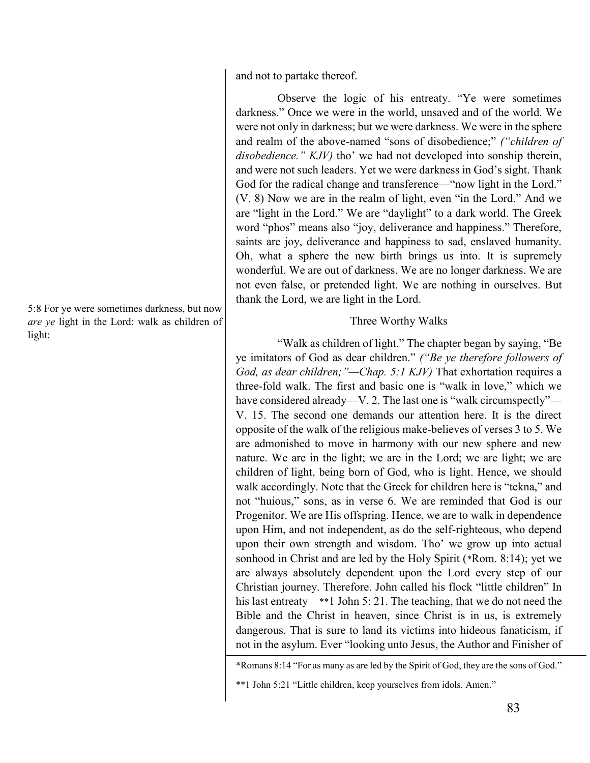and not to partake thereof.

Observe the logic of his entreaty. "Ye were sometimes darkness." Once we were in the world, unsaved and of the world. We were not only in darkness; but we were darkness. We were in the sphere and realm of the above-named "sons of disobedience;" *("children of disobedience." KJV)* tho' we had not developed into sonship therein, and were not such leaders. Yet we were darkness in God's sight. Thank God for the radical change and transference—"now light in the Lord." (V. 8) Now we are in the realm of light, even "in the Lord." And we are "light in the Lord." We are "daylight" to a dark world. The Greek word "phos" means also "joy, deliverance and happiness." Therefore, saints are joy, deliverance and happiness to sad, enslaved humanity. Oh, what a sphere the new birth brings us into. It is supremely wonderful. We are out of darkness. We are no longer darkness. We are not even false, or pretended light. We are nothing in ourselves. But thank the Lord, we are light in the Lord.

5:8 For ye were sometimes darkness, but now *are ye* light in the Lord: walk as children of light:

### Three Worthy Walks

"Walk as children of light." The chapter began by saying, "Be ye imitators of God as dear children." *("Be ye therefore followers of God, as dear children;"—Chap. 5:1 KJV)* That exhortation requires a three-fold walk. The first and basic one is "walk in love," which we have considered already—V. 2. The last one is "walk circumspectly"—V. 15. The second one demands our attention here. It is the direct opposite of the walk of the religious make-believes of verses 3 to 5. We are admonished to move in harmony with our new sphere and new nature. We are in the light; we are in the Lord; we are light; we are children of light, being born of God, who is light. Hence, we should walk accordingly. Note that the Greek for children here is "tekna," and not "huious," sons, as in verse 6. We are reminded that God is our Progenitor. We are His offspring. Hence, we are to walk in dependence upon Him, and not independent, as do the self-righteous, who depend upon their own strength and wisdom. Tho' we grow up into actual sonhood in Christ and are led by the Holy Spirit (*Rom. 8:14); yet we are always absolutely dependent upon the Lord every step of our Christian journey. Therefore. John called his flock "little children" In his last entreaty—**1 John 5: 21. The teaching, that we do not need the Bible and the Christ in heaven, since Christ is in us, is extremely dangerous. That is sure to land its victims into hideous fanaticism, if not in the asylum. Ever "looking unto Jesus, the Author and Finisher of

*Romans 8:14 "For as many as are led by the Spirit of God, they are the sons of God."

**1 John 5:21 "Little children, keep yourselves from idols. Amen."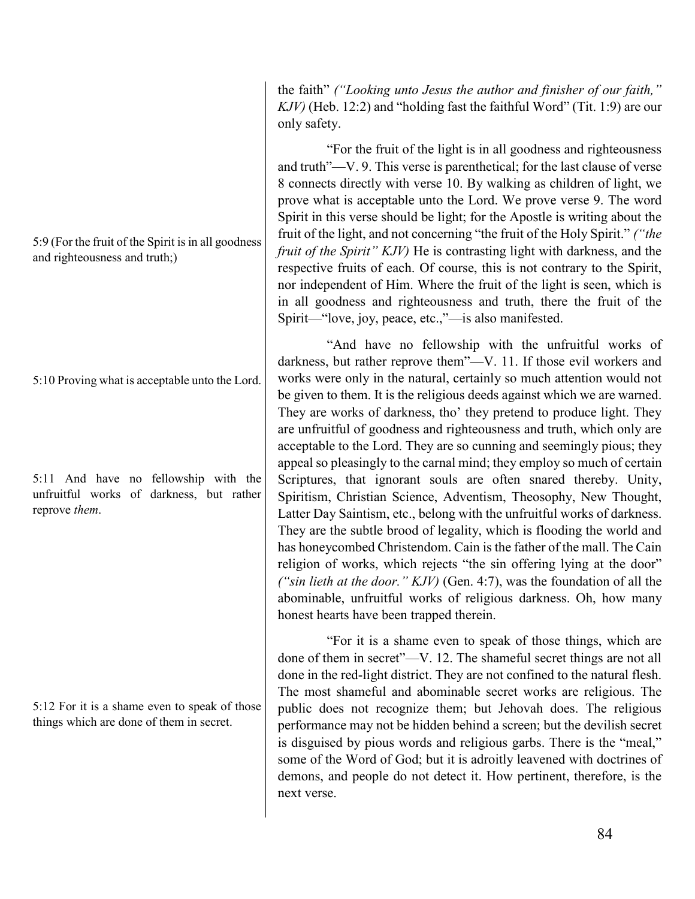the faith" *("Looking unto Jesus the author and finisher of our faith," KJV)* (Heb. 12:2) and "holding fast the faithful Word" (Tit. 1:9) are our only safety.

5:9 (For the fruit of the Spirit is in all goodness and righteousness and truth;)

"For the fruit of the light is in all goodness and righteousness and truth"—V. 9. This verse is parenthetical; for the last clause of verse 8 connects directly with verse 10. By walking as children of light, we prove what is acceptable unto the Lord. We prove verse 9. The word Spirit in this verse should be light; for the Apostle is writing about the fruit of the light, and not concerning "the fruit of the Holy Spirit." *("the fruit of the Spirit" KJV)* He is contrasting light with darkness, and the respective fruits of each. Of course, this is not contrary to the Spirit, nor independent of Him. Where the fruit of the light is seen, which is in all goodness and righteousness and truth, there the fruit of the Spirit—"love, joy, peace, etc.,"—is also manifested.

5:10 Proving what is acceptable unto the Lord.

5:11 And have no fellowship with the unfruitful works of darkness, but rather reprove *them*.

"And have no fellowship with the unfruitful works of darkness, but rather reprove them"—V. 11. If those evil workers and works were only in the natural, certainly so much attention would not be given to them. It is the religious deeds against which we are warned. They are works of darkness, tho' they pretend to produce light. They are unfruitful of goodness and righteousness and truth, which only are acceptable to the Lord. They are so cunning and seemingly pious; they appeal so pleasingly to the carnal mind; they employ so much of certain Scriptures, that ignorant souls are often snared thereby. Unity, Spiritism, Christian Science, Adventism, Theosophy, New Thought, Latter Day Saintism, etc., belong with the unfruitful works of darkness. They are the subtle brood of legality, which is flooding the world and has honeycombed Christendom. Cain is the father of the mall. The Cain religion of works, which rejects "the sin offering lying at the door" *("sin lieth at the door." KJV)* (Gen. 4:7), was the foundation of all the abominable, unfruitful works of religious darkness. Oh, how many honest hearts have been trapped therein.

5:12 For it is a shame even to speak of those things which are done of them in secret.

"For it is a shame even to speak of those things, which are done of them in secret"—V. 12. The shameful secret things are not all done in the red-light district. They are not confined to the natural flesh. The most shameful and abominable secret works are religious. The public does not recognize them; but Jehovah does. The religious performance may not be hidden behind a screen; but the devilish secret is disguised by pious words and religious garbs. There is the "meal," some of the Word of God; but it is adroitly leavened with doctrines of demons, and people do not detect it. How pertinent, therefore, is the next verse.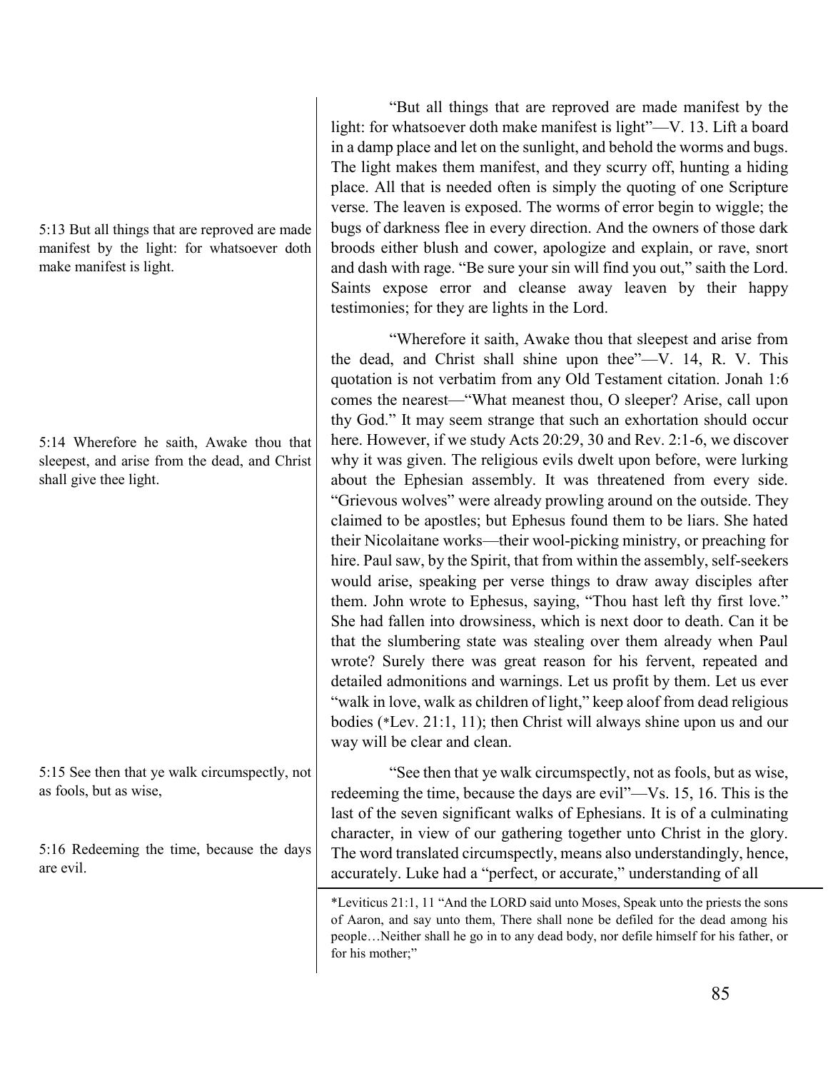5:13 But all things that are reproved are made manifest by the light: for whatsoever doth make manifest is light.

"But all things that are reproved are made manifest by the light: for whatsoever doth make manifest is light"—V. 13. Lift a board in a damp place and let on the sunlight, and behold the worms and bugs. The light makes them manifest, and they scurry off, hunting a hiding place. All that is needed often is simply the quoting of one Scripture verse. The leaven is exposed. The worms of error begin to wiggle; the bugs of darkness flee in every direction. And the owners of those dark broods either blush and cower, apologize and explain, or rave, snort and dash with rage. "Be sure your sin will find you out," saith the Lord. Saints expose error and cleanse away leaven by their happy testimonies; for they are lights in the Lord.

5:14 Wherefore he saith, Awake thou that sleepest, and arise from the dead, and Christ shall give thee light.

"Wherefore it saith, Awake thou that sleepest and arise from the dead, and Christ shall shine upon thee"—V. 14, R. V. This quotation is not verbatim from any Old Testament citation. Jonah 1:6 comes the nearest—"What meanest thou, O sleeper? Arise, call upon thy God." It may seem strange that such an exhortation should occur here. However, if we study Acts 20:29, 30 and Rev. 2:1-6, we discover why it was given. The religious evils dwelt upon before, were lurking about the Ephesian assembly. It was threatened from every side. "Grievous wolves" were already prowling around on the outside. They claimed to be apostles; but Ephesus found them to be liars. She hated their Nicolaitane works—their wool-picking ministry, or preaching for hire. Paul saw, by the Spirit, that from within the assembly, self-seekers would arise, speaking per verse things to draw away disciples after them. John wrote to Ephesus, saying, "Thou hast left thy first love." She had fallen into drowsiness, which is next door to death. Can it be that the slumbering state was stealing over them already when Paul wrote? Surely there was great reason for his fervent, repeated and detailed admonitions and warnings. Let us profit by them. Let us ever "walk in love, walk as children of light," keep aloof from dead religious bodies (*Lev. 21:1, 11); then Christ will always shine upon us and our way will be clear and clean.

5:15 See then that ye walk circumspectly, not as fools, but as wise,

5:16 Redeeming the time, because the days are evil.

"See then that ye walk circumspectly, not as fools, but as wise, redeeming the time, because the days are evil"—Vs. 15, 16. This is the last of the seven significant walks of Ephesians. It is of a culminating character, in view of our gathering together unto Christ in the glory. The word translated circumspectly, means also understandingly, hence, accurately. Luke had a "perfect, or accurate," understanding of all

---

*Leviticus 21:1, 11 "And the LORD said unto Moses, Speak unto the priests the sons of Aaron, and say unto them, There shall none be defiled for the dead among his people…Neither shall he go in to any dead body, nor defile himself for his father, or for his mother;"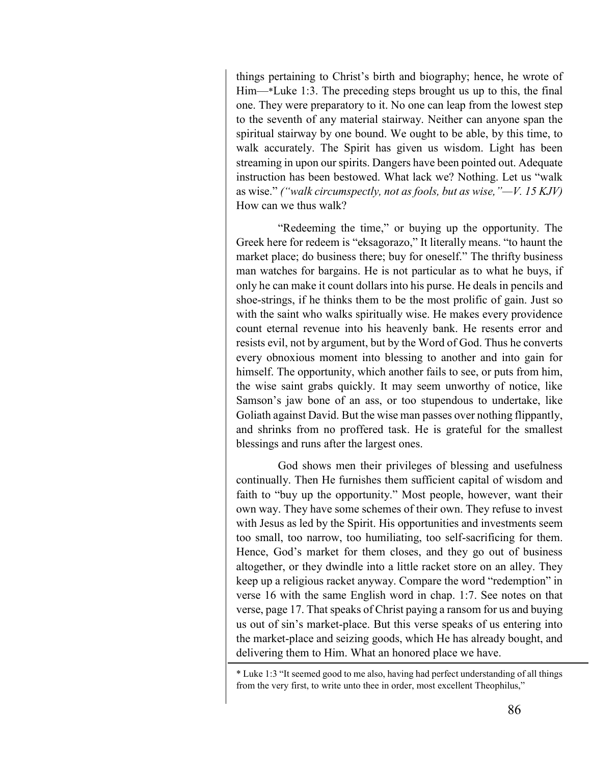things pertaining to Christ's birth and biography; hence, he wrote of Him—*Luke 1:3. The preceding steps brought us up to this, the final one. They were preparatory to it. No one can leap from the lowest step to the seventh of any material stairway. Neither can anyone span the spiritual stairway by one bound. We ought to be able, by this time, to walk accurately. The Spirit has given us wisdom. Light has been streaming in upon our spirits. Dangers have been pointed out. Adequate instruction has been bestowed. What lack we? Nothing. Let us "walk as wise." *("walk circumspectly, not as fools, but as wise,"—V. 15 KJV)* How can we thus walk?

"Redeeming the time," or buying up the opportunity. The Greek here for redeem is "eksagorazo," It literally means. "to haunt the market place; do business there; buy for oneself." The thrifty business man watches for bargains. He is not particular as to what he buys, if only he can make it count dollars into his purse. He deals in pencils and shoe-strings, if he thinks them to be the most prolific of gain. Just so with the saint who walks spiritually wise. He makes every providence count eternal revenue into his heavenly bank. He resents error and resists evil, not by argument, but by the Word of God. Thus he converts every obnoxious moment into blessing to another and into gain for himself. The opportunity, which another fails to see, or puts from him, the wise saint grabs quickly. It may seem unworthy of notice, like Samson's jaw bone of an ass, or too stupendous to undertake, like Goliath against David. But the wise man passes over nothing flippantly, and shrinks from no proffered task. He is grateful for the smallest blessings and runs after the largest ones.

God shows men their privileges of blessing and usefulness continually. Then He furnishes them sufficient capital of wisdom and faith to "buy up the opportunity." Most people, however, want their own way. They have some schemes of their own. They refuse to invest with Jesus as led by the Spirit. His opportunities and investments seem too small, too narrow, too humiliating, too self-sacrificing for them. Hence, God's market for them closes, and they go out of business altogether, or they dwindle into a little racket store on an alley. They keep up a religious racket anyway. Compare the word "redemption" in verse 16 with the same English word in chap. 1:7. See notes on that verse, page 17. That speaks of Christ paying a ransom for us and buying us out of sin's market-place. But this verse speaks of us entering into the market-place and seizing goods, which He has already bought, and delivering them to Him. What an honored place we have.

---

* Luke 1:3 "It seemed good to me also, having had perfect understanding of all things from the very first, to write unto thee in order, most excellent Theophilus,"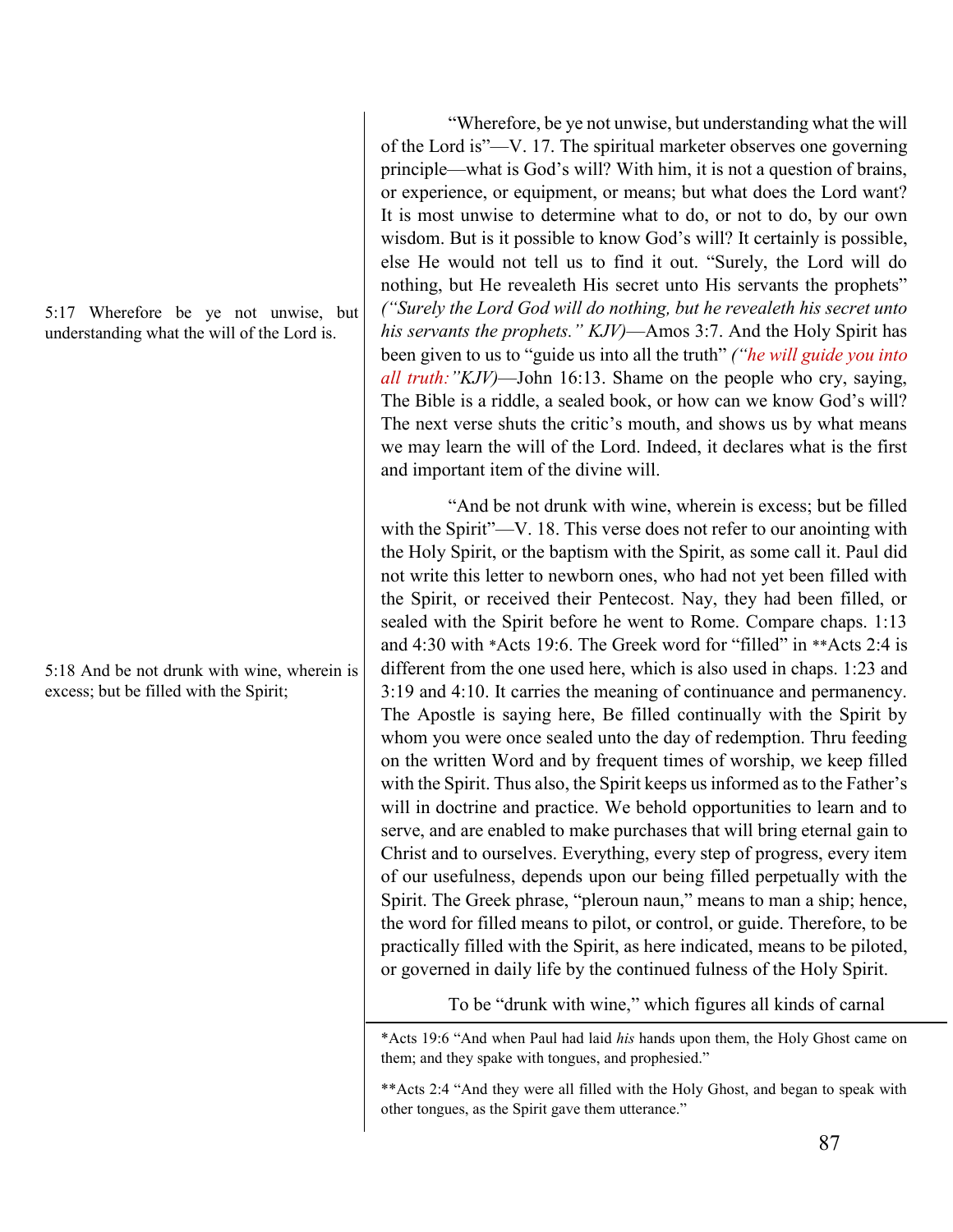5:17 Wherefore be ye not unwise, but understanding what the will of the Lord is.

"Wherefore, be ye not unwise, but understanding what the will of the Lord is"—V. 17. The spiritual marketer observes one governing principle—what is God's will? With him, it is not a question of brains, or experience, or equipment, or means; but what does the Lord want? It is most unwise to determine what to do, or not to do, by our own wisdom. But is it possible to know God's will? It certainly is possible, else He would not tell us to find it out. "Surely, the Lord will do nothing, but He revealeth His secret unto His servants the prophets" *("Surely the Lord God will do nothing, but he revealeth his secret unto his servants the prophets." KJV)*—Amos 3:7. And the Holy Spirit has been given to us to "guide us into all the truth" *("he will guide you into all truth:"KJV)*—John 16:13. Shame on the people who cry, saying, The Bible is a riddle, a sealed book, or how can we know God's will? The next verse shuts the critic's mouth, and shows us by what means we may learn the will of the Lord. Indeed, it declares what is the first and important item of the divine will.

5:18 And be not drunk with wine, wherein is excess; but be filled with the Spirit;

"And be not drunk with wine, wherein is excess; but be filled with the Spirit"—V. 18. This verse does not refer to our anointing with the Holy Spirit, or the baptism with the Spirit, as some call it. Paul did not write this letter to newborn ones, who had not yet been filled with the Spirit, or received their Pentecost. Nay, they had been filled, or sealed with the Spirit before he went to Rome. Compare chaps. 1:13 and 4:30 with *Acts 19:6. The Greek word for "filled" in **Acts 2:4 is different from the one used here, which is also used in chaps. 1:23 and 3:19 and 4:10. It carries the meaning of continuance and permanency. The Apostle is saying here, Be filled continually with the Spirit by whom you were once sealed unto the day of redemption. Thru feeding on the written Word and by frequent times of worship, we keep filled with the Spirit. Thus also, the Spirit keeps us informed as to the Father's will in doctrine and practice. We behold opportunities to learn and to serve, and are enabled to make purchases that will bring eternal gain to Christ and to ourselves. Everything, every step of progress, every item of our usefulness, depends upon our being filled perpetually with the Spirit. The Greek phrase, "pleroun naun," means to man a ship; hence, the word for filled means to pilot, or control, or guide. Therefore, to be practically filled with the Spirit, as here indicated, means to be piloted, or governed in daily life by the continued fulness of the Holy Spirit.

To be "drunk with wine," which figures all kinds of carnal

---

*Acts 19:6 "And when Paul had laid *his* hands upon them, the Holy Ghost came on them; and they spake with tongues, and prophesied."

**Acts 2:4 "And they were all filled with the Holy Ghost, and began to speak with other tongues, as the Spirit gave them utterance."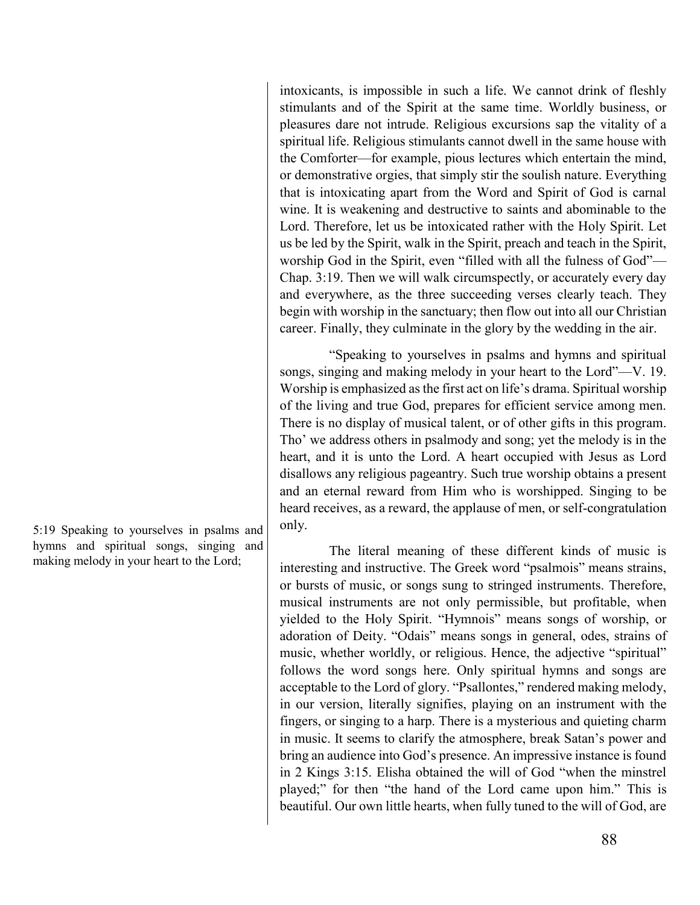intoxicants, is impossible in such a life. We cannot drink of fleshly stimulants and of the Spirit at the same time. Worldly business, or pleasures dare not intrude. Religious excursions sap the vitality of a spiritual life. Religious stimulants cannot dwell in the same house with the Comforter—for example, pious lectures which entertain the mind, or demonstrative orgies, that simply stir the soulish nature. Everything that is intoxicating apart from the Word and Spirit of God is carnal wine. It is weakening and destructive to saints and abominable to the Lord. Therefore, let us be intoxicated rather with the Holy Spirit. Let us be led by the Spirit, walk in the Spirit, preach and teach in the Spirit, worship God in the Spirit, even "filled with all the fulness of God"—Chap. 3:19. Then we will walk circumspectly, or accurately every day and everywhere, as the three succeeding verses clearly teach. They begin with worship in the sanctuary; then flow out into all our Christian career. Finally, they culminate in the glory by the wedding in the air.

5:19 Speaking to yourselves in psalms and hymns and spiritual songs, singing and making melody in your heart to the Lord;

"Speaking to yourselves in psalms and hymns and spiritual songs, singing and making melody in your heart to the Lord"—V. 19. Worship is emphasized as the first act on life's drama. Spiritual worship of the living and true God, prepares for efficient service among men. There is no display of musical talent, or of other gifts in this program. Tho' we address others in psalmody and song; yet the melody is in the heart, and it is unto the Lord. A heart occupied with Jesus as Lord disallows any religious pageantry. Such true worship obtains a present and an eternal reward from Him who is worshipped. Singing to be heard receives, as a reward, the applause of men, or self-congratulation only.

The literal meaning of these different kinds of music is interesting and instructive. The Greek word "psalmois" means strains, or bursts of music, or songs sung to stringed instruments. Therefore, musical instruments are not only permissible, but profitable, when yielded to the Holy Spirit. "Hymnois" means songs of worship, or adoration of Deity. "Odais" means songs in general, odes, strains of music, whether worldly, or religious. Hence, the adjective "spiritual" follows the word songs here. Only spiritual hymns and songs are acceptable to the Lord of glory. "Psallontes," rendered making melody, in our version, literally signifies, playing on an instrument with the fingers, or singing to a harp. There is a mysterious and quieting charm in music. It seems to clarify the atmosphere, break Satan's power and bring an audience into God's presence. An impressive instance is found in 2 Kings 3:15. Elisha obtained the will of God "when the minstrel played;" for then "the hand of the Lord came upon him." This is beautiful. Our own little hearts, when fully tuned to the will of God, are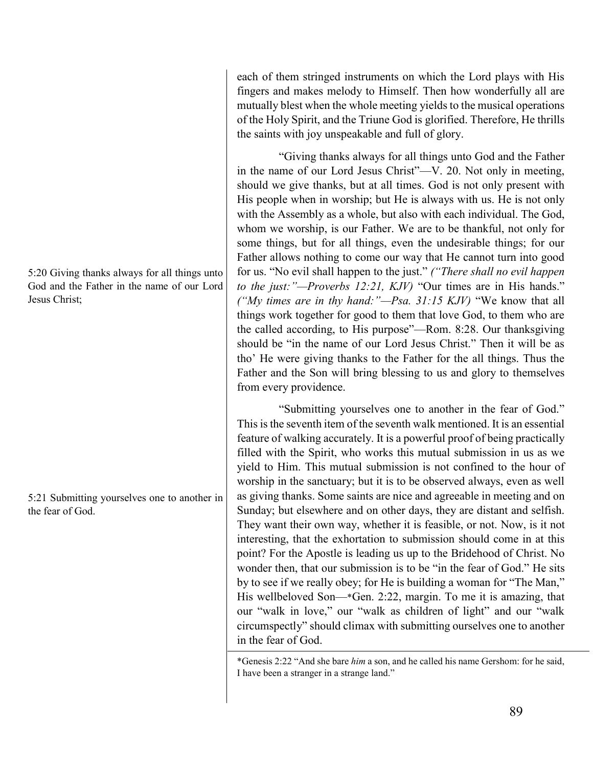each of them stringed instruments on which the Lord plays with His fingers and makes melody to Himself. Then how wonderfully all are mutually blest when the whole meeting yields to the musical operations of the Holy Spirit, and the Triune God is glorified. Therefore, He thrills the saints with joy unspeakable and full of glory.

5:20 Giving thanks always for all things unto God and the Father in the name of our Lord Jesus Christ;

"Giving thanks always for all things unto God and the Father in the name of our Lord Jesus Christ"—V. 20. Not only in meeting, should we give thanks, but at all times. God is not only present with His people when in worship; but He is always with us. He is not only with the Assembly as a whole, but also with each individual. The God, whom we worship, is our Father. We are to be thankful, not only for some things, but for all things, even the undesirable things; for our Father allows nothing to come our way that He cannot turn into good for us. "No evil shall happen to the just." *("There shall no evil happen to the just:"—Proverbs 12:21, KJV)* "Our times are in His hands." *("My times are in thy hand:"—Psa. 31:15 KJV)* "We know that all things work together for good to them that love God, to them who are the called according, to His purpose"—Rom. 8:28. Our thanksgiving should be "in the name of our Lord Jesus Christ." Then it will be as tho' He were giving thanks to the Father for the all things. Thus the Father and the Son will bring blessing to us and glory to themselves from every providence.

5:21 Submitting yourselves one to another in the fear of God.

"Submitting yourselves one to another in the fear of God." This is the seventh item of the seventh walk mentioned. It is an essential feature of walking accurately. It is a powerful proof of being practically filled with the Spirit, who works this mutual submission in us as we yield to Him. This mutual submission is not confined to the hour of worship in the sanctuary; but it is to be observed always, even as well as giving thanks. Some saints are nice and agreeable in meeting and on Sunday; but elsewhere and on other days, they are distant and selfish. They want their own way, whether it is feasible, or not. Now, is it not interesting, that the exhortation to submission should come in at this point? For the Apostle is leading us up to the Bridehood of Christ. No wonder then, that our submission is to be "in the fear of God." He sits by to see if we really obey; for He is building a woman for "The Man," His wellbeloved Son—*Gen. 2:22, margin. To me it is amazing, that our "walk in love," our "walk as children of light" and our "walk circumspectly" should climax with submitting ourselves one to another in the fear of God.

---

*Genesis 2:22 "And she bare *him* a son, and he called his name Gershom: for he said, I have been a stranger in a strange land."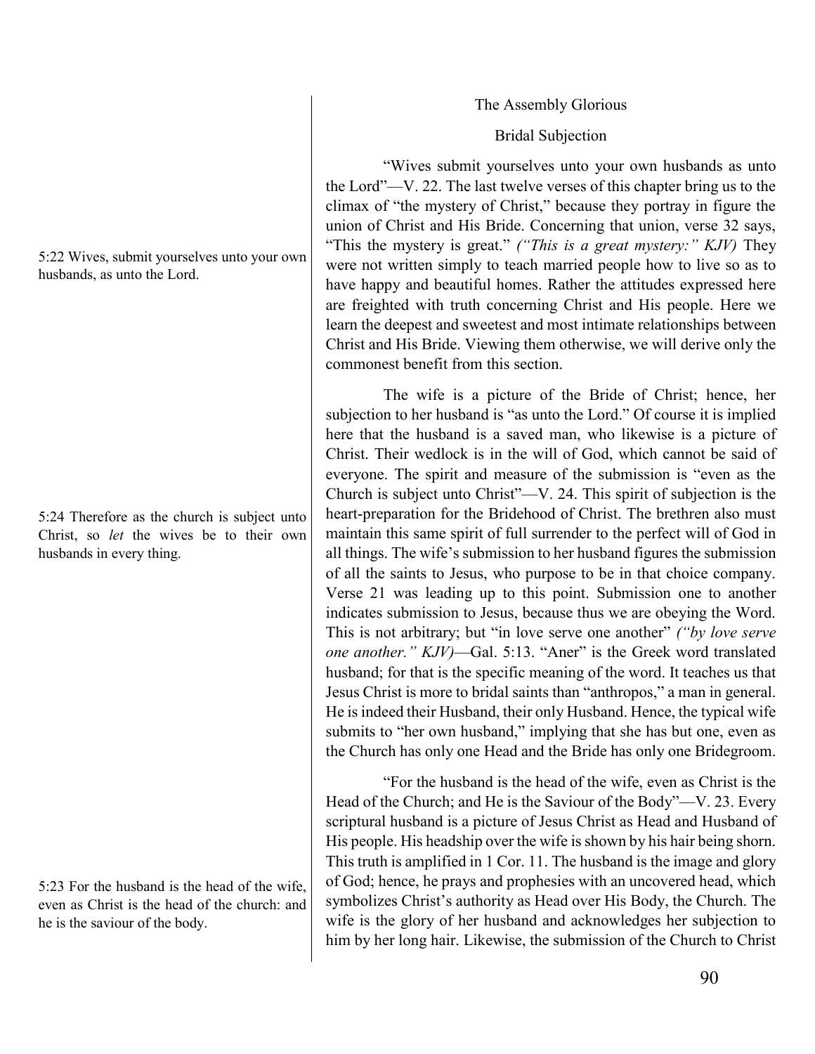## The Assembly Glorious

### Bridal Subjection

5:22 Wives, submit yourselves unto your own husbands, as unto the Lord.

"Wives submit yourselves unto your own husbands as unto the Lord"—V. 22. The last twelve verses of this chapter bring us to the climax of "the mystery of Christ," because they portray in figure the union of Christ and His Bride. Concerning that union, verse 32 says, "This the mystery is great." *("This is a great mystery:" KJV)* They were not written simply to teach married people how to live so as to have happy and beautiful homes. Rather the attitudes expressed here are freighted with truth concerning Christ and His people. Here we learn the deepest and sweetest and most intimate relationships between Christ and His Bride. Viewing them otherwise, we will derive only the commonest benefit from this section.

5:24 Therefore as the church is subject unto Christ, so *let* the wives be to their own husbands in every thing.

The wife is a picture of the Bride of Christ; hence, her subjection to her husband is "as unto the Lord." Of course it is implied here that the husband is a saved man, who likewise is a picture of Christ. Their wedlock is in the will of God, which cannot be said of everyone. The spirit and measure of the submission is "even as the Church is subject unto Christ"—V. 24. This spirit of subjection is the heart-preparation for the Bridehood of Christ. The brethren also must maintain this same spirit of full surrender to the perfect will of God in all things. The wife's submission to her husband figures the submission of all the saints to Jesus, who purpose to be in that choice company. Verse 21 was leading up to this point. Submission one to another indicates submission to Jesus, because thus we are obeying the Word. This is not arbitrary; but "in love serve one another" *("by love serve one another." KJV)*—Gal. 5:13. "Aner" is the Greek word translated husband; for that is the specific meaning of the word. It teaches us that Jesus Christ is more to bridal saints than "anthropos," a man in general. He is indeed their Husband, their only Husband. Hence, the typical wife submits to "her own husband," implying that she has but one, even as the Church has only one Head and the Bride has only one Bridegroom.

5:23 For the husband is the head of the wife, even as Christ is the head of the church: and he is the saviour of the body.

"For the husband is the head of the wife, even as Christ is the Head of the Church; and He is the Saviour of the Body"—V. 23. Every scriptural husband is a picture of Jesus Christ as Head and Husband of His people. His headship over the wife is shown by his hair being shorn. This truth is amplified in 1 Cor. 11. The husband is the image and glory of God; hence, he prays and prophesies with an uncovered head, which symbolizes Christ's authority as Head over His Body, the Church. The wife is the glory of her husband and acknowledges her subjection to him by her long hair. Likewise, the submission of the Church to Christ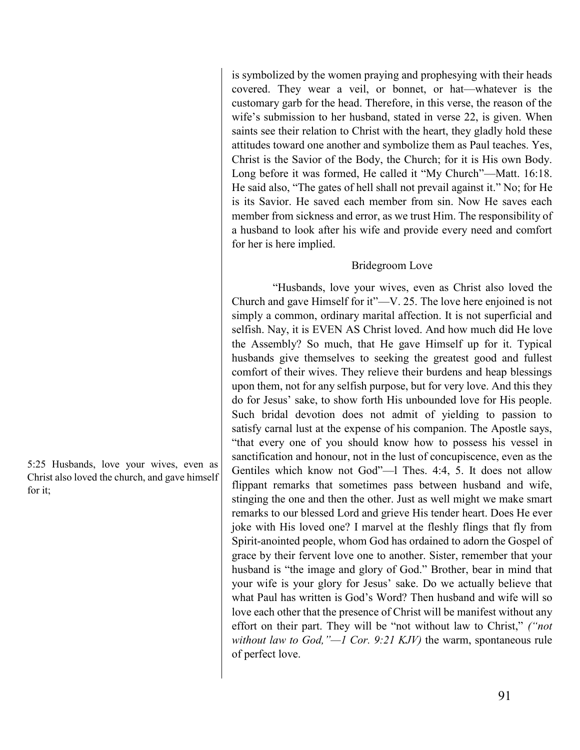is symbolized by the women praying and prophesying with their heads covered. They wear a veil, or bonnet, or hat—whatever is the customary garb for the head. Therefore, in this verse, the reason of the wife's submission to her husband, stated in verse 22, is given. When saints see their relation to Christ with the heart, they gladly hold these attitudes toward one another and symbolize them as Paul teaches. Yes, Christ is the Savior of the Body, the Church; for it is His own Body. Long before it was formed, He called it "My Church"—Matt. 16:18. He said also, "The gates of hell shall not prevail against it." No; for He is its Savior. He saved each member from sin. Now He saves each member from sickness and error, as we trust Him. The responsibility of a husband to look after his wife and provide every need and comfort for her is here implied.

### Bridegroom Love

5:25 Husbands, love your wives, even as Christ also loved the church, and gave himself for it;

"Husbands, love your wives, even as Christ also loved the Church and gave Himself for it"—V. 25. The love here enjoined is not simply a common, ordinary marital affection. It is not superficial and selfish. Nay, it is EVEN AS Christ loved. And how much did He love the Assembly? So much, that He gave Himself up for it. Typical husbands give themselves to seeking the greatest good and fullest comfort of their wives. They relieve their burdens and heap blessings upon them, not for any selfish purpose, but for very love. And this they do for Jesus' sake, to show forth His unbounded love for His people. Such bridal devotion does not admit of yielding to passion to satisfy carnal lust at the expense of his companion. The Apostle says, "that every one of you should know how to possess his vessel in sanctification and honour, not in the lust of concupiscence, even as the Gentiles which know not God"—l Thes. 4:4, 5. It does not allow flippant remarks that sometimes pass between husband and wife, stinging the one and then the other. Just as well might we make smart remarks to our blessed Lord and grieve His tender heart. Does He ever joke with His loved one? I marvel at the fleshly flings that fly from Spirit-anointed people, whom God has ordained to adorn the Gospel of grace by their fervent love one to another. Sister, remember that your husband is "the image and glory of God." Brother, bear in mind that your wife is your glory for Jesus' sake. Do we actually believe that what Paul has written is God's Word? Then husband and wife will so love each other that the presence of Christ will be manifest without any effort on their part. They will be "not without law to Christ," *("not without law to God,"—1 Cor. 9:21 KJV)* the warm, spontaneous rule of perfect love.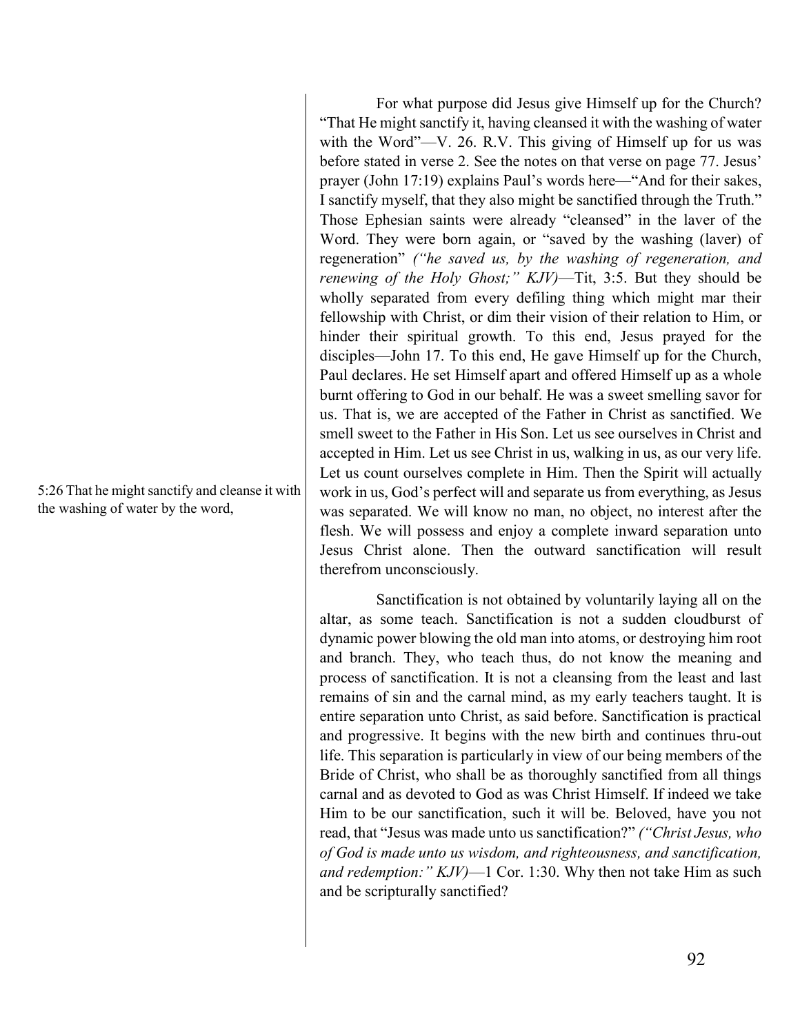5:26 That he might sanctify and cleanse it with the washing of water by the word,

For what purpose did Jesus give Himself up for the Church? "That He might sanctify it, having cleansed it with the washing of water with the Word"—V. 26. R.V. This giving of Himself up for us was before stated in verse 2. See the notes on that verse on page 77. Jesus' prayer (John 17:19) explains Paul's words here—"And for their sakes, I sanctify myself, that they also might be sanctified through the Truth." Those Ephesian saints were already "cleansed" in the laver of the Word. They were born again, or "saved by the washing (laver) of regeneration" *("he saved us, by the washing of regeneration, and renewing of the Holy Ghost;" KJV)*—Tit, 3:5. But they should be wholly separated from every defiling thing which might mar their fellowship with Christ, or dim their vision of their relation to Him, or hinder their spiritual growth. To this end, Jesus prayed for the disciples—John 17. To this end, He gave Himself up for the Church, Paul declares. He set Himself apart and offered Himself up as a whole burnt offering to God in our behalf. He was a sweet smelling savor for us. That is, we are accepted of the Father in Christ as sanctified. We smell sweet to the Father in His Son. Let us see ourselves in Christ and accepted in Him. Let us see Christ in us, walking in us, as our very life. Let us count ourselves complete in Him. Then the Spirit will actually work in us, God's perfect will and separate us from everything, as Jesus was separated. We will know no man, no object, no interest after the flesh. We will possess and enjoy a complete inward separation unto Jesus Christ alone. Then the outward sanctification will result therefrom unconsciously.

Sanctification is not obtained by voluntarily laying all on the altar, as some teach. Sanctification is not a sudden cloudburst of dynamic power blowing the old man into atoms, or destroying him root and branch. They, who teach thus, do not know the meaning and process of sanctification. It is not a cleansing from the least and last remains of sin and the carnal mind, as my early teachers taught. It is entire separation unto Christ, as said before. Sanctification is practical and progressive. It begins with the new birth and continues thru-out life. This separation is particularly in view of our being members of the Bride of Christ, who shall be as thoroughly sanctified from all things carnal and as devoted to God as was Christ Himself. If indeed we take Him to be our sanctification, such it will be. Beloved, have you not read, that "Jesus was made unto us sanctification?" *("Christ Jesus, who of God is made unto us wisdom, and righteousness, and sanctification, and redemption:" KJV)*—1 Cor. 1:30. Why then not take Him as such and be scripturally sanctified?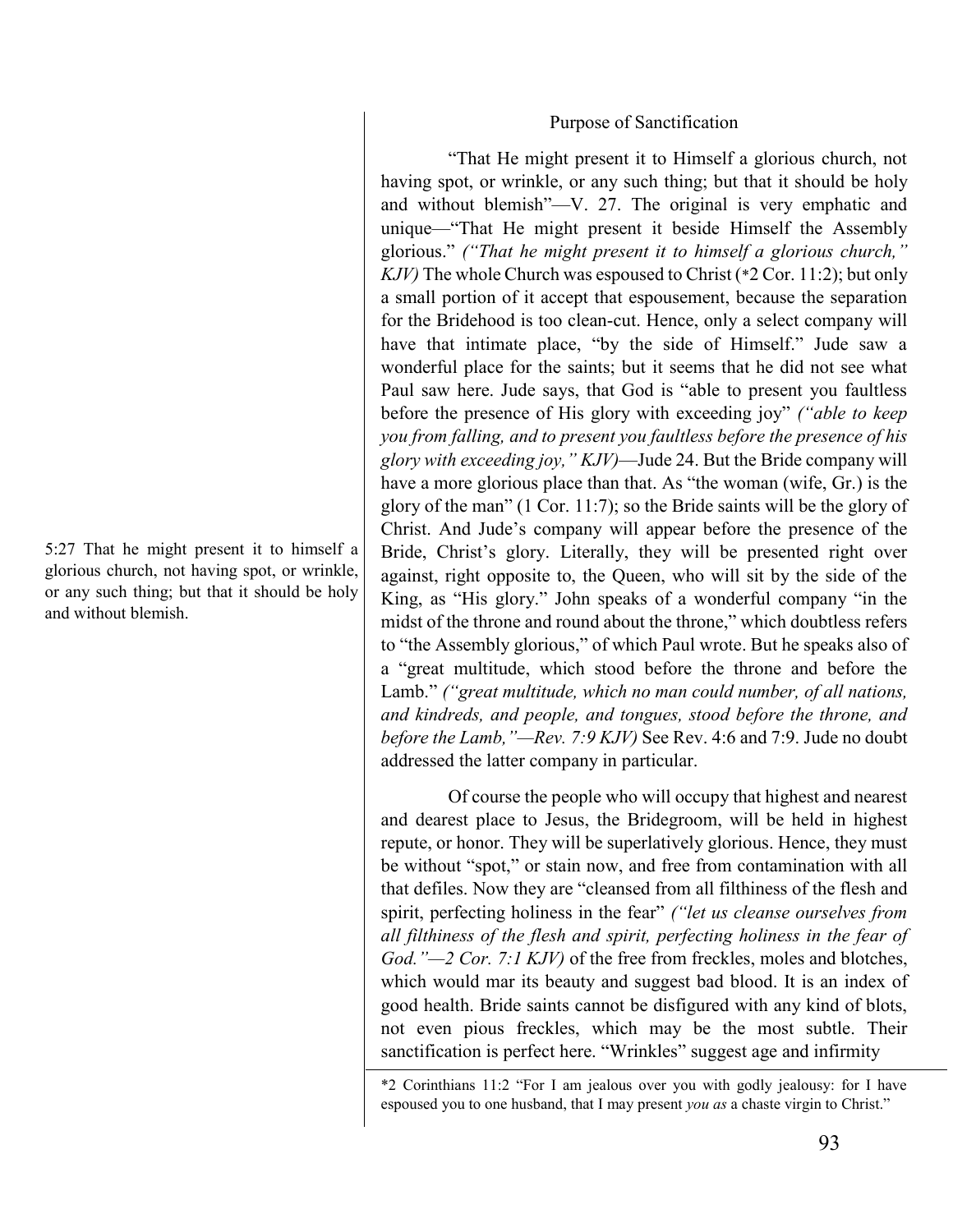5:27 That he might present it to himself a glorious church, not having spot, or wrinkle, or any such thing; but that it should be holy and without blemish.

### Purpose of Sanctification

"That He might present it to Himself a glorious church, not having spot, or wrinkle, or any such thing; but that it should be holy and without blemish"—V. 27. The original is very emphatic and unique—"That He might present it beside Himself the Assembly glorious." *("That he might present it to himself a glorious church," KJV)* The whole Church was espoused to Christ (*2 Cor. 11:2); but only a small portion of it accept that espousement, because the separation for the Bridehood is too clean-cut. Hence, only a select company will have that intimate place, "by the side of Himself." Jude saw a wonderful place for the saints; but it seems that he did not see what Paul saw here. Jude says, that God is "able to present you faultless before the presence of His glory with exceeding joy" *("able to keep you from falling, and to present you faultless before the presence of his glory with exceeding joy," KJV)*—Jude 24. But the Bride company will have a more glorious place than that. As "the woman (wife, Gr.) is the glory of the man" (1 Cor. 11:7); so the Bride saints will be the glory of Christ. And Jude's company will appear before the presence of the Bride, Christ's glory. Literally, they will be presented right over against, right opposite to, the Queen, who will sit by the side of the King, as "His glory." John speaks of a wonderful company "in the midst of the throne and round about the throne," which doubtless refers to "the Assembly glorious," of which Paul wrote. But he speaks also of a "great multitude, which stood before the throne and before the Lamb." *("great multitude, which no man could number, of all nations, and kindreds, and people, and tongues, stood before the throne, and before the Lamb,"—Rev. 7:9 KJV)* See Rev. 4:6 and 7:9. Jude no doubt addressed the latter company in particular.

Of course the people who will occupy that highest and nearest and dearest place to Jesus, the Bridegroom, will be held in highest repute, or honor. They will be superlatively glorious. Hence, they must be without "spot," or stain now, and free from contamination with all that defiles. Now they are "cleansed from all filthiness of the flesh and spirit, perfecting holiness in the fear" *("let us cleanse ourselves from all filthiness of the flesh and spirit, perfecting holiness in the fear of God."—2 Cor. 7:1 KJV)* of the free from freckles, moles and blotches, which would mar its beauty and suggest bad blood. It is an index of good health. Bride saints cannot be disfigured with any kind of blots, not even pious freckles, which may be the most subtle. Their sanctification is perfect here. "Wrinkles" suggest age and infirmity

---

*2 Corinthians 11:2 "For I am jealous over you with godly jealousy: for I have espoused you to one husband, that I may present *you as* a chaste virgin to Christ."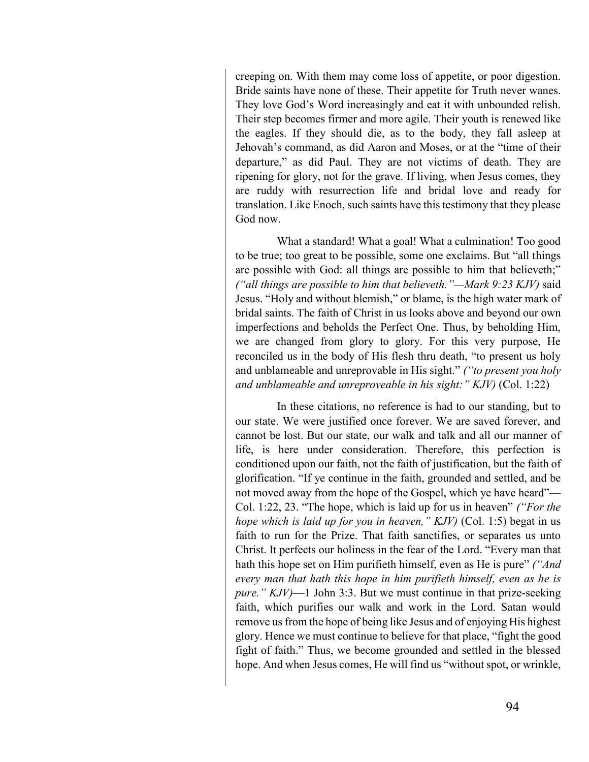creeping on. With them may come loss of appetite, or poor digestion. Bride saints have none of these. Their appetite for Truth never wanes. They love God's Word increasingly and eat it with unbounded relish. Their step becomes firmer and more agile. Their youth is renewed like the eagles. If they should die, as to the body, they fall asleep at Jehovah's command, as did Aaron and Moses, or at the "time of their departure," as did Paul. They are not victims of death. They are ripening for glory, not for the grave. If living, when Jesus comes, they are ruddy with resurrection life and bridal love and ready for translation. Like Enoch, such saints have this testimony that they please God now.

What a standard! What a goal! What a culmination! Too good to be true; too great to be possible, some one exclaims. But "all things are possible with God: all things are possible to him that believeth;" *("all things are possible to him that believeth."—Mark 9:23 KJV)* said Jesus. "Holy and without blemish," or blame, is the high water mark of bridal saints. The faith of Christ in us looks above and beyond our own imperfections and beholds the Perfect One. Thus, by beholding Him, we are changed from glory to glory. For this very purpose, He reconciled us in the body of His flesh thru death, "to present us holy and unblameable and unreprovable in His sight." *("to present you holy and unblameable and unreproveable in his sight:" KJV)* (Col. 1:22)

In these citations, no reference is had to our standing, but to our state. We were justified once forever. We are saved forever, and cannot be lost. But our state, our walk and talk and all our manner of life, is here under consideration. Therefore, this perfection is conditioned upon our faith, not the faith of justification, but the faith of glorification. "If ye continue in the faith, grounded and settled, and be not moved away from the hope of the Gospel, which ye have heard"—Col. 1:22, 23. "The hope, which is laid up for us in heaven" *("For the hope which is laid up for you in heaven," KJV)* (Col. 1:5) begat in us faith to run for the Prize. That faith sanctifies, or separates us unto Christ. It perfects our holiness in the fear of the Lord. "Every man that hath this hope set on Him purifieth himself, even as He is pure" *("And every man that hath this hope in him purifieth himself, even as he is pure." KJV)*—1 John 3:3. But we must continue in that prize-seeking faith, which purifies our walk and work in the Lord. Satan would remove us from the hope of being like Jesus and of enjoying His highest glory. Hence we must continue to believe for that place, "fight the good fight of faith." Thus, we become grounded and settled in the blessed hope. And when Jesus comes, He will find us "without spot, or wrinkle,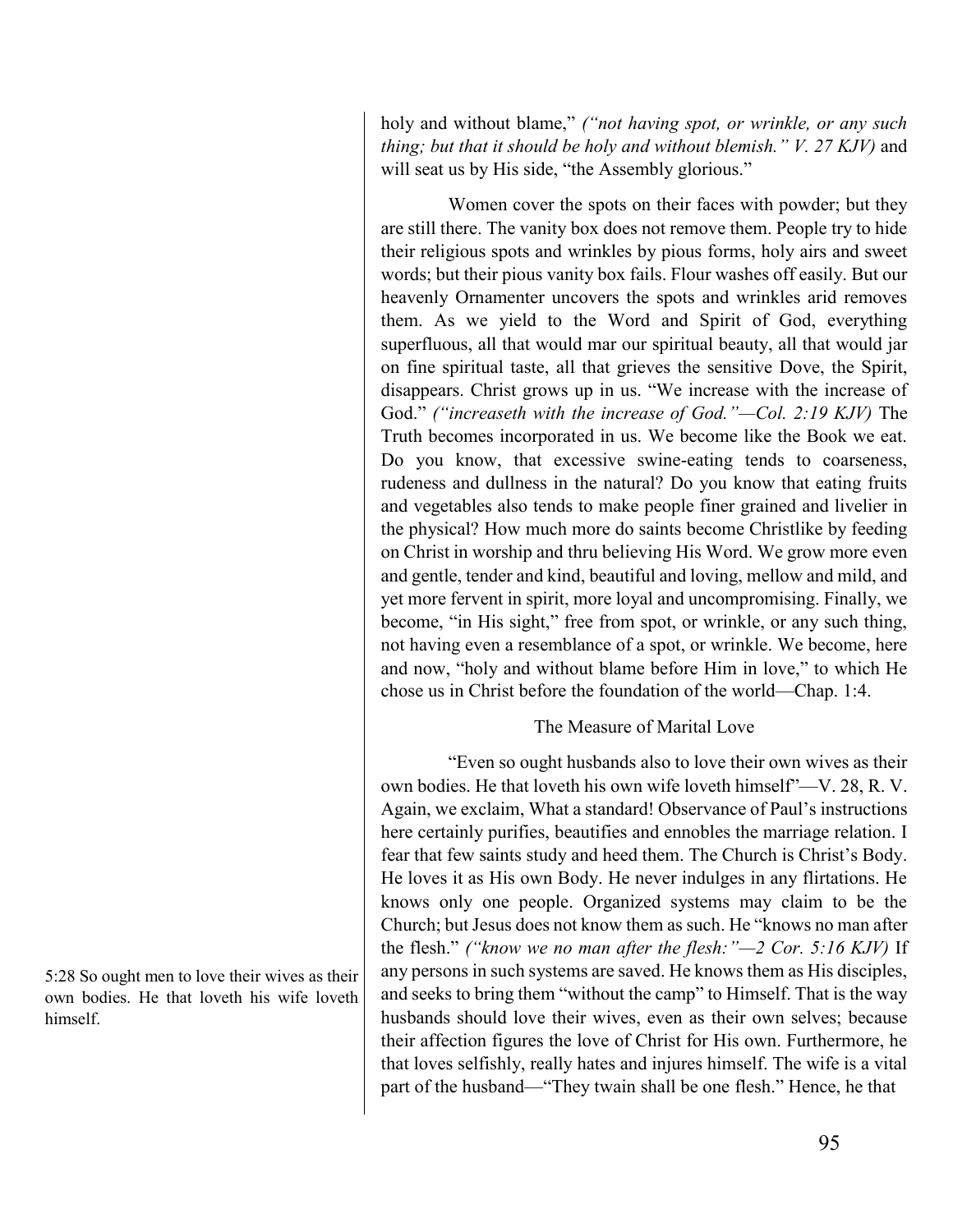holy and without blame," *("not having spot, or wrinkle, or any such thing; but that it should be holy and without blemish." V. 27 KJV)* and will seat us by His side, "the Assembly glorious."

Women cover the spots on their faces with powder; but they are still there. The vanity box does not remove them. People try to hide their religious spots and wrinkles by pious forms, holy airs and sweet words; but their pious vanity box fails. Flour washes off easily. But our heavenly Ornamenter uncovers the spots and wrinkles arid removes them. As we yield to the Word and Spirit of God, everything superfluous, all that would mar our spiritual beauty, all that would jar on fine spiritual taste, all that grieves the sensitive Dove, the Spirit, disappears. Christ grows up in us. "We increase with the increase of God." *("increaseth with the increase of God."—Col. 2:19 KJV)* The Truth becomes incorporated in us. We become like the Book we eat. Do you know, that excessive swine-eating tends to coarseness, rudeness and dullness in the natural? Do you know that eating fruits and vegetables also tends to make people finer grained and livelier in the physical? How much more do saints become Christlike by feeding on Christ in worship and thru believing His Word. We grow more even and gentle, tender and kind, beautiful and loving, mellow and mild, and yet more fervent in spirit, more loyal and uncompromising. Finally, we become, "in His sight," free from spot, or wrinkle, or any such thing, not having even a resemblance of a spot, or wrinkle. We become, here and now, "holy and without blame before Him in love," to which He chose us in Christ before the foundation of the world—Chap. 1:4.

### The Measure of Marital Love

"Even so ought husbands also to love their own wives as their own bodies. He that loveth his own wife loveth himself"—V. 28, R. V. Again, we exclaim, What a standard! Observance of Paul's instructions here certainly purifies, beautifies and ennobles the marriage relation. I fear that few saints study and heed them. The Church is Christ's Body. He loves it as His own Body. He never indulges in any flirtations. He knows only one people. Organized systems may claim to be the Church; but Jesus does not know them as such. He "knows no man after the flesh." *("know we no man after the flesh:"—2 Cor. 5:16 KJV)* If any persons in such systems are saved. He knows them as His disciples, and seeks to bring them "without the camp" to Himself. That is the way husbands should love their wives, even as their own selves; because their affection figures the love of Christ for His own. Furthermore, he that loves selfishly, really hates and injures himself. The wife is a vital part of the husband—"They twain shall be one flesh." Hence, he that

5:28 So ought men to love their wives as their own bodies. He that loveth his wife loveth himself.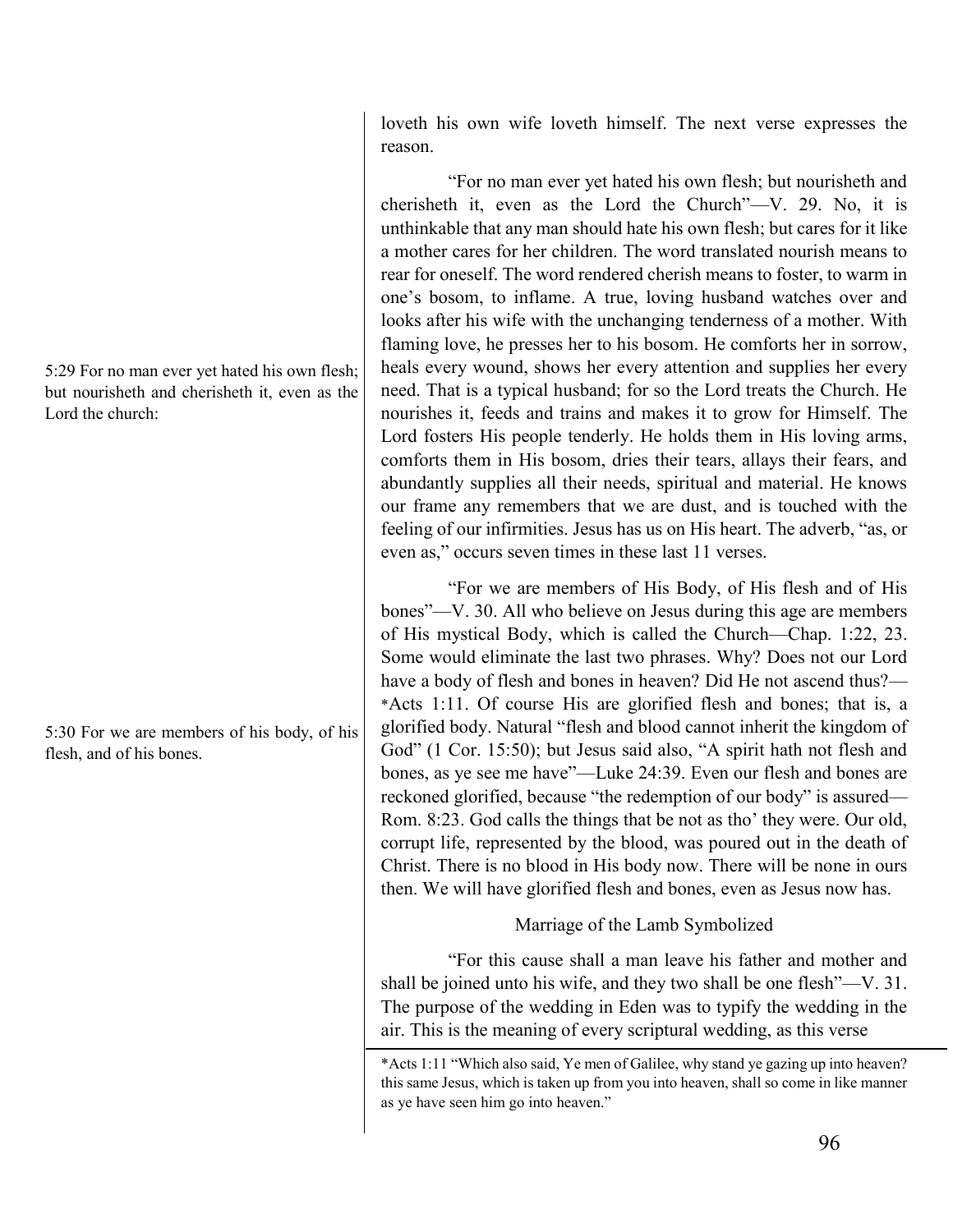loveth his own wife loveth himself. The next verse expresses the reason.

5:29 For no man ever yet hated his own flesh; but nourisheth and cherisheth it, even as the Lord the church:

"For no man ever yet hated his own flesh; but nourisheth and cherisheth it, even as the Lord the Church"—V. 29. No, it is unthinkable that any man should hate his own flesh; but cares for it like a mother cares for her children. The word translated nourish means to rear for oneself. The word rendered cherish means to foster, to warm in one's bosom, to inflame. A true, loving husband watches over and looks after his wife with the unchanging tenderness of a mother. With flaming love, he presses her to his bosom. He comforts her in sorrow, heals every wound, shows her every attention and supplies her every need. That is a typical husband; for so the Lord treats the Church. He nourishes it, feeds and trains and makes it to grow for Himself. The Lord fosters His people tenderly. He holds them in His loving arms, comforts them in His bosom, dries their tears, allays their fears, and abundantly supplies all their needs, spiritual and material. He knows our frame any remembers that we are dust, and is touched with the feeling of our infirmities. Jesus has us on His heart. The adverb, "as, or even as," occurs seven times in these last 11 verses.

5:30 For we are members of his body, of his flesh, and of his bones.

"For we are members of His Body, of His flesh and of His bones"—V. 30. All who believe on Jesus during this age are members of His mystical Body, which is called the Church—Chap. 1:22, 23. Some would eliminate the last two phrases. Why? Does not our Lord have a body of flesh and bones in heaven? Did He not ascend thus?—*Acts 1:11. Of course His are glorified flesh and bones; that is, a glorified body. Natural "flesh and blood cannot inherit the kingdom of God" (1 Cor. 15:50); but Jesus said also, "A spirit hath not flesh and bones, as ye see me have"—Luke 24:39. Even our flesh and bones are reckoned glorified, because "the redemption of our body" is assured—Rom. 8:23. God calls the things that be not as tho' they were. Our old, corrupt life, represented by the blood, was poured out in the death of Christ. There is no blood in His body now. There will be none in ours then. We will have glorified flesh and bones, even as Jesus now has.

### Marriage of the Lamb Symbolized

"For this cause shall a man leave his father and mother and shall be joined unto his wife, and they two shall be one flesh"—V. 31. The purpose of the wedding in Eden was to typify the wedding in the air. This is the meaning of every scriptural wedding, as this verse

*Acts 1:11 "Which also said, Ye men of Galilee, why stand ye gazing up into heaven? this same Jesus, which is taken up from you into heaven, shall so come in like manner as ye have seen him go into heaven."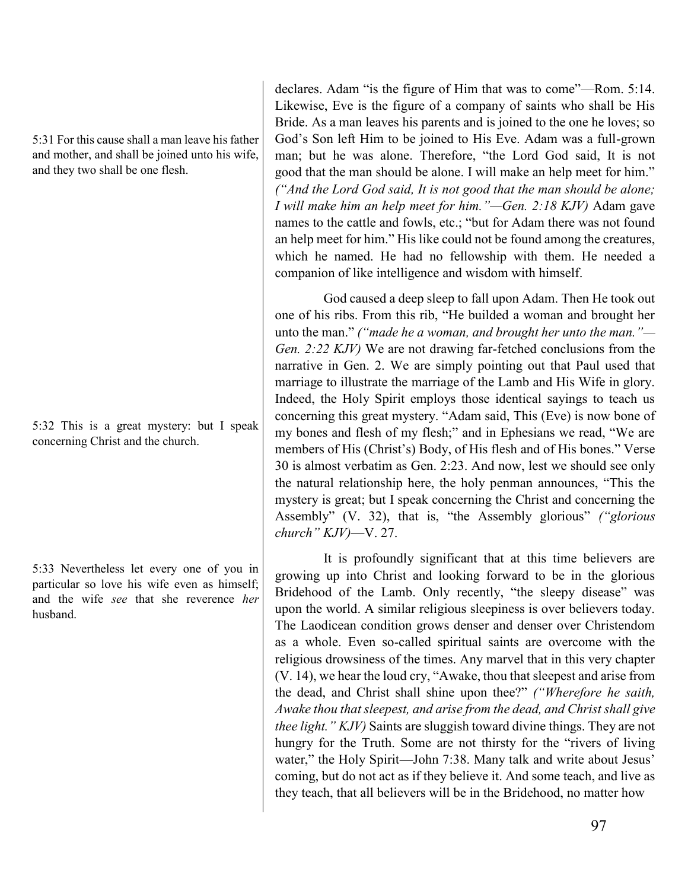declares. Adam "is the figure of Him that was to come"—Rom. 5:14. Likewise, Eve is the figure of a company of saints who shall be His Bride. As a man leaves his parents and is joined to the one he loves; so God's Son left Him to be joined to His Eve. Adam was a full-grown man; but he was alone. Therefore, "the Lord God said, It is not good that the man should be alone. I will make an help meet for him." *("And the Lord God said, It is not good that the man should be alone; I will make him an help meet for him."—Gen. 2:18 KJV)* Adam gave names to the cattle and fowls, etc.; "but for Adam there was not found an help meet for him." His like could not be found among the creatures, which he named. He had no fellowship with them. He needed a companion of like intelligence and wisdom with himself.

5:31 For this cause shall a man leave his father and mother, and shall be joined unto his wife, and they two shall be one flesh.

God caused a deep sleep to fall upon Adam. Then He took out one of his ribs. From this rib, "He builded a woman and brought her unto the man." *("made he a woman, and brought her unto the man."—Gen. 2:22 KJV)* We are not drawing far-fetched conclusions from the narrative in Gen. 2. We are simply pointing out that Paul used that marriage to illustrate the marriage of the Lamb and His Wife in glory. Indeed, the Holy Spirit employs those identical sayings to teach us concerning this great mystery. "Adam said, This (Eve) is now bone of my bones and flesh of my flesh;" and in Ephesians we read, "We are members of His (Christ's) Body, of His flesh and of His bones." Verse 30 is almost verbatim as Gen. 2:23. And now, lest we should see only the natural relationship here, the holy penman announces, "This the mystery is great; but I speak concerning the Christ and concerning the Assembly" (V. 32), that is, "the Assembly glorious" *("glorious church" KJV)*—V. 27.

5:32 This is a great mystery: but I speak concerning Christ and the church.

5:33 Nevertheless let every one of you in particular so love his wife even as himself; and the wife *see* that she reverence *her* husband.

It is profoundly significant that at this time believers are growing up into Christ and looking forward to be in the glorious Bridehood of the Lamb. Only recently, "the sleepy disease" was upon the world. A similar religious sleepiness is over believers today. The Laodicean condition grows denser and denser over Christendom as a whole. Even so-called spiritual saints are overcome with the religious drowsiness of the times. Any marvel that in this very chapter (V. 14), we hear the loud cry, "Awake, thou that sleepest and arise from the dead, and Christ shall shine upon thee?" *("Wherefore he saith, Awake thou that sleepest, and arise from the dead, and Christ shall give thee light." KJV)* Saints are sluggish toward divine things. They are not hungry for the Truth. Some are not thirsty for the "rivers of living water," the Holy Spirit—John 7:38. Many talk and write about Jesus' coming, but do not act as if they believe it. And some teach, and live as they teach, that all believers will be in the Bridehood, no matter how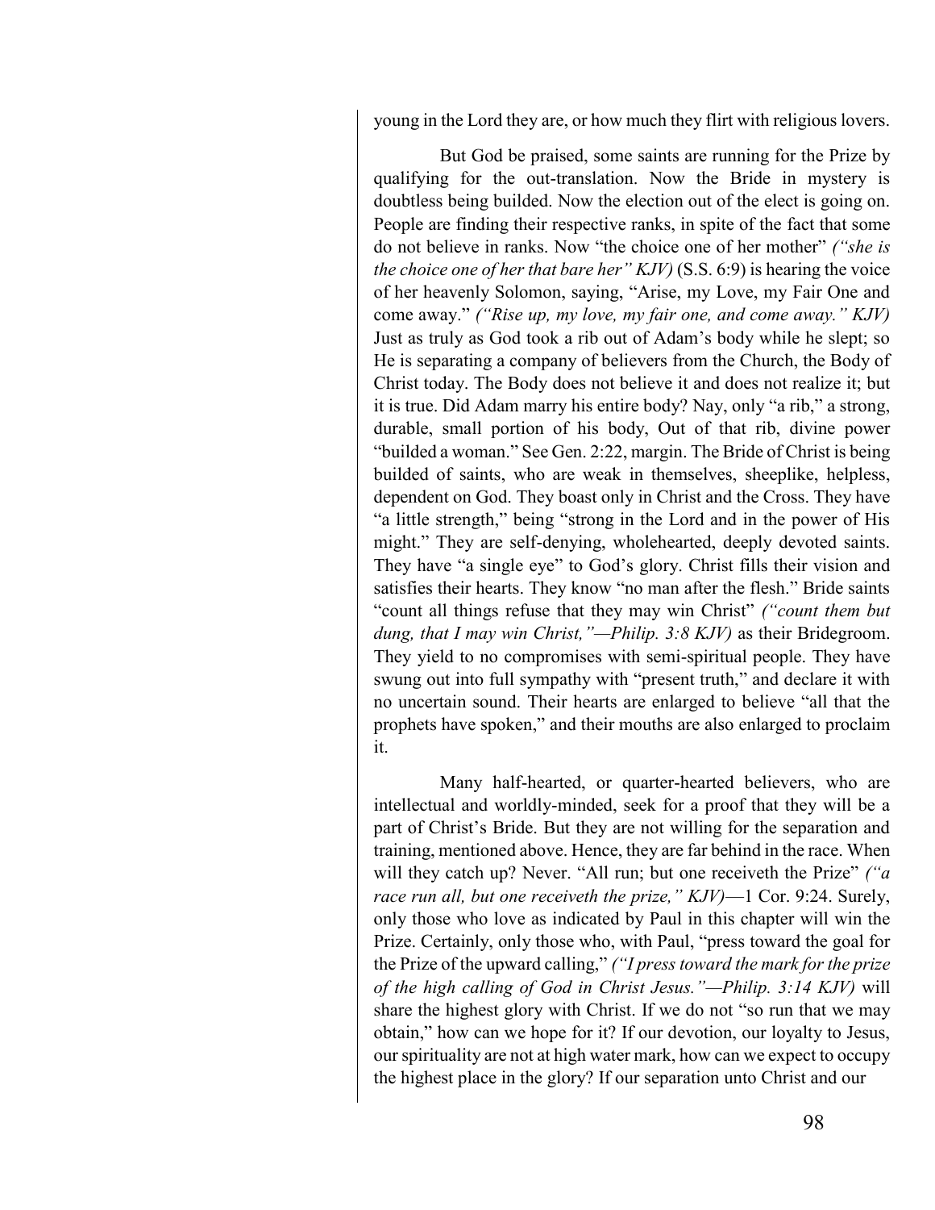young in the Lord they are, or how much they flirt with religious lovers.

But God be praised, some saints are running for the Prize by qualifying for the out-translation. Now the Bride in mystery is doubtless being builded. Now the election out of the elect is going on. People are finding their respective ranks, in spite of the fact that some do not believe in ranks. Now "the choice one of her mother" *("she is the choice one of her that bare her" KJV)* (S.S. 6:9) is hearing the voice of her heavenly Solomon, saying, "Arise, my Love, my Fair One and come away." *("Rise up, my love, my fair one, and come away." KJV)* Just as truly as God took a rib out of Adam's body while he slept; so He is separating a company of believers from the Church, the Body of Christ today. The Body does not believe it and does not realize it; but it is true. Did Adam marry his entire body? Nay, only "a rib," a strong, durable, small portion of his body, Out of that rib, divine power "builded a woman." See Gen. 2:22, margin. The Bride of Christ is being builded of saints, who are weak in themselves, sheeplike, helpless, dependent on God. They boast only in Christ and the Cross. They have "a little strength," being "strong in the Lord and in the power of His might." They are self-denying, wholehearted, deeply devoted saints. They have "a single eye" to God's glory. Christ fills their vision and satisfies their hearts. They know "no man after the flesh." Bride saints "count all things refuse that they may win Christ" *("count them but dung, that I may win Christ,"—Philip. 3:8 KJV)* as their Bridegroom. They yield to no compromises with semi-spiritual people. They have swung out into full sympathy with "present truth," and declare it with no uncertain sound. Their hearts are enlarged to believe "all that the prophets have spoken," and their mouths are also enlarged to proclaim it.

Many half-hearted, or quarter-hearted believers, who are intellectual and worldly-minded, seek for a proof that they will be a part of Christ's Bride. But they are not willing for the separation and training, mentioned above. Hence, they are far behind in the race. When will they catch up? Never. "All run; but one receiveth the Prize" *("a race run all, but one receiveth the prize," KJV)*—1 Cor. 9:24. Surely, only those who love as indicated by Paul in this chapter will win the Prize. Certainly, only those who, with Paul, "press toward the goal for the Prize of the upward calling," *("I press toward the mark for the prize of the high calling of God in Christ Jesus."—Philip. 3:14 KJV)* will share the highest glory with Christ. If we do not "so run that we may obtain," how can we hope for it? If our devotion, our loyalty to Jesus, our spirituality are not at high water mark, how can we expect to occupy the highest place in the glory? If our separation unto Christ and our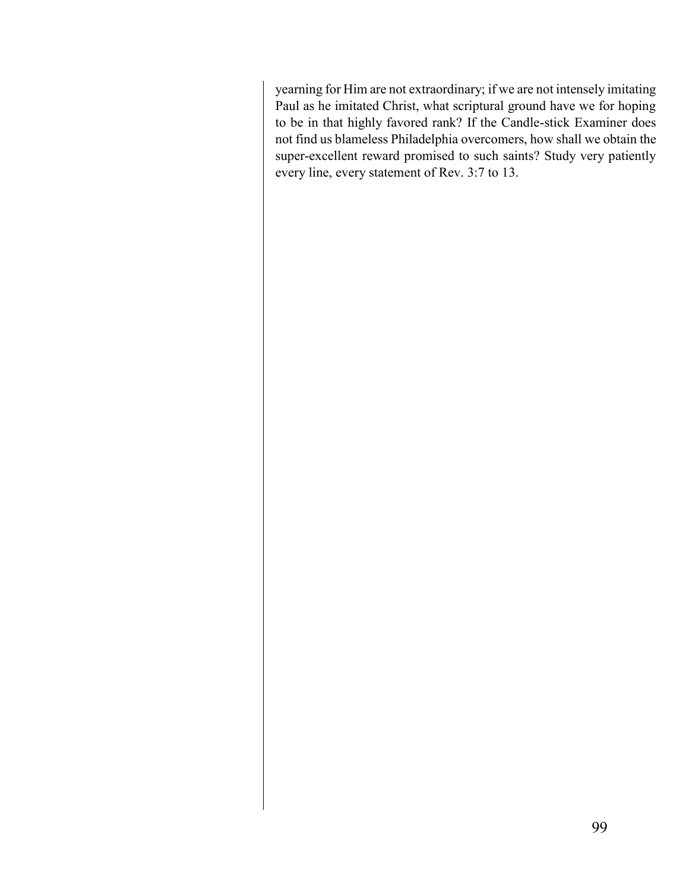yearning for Him are not extraordinary; if we are not intensely imitating Paul as he imitated Christ, what scriptural ground have we for hoping to be in that highly favored rank? If the Candle-stick Examiner does not find us blameless Philadelphia overcomers, how shall we obtain the super-excellent reward promised to such saints? Study very patiently every line, every statement of Rev. 3:7 to 13.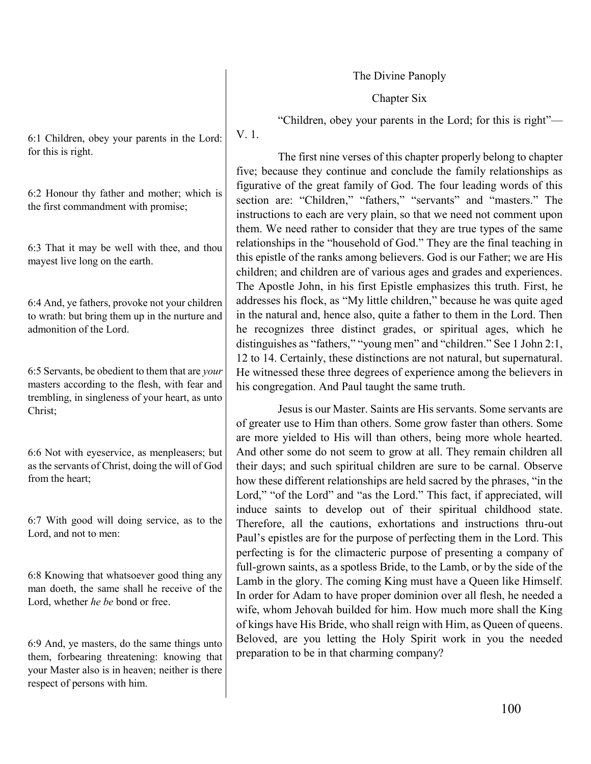The Divine Panoply

## Chapter Six

6:1 Children, obey your parents in the Lord: for this is right.

6:2 Honour thy father and mother; which is the first commandment with promise;

6:3 That it may be well with thee, and thou mayest live long on the earth.

6:4 And, ye fathers, provoke not your children to wrath: but bring them up in the nurture and admonition of the Lord.

6:5 Servants, be obedient to them that are *your* masters according to the flesh, with fear and trembling, in singleness of your heart, as unto Christ;

6:6 Not with eyeservice, as menpleasers; but as the servants of Christ, doing the will of God from the heart;

6:7 With good will doing service, as to the Lord, and not to men:

6:8 Knowing that whatsoever good thing any man doeth, the same shall he receive of the Lord, whether *he be* bond or free.

6:9 And, ye masters, do the same things unto them, forbearing threatening: knowing that your Master also is in heaven; neither is there respect of persons with him.

"Children, obey your parents in the Lord; for this is right"—V. 1.

The first nine verses of this chapter properly belong to chapter five; because they continue and conclude the family relationships as figurative of the great family of God. The four leading words of this section are: "Children," "fathers," "servants" and "masters." The instructions to each are very plain, so that we need not comment upon them. We need rather to consider that they are true types of the same relationships in the "household of God." They are the final teaching in this epistle of the ranks among believers. God is our Father; we are His children; and children are of various ages and grades and experiences. The Apostle John, in his first Epistle emphasizes this truth. First, he addresses his flock, as "My little children," because he was quite aged in the natural and, hence also, quite a father to them in the Lord. Then he recognizes three distinct grades, or spiritual ages, which he distinguishes as "fathers," "young men" and "children." See 1 John 2:1, 12 to 14. Certainly, these distinctions are not natural, but supernatural. He witnessed these three degrees of experience among the believers in his congregation. And Paul taught the same truth.

Jesus is our Master. Saints are His servants. Some servants are of greater use to Him than others. Some grow faster than others. Some are more yielded to His will than others, being more whole hearted. And other some do not seem to grow at all. They remain children all their days; and such spiritual children are sure to be carnal. Observe how these different relationships are held sacred by the phrases, "in the Lord," "of the Lord" and "as the Lord." This fact, if appreciated, will induce saints to develop out of their spiritual childhood state. Therefore, all the cautions, exhortations and instructions thru-out Paul's epistles are for the purpose of perfecting them in the Lord. This perfecting is for the climacteric purpose of presenting a company of full-grown saints, as a spotless Bride, to the Lamb, or by the side of the Lamb in the glory. The coming King must have a Queen like Himself. In order for Adam to have proper dominion over all flesh, he needed a wife, whom Jehovah builded for him. How much more shall the King of kings have His Bride, who shall reign with Him, as Queen of queens. Beloved, are you letting the Holy Spirit work in you the needed preparation to be in that charming company?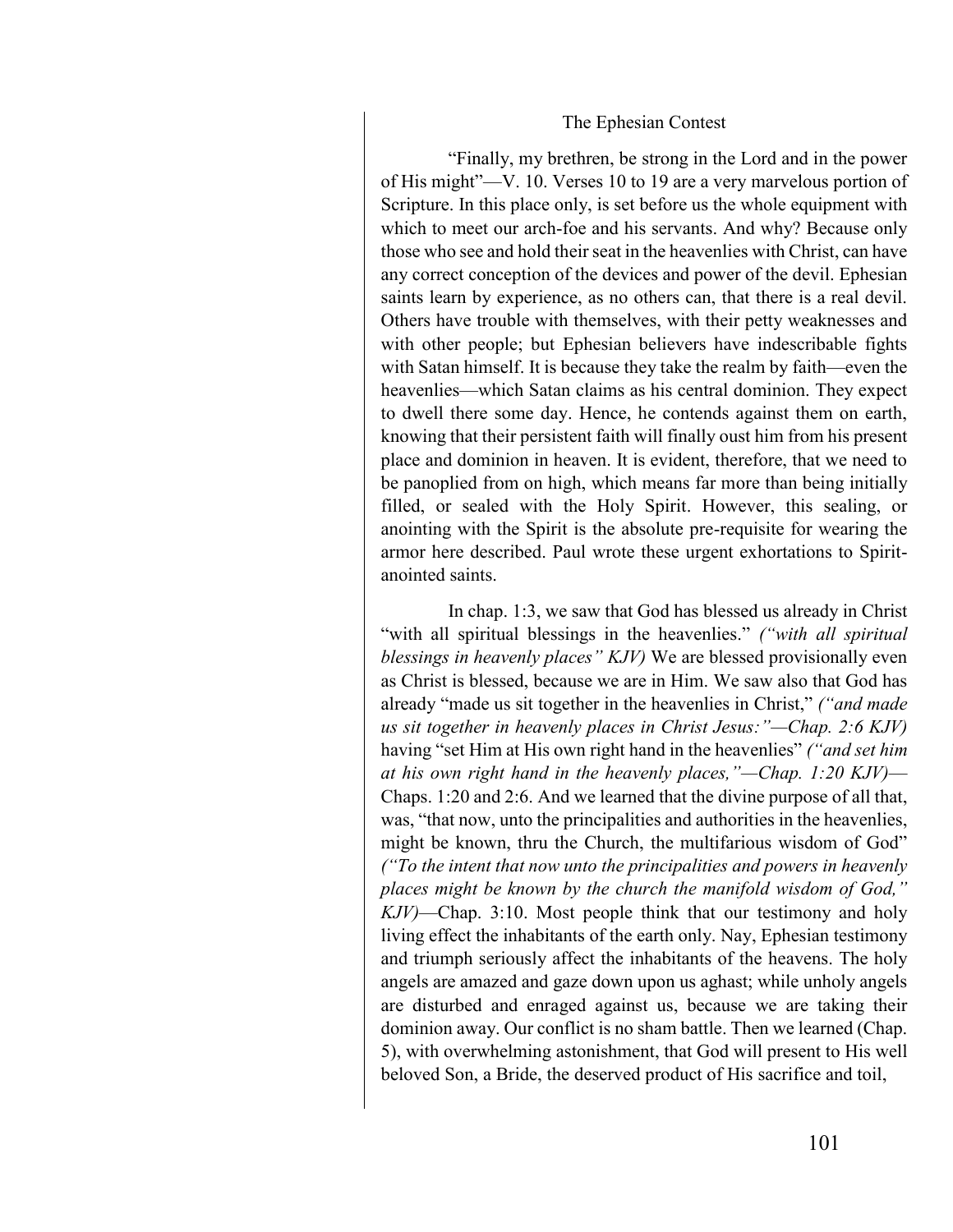"Finally, my brethren, be strong in the Lord and in the power of His might"—V. 10. Verses 10 to 19 are a very marvelous portion of Scripture. In this place only, is set before us the whole equipment with which to meet our arch-foe and his servants. And why? Because only those who see and hold their seat in the heavenlies with Christ, can have any correct conception of the devices and power of the devil. Ephesian saints learn by experience, as no others can, that there is a real devil. Others have trouble with themselves, with their petty weaknesses and with other people; but Ephesian believers have indescribable fights with Satan himself. It is because they take the realm by faith—even the heavenlies—which Satan claims as his central dominion. They expect to dwell there some day. Hence, he contends against them on earth, knowing that their persistent faith will finally oust him from his present place and dominion in heaven. It is evident, therefore, that we need to be panoplied from on high, which means far more than being initially filled, or sealed with the Holy Spirit. However, this sealing, or anointing with the Spirit is the absolute pre-requisite for wearing the armor here described. Paul wrote these urgent exhortations to Spirit-anointed saints.

In chap. 1:3, we saw that God has blessed us already in Christ "with all spiritual blessings in the heavenlies." *("with all spiritual blessings in heavenly places" KJV)* We are blessed provisionally even as Christ is blessed, because we are in Him. We saw also that God has already "made us sit together in the heavenlies in Christ," *("and made us sit together in heavenly places in Christ Jesus:"—Chap. 2:6 KJV)* having "set Him at His own right hand in the heavenlies" *("and set him at his own right hand in the heavenly places,"—Chap. 1:20 KJV)*—Chaps. 1:20 and 2:6. And we learned that the divine purpose of all that, was, "that now, unto the principalities and authorities in the heavenlies, might be known, thru the Church, the multifarious wisdom of God" *("To the intent that now unto the principalities and powers in heavenly places might be known by the church the manifold wisdom of God," KJV)*—Chap. 3:10. Most people think that our testimony and holy living effect the inhabitants of the earth only. Nay, Ephesian testimony and triumph seriously affect the inhabitants of the heavens. The holy angels are amazed and gaze down upon us aghast; while unholy angels are disturbed and enraged against us, because we are taking their dominion away. Our conflict is no sham battle. Then we learned (Chap. 5), with overwhelming astonishment, that God will present to His well beloved Son, a Bride, the deserved product of His sacrifice and toil,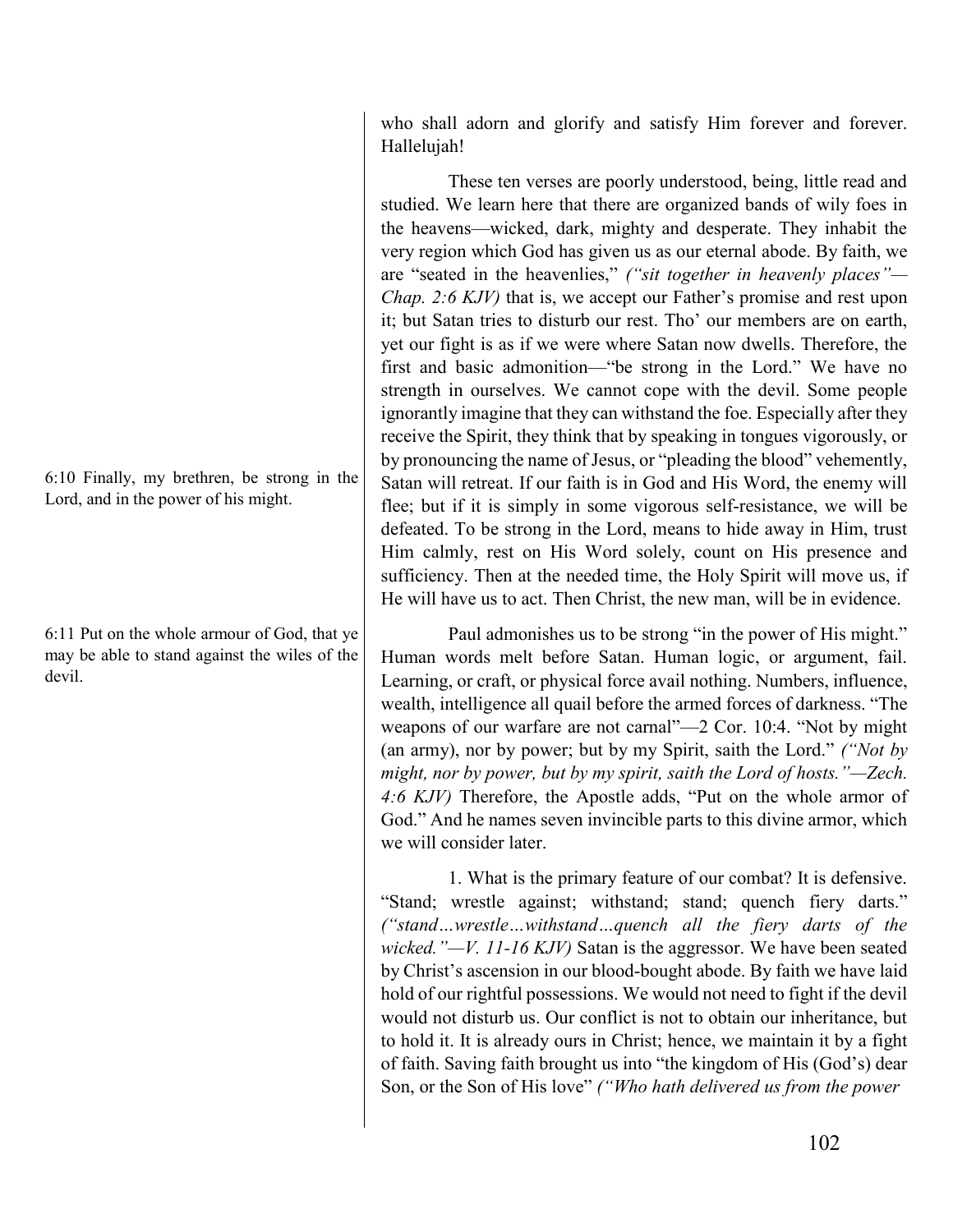who shall adorn and glorify and satisfy Him forever and forever. Hallelujah!

These ten verses are poorly understood, being, little read and studied. We learn here that there are organized bands of wily foes in the heavens—wicked, dark, mighty and desperate. They inhabit the very region which God has given us as our eternal abode. By faith, we are "seated in the heavenlies," *("sit together in heavenly places"—Chap. 2:6 KJV)* that is, we accept our Father's promise and rest upon it; but Satan tries to disturb our rest. Tho' our members are on earth, yet our fight is as if we were where Satan now dwells. Therefore, the first and basic admonition—"be strong in the Lord." We have no strength in ourselves. We cannot cope with the devil. Some people ignorantly imagine that they can withstand the foe. Especially after they receive the Spirit, they think that by speaking in tongues vigorously, or by pronouncing the name of Jesus, or "pleading the blood" vehemently, Satan will retreat. If our faith is in God and His Word, the enemy will flee; but if it is simply in some vigorous self-resistance, we will be defeated. To be strong in the Lord, means to hide away in Him, trust Him calmly, rest on His Word solely, count on His presence and sufficiency. Then at the needed time, the Holy Spirit will move us, if He will have us to act. Then Christ, the new man, will be in evidence.

6:10 Finally, my brethren, be strong in the Lord, and in the power of his might.

Paul admonishes us to be strong "in the power of His might." Human words melt before Satan. Human logic, or argument, fail. Learning, or craft, or physical force avail nothing. Numbers, influence, wealth, intelligence all quail before the armed forces of darkness. "The weapons of our warfare are not carnal"—2 Cor. 10:4. "Not by might (an army), nor by power; but by my Spirit, saith the Lord." *("Not by might, nor by power, but by my spirit, saith the Lord of hosts."—Zech. 4:6 KJV)* Therefore, the Apostle adds, "Put on the whole armor of God." And he names seven invincible parts to this divine armor, which we will consider later.

6:11 Put on the whole armour of God, that ye may be able to stand against the wiles of the devil.

1. What is the primary feature of our combat? It is defensive. "Stand; wrestle against; withstand; stand; quench fiery darts." *("stand…wrestle…withstand…quench all the fiery darts of the wicked."—V. 11-16 KJV)* Satan is the aggressor. We have been seated by Christ's ascension in our blood-bought abode. By faith we have laid hold of our rightful possessions. We would not need to fight if the devil would not disturb us. Our conflict is not to obtain our inheritance, but to hold it. It is already ours in Christ; hence, we maintain it by a fight of faith. Saving faith brought us into "the kingdom of His (God's) dear Son, or the Son of His love" *("Who hath delivered us from the power*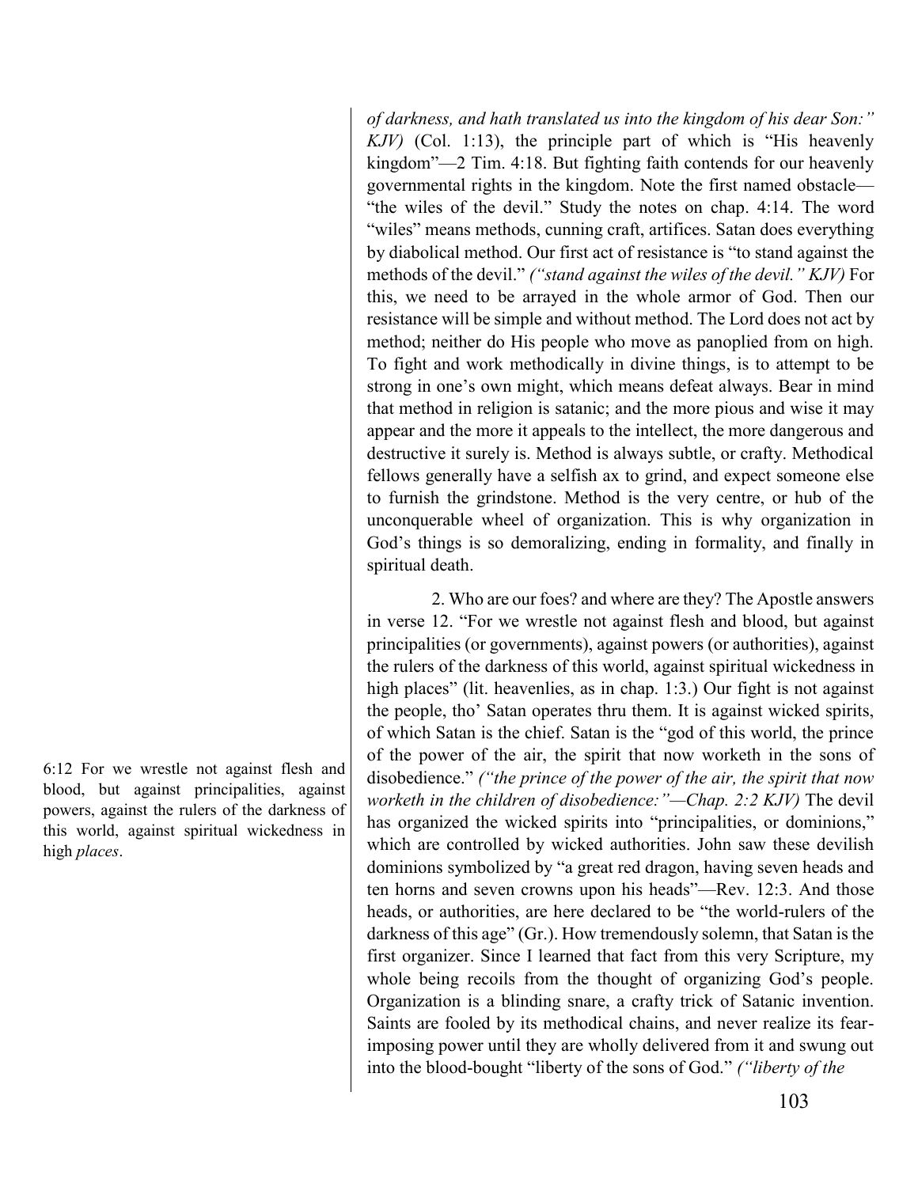*of darkness, and hath translated us into the kingdom of his dear Son:" KJV)* (Col. 1:13), the principle part of which is "His heavenly kingdom"—2 Tim. 4:18. But fighting faith contends for our heavenly governmental rights in the kingdom. Note the first named obstacle—"the wiles of the devil." Study the notes on chap. 4:14. The word "wiles" means methods, cunning craft, artifices. Satan does everything by diabolical method. Our first act of resistance is "to stand against the methods of the devil." *("stand against the wiles of the devil." KJV)* For this, we need to be arrayed in the whole armor of God. Then our resistance will be simple and without method. The Lord does not act by method; neither do His people who move as panoplied from on high. To fight and work methodically in divine things, is to attempt to be strong in one's own might, which means defeat always. Bear in mind that method in religion is satanic; and the more pious and wise it may appear and the more it appeals to the intellect, the more dangerous and destructive it surely is. Method is always subtle, or crafty. Methodical fellows generally have a selfish ax to grind, and expect someone else to furnish the grindstone. Method is the very centre, or hub of the unconquerable wheel of organization. This is why organization in God's things is so demoralizing, ending in formality, and finally in spiritual death.

6:12 For we wrestle not against flesh and blood, but against principalities, against powers, against the rulers of the darkness of this world, against spiritual wickedness in high *places*.

2. Who are our foes? and where are they? The Apostle answers in verse 12. "For we wrestle not against flesh and blood, but against principalities (or governments), against powers (or authorities), against the rulers of the darkness of this world, against spiritual wickedness in high places" (lit. heavenlies, as in chap. 1:3.) Our fight is not against the people, tho' Satan operates thru them. It is against wicked spirits, of which Satan is the chief. Satan is the "god of this world, the prince of the power of the air, the spirit that now worketh in the sons of disobedience." *("the prince of the power of the air, the spirit that now worketh in the children of disobedience:"—Chap. 2:2 KJV)* The devil has organized the wicked spirits into "principalities, or dominions," which are controlled by wicked authorities. John saw these devilish dominions symbolized by "a great red dragon, having seven heads and ten horns and seven crowns upon his heads"—Rev. 12:3. And those heads, or authorities, are here declared to be "the world-rulers of the darkness of this age" (Gr.). How tremendously solemn, that Satan is the first organizer. Since I learned that fact from this very Scripture, my whole being recoils from the thought of organizing God's people. Organization is a blinding snare, a crafty trick of Satanic invention. Saints are fooled by its methodical chains, and never realize its fear-imposing power until they are wholly delivered from it and swung out into the blood-bought "liberty of the sons of God." *("liberty of the*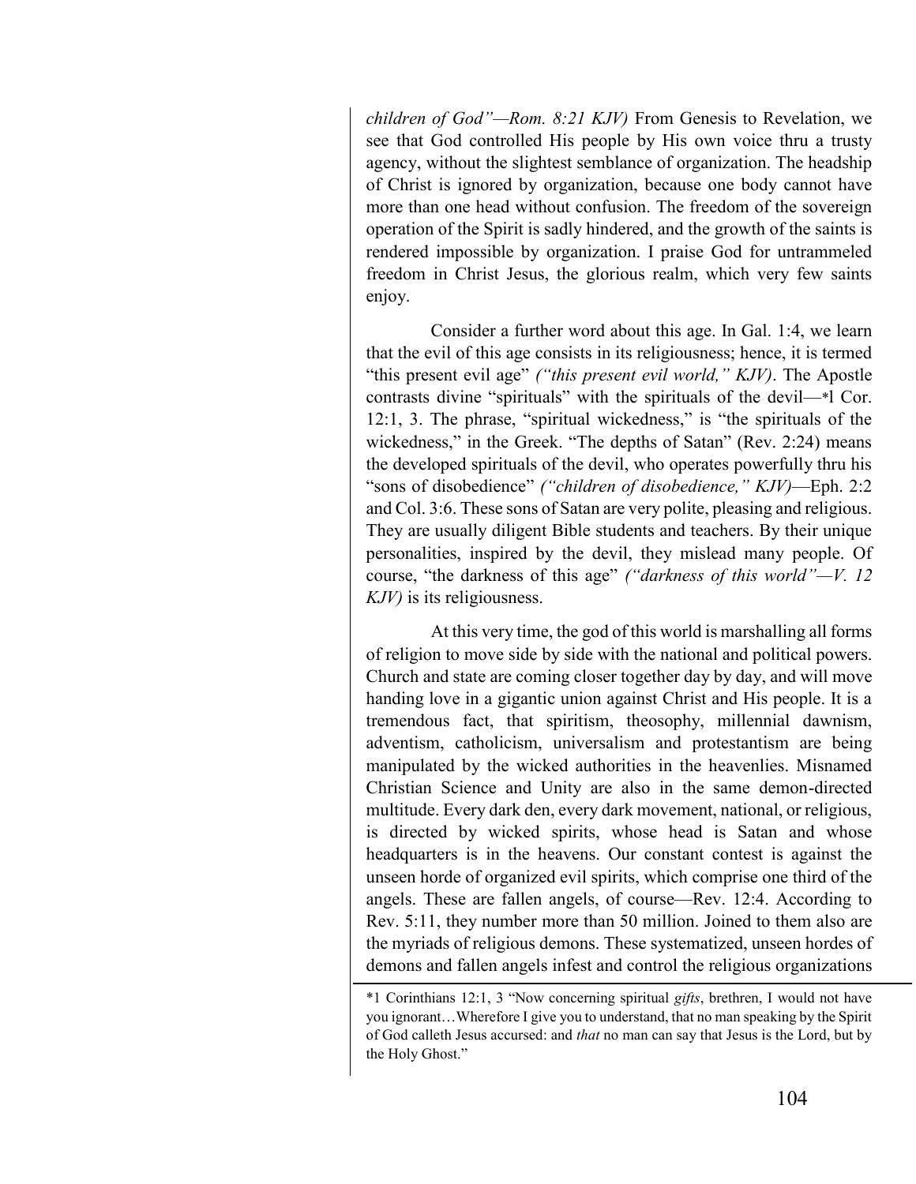*children of God"—Rom. 8:21 KJV)* From Genesis to Revelation, we see that God controlled His people by His own voice thru a trusty agency, without the slightest semblance of organization. The headship of Christ is ignored by organization, because one body cannot have more than one head without confusion. The freedom of the sovereign operation of the Spirit is sadly hindered, and the growth of the saints is rendered impossible by organization. I praise God for untrammeled freedom in Christ Jesus, the glorious realm, which very few saints enjoy.

Consider a further word about this age. In Gal. 1:4, we learn that the evil of this age consists in its religiousness; hence, it is termed "this present evil age" *("this present evil world," KJV)*. The Apostle contrasts divine "spirituals" with the spirituals of the devil—*l Cor. 12:1, 3. The phrase, "spiritual wickedness," is "the spirituals of the wickedness," in the Greek. "The depths of Satan" (Rev. 2:24) means the developed spirituals of the devil, who operates powerfully thru his "sons of disobedience" *("children of disobedience," KJV)*—Eph. 2:2 and Col. 3:6. These sons of Satan are very polite, pleasing and religious. They are usually diligent Bible students and teachers. By their unique personalities, inspired by the devil, they mislead many people. Of course, "the darkness of this age" *("darkness of this world"—V. 12 KJV)* is its religiousness.

At this very time, the god of this world is marshalling all forms of religion to move side by side with the national and political powers. Church and state are coming closer together day by day, and will move handing love in a gigantic union against Christ and His people. It is a tremendous fact, that spiritism, theosophy, millennial dawnism, adventism, catholicism, universalism and protestantism are being manipulated by the wicked authorities in the heavenlies. Misnamed Christian Science and Unity are also in the same demon-directed multitude. Every dark den, every dark movement, national, or religious, is directed by wicked spirits, whose head is Satan and whose headquarters is in the heavens. Our constant contest is against the unseen horde of organized evil spirits, which comprise one third of the angels. These are fallen angels, of course—Rev. 12:4. According to Rev. 5:11, they number more than 50 million. Joined to them also are the myriads of religious demons. These systematized, unseen hordes of demons and fallen angels infest and control the religious organizations

---

*1 Corinthians 12:1, 3 "Now concerning spiritual *gifts*, brethren, I would not have you ignorant…Wherefore I give you to understand, that no man speaking by the Spirit of God calleth Jesus accursed: and *that* no man can say that Jesus is the Lord, but by the Holy Ghost."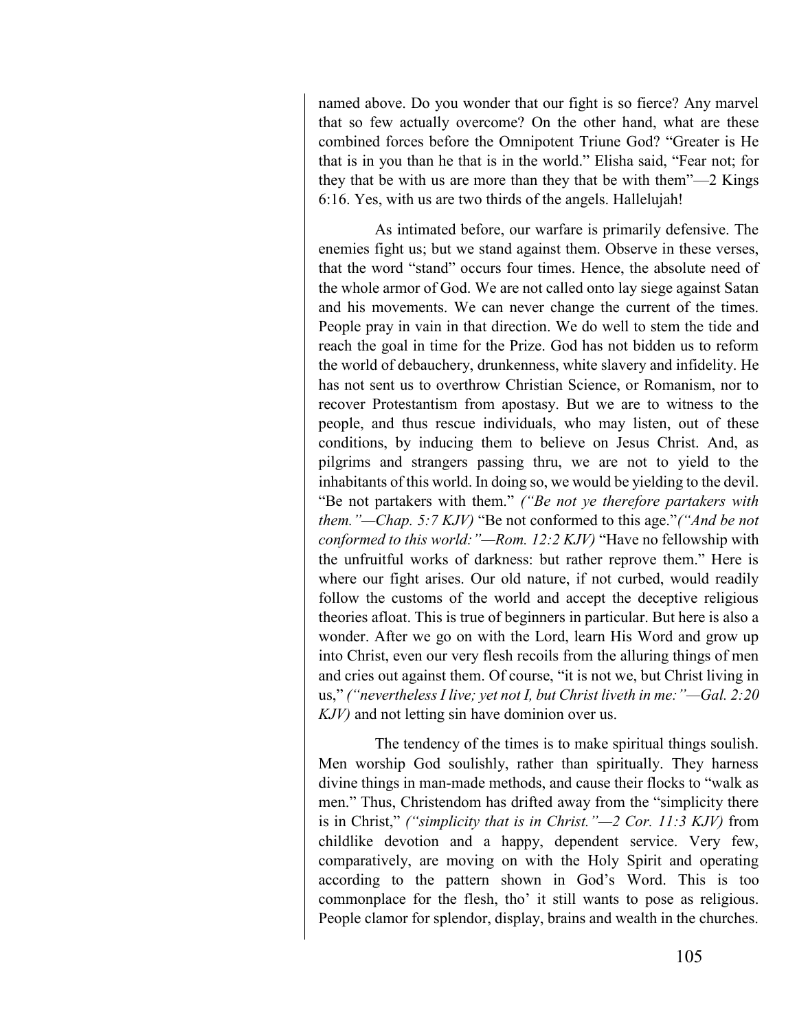named above. Do you wonder that our fight is so fierce? Any marvel that so few actually overcome? On the other hand, what are these combined forces before the Omnipotent Triune God? "Greater is He that is in you than he that is in the world." Elisha said, "Fear not; for they that be with us are more than they that be with them"—2 Kings 6:16. Yes, with us are two thirds of the angels. Hallelujah!

As intimated before, our warfare is primarily defensive. The enemies fight us; but we stand against them. Observe in these verses, that the word "stand" occurs four times. Hence, the absolute need of the whole armor of God. We are not called onto lay siege against Satan and his movements. We can never change the current of the times. People pray in vain in that direction. We do well to stem the tide and reach the goal in time for the Prize. God has not bidden us to reform the world of debauchery, drunkenness, white slavery and infidelity. He has not sent us to overthrow Christian Science, or Romanism, nor to recover Protestantism from apostasy. But we are to witness to the people, and thus rescue individuals, who may listen, out of these conditions, by inducing them to believe on Jesus Christ. And, as pilgrims and strangers passing thru, we are not to yield to the inhabitants of this world. In doing so, we would be yielding to the devil. "Be not partakers with them." *("Be not ye therefore partakers with them."—Chap. 5:7 KJV)* "Be not conformed to this age."*("And be not conformed to this world:"—Rom. 12:2 KJV)* "Have no fellowship with the unfruitful works of darkness: but rather reprove them." Here is where our fight arises. Our old nature, if not curbed, would readily follow the customs of the world and accept the deceptive religious theories afloat. This is true of beginners in particular. But here is also a wonder. After we go on with the Lord, learn His Word and grow up into Christ, even our very flesh recoils from the alluring things of men and cries out against them. Of course, "it is not we, but Christ living in us," *("nevertheless I live; yet not I, but Christ liveth in me:"—Gal. 2:20 KJV)* and not letting sin have dominion over us.

The tendency of the times is to make spiritual things soulish. Men worship God soulishly, rather than spiritually. They harness divine things in man-made methods, and cause their flocks to "walk as men." Thus, Christendom has drifted away from the "simplicity there is in Christ," *("simplicity that is in Christ."—2 Cor. 11:3 KJV)* from childlike devotion and a happy, dependent service. Very few, comparatively, are moving on with the Holy Spirit and operating according to the pattern shown in God's Word. This is too commonplace for the flesh, tho' it still wants to pose as religious. People clamor for splendor, display, brains and wealth in the churches.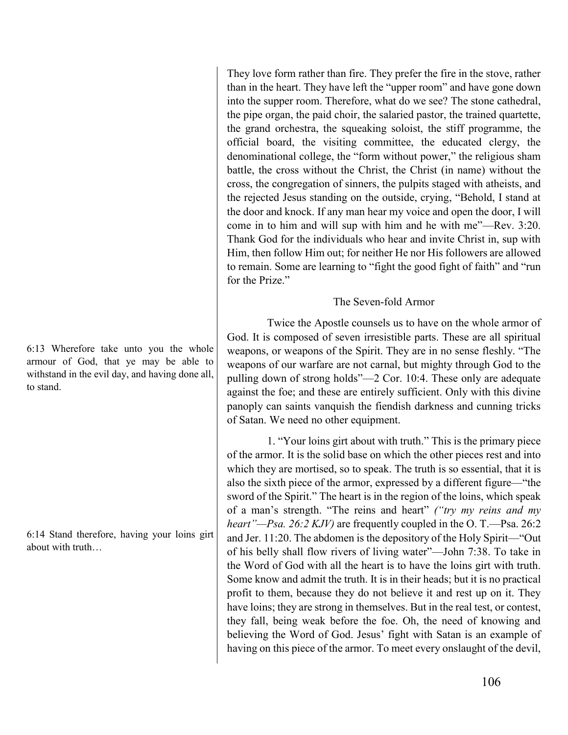They love form rather than fire. They prefer the fire in the stove, rather than in the heart. They have left the "upper room" and have gone down into the supper room. Therefore, what do we see? The stone cathedral, the pipe organ, the paid choir, the salaried pastor, the trained quartette, the grand orchestra, the squeaking soloist, the stiff programme, the official board, the visiting committee, the educated clergy, the denominational college, the "form without power," the religious sham battle, the cross without the Christ, the Christ (in name) without the cross, the congregation of sinners, the pulpits staged with atheists, and the rejected Jesus standing on the outside, crying, "Behold, I stand at the door and knock. If any man hear my voice and open the door, I will come in to him and will sup with him and he with me"—Rev. 3:20. Thank God for the individuals who hear and invite Christ in, sup with Him, then follow Him out; for neither He nor His followers are allowed to remain. Some are learning to "fight the good fight of faith" and "run for the Prize."

### The Seven-fold Armor

> 6:13 Wherefore take unto you the whole armour of God, that ye may be able to withstand in the evil day, and having done all, to stand.

Twice the Apostle counsels us to have on the whole armor of God. It is composed of seven irresistible parts. These are all spiritual weapons, or weapons of the Spirit. They are in no sense fleshly. "The weapons of our warfare are not carnal, but mighty through God to the pulling down of strong holds"—2 Cor. 10:4. These only are adequate against the foe; and these are entirely sufficient. Only with this divine panoply can saints vanquish the fiendish darkness and cunning tricks of Satan. We need no other equipment.

> 6:14 Stand therefore, having your loins girt about with truth…

1. "Your loins girt about with truth." This is the primary piece of the armor. It is the solid base on which the other pieces rest and into which they are mortised, so to speak. The truth is so essential, that it is also the sixth piece of the armor, expressed by a different figure—"the sword of the Spirit." The heart is in the region of the loins, which speak of a man's strength. "The reins and heart" *("try my reins and my heart"—Psa. 26:2 KJV)* are frequently coupled in the O. T.—Psa. 26:2 and Jer. 11:20. The abdomen is the depository of the Holy Spirit—"Out of his belly shall flow rivers of living water"—John 7:38. To take in the Word of God with all the heart is to have the loins girt with truth. Some know and admit the truth. It is in their heads; but it is no practical profit to them, because they do not believe it and rest up on it. They have loins; they are strong in themselves. But in the real test, or contest, they fall, being weak before the foe. Oh, the need of knowing and believing the Word of God. Jesus' fight with Satan is an example of having on this piece of the armor. To meet every onslaught of the devil,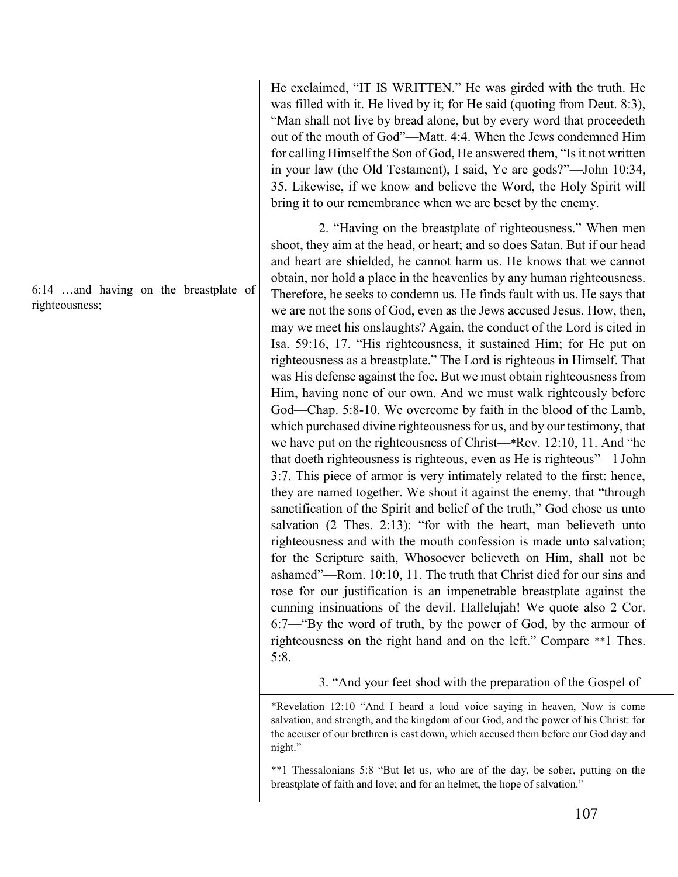He exclaimed, "IT IS WRITTEN." He was girded with the truth. He was filled with it. He lived by it; for He said (quoting from Deut. 8:3), "Man shall not live by bread alone, but by every word that proceedeth out of the mouth of God"—Matt. 4:4. When the Jews condemned Him for calling Himself the Son of God, He answered them, "Is it not written in your law (the Old Testament), I said, Ye are gods?"—John 10:34, 35. Likewise, if we know and believe the Word, the Holy Spirit will bring it to our remembrance when we are beset by the enemy.

6:14 …and having on the breastplate of righteousness;

2. "Having on the breastplate of righteousness." When men shoot, they aim at the head, or heart; and so does Satan. But if our head and heart are shielded, he cannot harm us. He knows that we cannot obtain, nor hold a place in the heavenlies by any human righteousness. Therefore, he seeks to condemn us. He finds fault with us. He says that we are not the sons of God, even as the Jews accused Jesus. How, then, may we meet his onslaughts? Again, the conduct of the Lord is cited in Isa. 59:16, 17. "His righteousness, it sustained Him; for He put on righteousness as a breastplate." The Lord is righteous in Himself. That was His defense against the foe. But we must obtain righteousness from Him, having none of our own. And we must walk righteously before God—Chap. 5:8-10. We overcome by faith in the blood of the Lamb, which purchased divine righteousness for us, and by our testimony, that we have put on the righteousness of Christ—*Rev. 12:10, 11. And "he that doeth righteousness is righteous, even as He is righteous"—l John 3:7. This piece of armor is very intimately related to the first: hence, they are named together. We shout it against the enemy, that "through sanctification of the Spirit and belief of the truth," God chose us unto salvation (2 Thes. 2:13): "for with the heart, man believeth unto righteousness and with the mouth confession is made unto salvation; for the Scripture saith, Whosoever believeth on Him, shall not be ashamed"—Rom. 10:10, 11. The truth that Christ died for our sins and rose for our justification is an impenetrable breastplate against the cunning insinuations of the devil. Hallelujah! We quote also 2 Cor. 6:7—"By the word of truth, by the power of God, by the armour of righteousness on the right hand and on the left." Compare **1 Thes. 5:8.

3. "And your feet shod with the preparation of the Gospel of

*Revelation 12:10 "And I heard a loud voice saying in heaven, Now is come salvation, and strength, and the kingdom of our God, and the power of his Christ: for the accuser of our brethren is cast down, which accused them before our God day and night."

**1 Thessalonians 5:8 "But let us, who are of the day, be sober, putting on the breastplate of faith and love; and for an helmet, the hope of salvation."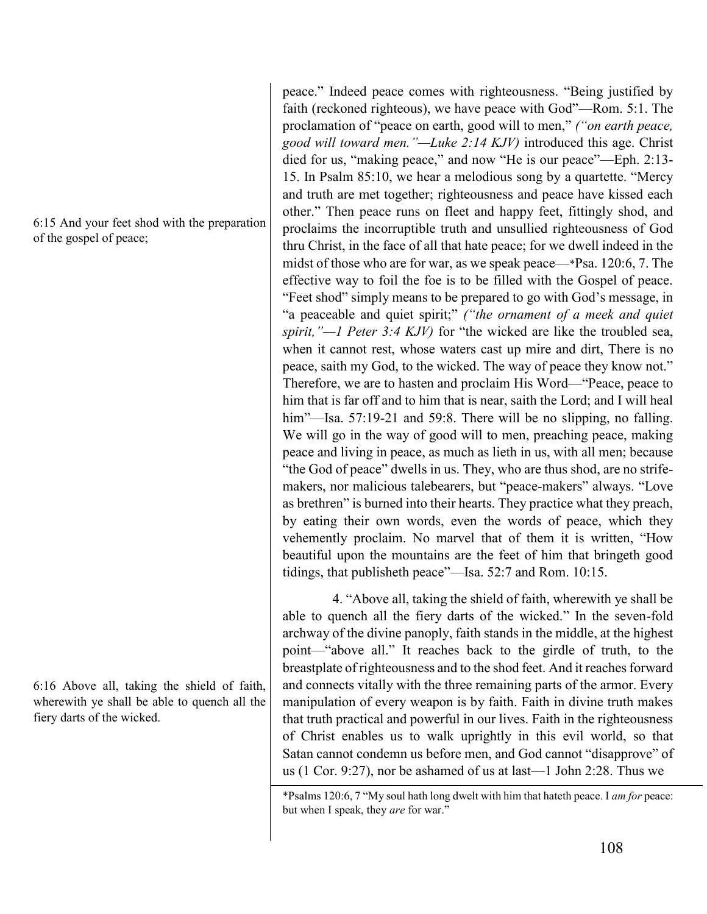6:15 And your feet shod with the preparation of the gospel of peace;

peace." Indeed peace comes with righteousness. "Being justified by faith (reckoned righteous), we have peace with God"—Rom. 5:1. The proclamation of "peace on earth, good will to men," *("on earth peace, good will toward men."—Luke 2:14 KJV)* introduced this age. Christ died for us, "making peace," and now "He is our peace"—Eph. 2:13-15. In Psalm 85:10, we hear a melodious song by a quartette. "Mercy and truth are met together; righteousness and peace have kissed each other." Then peace runs on fleet and happy feet, fittingly shod, and proclaims the incorruptible truth and unsullied righteousness of God thru Christ, in the face of all that hate peace; for we dwell indeed in the midst of those who are for war, as we speak peace—*Psa. 120:6, 7. The effective way to foil the foe is to be filled with the Gospel of peace. "Feet shod" simply means to be prepared to go with God's message, in "a peaceable and quiet spirit;" *("the ornament of a meek and quiet spirit,"—1 Peter 3:4 KJV)* for "the wicked are like the troubled sea, when it cannot rest, whose waters cast up mire and dirt, There is no peace, saith my God, to the wicked. The way of peace they know not." Therefore, we are to hasten and proclaim His Word—"Peace, peace to him that is far off and to him that is near, saith the Lord; and I will heal him"—Isa. 57:19-21 and 59:8. There will be no slipping, no falling. We will go in the way of good will to men, preaching peace, making peace and living in peace, as much as lieth in us, with all men; because "the God of peace" dwells in us. They, who are thus shod, are no strife-makers, nor malicious talebearers, but "peace-makers" always. "Love as brethren" is burned into their hearts. They practice what they preach, by eating their own words, even the words of peace, which they vehemently proclaim. No marvel that of them it is written, "How beautiful upon the mountains are the feet of him that bringeth good tidings, that publisheth peace"—Isa. 52:7 and Rom. 10:15.

6:16 Above all, taking the shield of faith, wherewith ye shall be able to quench all the fiery darts of the wicked.

4. "Above all, taking the shield of faith, wherewith ye shall be able to quench all the fiery darts of the wicked." In the seven-fold archway of the divine panoply, faith stands in the middle, at the highest point—"above all." It reaches back to the girdle of truth, to the breastplate of righteousness and to the shod feet. And it reaches forward and connects vitally with the three remaining parts of the armor. Every manipulation of every weapon is by faith. Faith in divine truth makes that truth practical and powerful in our lives. Faith in the righteousness of Christ enables us to walk uprightly in this evil world, so that Satan cannot condemn us before men, and God cannot "disapprove" of us (1 Cor. 9:27), nor be ashamed of us at last—1 John 2:28. Thus we

*Psalms 120:6, 7 "My soul hath long dwelt with him that hateth peace. I *am for* peace: but when I speak, they *are* for war."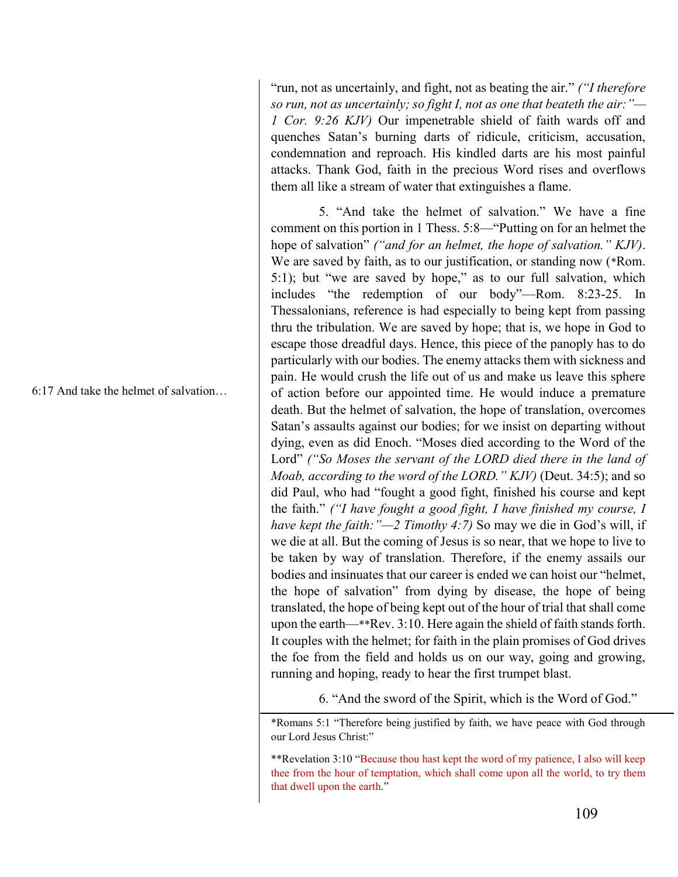"run, not as uncertainly, and fight, not as beating the air." *("I therefore so run, not as uncertainly; so fight I, not as one that beateth the air:"—1 Cor. 9:26 KJV)* Our impenetrable shield of faith wards off and quenches Satan's burning darts of ridicule, criticism, accusation, condemnation and reproach. His kindled darts are his most painful attacks. Thank God, faith in the precious Word rises and overflows them all like a stream of water that extinguishes a flame.

6:17 And take the helmet of salvation…

5. "And take the helmet of salvation." We have a fine comment on this portion in 1 Thess. 5:8—"Putting on for an helmet the hope of salvation" *("and for an helmet, the hope of salvation." KJV)*. We are saved by faith, as to our justification, or standing now (*Rom. 5:1); but "we are saved by hope," as to our full salvation, which includes "the redemption of our body"—Rom. 8:23-25. In Thessalonians, reference is had especially to being kept from passing thru the tribulation. We are saved by hope; that is, we hope in God to escape those dreadful days. Hence, this piece of the panoply has to do particularly with our bodies. The enemy attacks them with sickness and pain. He would crush the life out of us and make us leave this sphere of action before our appointed time. He would induce a premature death. But the helmet of salvation, the hope of translation, overcomes Satan's assaults against our bodies; for we insist on departing without dying, even as did Enoch. "Moses died according to the Word of the Lord" *("So Moses the servant of the LORD died there in the land of Moab, according to the word of the LORD." KJV)* (Deut. 34:5); and so did Paul, who had "fought a good fight, finished his course and kept the faith." *("I have fought a good fight, I have finished my course, I have kept the faith:"—2 Timothy 4:7)* So may we die in God's will, if we die at all. But the coming of Jesus is so near, that we hope to live to be taken by way of translation. Therefore, if the enemy assails our bodies and insinuates that our career is ended we can hoist our "helmet, the hope of salvation" from dying by disease, the hope of being translated, the hope of being kept out of the hour of trial that shall come upon the earth—**Rev. 3:10. Here again the shield of faith stands forth. It couples with the helmet; for faith in the plain promises of God drives the foe from the field and holds us on our way, going and growing, running and hoping, ready to hear the first trumpet blast.

6. "And the sword of the Spirit, which is the Word of God."

---

*Romans 5:1 "Therefore being justified by faith, we have peace with God through our Lord Jesus Christ:"

**Revelation 3:10 "Because thou hast kept the word of my patience, I also will keep thee from the hour of temptation, which shall come upon all the world, to try them that dwell upon the earth."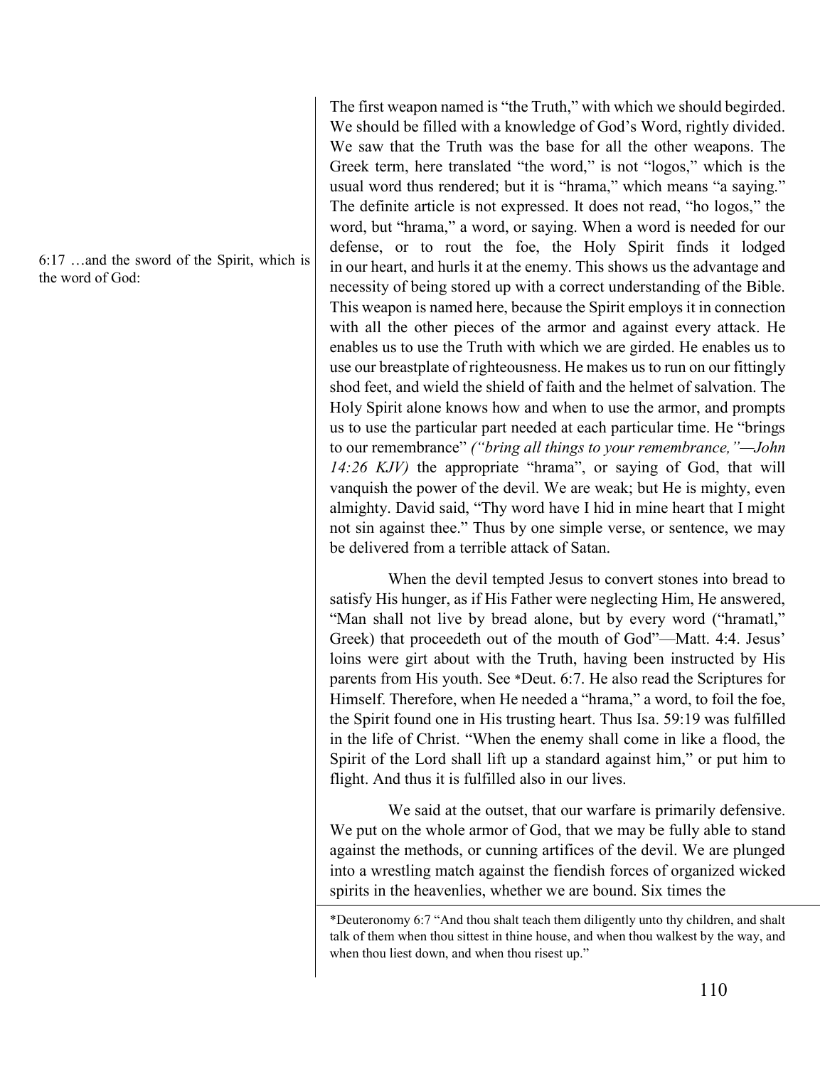6:17 …and the sword of the Spirit, which is the word of God:

The first weapon named is “the Truth,” with which we should begirded. We should be filled with a knowledge of God’s Word, rightly divided. We saw that the Truth was the base for all the other weapons. The Greek term, here translated “the word,” is not “logos,” which is the usual word thus rendered; but it is “hrama,” which means “a saying.” The definite article is not expressed. It does not read, “ho logos,” the word, but “hrama,” a word, or saying. When a word is needed for our defense, or to rout the foe, the Holy Spirit finds it lodged in our heart, and hurls it at the enemy. This shows us the advantage and necessity of being stored up with a correct understanding of the Bible. This weapon is named here, because the Spirit employs it in connection with all the other pieces of the armor and against every attack. He enables us to use the Truth with which we are girded. He enables us to use our breastplate of righteousness. He makes us to run on our fittingly shod feet, and wield the shield of faith and the helmet of salvation. The Holy Spirit alone knows how and when to use the armor, and prompts us to use the particular part needed at each particular time. He “brings to our remembrance” *(“bring all things to your remembrance,”—John 14:26 KJV)* the appropriate “hrama”, or saying of God, that will vanquish the power of the devil. We are weak; but He is mighty, even almighty. David said, “Thy word have I hid in mine heart that I might not sin against thee.” Thus by one simple verse, or sentence, we may be delivered from a terrible attack of Satan.

When the devil tempted Jesus to convert stones into bread to satisfy His hunger, as if His Father were neglecting Him, He answered, “Man shall not live by bread alone, but by every word (“hramatl,” Greek) that proceedeth out of the mouth of God”—Matt. 4:4. Jesus’ loins were girt about with the Truth, having been instructed by His parents from His youth. See *Deut. 6:7. He also read the Scriptures for Himself. Therefore, when He needed a “hrama,” a word, to foil the foe, the Spirit found one in His trusting heart. Thus Isa. 59:19 was fulfilled in the life of Christ. “When the enemy shall come in like a flood, the Spirit of the Lord shall lift up a standard against him,” or put him to flight. And thus it is fulfilled also in our lives.

We said at the outset, that our warfare is primarily defensive. We put on the whole armor of God, that we may be fully able to stand against the methods, or cunning artifices of the devil. We are plunged into a wrestling match against the fiendish forces of organized wicked spirits in the heavenlies, whether we are bound. Six times the

---

*Deuteronomy 6:7 “And thou shalt teach them diligently unto thy children, and shalt talk of them when thou sittest in thine house, and when thou walkest by the way, and when thou liest down, and when thou risest up.”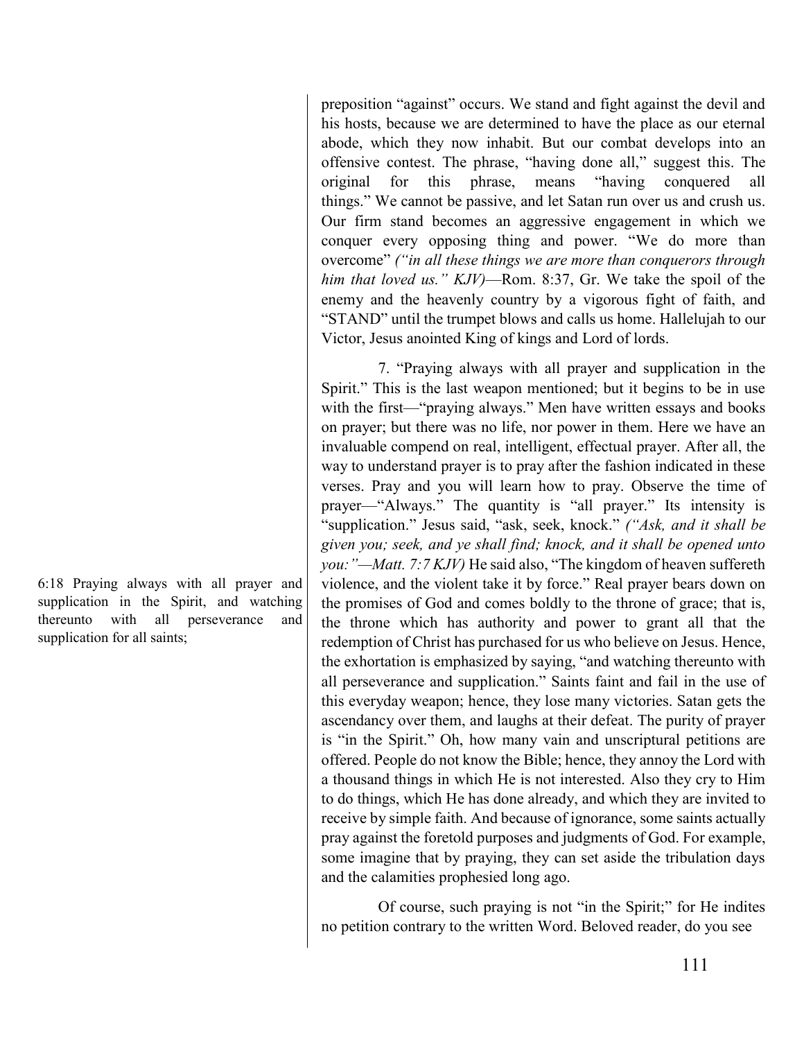preposition "against" occurs. We stand and fight against the devil and his hosts, because we are determined to have the place as our eternal abode, which they now inhabit. But our combat develops into an offensive contest. The phrase, "having done all," suggest this. The original for this phrase, means "having conquered all things." We cannot be passive, and let Satan run over us and crush us. Our firm stand becomes an aggressive engagement in which we conquer every opposing thing and power. "We do more than overcome" *("in all these things we are more than conquerors through him that loved us." KJV)*—Rom. 8:37, Gr. We take the spoil of the enemy and the heavenly country by a vigorous fight of faith, and "STAND" until the trumpet blows and calls us home. Hallelujah to our Victor, Jesus anointed King of kings and Lord of lords.

6:18 Praying always with all prayer and supplication in the Spirit, and watching thereunto with all perseverance and supplication for all saints;

7. "Praying always with all prayer and supplication in the Spirit." This is the last weapon mentioned; but it begins to be in use with the first—"praying always." Men have written essays and books on prayer; but there was no life, nor power in them. Here we have an invaluable compend on real, intelligent, effectual prayer. After all, the way to understand prayer is to pray after the fashion indicated in these verses. Pray and you will learn how to pray. Observe the time of prayer—"Always." The quantity is "all prayer." Its intensity is "supplication." Jesus said, "ask, seek, knock." *("Ask, and it shall be given you; seek, and ye shall find; knock, and it shall be opened unto you:"—Matt. 7:7 KJV)* He said also, "The kingdom of heaven suffereth violence, and the violent take it by force." Real prayer bears down on the promises of God and comes boldly to the throne of grace; that is, the throne which has authority and power to grant all that the redemption of Christ has purchased for us who believe on Jesus. Hence, the exhortation is emphasized by saying, "and watching thereunto with all perseverance and supplication." Saints faint and fail in the use of this everyday weapon; hence, they lose many victories. Satan gets the ascendancy over them, and laughs at their defeat. The purity of prayer is "in the Spirit." Oh, how many vain and unscriptural petitions are offered. People do not know the Bible; hence, they annoy the Lord with a thousand things in which He is not interested. Also they cry to Him to do things, which He has done already, and which they are invited to receive by simple faith. And because of ignorance, some saints actually pray against the foretold purposes and judgments of God. For example, some imagine that by praying, they can set aside the tribulation days and the calamities prophesied long ago.

Of course, such praying is not "in the Spirit;" for He indites no petition contrary to the written Word. Beloved reader, do you see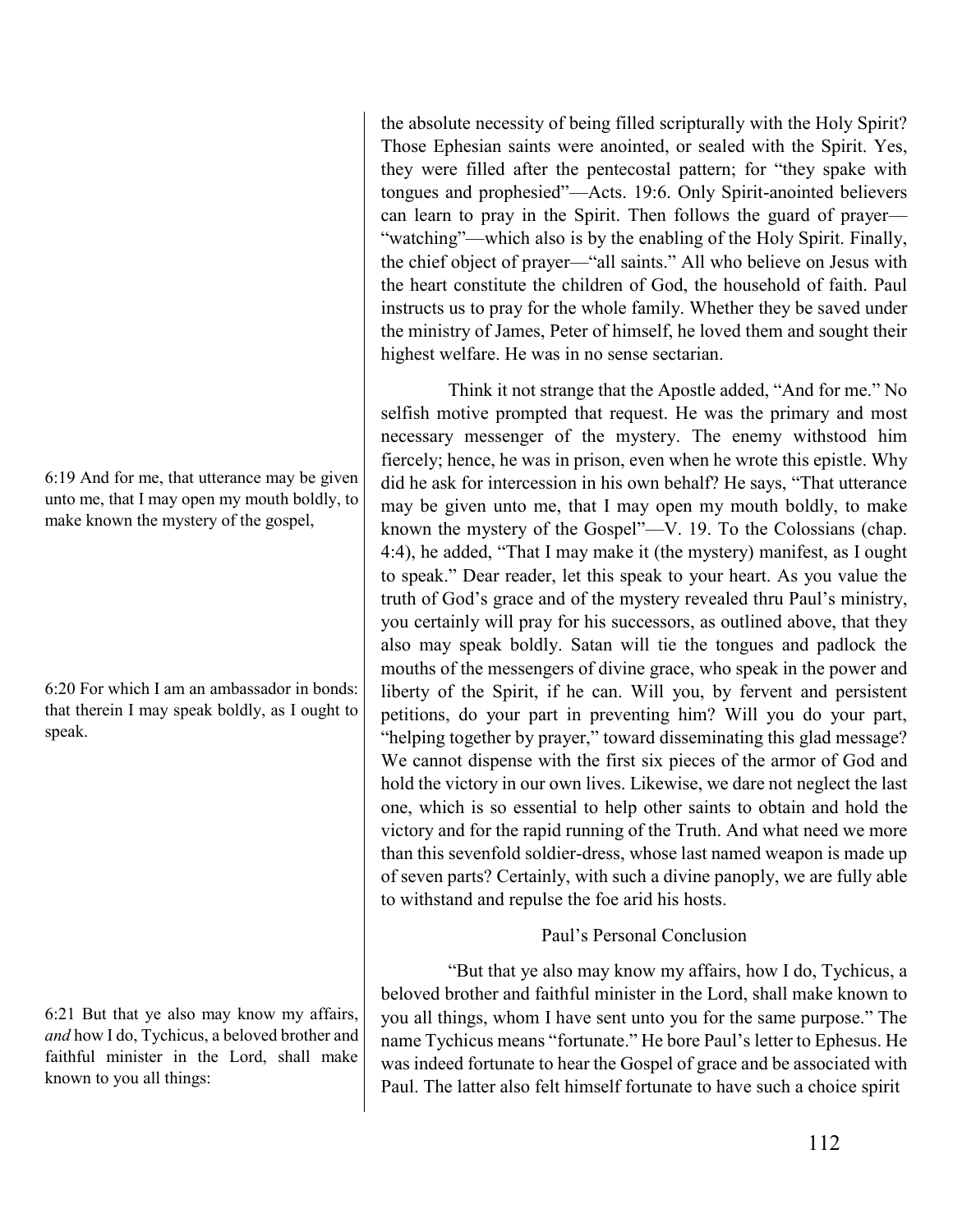the absolute necessity of being filled scripturally with the Holy Spirit? Those Ephesian saints were anointed, or sealed with the Spirit. Yes, they were filled after the pentecostal pattern; for "they spake with tongues and prophesied"—Acts. 19:6. Only Spirit-anointed believers can learn to pray in the Spirit. Then follows the guard of prayer—"watching"—which also is by the enabling of the Holy Spirit. Finally, the chief object of prayer—"all saints." All who believe on Jesus with the heart constitute the children of God, the household of faith. Paul instructs us to pray for the whole family. Whether they be saved under the ministry of James, Peter of himself, he loved them and sought their highest welfare. He was in no sense sectarian.

6:19 And for me, that utterance may be given unto me, that I may open my mouth boldly, to make known the mystery of the gospel,

6:20 For which I am an ambassador in bonds: that therein I may speak boldly, as I ought to speak.

Think it not strange that the Apostle added, "And for me." No selfish motive prompted that request. He was the primary and most necessary messenger of the mystery. The enemy withstood him fiercely; hence, he was in prison, even when he wrote this epistle. Why did he ask for intercession in his own behalf? He says, "That utterance may be given unto me, that I may open my mouth boldly, to make known the mystery of the Gospel"—V. 19. To the Colossians (chap. 4:4), he added, "That I may make it (the mystery) manifest, as I ought to speak." Dear reader, let this speak to your heart. As you value the truth of God's grace and of the mystery revealed thru Paul's ministry, you certainly will pray for his successors, as outlined above, that they also may speak boldly. Satan will tie the tongues and padlock the mouths of the messengers of divine grace, who speak in the power and liberty of the Spirit, if he can. Will you, by fervent and persistent petitions, do your part in preventing him? Will you do your part, "helping together by prayer," toward disseminating this glad message? We cannot dispense with the first six pieces of the armor of God and hold the victory in our own lives. Likewise, we dare not neglect the last one, which is so essential to help other saints to obtain and hold the victory and for the rapid running of the Truth. And what need we more than this sevenfold soldier-dress, whose last named weapon is made up of seven parts? Certainly, with such a divine panoply, we are fully able to withstand and repulse the foe arid his hosts.

### Paul's Personal Conclusion

6:21 But that ye also may know my affairs, *and* how I do, Tychicus, a beloved brother and faithful minister in the Lord, shall make known to you all things:

"But that ye also may know my affairs, how I do, Tychicus, a beloved brother and faithful minister in the Lord, shall make known to you all things, whom I have sent unto you for the same purpose." The name Tychicus means "fortunate." He bore Paul's letter to Ephesus. He was indeed fortunate to hear the Gospel of grace and be associated with Paul. The latter also felt himself fortunate to have such a choice spirit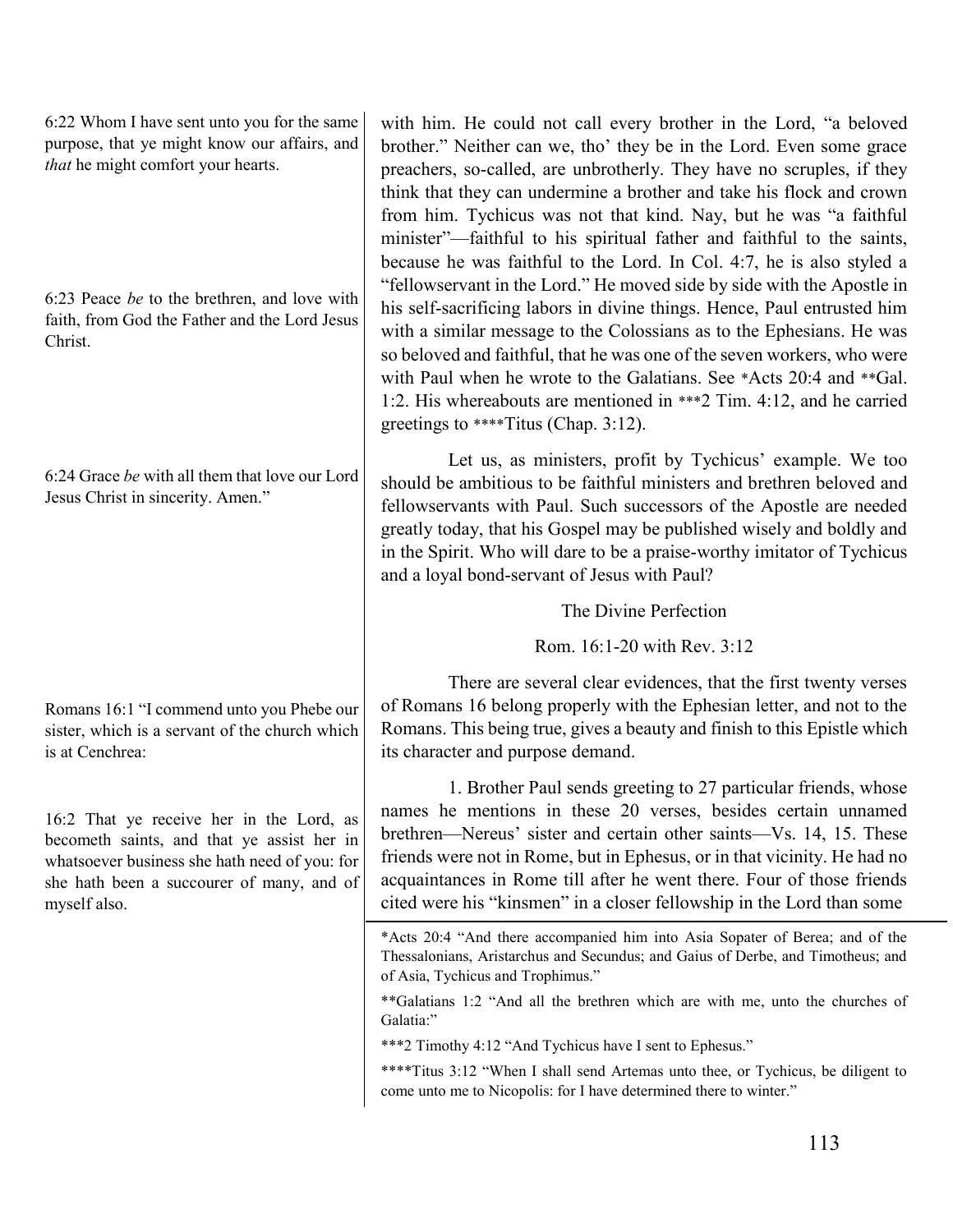6:22 Whom I have sent unto you for the same purpose, that ye might know our affairs, and *that* he might comfort your hearts.

6:23 Peace *be* to the brethren, and love with faith, from God the Father and the Lord Jesus Christ.

6:24 Grace *be* with all them that love our Lord Jesus Christ in sincerity. Amen."

with him. He could not call every brother in the Lord, "a beloved brother." Neither can we, tho' they be in the Lord. Even some grace preachers, so-called, are unbrotherly. They have no scruples, if they think that they can undermine a brother and take his flock and crown from him. Tychicus was not that kind. Nay, but he was "a faithful minister"—faithful to his spiritual father and faithful to the saints, because he was faithful to the Lord. In Col. 4:7, he is also styled a "fellowservant in the Lord." He moved side by side with the Apostle in his self-sacrificing labors in divine things. Hence, Paul entrusted him with a similar message to the Colossians as to the Ephesians. He was so beloved and faithful, that he was one of the seven workers, who were with Paul when he wrote to the Galatians. See *Acts 20:4 and **Gal. 1:2. His whereabouts are mentioned in ***2 Tim. 4:12, and he carried greetings to ****Titus (Chap. 3:12).

Let us, as ministers, profit by Tychicus' example. We too should be ambitious to be faithful ministers and brethren beloved and fellowservants with Paul. Such successors of the Apostle are needed greatly today, that his Gospel may be published wisely and boldly and in the Spirit. Who will dare to be a praise-worthy imitator of Tychicus and a loyal bond-servant of Jesus with Paul?

## The Divine Perfection

### Rom. 16:1-20 with Rev. 3:12

Romans 16:1 "I commend unto you Phebe our sister, which is a servant of the church which is at Cenchrea:

16:2 That ye receive her in the Lord, as becometh saints, and that ye assist her in whatsoever business she hath need of you: for she hath been a succourer of many, and of myself also.

There are several clear evidences, that the first twenty verses of Romans 16 belong properly with the Ephesian letter, and not to the Romans. This being true, gives a beauty and finish to this Epistle which its character and purpose demand.

1. Brother Paul sends greeting to 27 particular friends, whose names he mentions in these 20 verses, besides certain unnamed brethren—Nereus' sister and certain other saints—Vs. 14, 15. These friends were not in Rome, but in Ephesus, or in that vicinity. He had no acquaintances in Rome till after he went there. Four of those friends cited were his "kinsmen" in a closer fellowship in the Lord than some

---

*Acts 20:4 "And there accompanied him into Asia Sopater of Berea; and of the Thessalonians, Aristarchus and Secundus; and Gaius of Derbe, and Timotheus; and of Asia, Tychicus and Trophimus."

**Galatians 1:2 "And all the brethren which are with me, unto the churches of Galatia:"

***2 Timothy 4:12 "And Tychicus have I sent to Ephesus."

****Titus 3:12 "When I shall send Artemas unto thee, or Tychicus, be diligent to come unto me to Nicopolis: for I have determined there to winter."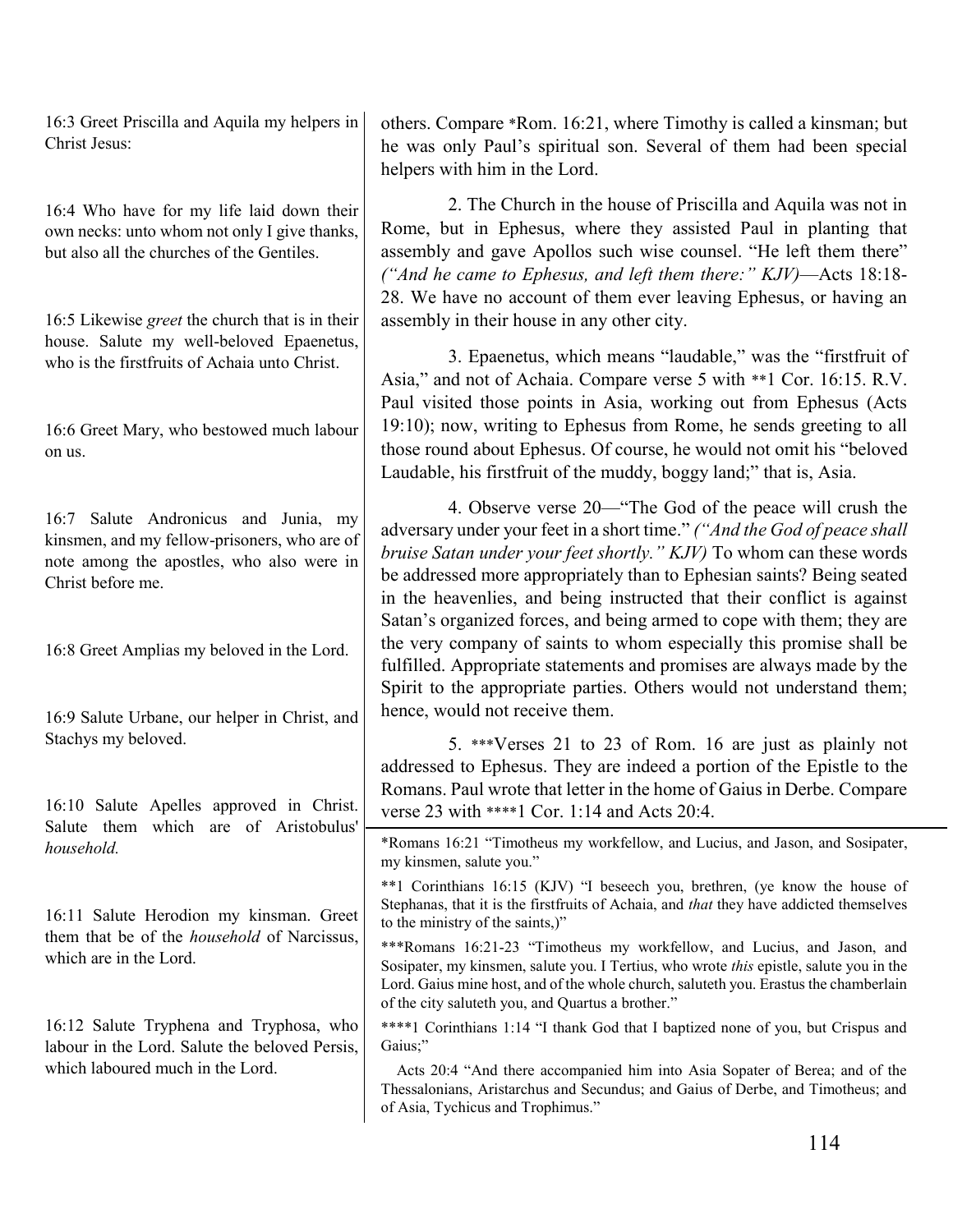16:3 Greet Priscilla and Aquila my helpers in Christ Jesus:

16:4 Who have for my life laid down their own necks: unto whom not only I give thanks, but also all the churches of the Gentiles.

16:5 Likewise *greet* the church that is in their house. Salute my well-beloved Epaenetus, who is the firstfruits of Achaia unto Christ.

16:6 Greet Mary, who bestowed much labour on us.

16:7 Salute Andronicus and Junia, my kinsmen, and my fellow-prisoners, who are of note among the apostles, who also were in Christ before me.

16:8 Greet Amplias my beloved in the Lord.

16:9 Salute Urbane, our helper in Christ, and Stachys my beloved.

16:10 Salute Apelles approved in Christ. Salute them which are of Aristobulus' *household.*

16:11 Salute Herodion my kinsman. Greet them that be of the *household* of Narcissus, which are in the Lord.

16:12 Salute Tryphena and Tryphosa, who labour in the Lord. Salute the beloved Persis, which laboured much in the Lord.

others. Compare *Rom. 16:21, where Timothy is called a kinsman; but he was only Paul's spiritual son. Several of them had been special helpers with him in the Lord.

2. The Church in the house of Priscilla and Aquila was not in Rome, but in Ephesus, where they assisted Paul in planting that assembly and gave Apollos such wise counsel. "He left them there" *("And he came to Ephesus, and left them there:" KJV)*—Acts 18:18-28. We have no account of them ever leaving Ephesus, or having an assembly in their house in any other city.

3. Epaenetus, which means "laudable," was the "firstfruit of Asia," and not of Achaia. Compare verse 5 with **1 Cor. 16:15. R.V. Paul visited those points in Asia, working out from Ephesus (Acts 19:10); now, writing to Ephesus from Rome, he sends greeting to all those round about Ephesus. Of course, he would not omit his "beloved Laudable, his firstfruit of the muddy, boggy land;" that is, Asia.

4. Observe verse 20—"The God of the peace will crush the adversary under your feet in a short time." *("And the God of peace shall bruise Satan under your feet shortly." KJV)* To whom can these words be addressed more appropriately than to Ephesian saints? Being seated in the heavenlies, and being instructed that their conflict is against Satan's organized forces, and being armed to cope with them; they are the very company of saints to whom especially this promise shall be fulfilled. Appropriate statements and promises are always made by the Spirit to the appropriate parties. Others would not understand them; hence, would not receive them.

5. ***Verses 21 to 23 of Rom. 16 are just as plainly not addressed to Ephesus. They are indeed a portion of the Epistle to the Romans. Paul wrote that letter in the home of Gaius in Derbe. Compare verse 23 with ****1 Cor. 1:14 and Acts 20:4.

---

*Romans 16:21 "Timotheus my workfellow, and Lucius, and Jason, and Sosipater, my kinsmen, salute you."

**1 Corinthians 16:15 (KJV) "I beseech you, brethren, (ye know the house of Stephanas, that it is the firstfruits of Achaia, and *that* they have addicted themselves to the ministry of the saints,)"

***Romans 16:21-23 "Timotheus my workfellow, and Lucius, and Jason, and Sosipater, my kinsmen, salute you. I Tertius, who wrote *this* epistle, salute you in the Lord. Gaius mine host, and of the whole church, saluteth you. Erastus the chamberlain of the city saluteth you, and Quartus a brother."

****1 Corinthians 1:14 "I thank God that I baptized none of you, but Crispus and Gaius;"

Acts 20:4 "And there accompanied him into Asia Sopater of Berea; and of the Thessalonians, Aristarchus and Secundus; and Gaius of Derbe, and Timotheus; and of Asia, Tychicus and Trophimus."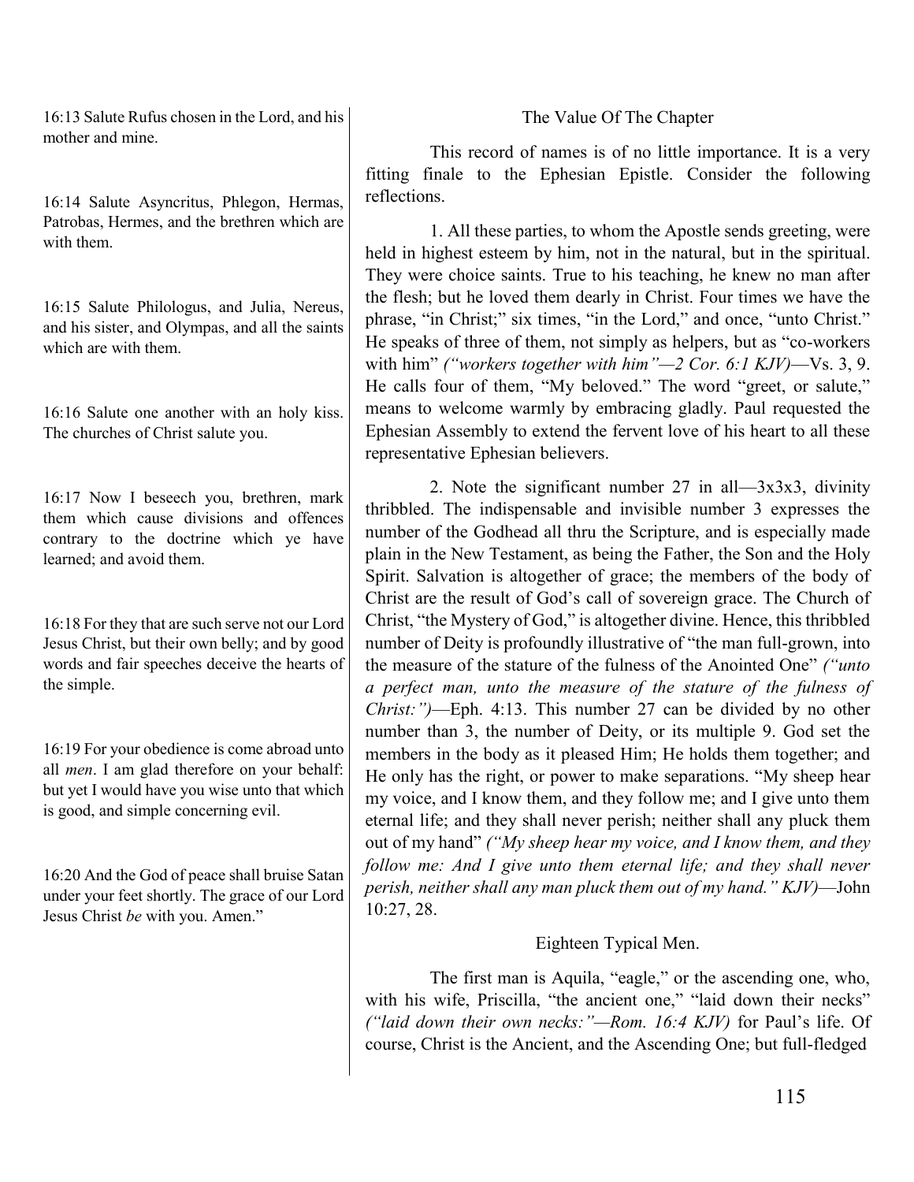16:13 Salute Rufus chosen in the Lord, and his mother and mine.

16:14 Salute Asyncritus, Phlegon, Hermas, Patrobas, Hermes, and the brethren which are with them.

16:15 Salute Philologus, and Julia, Nereus, and his sister, and Olympas, and all the saints which are with them.

16:16 Salute one another with an holy kiss. The churches of Christ salute you.

16:17 Now I beseech you, brethren, mark them which cause divisions and offences contrary to the doctrine which ye have learned; and avoid them.

16:18 For they that are such serve not our Lord Jesus Christ, but their own belly; and by good words and fair speeches deceive the hearts of the simple.

16:19 For your obedience is come abroad unto all *men*. I am glad therefore on your behalf: but yet I would have you wise unto that which is good, and simple concerning evil.

16:20 And the God of peace shall bruise Satan under your feet shortly. The grace of our Lord Jesus Christ *be* with you. Amen."

### The Value Of The Chapter

This record of names is of no little importance. It is a very fitting finale to the Ephesian Epistle. Consider the following reflections.

1. All these parties, to whom the Apostle sends greeting, were held in highest esteem by him, not in the natural, but in the spiritual. They were choice saints. True to his teaching, he knew no man after the flesh; but he loved them dearly in Christ. Four times we have the phrase, "in Christ;" six times, "in the Lord," and once, "unto Christ." He speaks of three of them, not simply as helpers, but as "co-workers with him" *("workers together with him"—2 Cor. 6:1 KJV)*—Vs. 3, 9. He calls four of them, "My beloved." The word "greet, or salute," means to welcome warmly by embracing gladly. Paul requested the Ephesian Assembly to extend the fervent love of his heart to all these representative Ephesian believers.

2. Note the significant number 27 in all—3x3x3, divinity thribbled. The indispensable and invisible number 3 expresses the number of the Godhead all thru the Scripture, and is especially made plain in the New Testament, as being the Father, the Son and the Holy Spirit. Salvation is altogether of grace; the members of the body of Christ are the result of God's call of sovereign grace. The Church of Christ, "the Mystery of God," is altogether divine. Hence, this thribbled number of Deity is profoundly illustrative of "the man full-grown, into the measure of the stature of the fulness of the Anointed One" *("unto a perfect man, unto the measure of the stature of the fulness of Christ:")*—Eph. 4:13. This number 27 can be divided by no other number than 3, the number of Deity, or its multiple 9. God set the members in the body as it pleased Him; He holds them together; and He only has the right, or power to make separations. "My sheep hear my voice, and I know them, and they follow me; and I give unto them eternal life; and they shall never perish; neither shall any pluck them out of my hand" *("My sheep hear my voice, and I know them, and they follow me: And I give unto them eternal life; and they shall never perish, neither shall any man pluck them out of my hand." KJV)*—John 10:27, 28.

### Eighteen Typical Men.

The first man is Aquila, "eagle," or the ascending one, who, with his wife, Priscilla, "the ancient one," "laid down their necks" *("laid down their own necks:"—Rom. 16:4 KJV)* for Paul's life. Of course, Christ is the Ancient, and the Ascending One; but full-fledged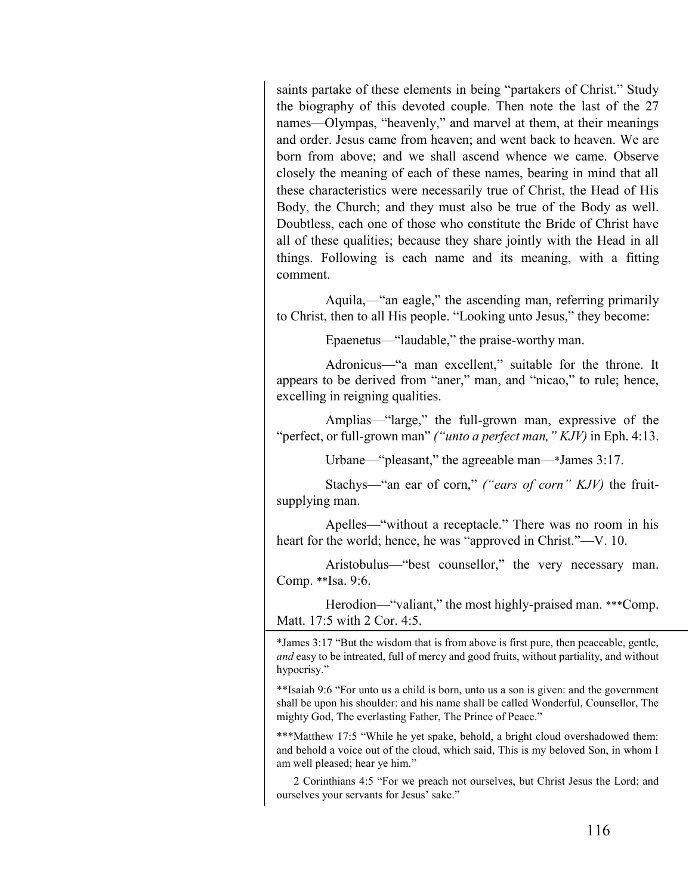saints partake of these elements in being "partakers of Christ." Study the biography of this devoted couple. Then note the last of the 27 names—Olympas, "heavenly," and marvel at them, at their meanings and order. Jesus came from heaven; and went back to heaven. We are born from above; and we shall ascend whence we came. Observe closely the meaning of each of these names, bearing in mind that all these characteristics were necessarily true of Christ, the Head of His Body, the Church; and they must also be true of the Body as well. Doubtless, each one of those who constitute the Bride of Christ have all of these qualities; because they share jointly with the Head in all things. Following is each name and its meaning, with a fitting comment.

Aquila,—"an eagle," the ascending man, referring primarily to Christ, then to all His people. "Looking unto Jesus," they become:

Epaenetus—"laudable," the praise-worthy man.

Adronicus—"a man excellent," suitable for the throne. It appears to be derived from "aner," man, and "nicao," to rule; hence, excelling in reigning qualities.

Amplias—"large," the full-grown man, expressive of the "perfect, or full-grown man" *("unto a perfect man," KJV)* in Eph. 4:13.

Urbane—"pleasant," the agreeable man—*James 3:17.

Stachys—"an ear of corn," *("ears of corn" KJV)* the fruit-supplying man.

Apelles—"without a receptacle." There was no room in his heart for the world; hence, he was "approved in Christ."—V. 10.

Aristobulus—"best counsellor," the very necessary man. Comp. **Isa. 9:6.

Herodion—"valiant," the most highly-praised man. ***Comp. Matt. 17:5 with 2 Cor. 4:5.

---

*James 3:17 "But the wisdom that is from above is first pure, then peaceable, gentle, *and* easy to be intreated, full of mercy and good fruits, without partiality, and without hypocrisy."

**Isaiah 9:6 "For unto us a child is born, unto us a son is given: and the government shall be upon his shoulder: and his name shall be called Wonderful, Counsellor, The mighty God, The everlasting Father, The Prince of Peace."

***Matthew 17:5 "While he yet spake, behold, a bright cloud overshadowed them: and behold a voice out of the cloud, which said, This is my beloved Son, in whom I am well pleased; hear ye him."

2 Corinthians 4:5 "For we preach not ourselves, but Christ Jesus the Lord; and ourselves your servants for Jesus' sake."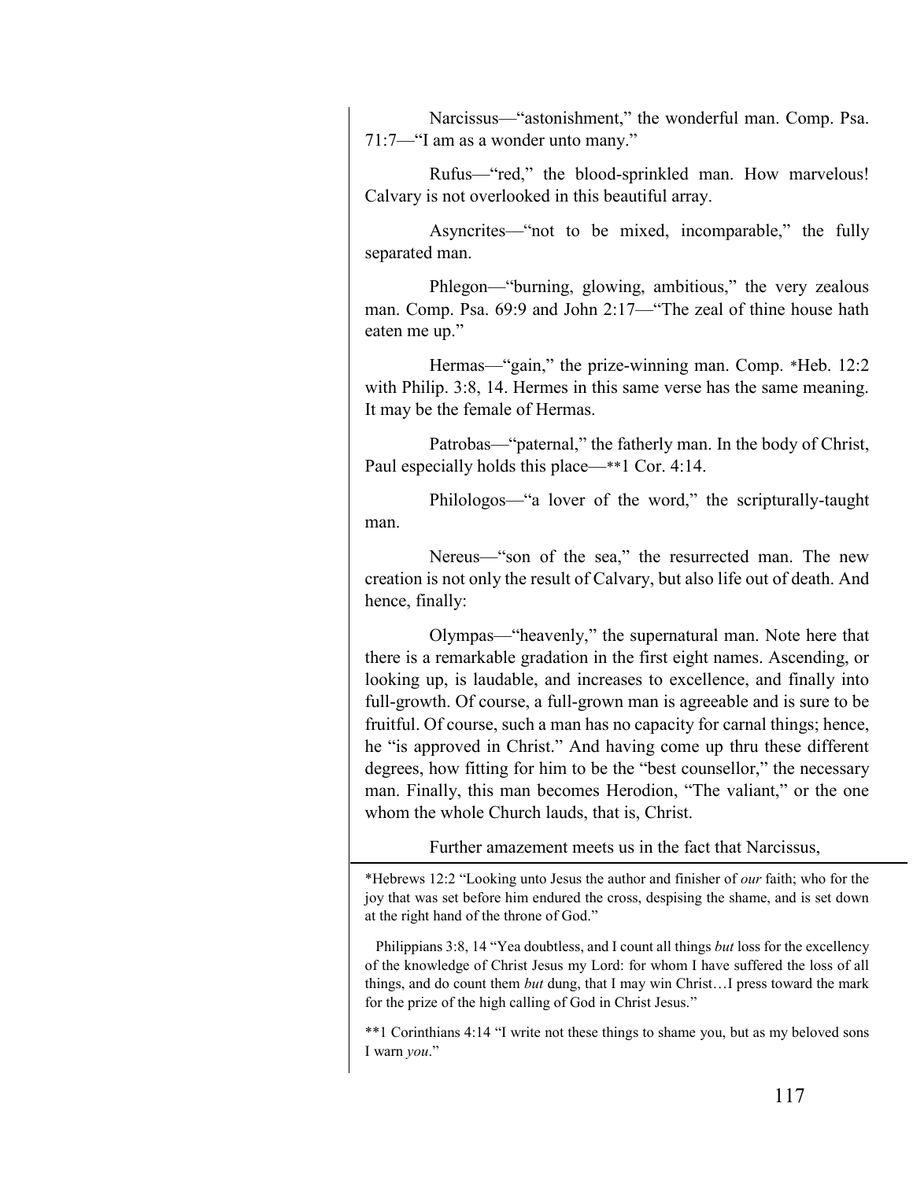Narcissus—"astonishment," the wonderful man. Comp. Psa. 71:7—"I am as a wonder unto many."

Rufus—"red," the blood-sprinkled man. How marvelous! Calvary is not overlooked in this beautiful array.

Asyncrites—"not to be mixed, incomparable," the fully separated man.

Phlegon—"burning, glowing, ambitious," the very zealous man. Comp. Psa. 69:9 and John 2:17—"The zeal of thine house hath eaten me up."

Hermas—"gain," the prize-winning man. Comp. *Heb. 12:2 with Philip. 3:8, 14. Hermes in this same verse has the same meaning. It may be the female of Hermas.

Patrobas—"paternal," the fatherly man. In the body of Christ, Paul especially holds this place—**1 Cor. 4:14.

Philologos—"a lover of the word," the scripturally-taught man.

Nereus—"son of the sea," the resurrected man. The new creation is not only the result of Calvary, but also life out of death. And hence, finally:

Olympas—"heavenly," the supernatural man. Note here that there is a remarkable gradation in the first eight names. Ascending, or looking up, is laudable, and increases to excellence, and finally into full-growth. Of course, a full-grown man is agreeable and is sure to be fruitful. Of course, such a man has no capacity for carnal things; hence, he "is approved in Christ." And having come up thru these different degrees, how fitting for him to be the "best counsellor," the necessary man. Finally, this man becomes Herodion, "The valiant," or the one whom the whole Church lauds, that is, Christ.

Further amazement meets us in the fact that Narcissus,

---

*Hebrews 12:2 "Looking unto Jesus the author and finisher of *our* faith; who for the joy that was set before him endured the cross, despising the shame, and is set down at the right hand of the throne of God."

Philippians 3:8, 14 "Yea doubtless, and I count all things *but* loss for the excellency of the knowledge of Christ Jesus my Lord: for whom I have suffered the loss of all things, and do count them *but* dung, that I may win Christ…I press toward the mark for the prize of the high calling of God in Christ Jesus."

**1 Corinthians 4:14 "I write not these things to shame you, but as my beloved sons I warn *you*."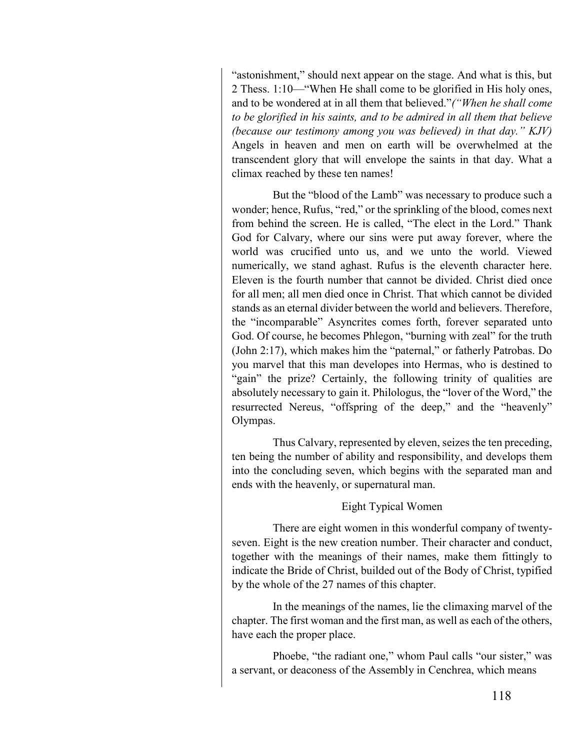"astonishment," should next appear on the stage. And what is this, but 2 Thess. 1:10—"When He shall come to be glorified in His holy ones, and to be wondered at in all them that believed."*("When he shall come to be glorified in his saints, and to be admired in all them that believe (because our testimony among you was believed) in that day." KJV)* Angels in heaven and men on earth will be overwhelmed at the transcendent glory that will envelope the saints in that day. What a climax reached by these ten names!

But the "blood of the Lamb" was necessary to produce such a wonder; hence, Rufus, "red," or the sprinkling of the blood, comes next from behind the screen. He is called, "The elect in the Lord." Thank God for Calvary, where our sins were put away forever, where the world was crucified unto us, and we unto the world. Viewed numerically, we stand aghast. Rufus is the eleventh character here. Eleven is the fourth number that cannot be divided. Christ died once for all men; all men died once in Christ. That which cannot be divided stands as an eternal divider between the world and believers. Therefore, the "incomparable" Asyncrites comes forth, forever separated unto God. Of course, he becomes Phlegon, "burning with zeal" for the truth (John 2:17), which makes him the "paternal," or fatherly Patrobas. Do you marvel that this man developes into Hermas, who is destined to "gain" the prize? Certainly, the following trinity of qualities are absolutely necessary to gain it. Philologus, the "lover of the Word," the resurrected Nereus, "offspring of the deep," and the "heavenly" Olympas.

Thus Calvary, represented by eleven, seizes the ten preceding, ten being the number of ability and responsibility, and develops them into the concluding seven, which begins with the separated man and ends with the heavenly, or supernatural man.

## Eight Typical Women

There are eight women in this wonderful company of twenty-seven. Eight is the new creation number. Their character and conduct, together with the meanings of their names, make them fittingly to indicate the Bride of Christ, builded out of the Body of Christ, typified by the whole of the 27 names of this chapter.

In the meanings of the names, lie the climaxing marvel of the chapter. The first woman and the first man, as well as each of the others, have each the proper place.

Phoebe, "the radiant one," whom Paul calls "our sister," was a servant, or deaconess of the Assembly in Cenchrea, which means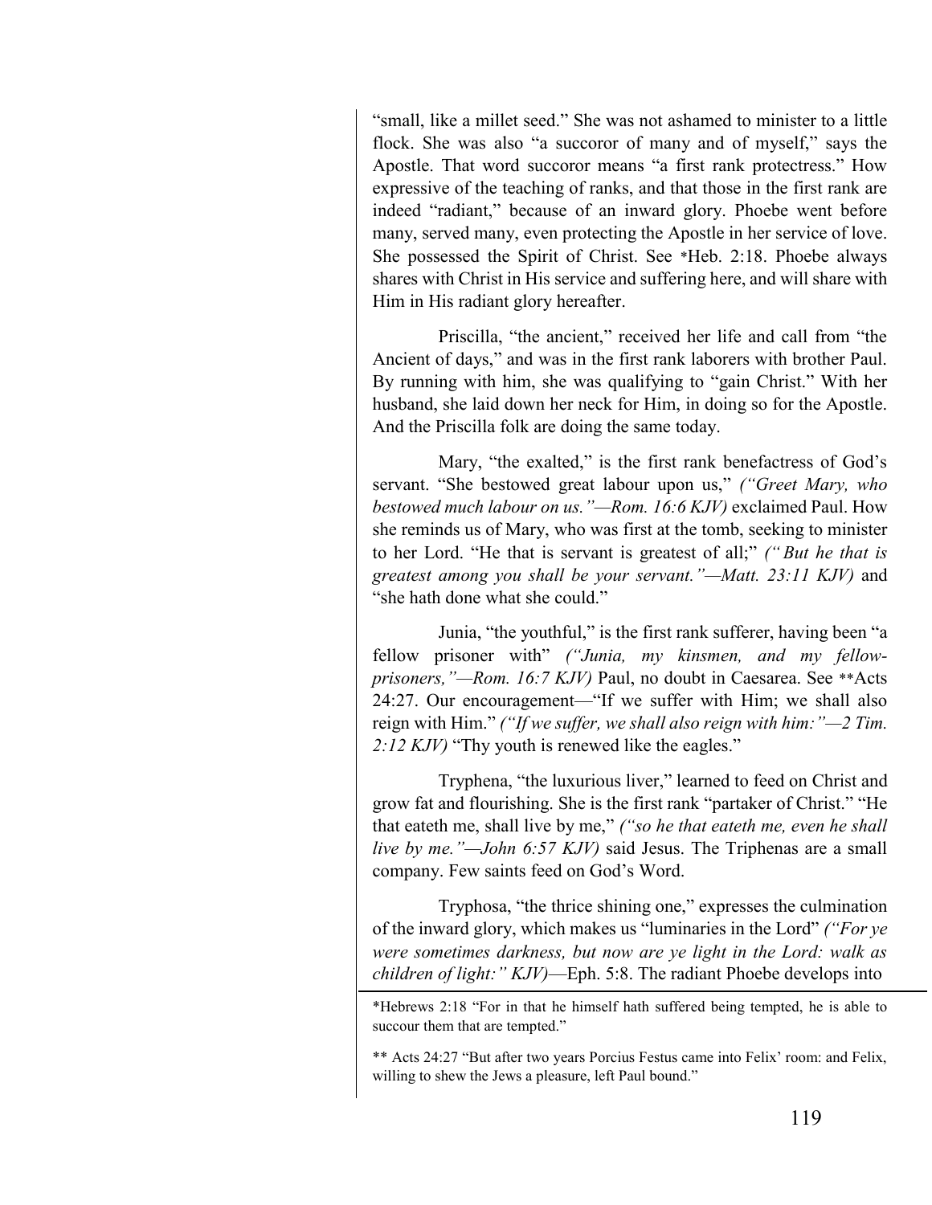"small, like a millet seed." She was not ashamed to minister to a little flock. She was also "a succoror of many and of myself," says the Apostle. That word succoror means "a first rank protectress." How expressive of the teaching of ranks, and that those in the first rank are indeed "radiant," because of an inward glory. Phoebe went before many, served many, even protecting the Apostle in her service of love. She possessed the Spirit of Christ. See *Heb. 2:18. Phoebe always shares with Christ in His service and suffering here, and will share with Him in His radiant glory hereafter.

Priscilla, "the ancient," received her life and call from "the Ancient of days," and was in the first rank laborers with brother Paul. By running with him, she was qualifying to "gain Christ." With her husband, she laid down her neck for Him, in doing so for the Apostle. And the Priscilla folk are doing the same today.

Mary, "the exalted," is the first rank benefactress of God's servant. "She bestowed great labour upon us," *("Greet Mary, who bestowed much labour on us."—Rom. 16:6 KJV)* exclaimed Paul. How she reminds us of Mary, who was first at the tomb, seeking to minister to her Lord. "He that is servant is greatest of all;" *("But he that is greatest among you shall be your servant."—Matt. 23:11 KJV)* and "she hath done what she could."

Junia, "the youthful," is the first rank sufferer, having been "a fellow prisoner with" *("Junia, my kinsmen, and my fellow-prisoners,"—Rom. 16:7 KJV)* Paul, no doubt in Caesarea. See **Acts 24:27. Our encouragement—"If we suffer with Him; we shall also reign with Him." *("If we suffer, we shall also reign with him:"—2 Tim. 2:12 KJV)* "Thy youth is renewed like the eagles."

Tryphena, "the luxurious liver," learned to feed on Christ and grow fat and flourishing. She is the first rank "partaker of Christ." "He that eateth me, shall live by me," *("so he that eateth me, even he shall live by me."—John 6:57 KJV)* said Jesus. The Triphenas are a small company. Few saints feed on God's Word.

Tryphosa, "the thrice shining one," expresses the culmination of the inward glory, which makes us "luminaries in the Lord" *("For ye were sometimes darkness, but now are ye light in the Lord: walk as children of light:" KJV)*—Eph. 5:8. The radiant Phoebe develops into

---

*Hebrews 2:18 "For in that he himself hath suffered being tempted, he is able to succour them that are tempted."

** Acts 24:27 "But after two years Porcius Festus came into Felix' room: and Felix, willing to shew the Jews a pleasure, left Paul bound."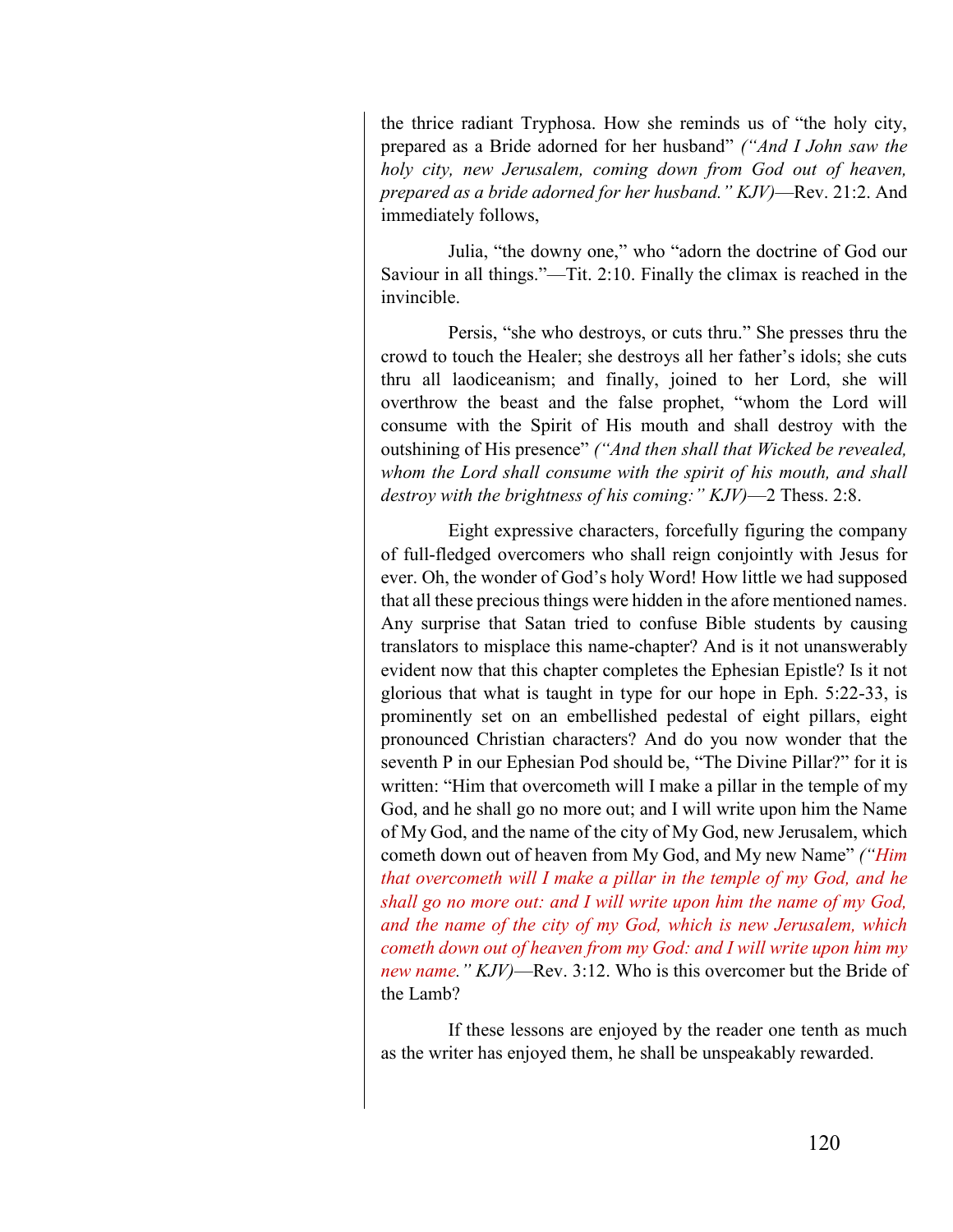the thrice radiant Tryphosa. How she reminds us of “the holy city, prepared as a Bride adorned for her husband” *(“And I John saw the holy city, new Jerusalem, coming down from God out of heaven, prepared as a bride adorned for her husband.” KJV)*—Rev. 21:2. And immediately follows,

Julia, “the downy one,” who “adorn the doctrine of God our Saviour in all things.”—Tit. 2:10. Finally the climax is reached in the invincible.

Persis, “she who destroys, or cuts thru.” She presses thru the crowd to touch the Healer; she destroys all her father’s idols; she cuts thru all laodiceanism; and finally, joined to her Lord, she will overthrow the beast and the false prophet, “whom the Lord will consume with the Spirit of His mouth and shall destroy with the outshining of His presence” *(“And then shall that Wicked be revealed, whom the Lord shall consume with the spirit of his mouth, and shall destroy with the brightness of his coming:” KJV)*—2 Thess. 2:8.

Eight expressive characters, forcefully figuring the company of full-fledged overcomers who shall reign conjointly with Jesus for ever. Oh, the wonder of God’s holy Word! How little we had supposed that all these precious things were hidden in the afore mentioned names. Any surprise that Satan tried to confuse Bible students by causing translators to misplace this name-chapter? And is it not unanswerably evident now that this chapter completes the Ephesian Epistle? Is it not glorious that what is taught in type for our hope in Eph. 5:22-33, is prominently set on an embellished pedestal of eight pillars, eight pronounced Christian characters? And do you now wonder that the seventh P in our Ephesian Pod should be, “The Divine Pillar?” for it is written: “Him that overcometh will I make a pillar in the temple of my God, and he shall go no more out; and I will write upon him the Name of My God, and the name of the city of My God, new Jerusalem, which cometh down out of heaven from My God, and My new Name” *(“Him that overcometh will I make a pillar in the temple of my God, and he shall go no more out: and I will write upon him the name of my God, and the name of the city of my God, which is new Jerusalem, which cometh down out of heaven from my God: and I will write upon him my new name.” KJV)*—Rev. 3:12. Who is this overcomer but the Bride of the Lamb?

If these lessons are enjoyed by the reader one tenth as much as the writer has enjoyed them, he shall be unspeakably rewarded.